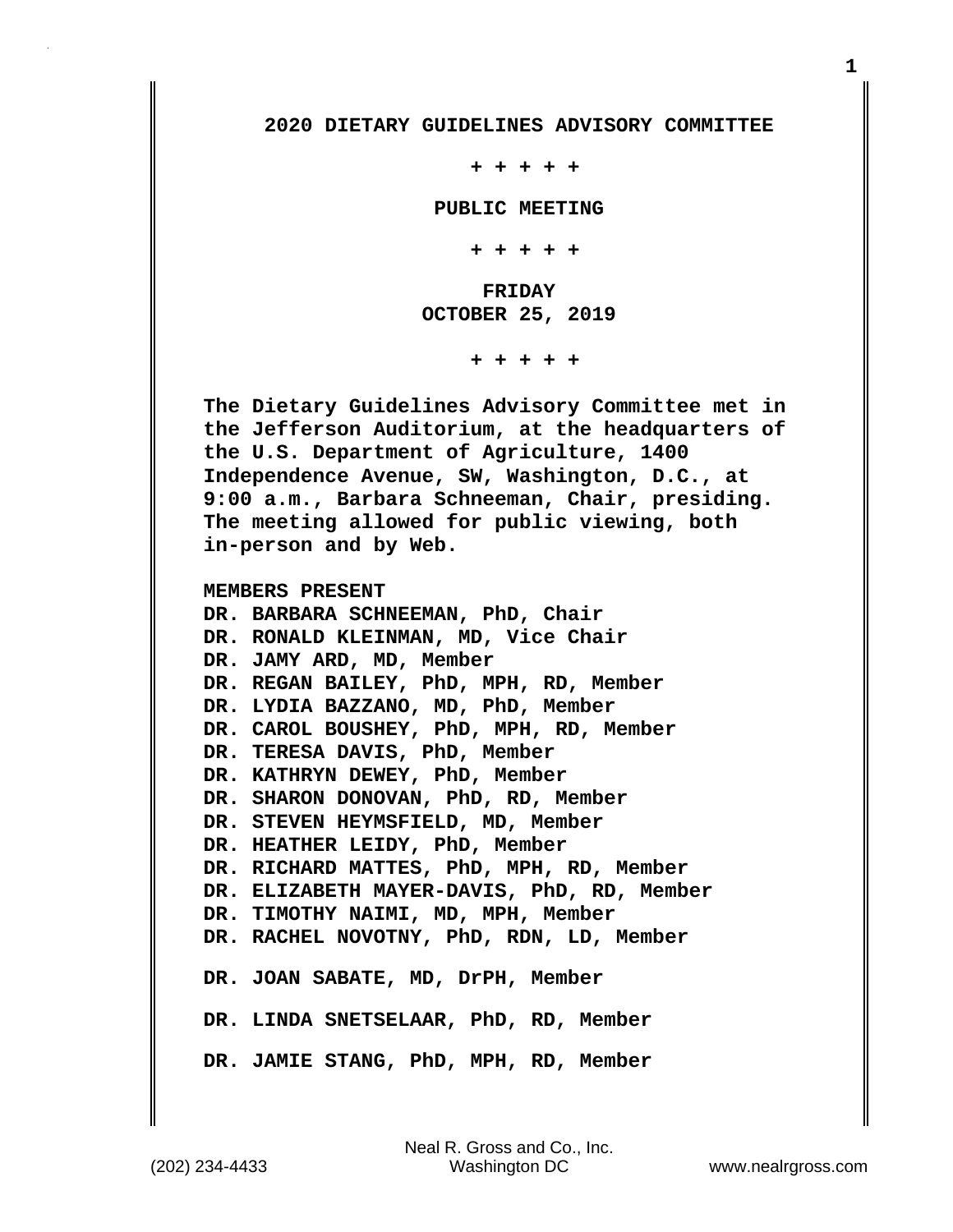**2020 DIETARY GUIDELINES ADVISORY COMMITTEE**

**+ + + + +**

**PUBLIC MEETING**

**+ + + + +**

**FRIDAY**
**OCTOBER 25, 2019**

**+ + + + +**

**The Dietary Guidelines Advisory Committee met in the Jefferson Auditorium, at the headquarters of the U.S. Department of Agriculture, 1400 Independence Avenue, SW, Washington, D.C., at 9:00 a.m., Barbara Schneeman, Chair, presiding. The meeting allowed for public viewing, both in-person and by Web.**

**MEMBERS PRESENT**

**DR. BARBARA SCHNEEMAN, PhD, Chair**
**DR. RONALD KLEINMAN, MD, Vice Chair**
**DR. JAMY ARD, MD, Member**
**DR. REGAN BAILEY, PhD, MPH, RD, Member**
**DR. LYDIA BAZZANO, MD, PhD, Member**
**DR. CAROL BOUSHEY, PhD, MPH, RD, Member**
**DR. TERESA DAVIS, PhD, Member**
**DR. KATHRYN DEWEY, PhD, Member**
**DR. SHARON DONOVAN, PhD, RD, Member**
**DR. STEVEN HEYMSFIELD, MD, Member**
**DR. HEATHER LEIDY, PhD, Member**
**DR. RICHARD MATTES, PhD, MPH, RD, Member**
**DR. ELIZABETH MAYER-DAVIS, PhD, RD, Member**
**DR. TIMOTHY NAIMI, MD, MPH, Member**
**DR. RACHEL NOVOTNY, PhD, RDN, LD, Member**
**DR. JOAN SABATE, MD, DrPH, Member**
**DR. LINDA SNETSELAAR, PhD, RD, Member**
**DR. JAMIE STANG, PhD, MPH, RD, Member**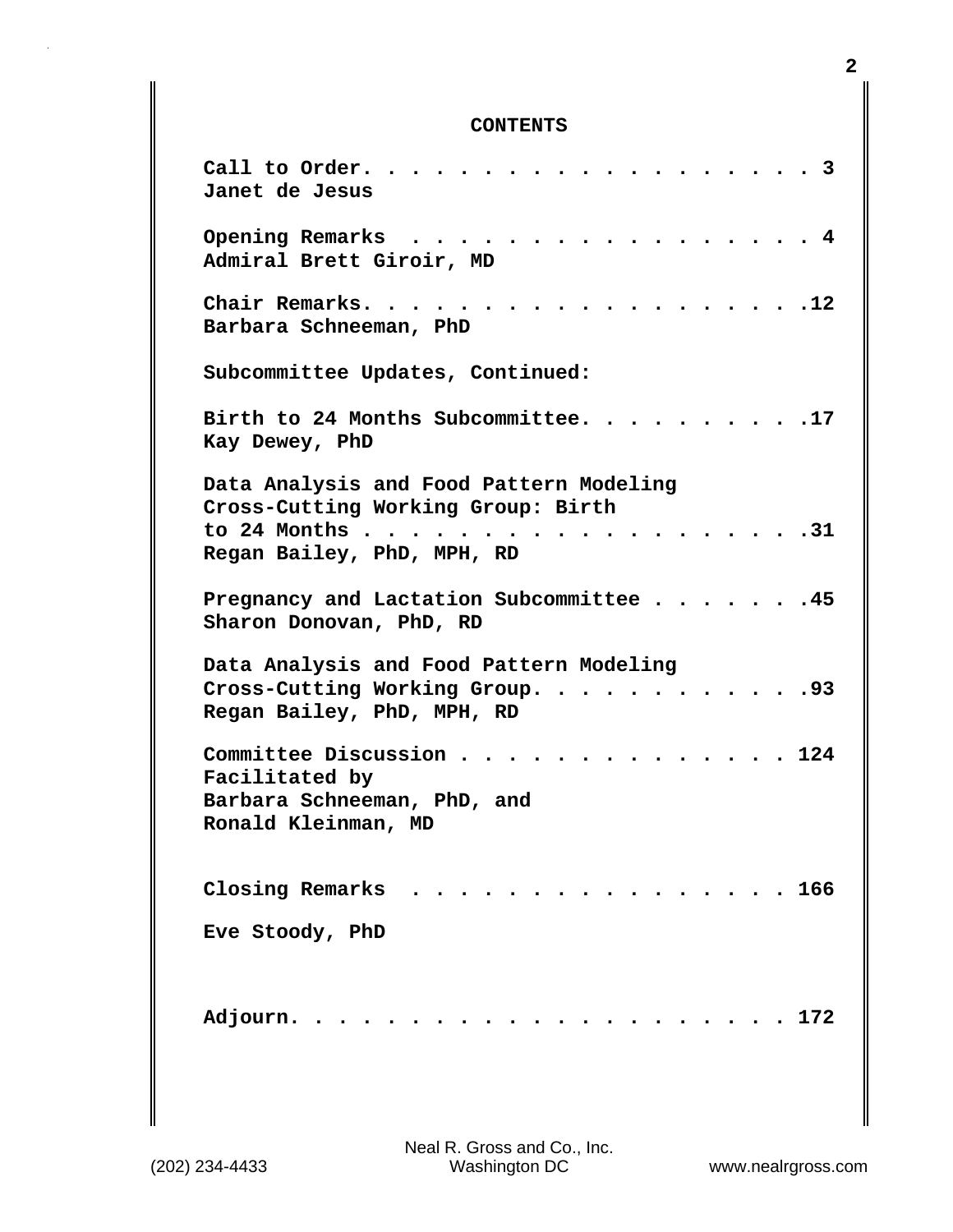# CONTENTS

| | |
|---|---|
| **Call to Order** Janet de Jesus | 3 |
| **Opening Remarks** Admiral Brett Giroir, MD | 4 |
| **Chair Remarks** Barbara Schneeman, PhD | 12 |
| **Subcommittee Updates, Continued:** | |
| **Birth to 24 Months Subcommittee** Kay Dewey, PhD | 17 |
| **Data Analysis and Food Pattern Modeling Cross-Cutting Working Group: Birth to 24 Months** Regan Bailey, PhD, MPH, RD | 31 |
| **Pregnancy and Lactation Subcommittee** Sharon Donovan, PhD, RD | 45 |
| **Data Analysis and Food Pattern Modeling Cross-Cutting Working Group** Regan Bailey, PhD, MPH, RD | 93 |
| **Committee Discussion** Facilitated by Barbara Schneeman, PhD, and Ronald Kleinman, MD | 124 |
| **Closing Remarks** Eve Stoody, PhD | 166 |
| **Adjourn** | 172 |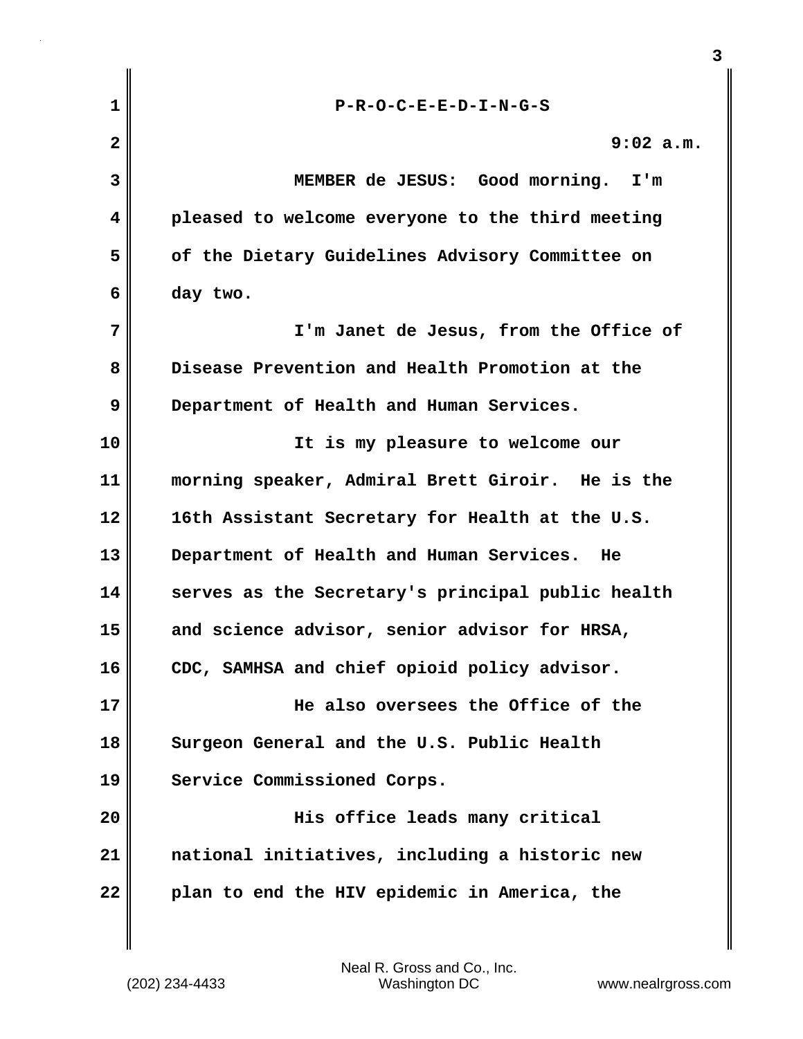P-R-O-C-E-E-D-I-N-G-S

9:02 a.m.

MEMBER de JESUS: Good morning. I'm pleased to welcome everyone to the third meeting of the Dietary Guidelines Advisory Committee on day two.

I'm Janet de Jesus, from the Office of Disease Prevention and Health Promotion at the Department of Health and Human Services.

It is my pleasure to welcome our morning speaker, Admiral Brett Giroir. He is the 16th Assistant Secretary for Health at the U.S. Department of Health and Human Services. He serves as the Secretary's principal public health and science advisor, senior advisor for HRSA, CDC, SAMHSA and chief opioid policy advisor.

He also oversees the Office of the Surgeon General and the U.S. Public Health Service Commissioned Corps.

His office leads many critical national initiatives, including a historic new plan to end the HIV epidemic in America, the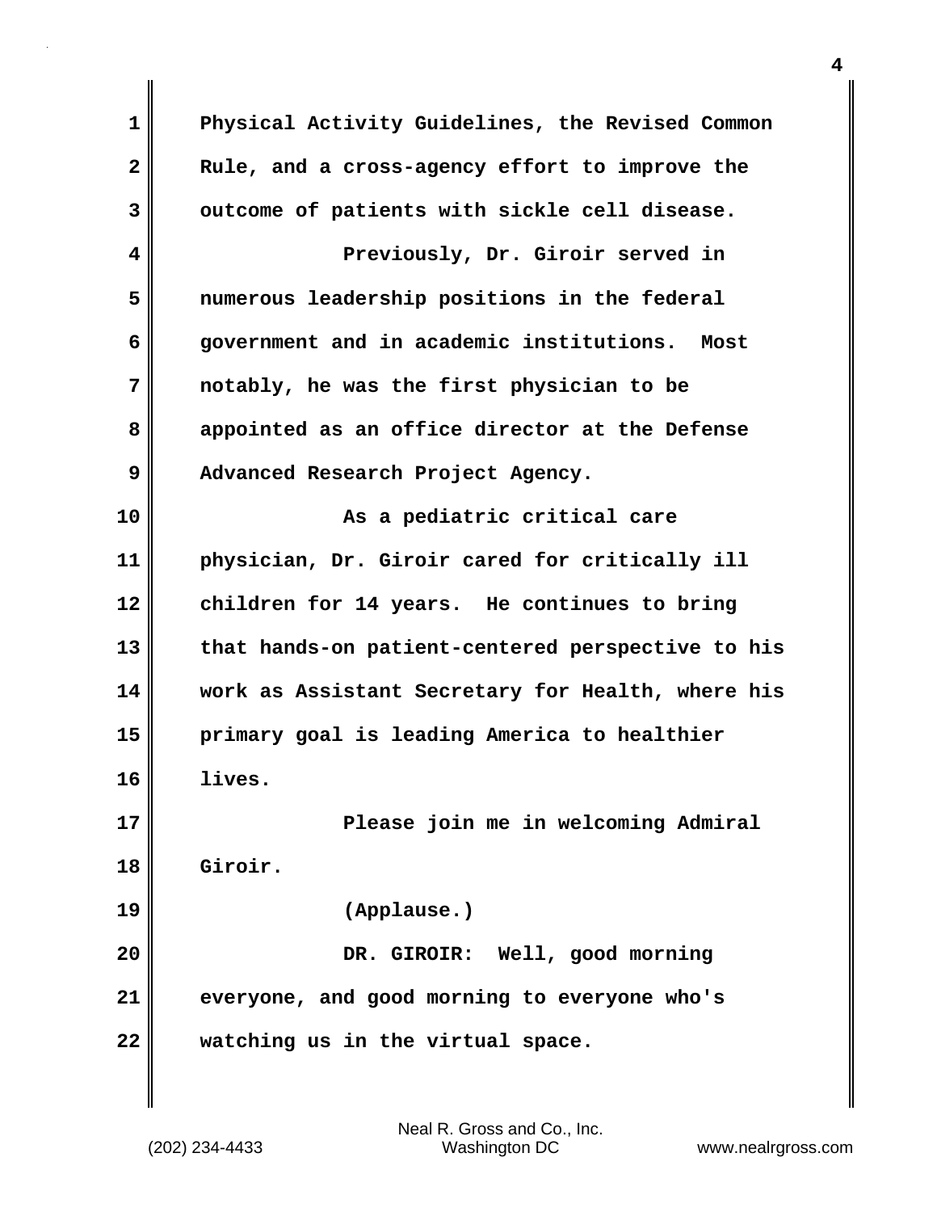Physical Activity Guidelines, the Revised Common Rule, and a cross-agency effort to improve the outcome of patients with sickle cell disease.

Previously, Dr. Giroir served in numerous leadership positions in the federal government and in academic institutions. Most notably, he was the first physician to be appointed as an office director at the Defense Advanced Research Project Agency.

As a pediatric critical care physician, Dr. Giroir cared for critically ill children for 14 years. He continues to bring that hands-on patient-centered perspective to his work as Assistant Secretary for Health, where his primary goal is leading America to healthier lives.

Please join me in welcoming Admiral Giroir.

(Applause.)

DR. GIROIR: Well, good morning everyone, and good morning to everyone who's watching us in the virtual space.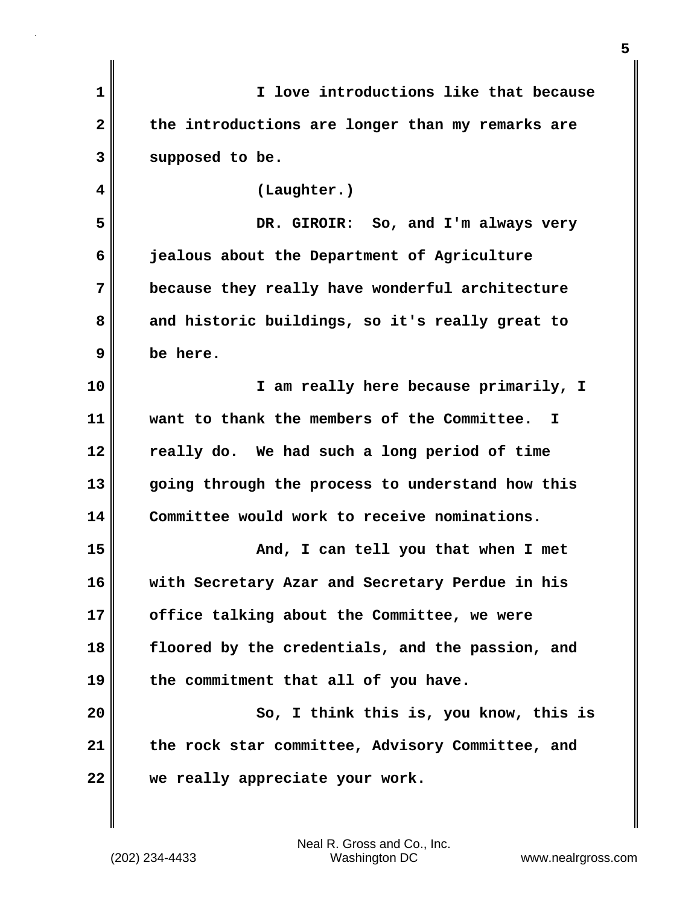I love introductions like that because the introductions are longer than my remarks are supposed to be.

(Laughter.)

DR. GIROIR: So, and I'm always very jealous about the Department of Agriculture because they really have wonderful architecture and historic buildings, so it's really great to be here.

I am really here because primarily, I want to thank the members of the Committee. I really do. We had such a long period of time going through the process to understand how this Committee would work to receive nominations.

And, I can tell you that when I met with Secretary Azar and Secretary Perdue in his office talking about the Committee, we were floored by the credentials, and the passion, and the commitment that all of you have.

So, I think this is, you know, this is the rock star committee, Advisory Committee, and we really appreciate your work.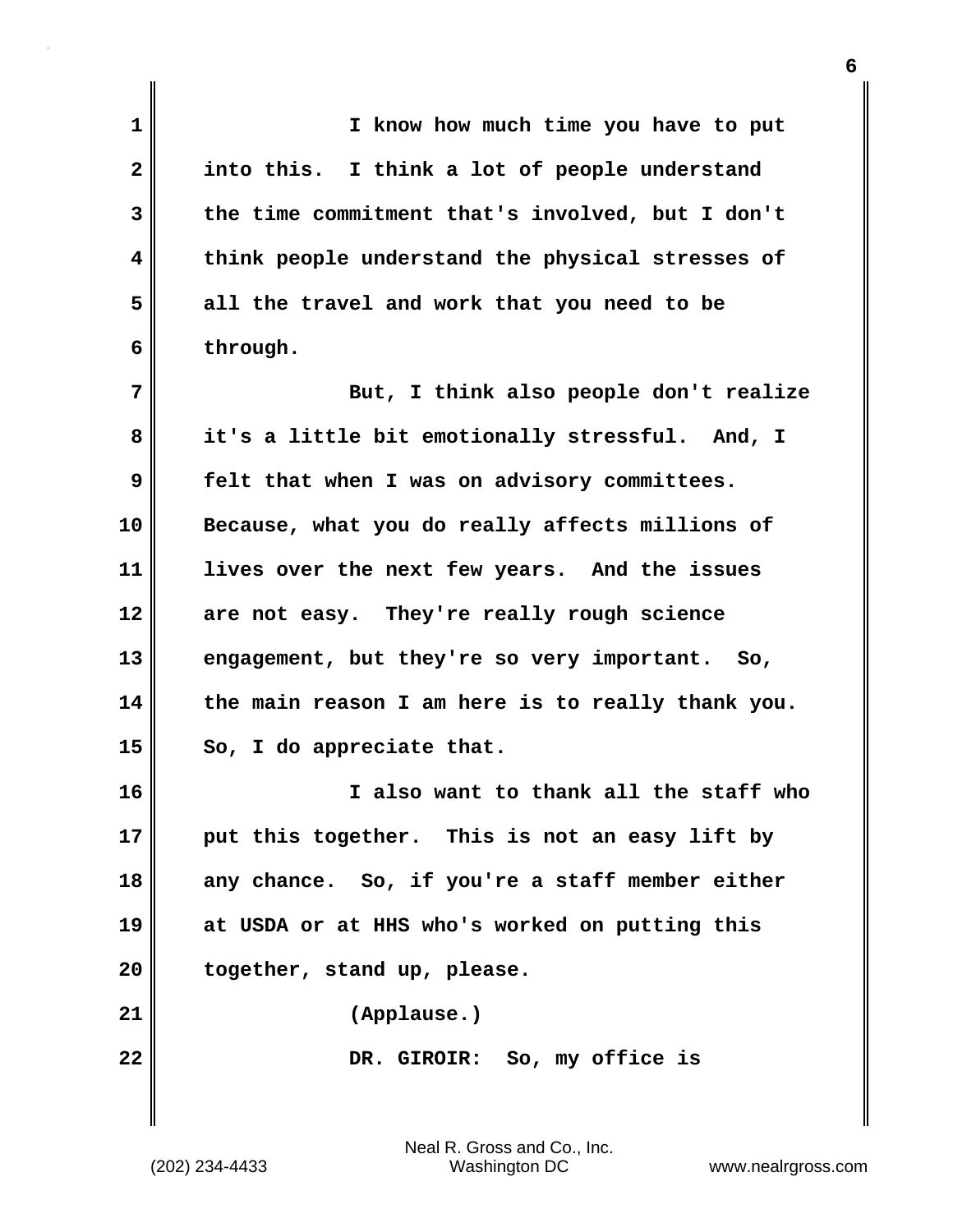I know how much time you have to put into this. I think a lot of people understand the time commitment that's involved, but I don't think people understand the physical stresses of all the travel and work that you need to be through.

But, I think also people don't realize it's a little bit emotionally stressful. And, I felt that when I was on advisory committees. Because, what you do really affects millions of lives over the next few years. And the issues are not easy. They're really rough science engagement, but they're so very important. So, the main reason I am here is to really thank you. So, I do appreciate that.

I also want to thank all the staff who put this together. This is not an easy lift by any chance. So, if you're a staff member either at USDA or at HHS who's worked on putting this together, stand up, please.

(Applause.)

DR. GIROIR: So, my office is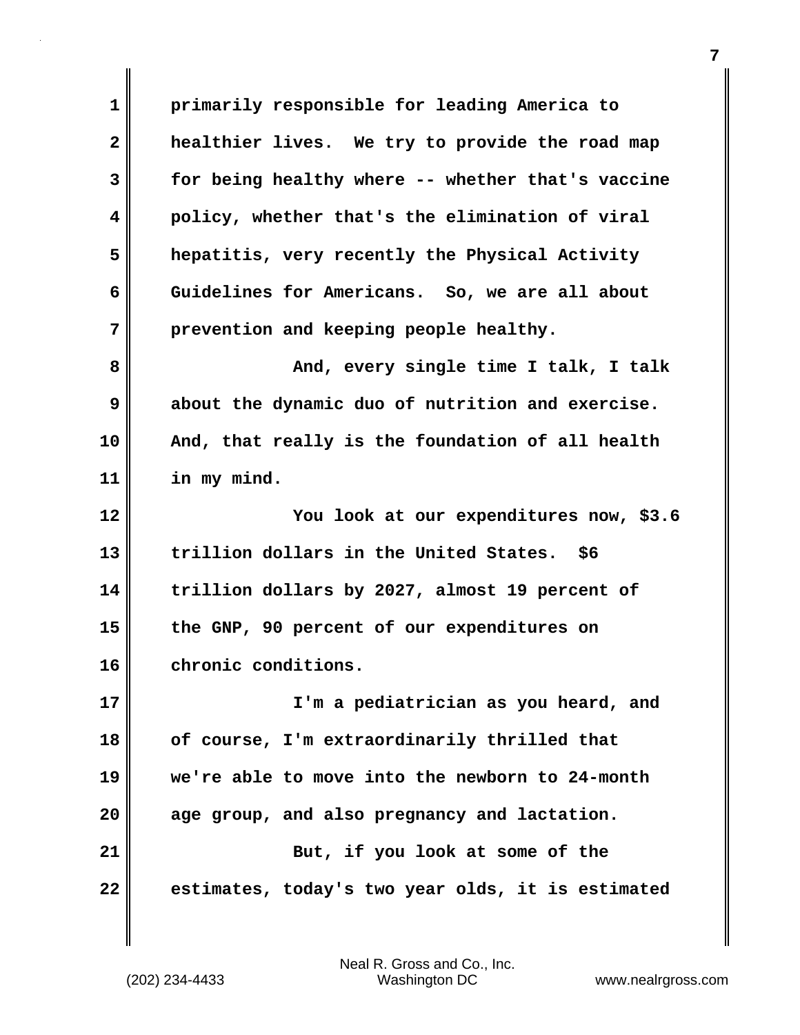primarily responsible for leading America to healthier lives. We try to provide the road map for being healthy where -- whether that's vaccine policy, whether that's the elimination of viral hepatitis, very recently the Physical Activity Guidelines for Americans. So, we are all about prevention and keeping people healthy.

And, every single time I talk, I talk about the dynamic duo of nutrition and exercise. And, that really is the foundation of all health in my mind.

You look at our expenditures now, $3.6 trillion dollars in the United States. $6 trillion dollars by 2027, almost 19 percent of the GNP, 90 percent of our expenditures on chronic conditions.

I'm a pediatrician as you heard, and of course, I'm extraordinarily thrilled that we're able to move into the newborn to 24-month age group, and also pregnancy and lactation.

But, if you look at some of the estimates, today's two year olds, it is estimated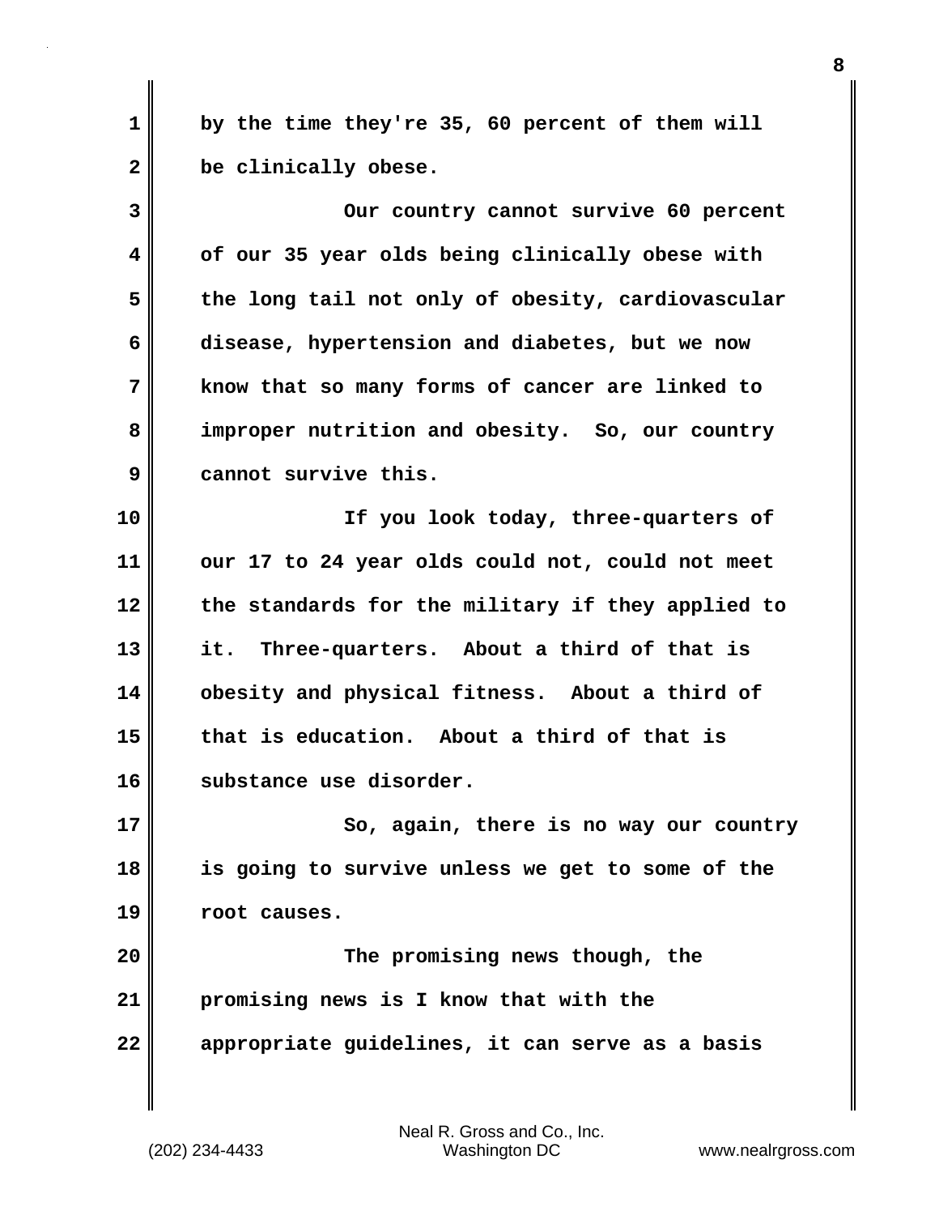by the time they're 35, 60 percent of them will be clinically obese.

Our country cannot survive 60 percent of our 35 year olds being clinically obese with the long tail not only of obesity, cardiovascular disease, hypertension and diabetes, but we now know that so many forms of cancer are linked to improper nutrition and obesity. So, our country cannot survive this.

If you look today, three-quarters of our 17 to 24 year olds could not, could not meet the standards for the military if they applied to it. Three-quarters. About a third of that is obesity and physical fitness. About a third of that is education. About a third of that is substance use disorder.

So, again, there is no way our country is going to survive unless we get to some of the root causes.

The promising news though, the promising news is I know that with the appropriate guidelines, it can serve as a basis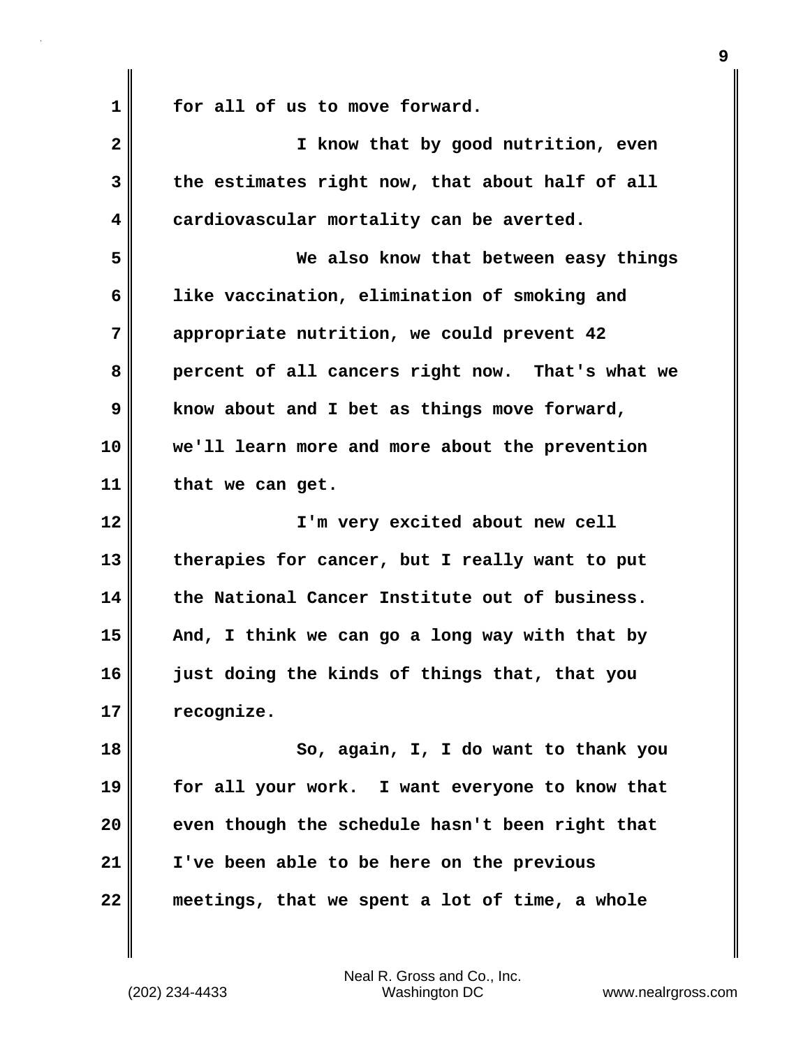for all of us to move forward.

I know that by good nutrition, even the estimates right now, that about half of all cardiovascular mortality can be averted.

We also know that between easy things like vaccination, elimination of smoking and appropriate nutrition, we could prevent 42 percent of all cancers right now. That's what we know about and I bet as things move forward, we'll learn more and more about the prevention that we can get.

I'm very excited about new cell therapies for cancer, but I really want to put the National Cancer Institute out of business. And, I think we can go a long way with that by just doing the kinds of things that, that you recognize.

So, again, I, I do want to thank you for all your work. I want everyone to know that even though the schedule hasn't been right that I've been able to be here on the previous meetings, that we spent a lot of time, a whole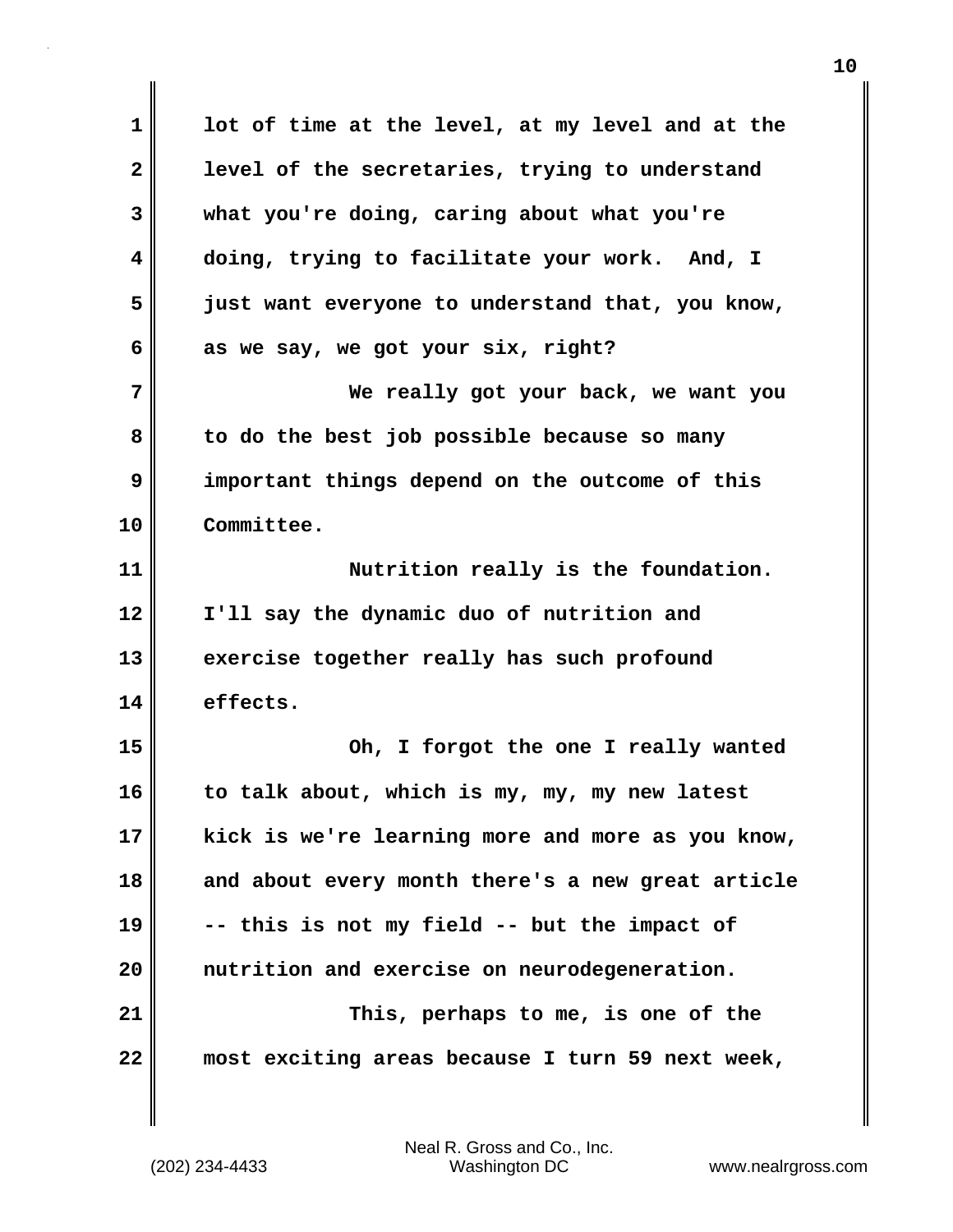lot of time at the level, at my level and at the level of the secretaries, trying to understand what you're doing, caring about what you're doing, trying to facilitate your work. And, I just want everyone to understand that, you know, as we say, we got your six, right?

We really got your back, we want you to do the best job possible because so many important things depend on the outcome of this Committee.

Nutrition really is the foundation. I'll say the dynamic duo of nutrition and exercise together really has such profound effects.

Oh, I forgot the one I really wanted to talk about, which is my, my, my new latest kick is we're learning more and more as you know, and about every month there's a new great article -- this is not my field -- but the impact of nutrition and exercise on neurodegeneration.

This, perhaps to me, is one of the most exciting areas because I turn 59 next week,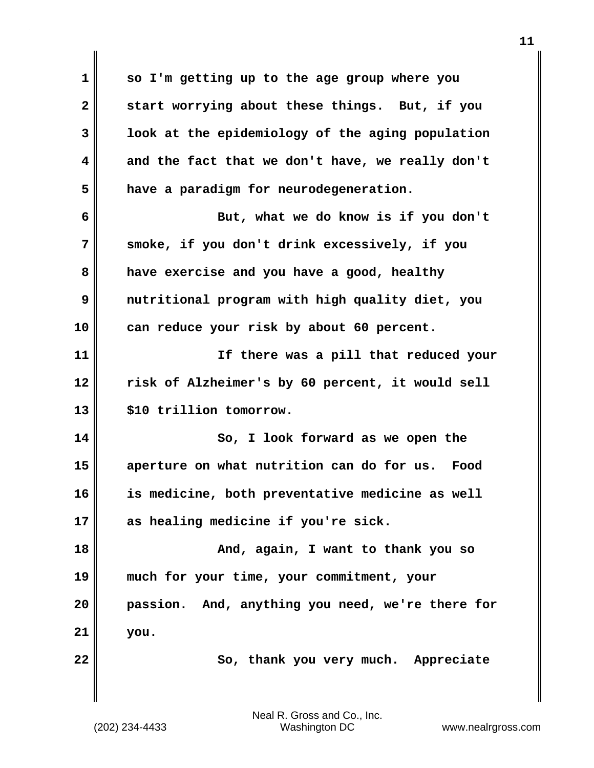so I'm getting up to the age group where you start worrying about these things. But, if you look at the epidemiology of the aging population and the fact that we don't have, we really don't have a paradigm for neurodegeneration.

But, what we do know is if you don't smoke, if you don't drink excessively, if you have exercise and you have a good, healthy nutritional program with high quality diet, you can reduce your risk by about 60 percent.

If there was a pill that reduced your risk of Alzheimer's by 60 percent, it would sell $10 trillion tomorrow.

So, I look forward as we open the aperture on what nutrition can do for us. Food is medicine, both preventative medicine as well as healing medicine if you're sick.

And, again, I want to thank you so much for your time, your commitment, your passion. And, anything you need, we're there for you.

So, thank you very much. Appreciate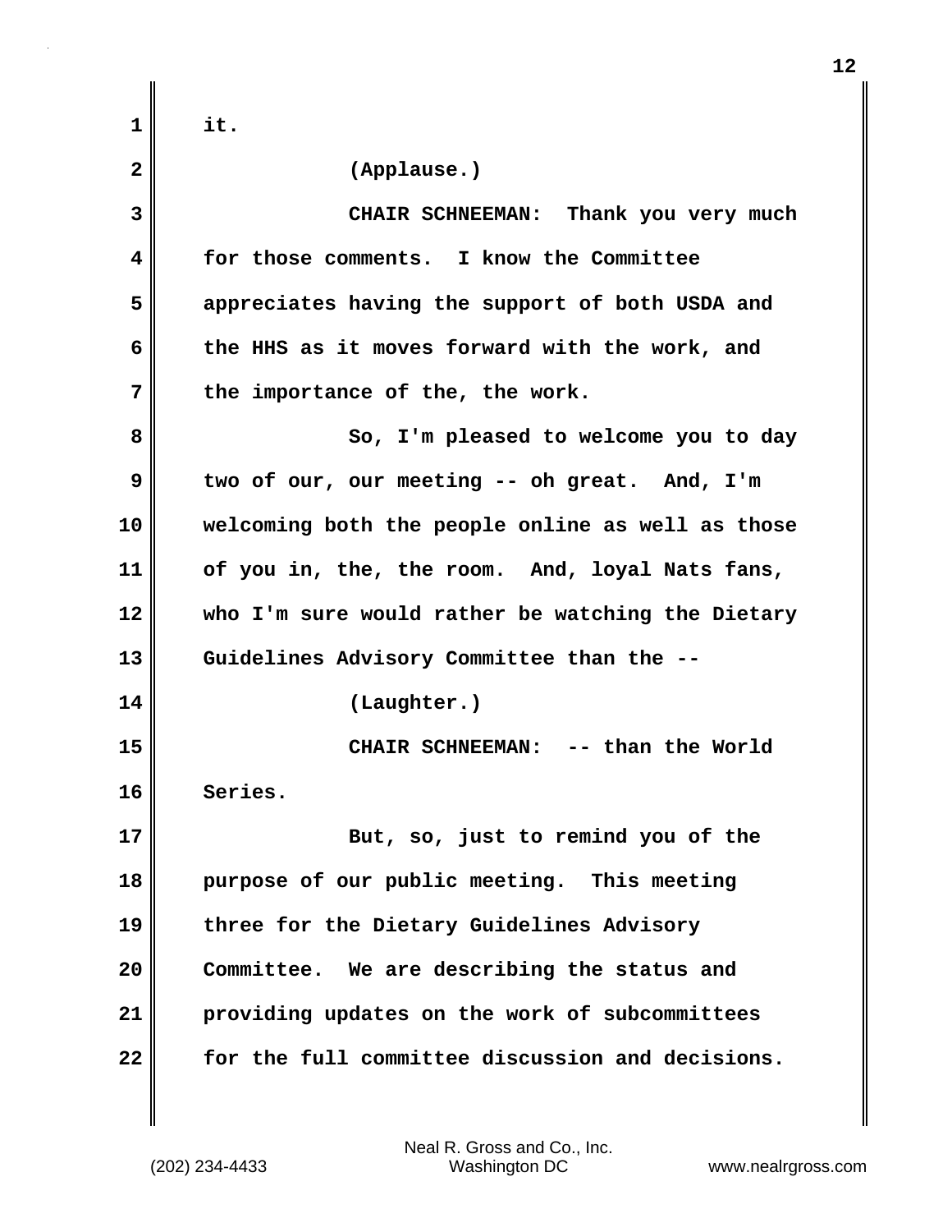it.

(Applause.)

CHAIR SCHNEEMAN: Thank you very much for those comments. I know the Committee appreciates having the support of both USDA and the HHS as it moves forward with the work, and the importance of the, the work.

So, I'm pleased to welcome you to day two of our, our meeting -- oh great. And, I'm welcoming both the people online as well as those of you in, the, the room. And, loyal Nats fans, who I'm sure would rather be watching the Dietary Guidelines Advisory Committee than the --

(Laughter.)

CHAIR SCHNEEMAN: -- than the World Series.

But, so, just to remind you of the purpose of our public meeting. This meeting three for the Dietary Guidelines Advisory Committee. We are describing the status and providing updates on the work of subcommittees for the full committee discussion and decisions.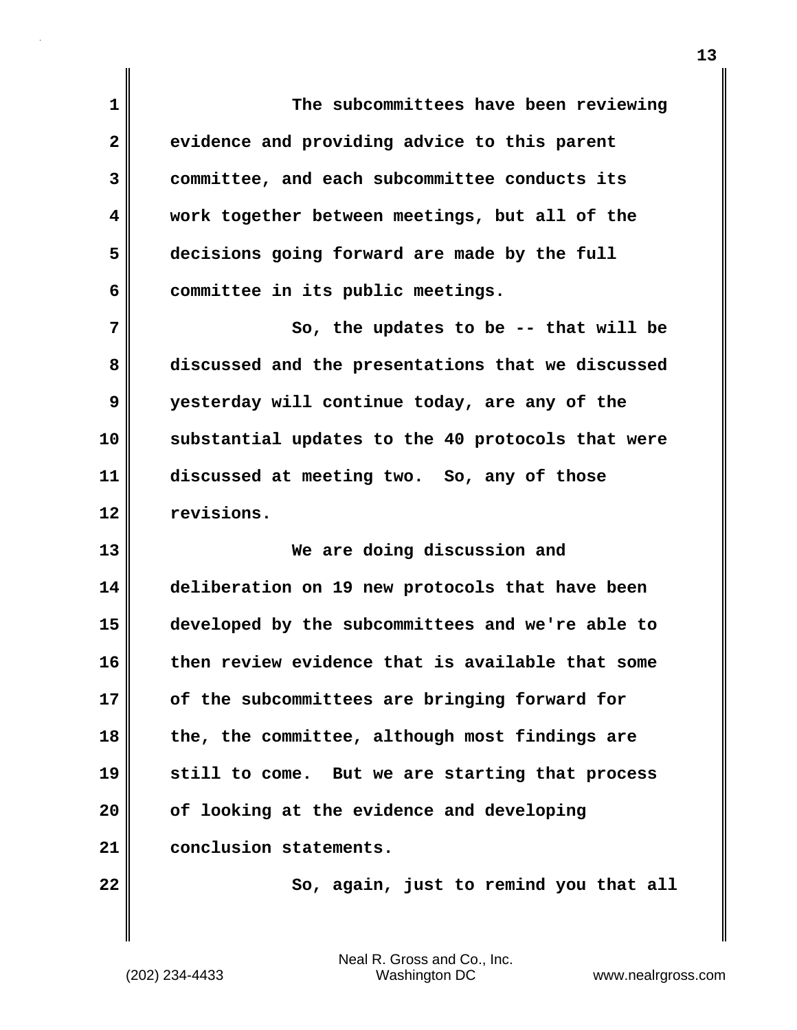The subcommittees have been reviewing evidence and providing advice to this parent committee, and each subcommittee conducts its work together between meetings, but all of the decisions going forward are made by the full committee in its public meetings.

So, the updates to be -- that will be discussed and the presentations that we discussed yesterday will continue today, are any of the substantial updates to the 40 protocols that were discussed at meeting two. So, any of those revisions.

We are doing discussion and deliberation on 19 new protocols that have been developed by the subcommittees and we're able to then review evidence that is available that some of the subcommittees are bringing forward for the, the committee, although most findings are still to come. But we are starting that process of looking at the evidence and developing conclusion statements.

So, again, just to remind you that all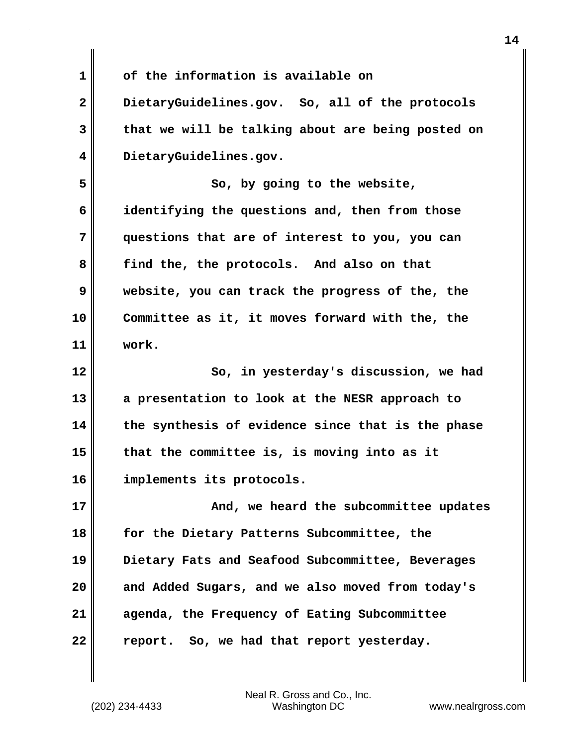of the information is available on DietaryGuidelines.gov. So, all of the protocols that we will be talking about are being posted on DietaryGuidelines.gov.

So, by going to the website, identifying the questions and, then from those questions that are of interest to you, you can find the, the protocols. And also on that website, you can track the progress of the, the Committee as it, it moves forward with the, the work.

So, in yesterday's discussion, we had a presentation to look at the NESR approach to the synthesis of evidence since that is the phase that the committee is, is moving into as it implements its protocols.

And, we heard the subcommittee updates for the Dietary Patterns Subcommittee, the Dietary Fats and Seafood Subcommittee, Beverages and Added Sugars, and we also moved from today's agenda, the Frequency of Eating Subcommittee report. So, we had that report yesterday.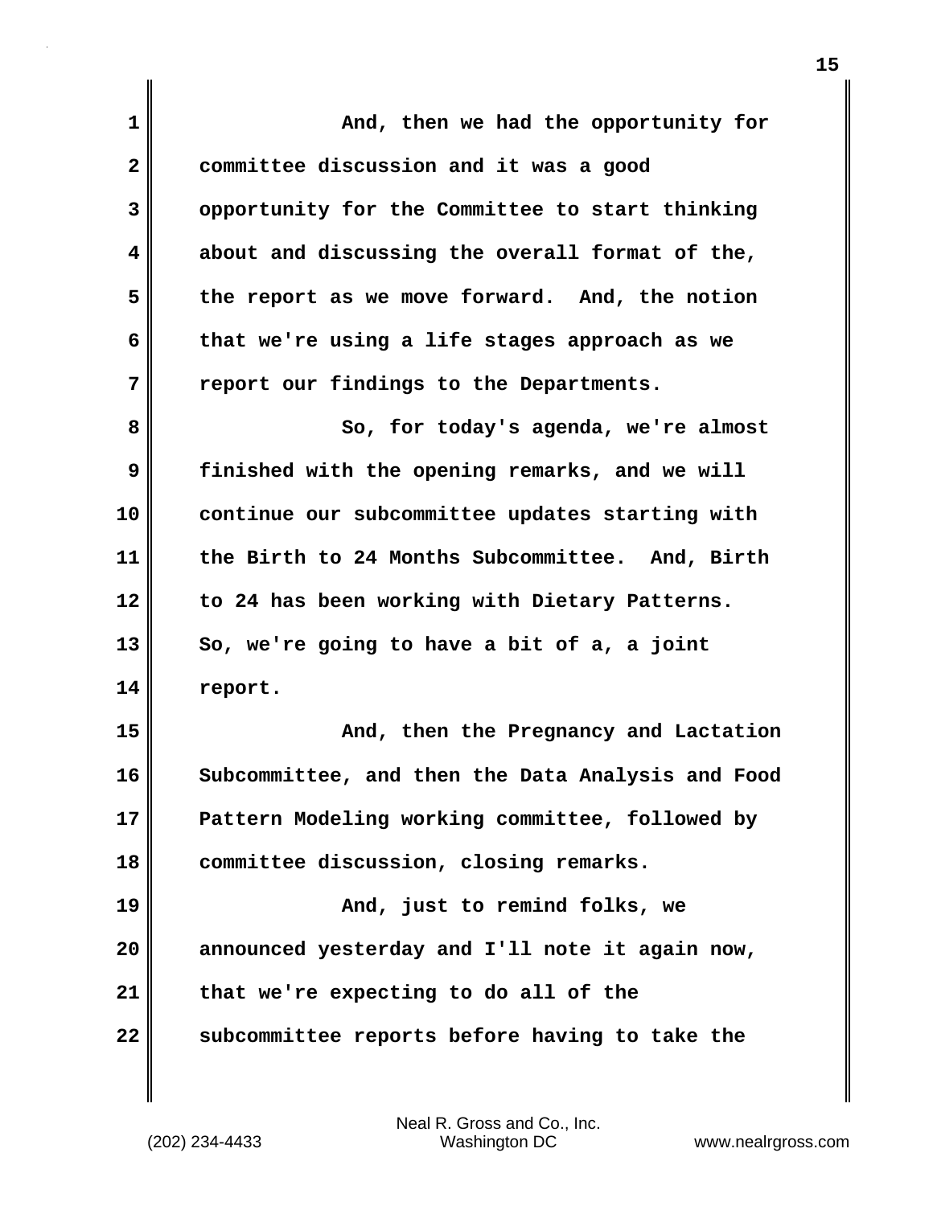And, then we had the opportunity for committee discussion and it was a good opportunity for the Committee to start thinking about and discussing the overall format of the, the report as we move forward. And, the notion that we're using a life stages approach as we report our findings to the Departments.

So, for today's agenda, we're almost finished with the opening remarks, and we will continue our subcommittee updates starting with the Birth to 24 Months Subcommittee. And, Birth to 24 has been working with Dietary Patterns. So, we're going to have a bit of a, a joint report.

And, then the Pregnancy and Lactation Subcommittee, and then the Data Analysis and Food Pattern Modeling working committee, followed by committee discussion, closing remarks.

And, just to remind folks, we announced yesterday and I'll note it again now, that we're expecting to do all of the subcommittee reports before having to take the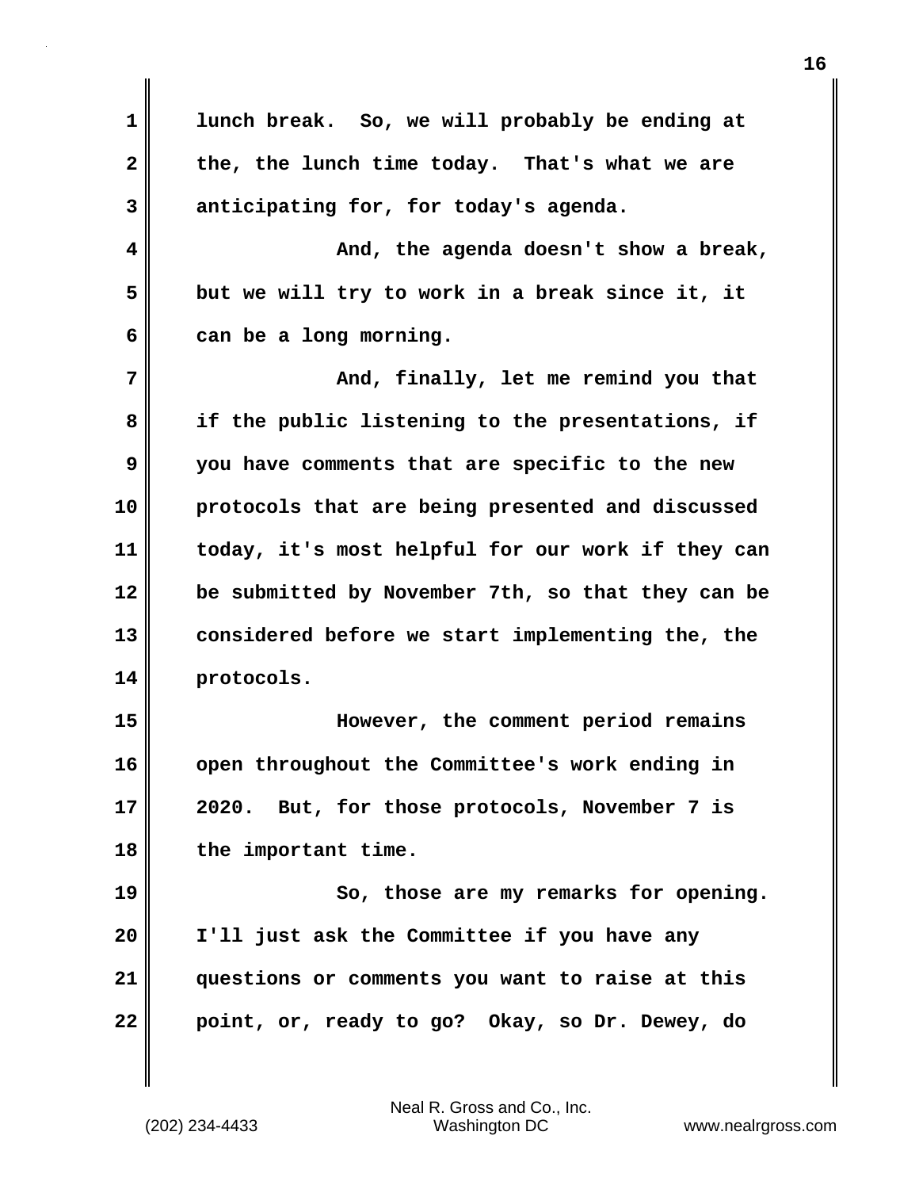lunch break. So, we will probably be ending at the, the lunch time today. That's what we are anticipating for, for today's agenda.

And, the agenda doesn't show a break, but we will try to work in a break since it, it can be a long morning.

And, finally, let me remind you that if the public listening to the presentations, if you have comments that are specific to the new protocols that are being presented and discussed today, it's most helpful for our work if they can be submitted by November 7th, so that they can be considered before we start implementing the, the protocols.

However, the comment period remains open throughout the Committee's work ending in 2020. But, for those protocols, November 7 is the important time.

So, those are my remarks for opening. I'll just ask the Committee if you have any questions or comments you want to raise at this point, or, ready to go? Okay, so Dr. Dewey, do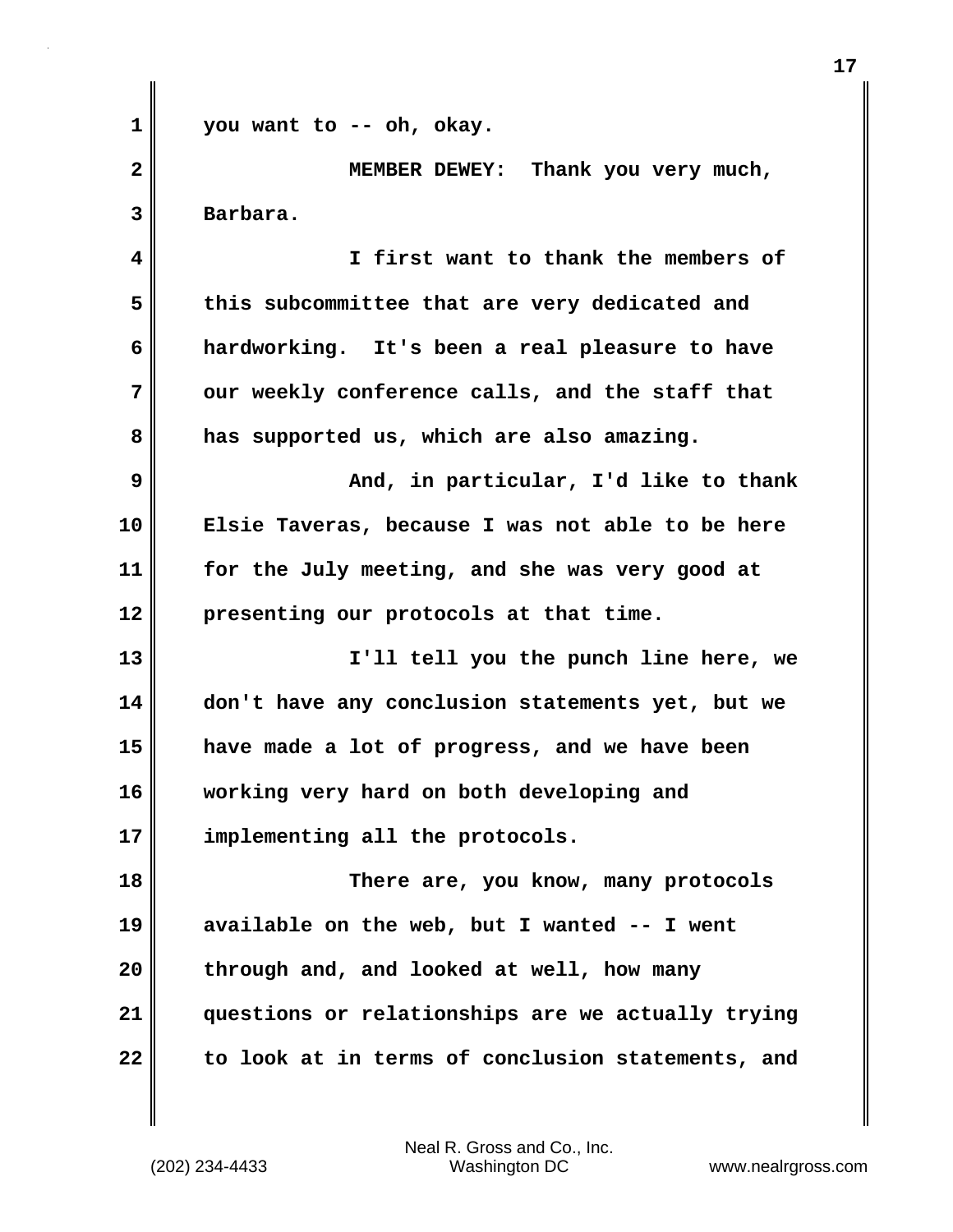you want to -- oh, okay.

MEMBER DEWEY: Thank you very much, Barbara.

I first want to thank the members of this subcommittee that are very dedicated and hardworking. It's been a real pleasure to have our weekly conference calls, and the staff that has supported us, which are also amazing.

And, in particular, I'd like to thank Elsie Taveras, because I was not able to be here for the July meeting, and she was very good at presenting our protocols at that time.

I'll tell you the punch line here, we don't have any conclusion statements yet, but we have made a lot of progress, and we have been working very hard on both developing and implementing all the protocols.

There are, you know, many protocols available on the web, but I wanted -- I went through and, and looked at well, how many questions or relationships are we actually trying to look at in terms of conclusion statements, and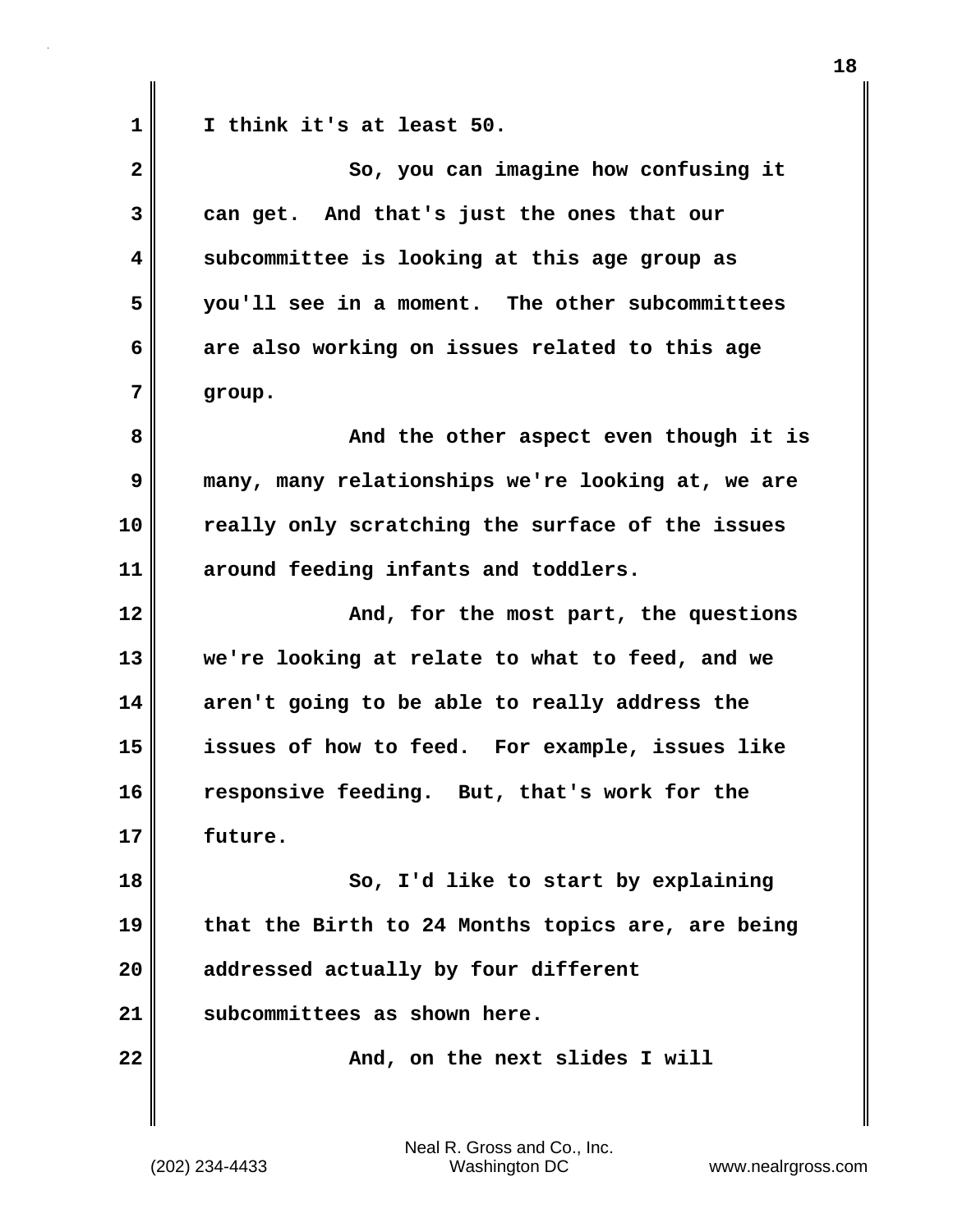I think it's at least 50.

So, you can imagine how confusing it can get. And that's just the ones that our subcommittee is looking at this age group as you'll see in a moment. The other subcommittees are also working on issues related to this age group.

And the other aspect even though it is many, many relationships we're looking at, we are really only scratching the surface of the issues around feeding infants and toddlers.

And, for the most part, the questions we're looking at relate to what to feed, and we aren't going to be able to really address the issues of how to feed. For example, issues like responsive feeding. But, that's work for the future.

So, I'd like to start by explaining that the Birth to 24 Months topics are, are being addressed actually by four different subcommittees as shown here.

And, on the next slides I will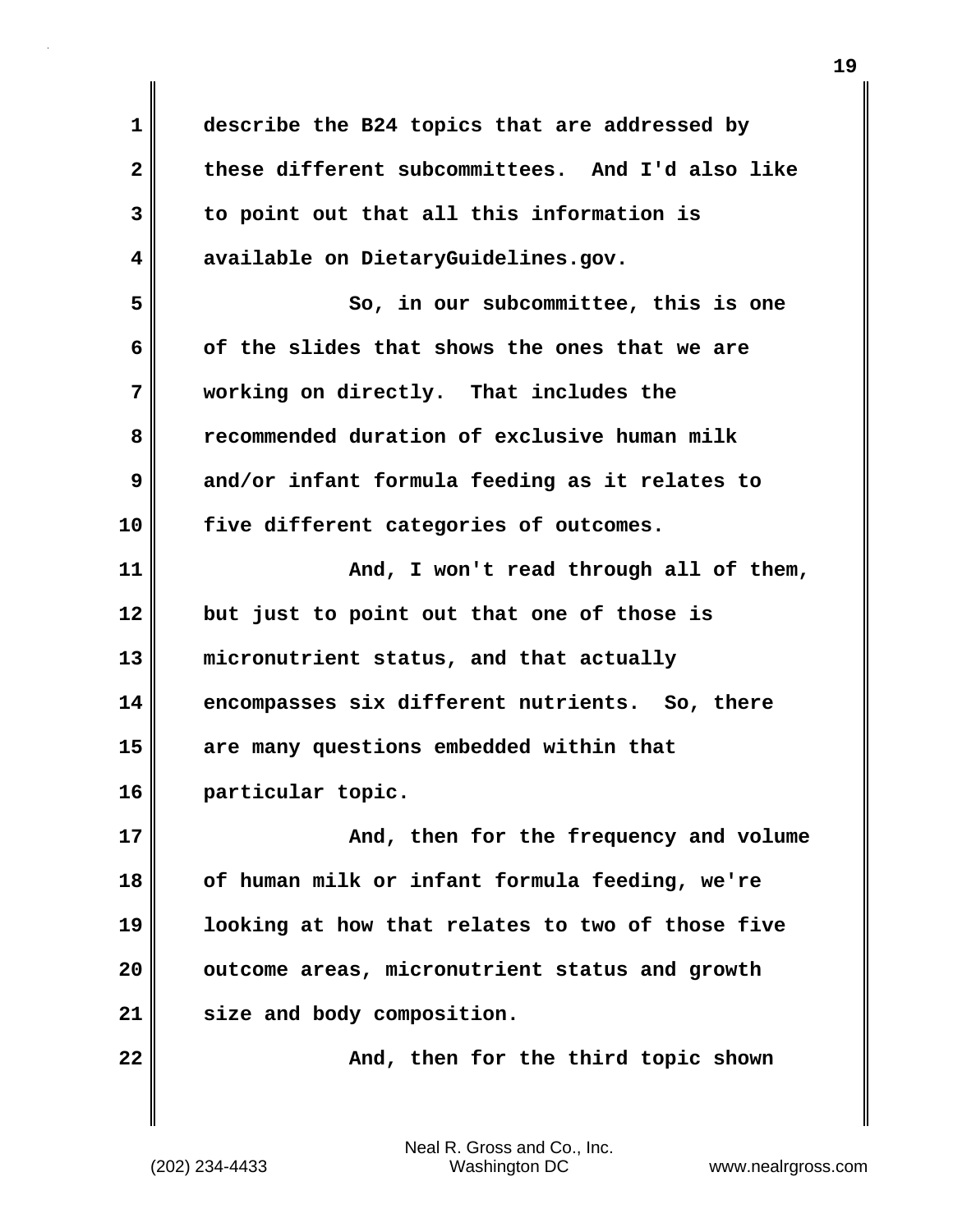describe the B24 topics that are addressed by these different subcommittees. And I'd also like to point out that all this information is available on DietaryGuidelines.gov.

So, in our subcommittee, this is one of the slides that shows the ones that we are working on directly. That includes the recommended duration of exclusive human milk and/or infant formula feeding as it relates to five different categories of outcomes.

And, I won't read through all of them, but just to point out that one of those is micronutrient status, and that actually encompasses six different nutrients. So, there are many questions embedded within that particular topic.

And, then for the frequency and volume of human milk or infant formula feeding, we're looking at how that relates to two of those five outcome areas, micronutrient status and growth size and body composition.

And, then for the third topic shown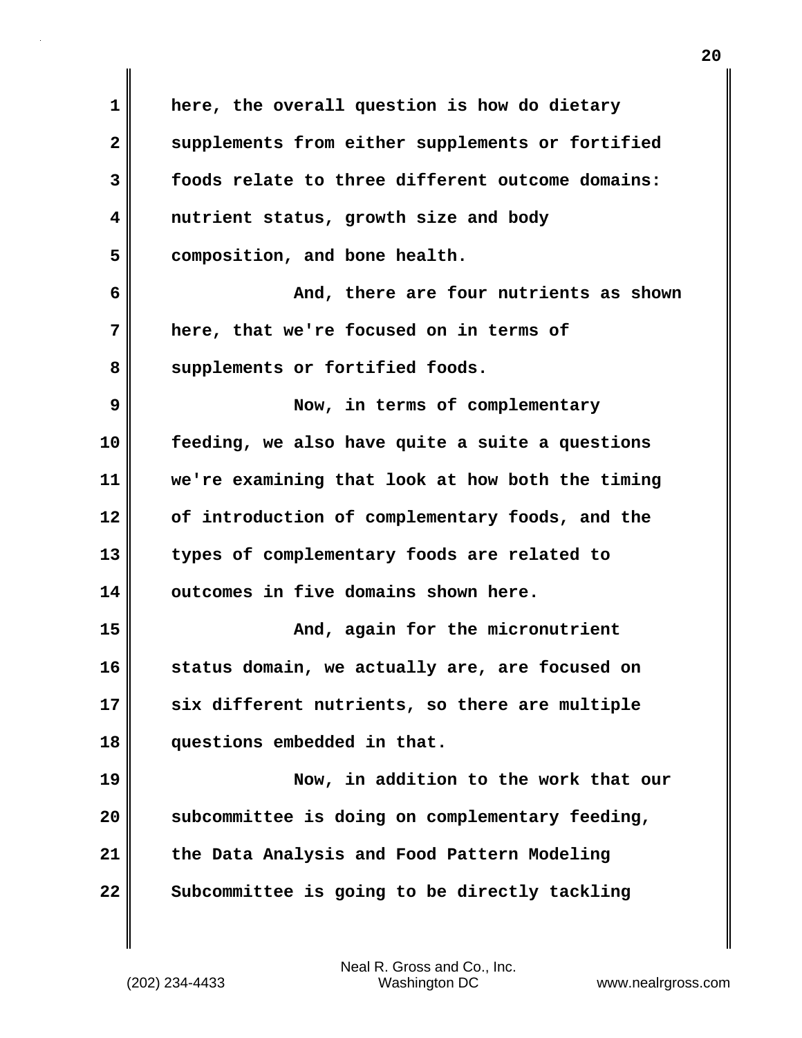here, the overall question is how do dietary supplements from either supplements or fortified foods relate to three different outcome domains: nutrient status, growth size and body composition, and bone health.

And, there are four nutrients as shown here, that we're focused on in terms of supplements or fortified foods.

Now, in terms of complementary feeding, we also have quite a suite a questions we're examining that look at how both the timing of introduction of complementary foods, and the types of complementary foods are related to outcomes in five domains shown here.

And, again for the micronutrient status domain, we actually are, are focused on six different nutrients, so there are multiple questions embedded in that.

Now, in addition to the work that our subcommittee is doing on complementary feeding, the Data Analysis and Food Pattern Modeling Subcommittee is going to be directly tackling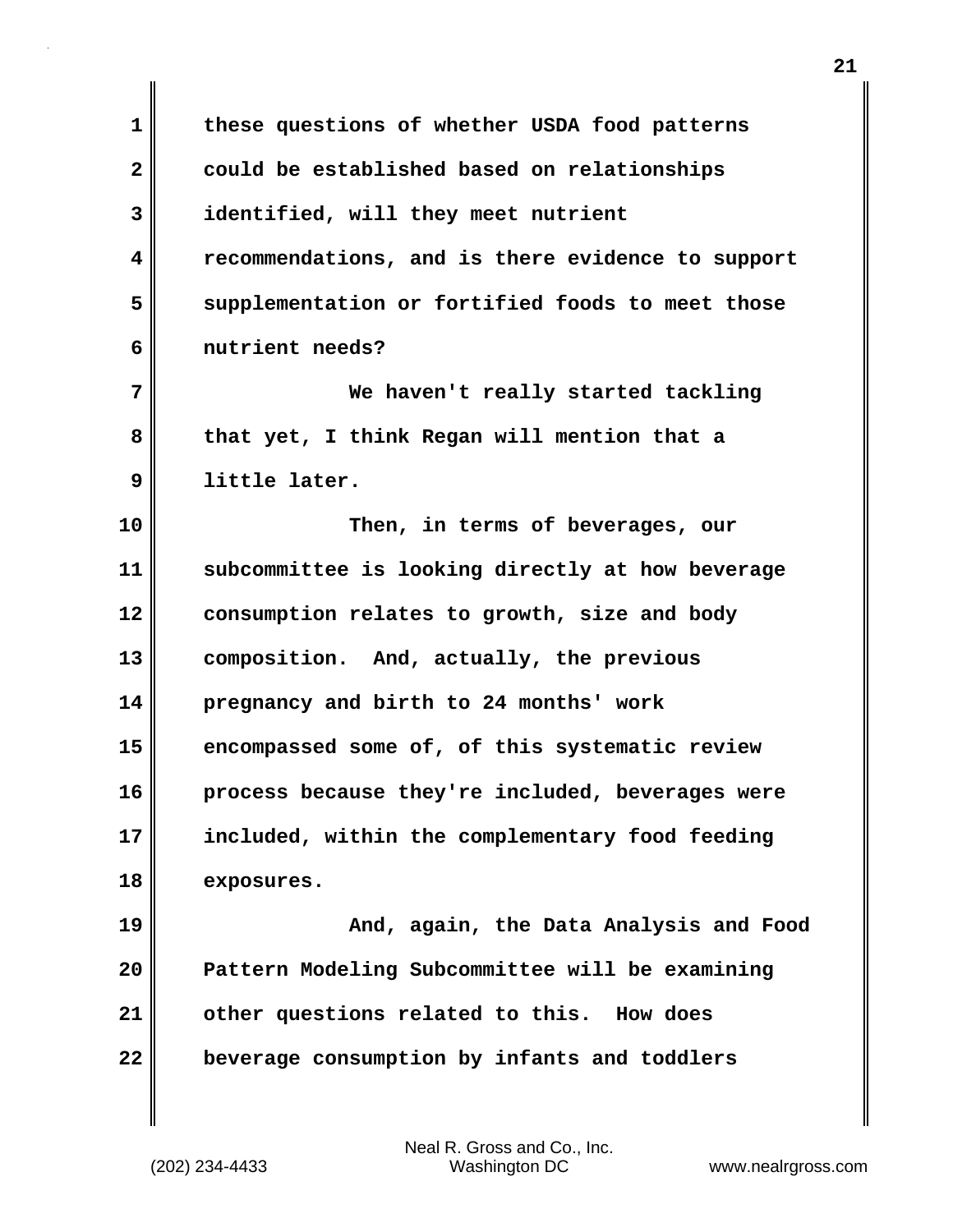these questions of whether USDA food patterns could be established based on relationships identified, will they meet nutrient recommendations, and is there evidence to support supplementation or fortified foods to meet those nutrient needs?

We haven't really started tackling that yet, I think Regan will mention that a little later.

Then, in terms of beverages, our subcommittee is looking directly at how beverage consumption relates to growth, size and body composition. And, actually, the previous pregnancy and birth to 24 months' work encompassed some of, of this systematic review process because they're included, beverages were included, within the complementary food feeding exposures.

And, again, the Data Analysis and Food Pattern Modeling Subcommittee will be examining other questions related to this. How does beverage consumption by infants and toddlers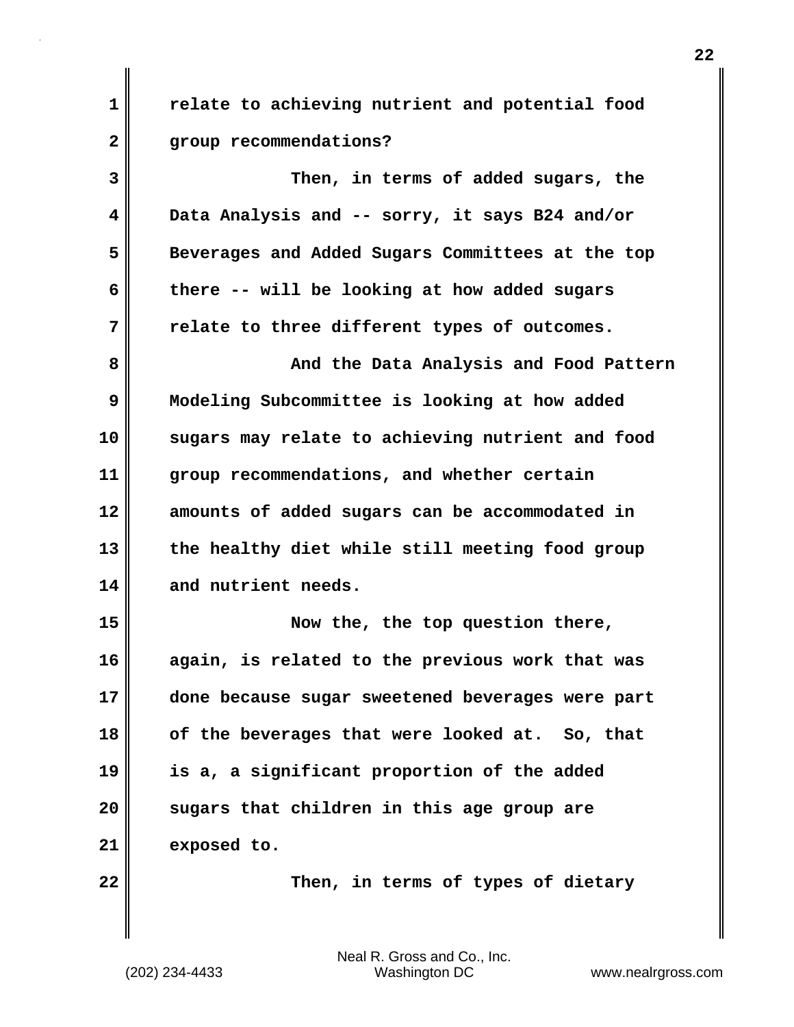relate to achieving nutrient and potential food group recommendations?

Then, in terms of added sugars, the Data Analysis and -- sorry, it says B24 and/or Beverages and Added Sugars Committees at the top there -- will be looking at how added sugars relate to three different types of outcomes.

And the Data Analysis and Food Pattern Modeling Subcommittee is looking at how added sugars may relate to achieving nutrient and food group recommendations, and whether certain amounts of added sugars can be accommodated in the healthy diet while still meeting food group and nutrient needs.

Now the, the top question there, again, is related to the previous work that was done because sugar sweetened beverages were part of the beverages that were looked at. So, that is a, a significant proportion of the added sugars that children in this age group are exposed to.

Then, in terms of types of dietary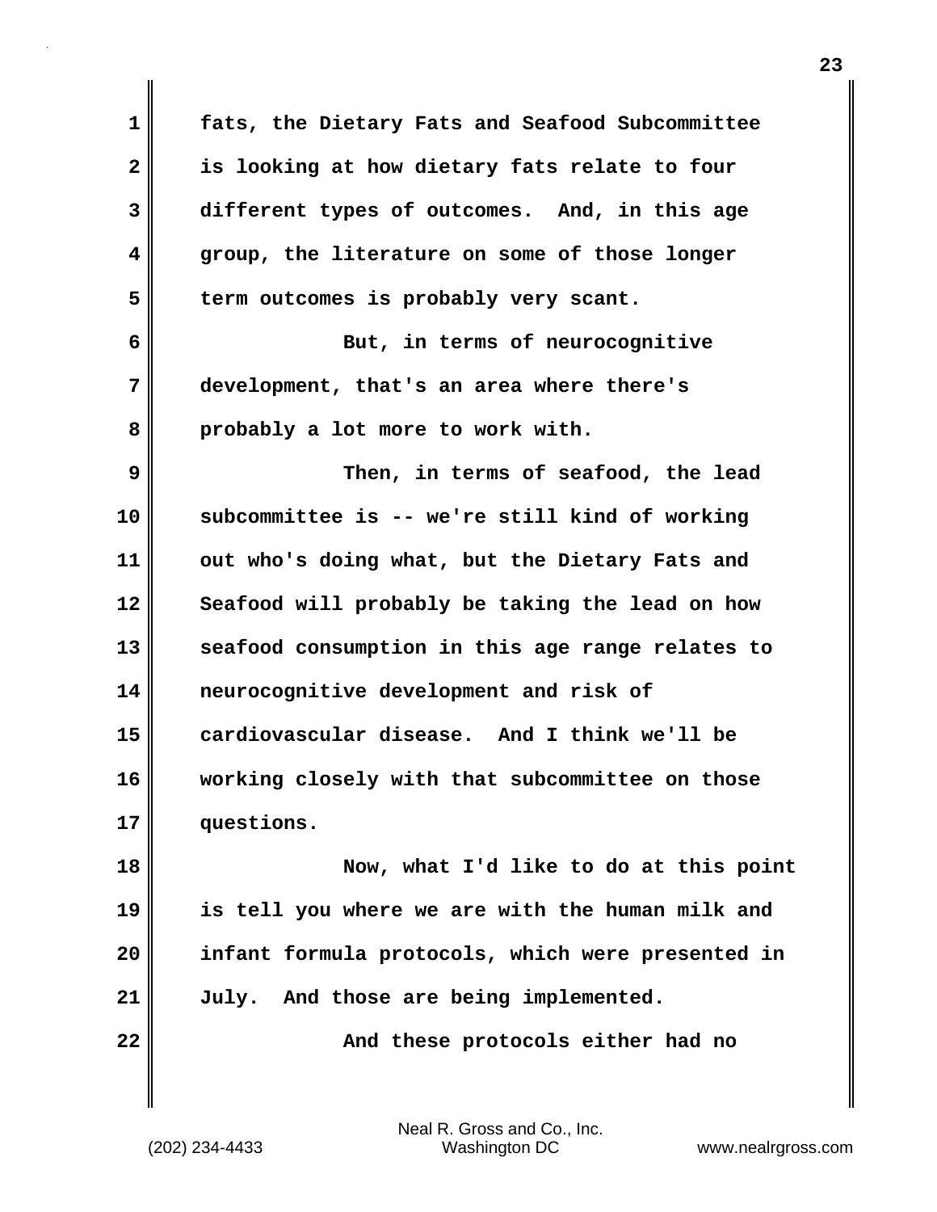fats, the Dietary Fats and Seafood Subcommittee is looking at how dietary fats relate to four different types of outcomes. And, in this age group, the literature on some of those longer term outcomes is probably very scant.

But, in terms of neurocognitive development, that's an area where there's probably a lot more to work with.

Then, in terms of seafood, the lead subcommittee is -- we're still kind of working out who's doing what, but the Dietary Fats and Seafood will probably be taking the lead on how seafood consumption in this age range relates to neurocognitive development and risk of cardiovascular disease. And I think we'll be working closely with that subcommittee on those questions.

Now, what I'd like to do at this point is tell you where we are with the human milk and infant formula protocols, which were presented in July. And those are being implemented.

And these protocols either had no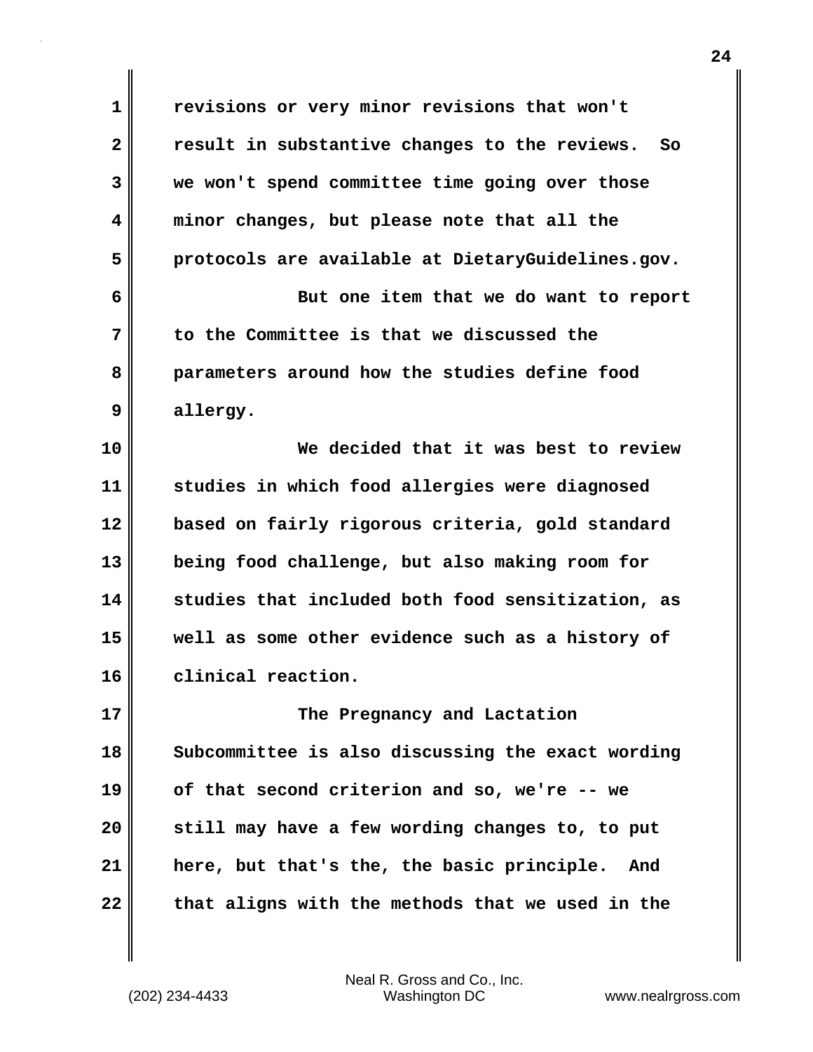revisions or very minor revisions that won't result in substantive changes to the reviews. So we won't spend committee time going over those minor changes, but please note that all the protocols are available at DietaryGuidelines.gov.

But one item that we do want to report to the Committee is that we discussed the parameters around how the studies define food allergy.

We decided that it was best to review studies in which food allergies were diagnosed based on fairly rigorous criteria, gold standard being food challenge, but also making room for studies that included both food sensitization, as well as some other evidence such as a history of clinical reaction.

The Pregnancy and Lactation Subcommittee is also discussing the exact wording of that second criterion and so, we're -- we still may have a few wording changes to, to put here, but that's the, the basic principle. And that aligns with the methods that we used in the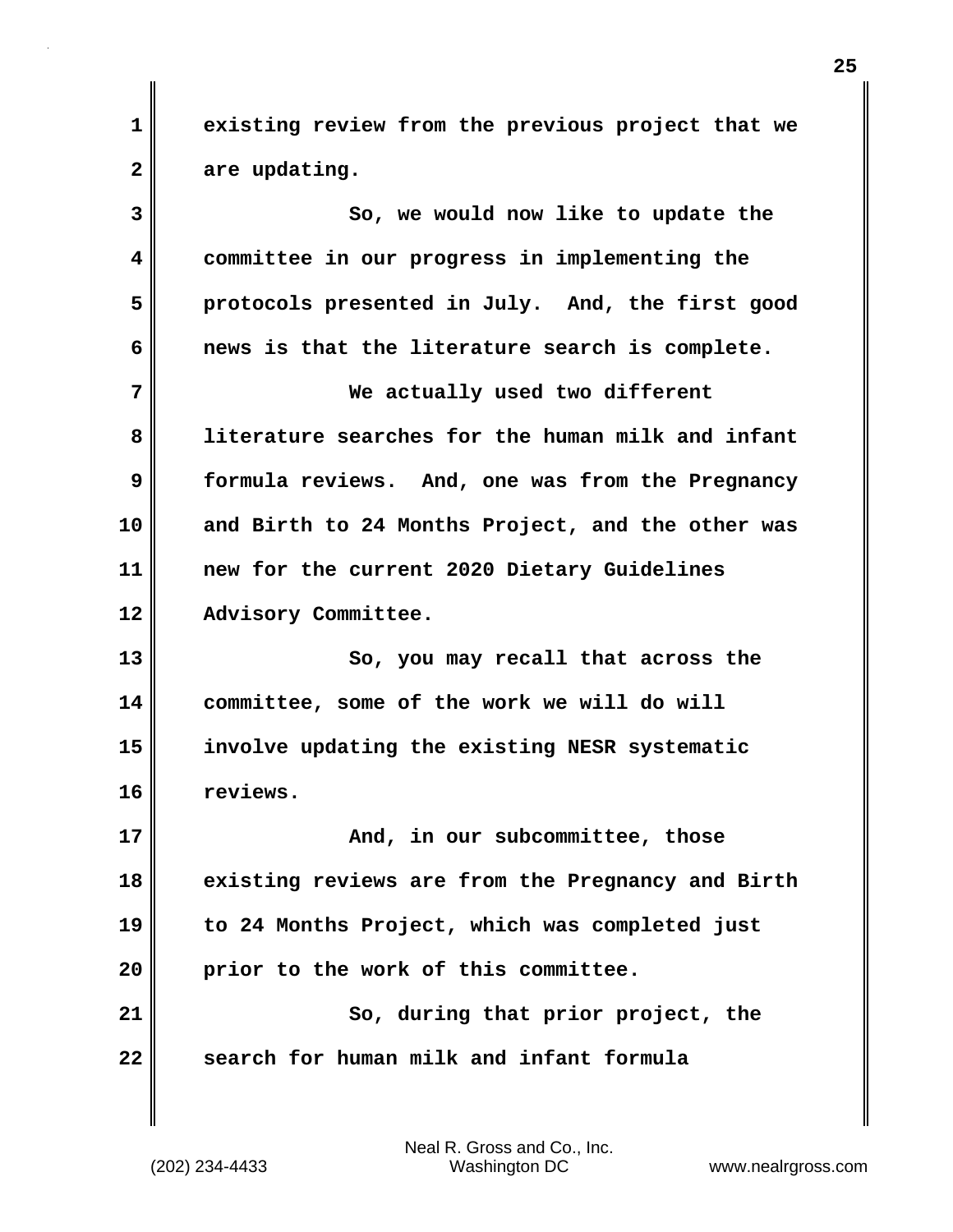existing review from the previous project that we are updating.

So, we would now like to update the committee in our progress in implementing the protocols presented in July. And, the first good news is that the literature search is complete.

We actually used two different literature searches for the human milk and infant formula reviews. And, one was from the Pregnancy and Birth to 24 Months Project, and the other was new for the current 2020 Dietary Guidelines Advisory Committee.

So, you may recall that across the committee, some of the work we will do will involve updating the existing NESR systematic reviews.

And, in our subcommittee, those existing reviews are from the Pregnancy and Birth to 24 Months Project, which was completed just prior to the work of this committee.

So, during that prior project, the search for human milk and infant formula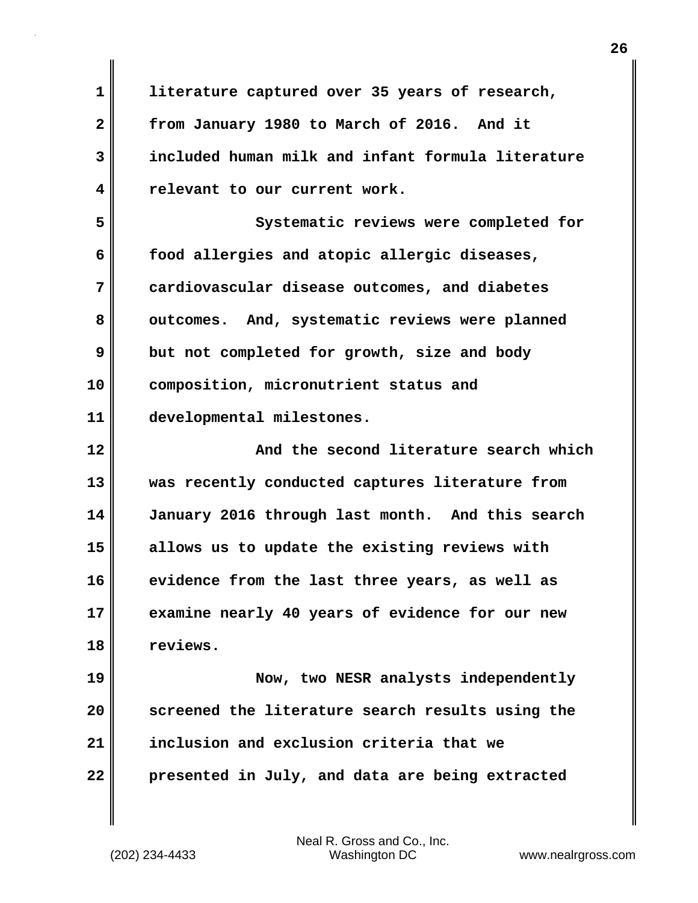literature captured over 35 years of research, from January 1980 to March of 2016. And it included human milk and infant formula literature relevant to our current work.

Systematic reviews were completed for food allergies and atopic allergic diseases, cardiovascular disease outcomes, and diabetes outcomes. And, systematic reviews were planned but not completed for growth, size and body composition, micronutrient status and developmental milestones.

And the second literature search which was recently conducted captures literature from January 2016 through last month. And this search allows us to update the existing reviews with evidence from the last three years, as well as examine nearly 40 years of evidence for our new reviews.

Now, two NESR analysts independently screened the literature search results using the inclusion and exclusion criteria that we presented in July, and data are being extracted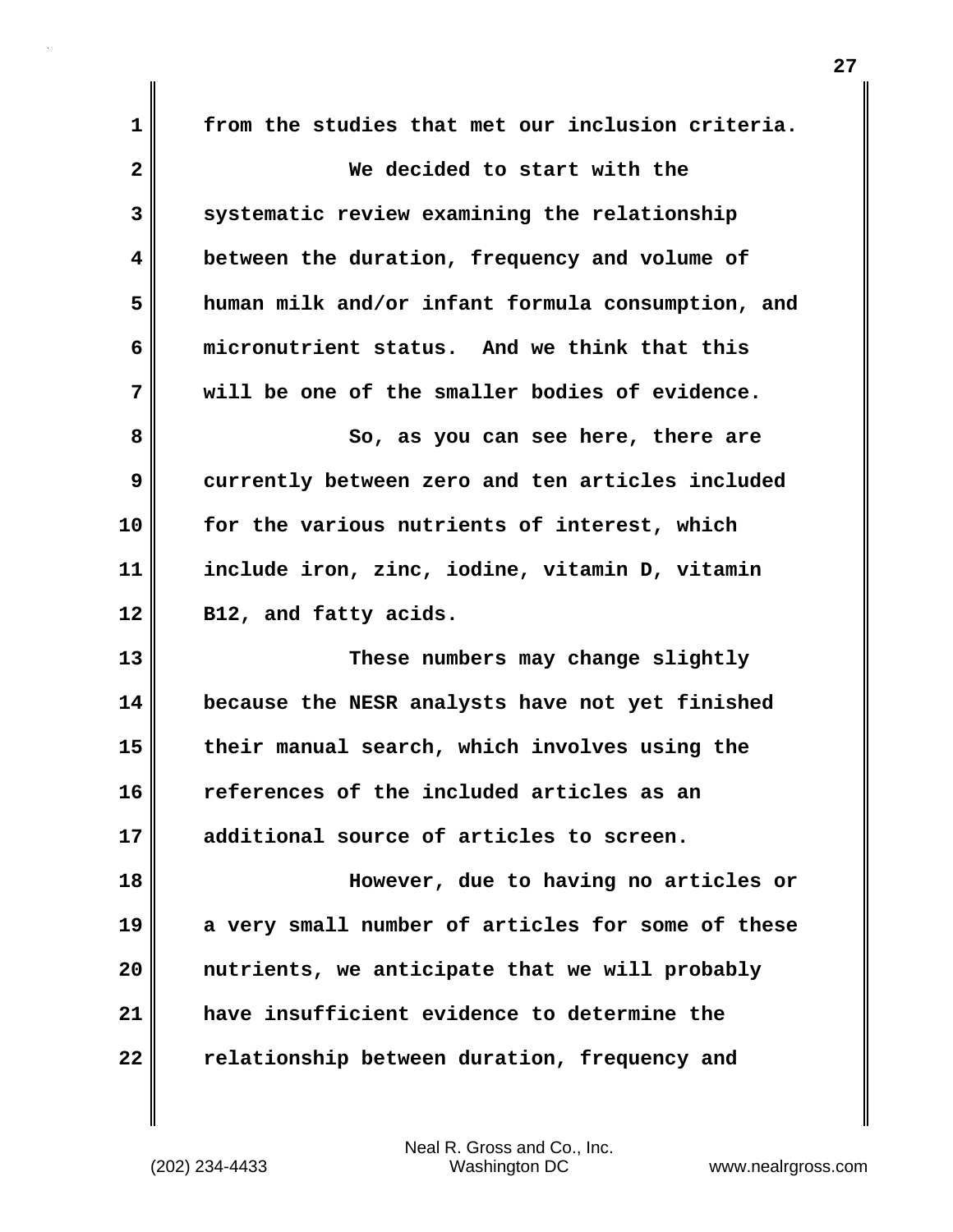from the studies that met our inclusion criteria.

We decided to start with the systematic review examining the relationship between the duration, frequency and volume of human milk and/or infant formula consumption, and micronutrient status. And we think that this will be one of the smaller bodies of evidence.

So, as you can see here, there are currently between zero and ten articles included for the various nutrients of interest, which include iron, zinc, iodine, vitamin D, vitamin B12, and fatty acids.

These numbers may change slightly because the NESR analysts have not yet finished their manual search, which involves using the references of the included articles as an additional source of articles to screen.

However, due to having no articles or a very small number of articles for some of these nutrients, we anticipate that we will probably have insufficient evidence to determine the relationship between duration, frequency and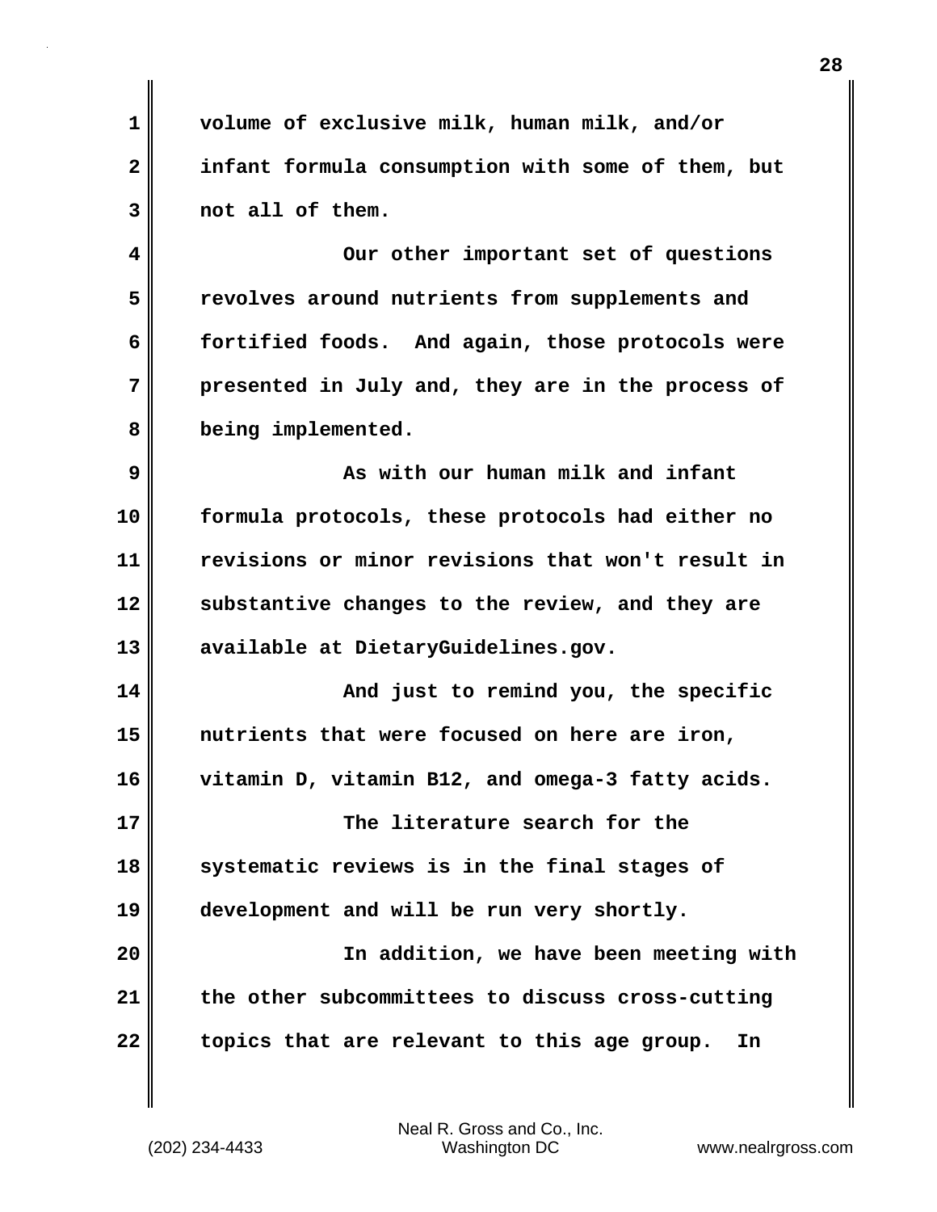volume of exclusive milk, human milk, and/or infant formula consumption with some of them, but not all of them.

Our other important set of questions revolves around nutrients from supplements and fortified foods. And again, those protocols were presented in July and, they are in the process of being implemented.

As with our human milk and infant formula protocols, these protocols had either no revisions or minor revisions that won't result in substantive changes to the review, and they are available at DietaryGuidelines.gov.

And just to remind you, the specific nutrients that were focused on here are iron, vitamin D, vitamin B12, and omega-3 fatty acids.

The literature search for the systematic reviews is in the final stages of development and will be run very shortly.

In addition, we have been meeting with the other subcommittees to discuss cross-cutting topics that are relevant to this age group. In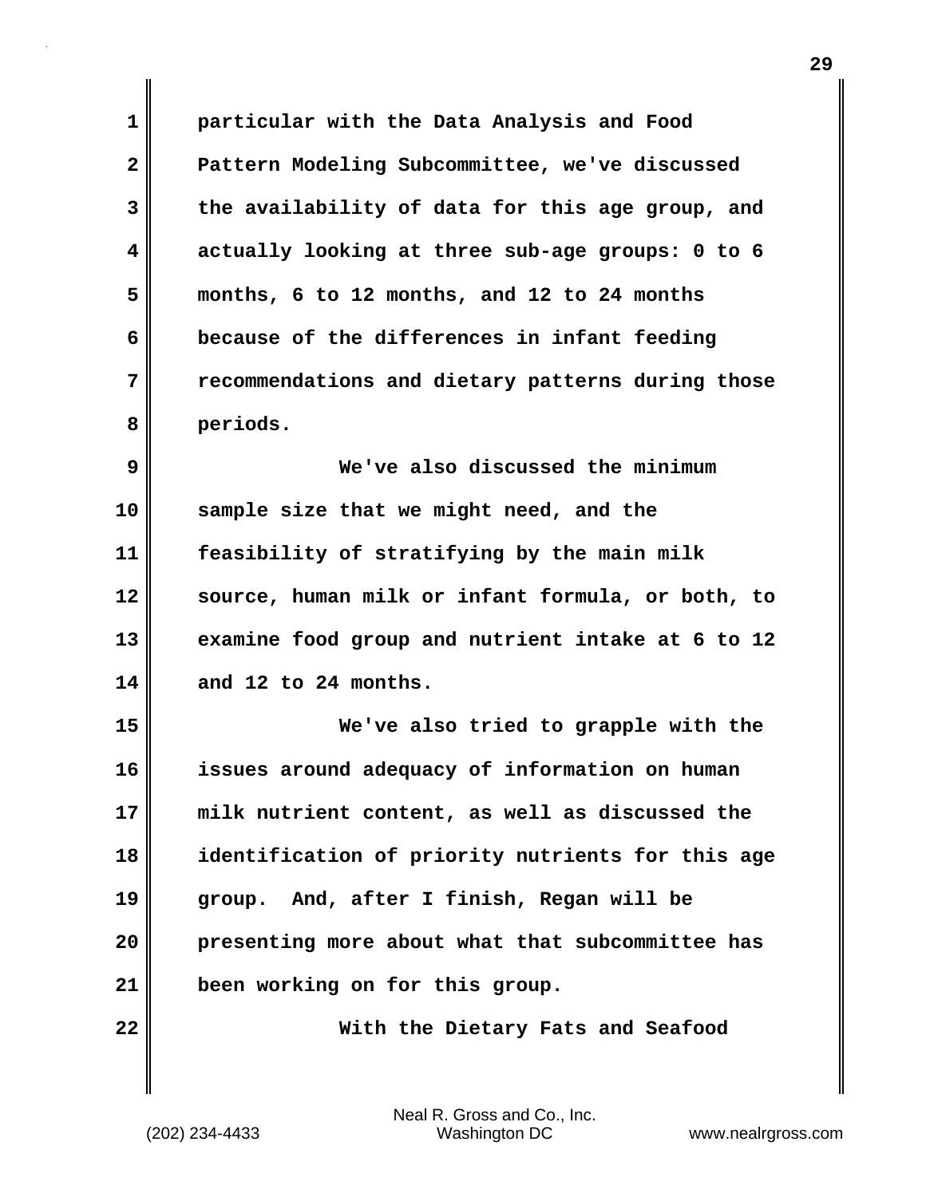particular with the Data Analysis and Food Pattern Modeling Subcommittee, we've discussed the availability of data for this age group, and actually looking at three sub-age groups: 0 to 6 months, 6 to 12 months, and 12 to 24 months because of the differences in infant feeding recommendations and dietary patterns during those periods.

We've also discussed the minimum sample size that we might need, and the feasibility of stratifying by the main milk source, human milk or infant formula, or both, to examine food group and nutrient intake at 6 to 12 and 12 to 24 months.

We've also tried to grapple with the issues around adequacy of information on human milk nutrient content, as well as discussed the identification of priority nutrients for this age group. And, after I finish, Regan will be presenting more about what that subcommittee has been working on for this group.

With the Dietary Fats and Seafood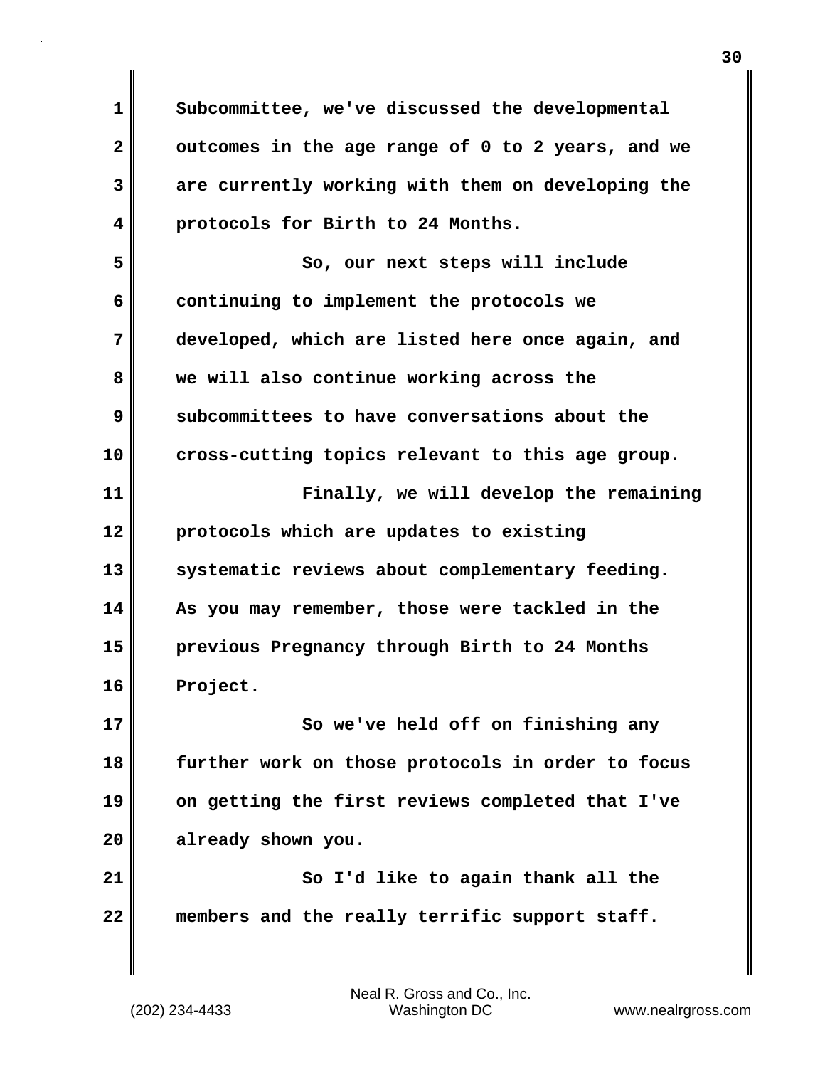Subcommittee, we've discussed the developmental outcomes in the age range of 0 to 2 years, and we are currently working with them on developing the protocols for Birth to 24 Months.

So, our next steps will include continuing to implement the protocols we developed, which are listed here once again, and we will also continue working across the subcommittees to have conversations about the cross-cutting topics relevant to this age group.

Finally, we will develop the remaining protocols which are updates to existing systematic reviews about complementary feeding. As you may remember, those were tackled in the previous Pregnancy through Birth to 24 Months Project.

So we've held off on finishing any further work on those protocols in order to focus on getting the first reviews completed that I've already shown you.

So I'd like to again thank all the members and the really terrific support staff.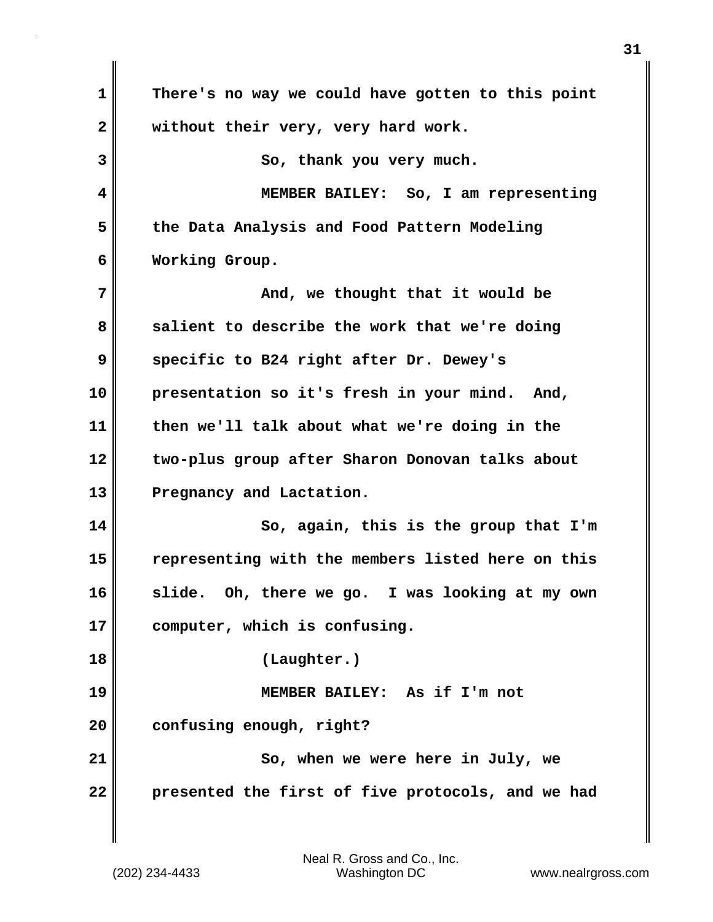There's no way we could have gotten to this point without their very, very hard work.

So, thank you very much.

MEMBER BAILEY: So, I am representing the Data Analysis and Food Pattern Modeling Working Group.

And, we thought that it would be salient to describe the work that we're doing specific to B24 right after Dr. Dewey's presentation so it's fresh in your mind. And, then we'll talk about what we're doing in the two-plus group after Sharon Donovan talks about Pregnancy and Lactation.

So, again, this is the group that I'm representing with the members listed here on this slide. Oh, there we go. I was looking at my own computer, which is confusing.

(Laughter.)

MEMBER BAILEY: As if I'm not confusing enough, right?

So, when we were here in July, we presented the first of five protocols, and we had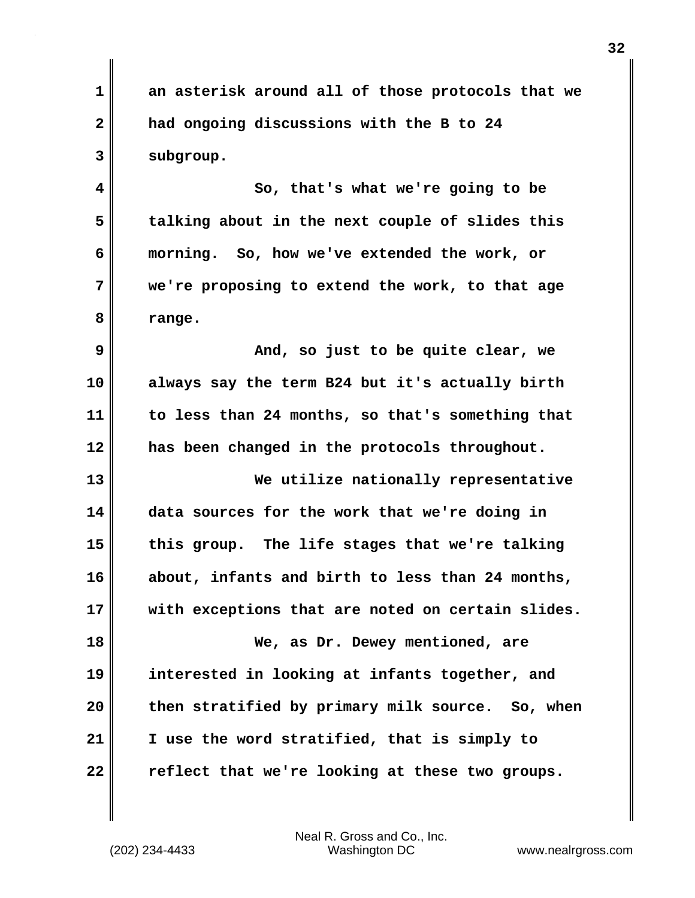an asterisk around all of those protocols that we had ongoing discussions with the B to 24 subgroup.

So, that's what we're going to be talking about in the next couple of slides this morning. So, how we've extended the work, or we're proposing to extend the work, to that age range.

And, so just to be quite clear, we always say the term B24 but it's actually birth to less than 24 months, so that's something that has been changed in the protocols throughout.

We utilize nationally representative data sources for the work that we're doing in this group. The life stages that we're talking about, infants and birth to less than 24 months, with exceptions that are noted on certain slides.

We, as Dr. Dewey mentioned, are interested in looking at infants together, and then stratified by primary milk source. So, when I use the word stratified, that is simply to reflect that we're looking at these two groups.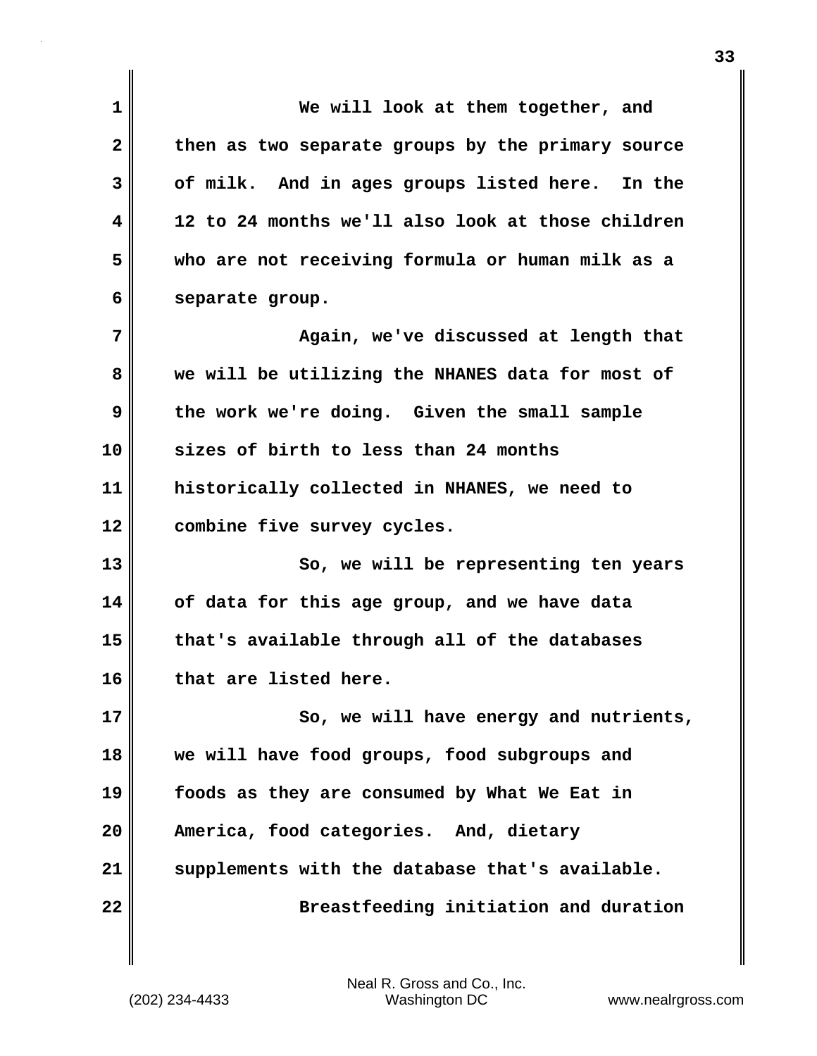We will look at them together, and then as two separate groups by the primary source of milk. And in ages groups listed here. In the 12 to 24 months we'll also look at those children who are not receiving formula or human milk as a separate group.

Again, we've discussed at length that we will be utilizing the NHANES data for most of the work we're doing. Given the small sample sizes of birth to less than 24 months historically collected in NHANES, we need to combine five survey cycles.

So, we will be representing ten years of data for this age group, and we have data that's available through all of the databases that are listed here.

So, we will have energy and nutrients, we will have food groups, food subgroups and foods as they are consumed by What We Eat in America, food categories. And, dietary supplements with the database that's available.

Breastfeeding initiation and duration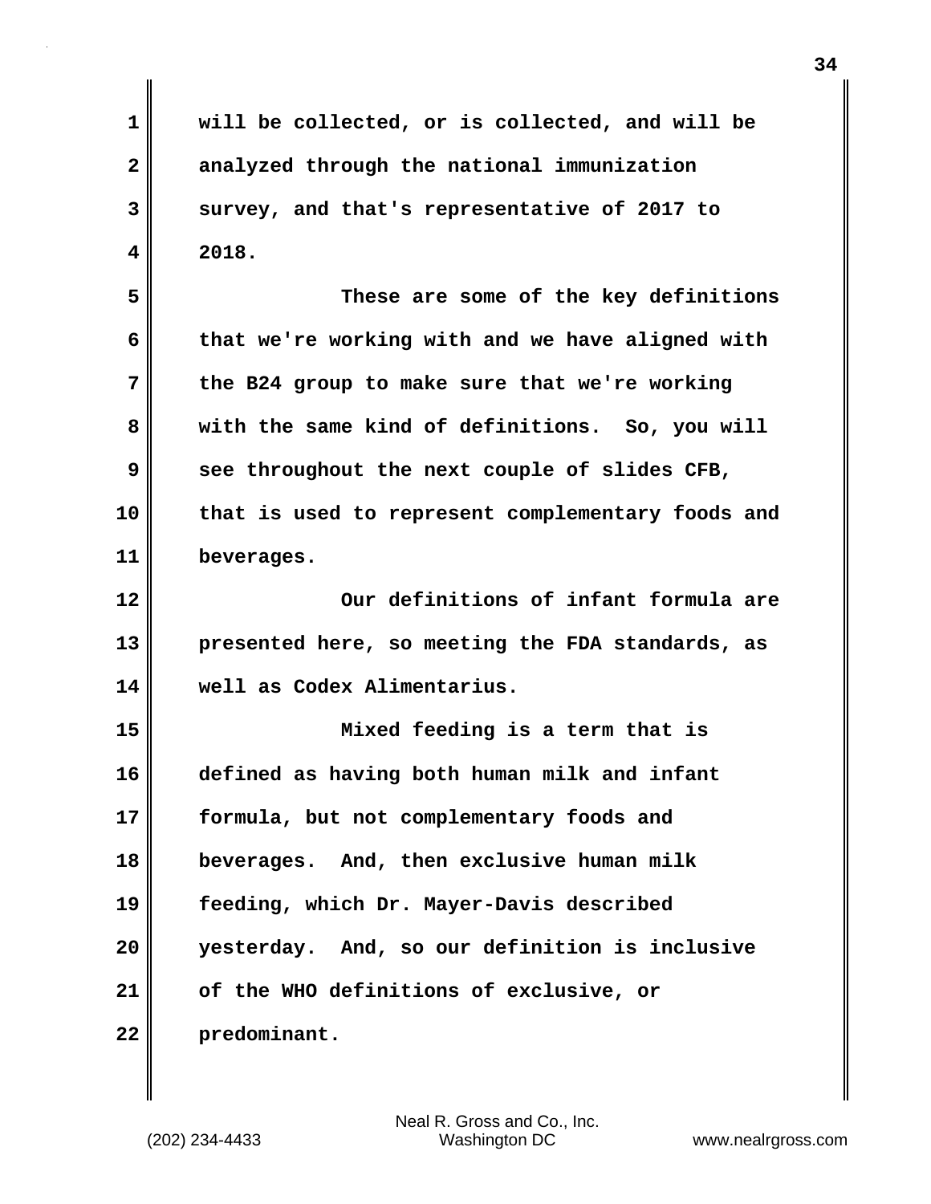will be collected, or is collected, and will be analyzed through the national immunization survey, and that's representative of 2017 to 2018.

These are some of the key definitions that we're working with and we have aligned with the B24 group to make sure that we're working with the same kind of definitions. So, you will see throughout the next couple of slides CFB, that is used to represent complementary foods and beverages.

Our definitions of infant formula are presented here, so meeting the FDA standards, as well as Codex Alimentarius.

Mixed feeding is a term that is defined as having both human milk and infant formula, but not complementary foods and beverages. And, then exclusive human milk feeding, which Dr. Mayer-Davis described yesterday. And, so our definition is inclusive of the WHO definitions of exclusive, or predominant.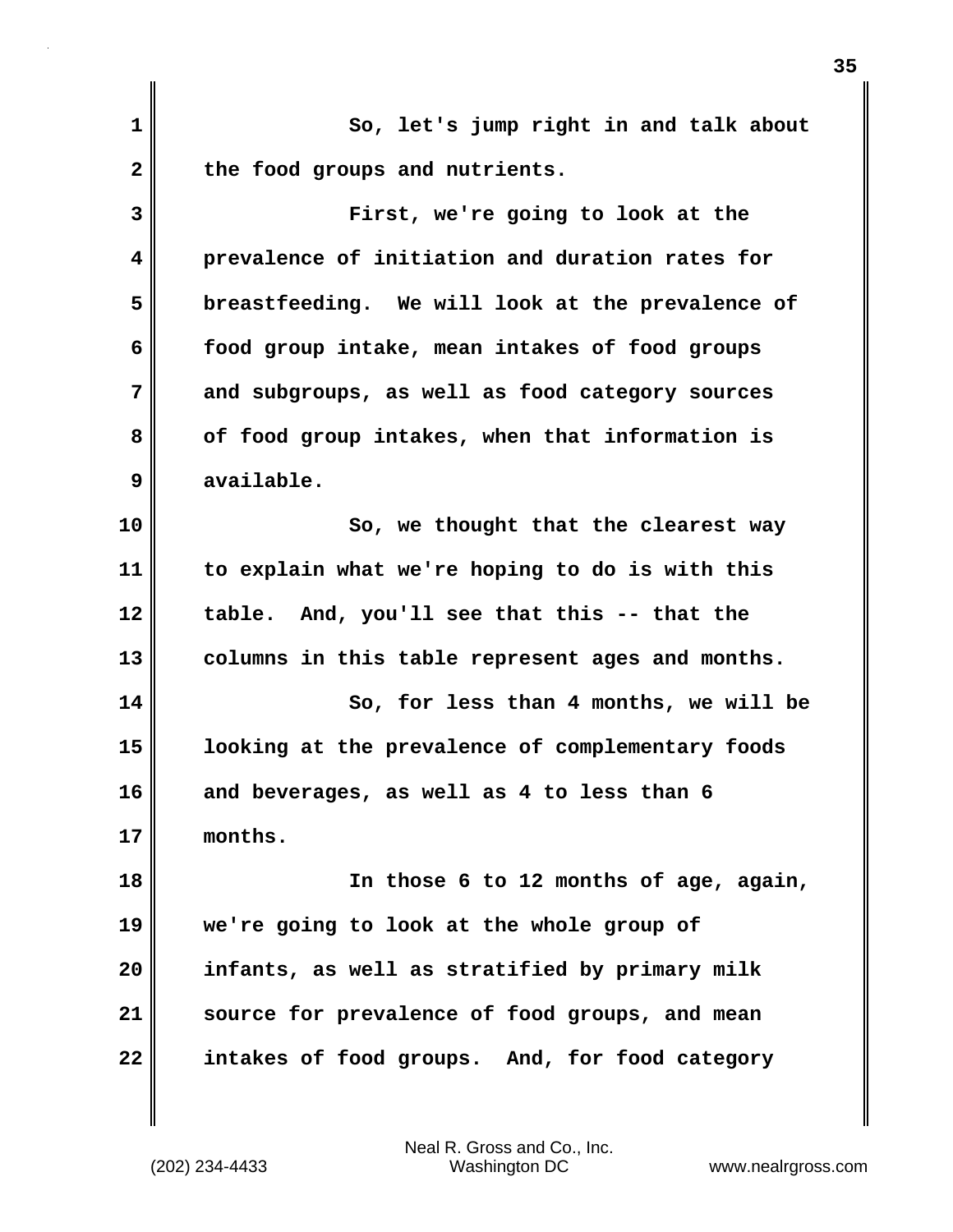So, let's jump right in and talk about the food groups and nutrients.

First, we're going to look at the prevalence of initiation and duration rates for breastfeeding. We will look at the prevalence of food group intake, mean intakes of food groups and subgroups, as well as food category sources of food group intakes, when that information is available.

So, we thought that the clearest way to explain what we're hoping to do is with this table. And, you'll see that this -- that the columns in this table represent ages and months.

So, for less than 4 months, we will be looking at the prevalence of complementary foods and beverages, as well as 4 to less than 6 months.

In those 6 to 12 months of age, again, we're going to look at the whole group of infants, as well as stratified by primary milk source for prevalence of food groups, and mean intakes of food groups. And, for food category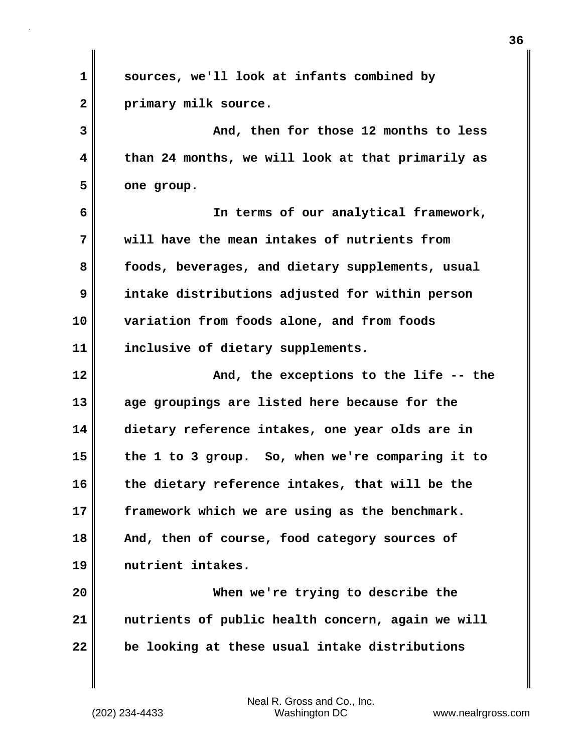sources, we'll look at infants combined by primary milk source.

And, then for those 12 months to less than 24 months, we will look at that primarily as one group.

In terms of our analytical framework, will have the mean intakes of nutrients from foods, beverages, and dietary supplements, usual intake distributions adjusted for within person variation from foods alone, and from foods inclusive of dietary supplements.

And, the exceptions to the life -- the age groupings are listed here because for the dietary reference intakes, one year olds are in the 1 to 3 group. So, when we're comparing it to the dietary reference intakes, that will be the framework which we are using as the benchmark. And, then of course, food category sources of nutrient intakes.

When we're trying to describe the nutrients of public health concern, again we will be looking at these usual intake distributions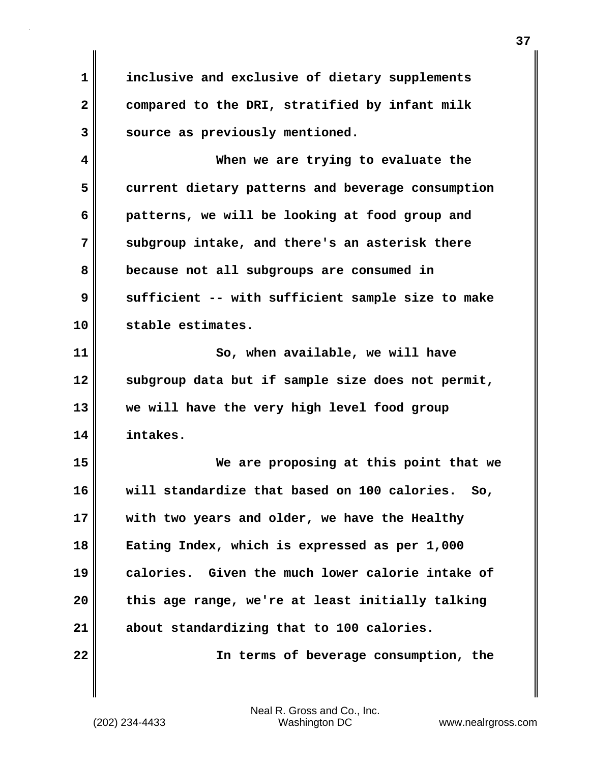inclusive and exclusive of dietary supplements compared to the DRI, stratified by infant milk source as previously mentioned.

When we are trying to evaluate the current dietary patterns and beverage consumption patterns, we will be looking at food group and subgroup intake, and there's an asterisk there because not all subgroups are consumed in sufficient -- with sufficient sample size to make stable estimates.

So, when available, we will have subgroup data but if sample size does not permit, we will have the very high level food group intakes.

We are proposing at this point that we will standardize that based on 100 calories. So, with two years and older, we have the Healthy Eating Index, which is expressed as per 1,000 calories. Given the much lower calorie intake of this age range, we're at least initially talking about standardizing that to 100 calories.

In terms of beverage consumption, the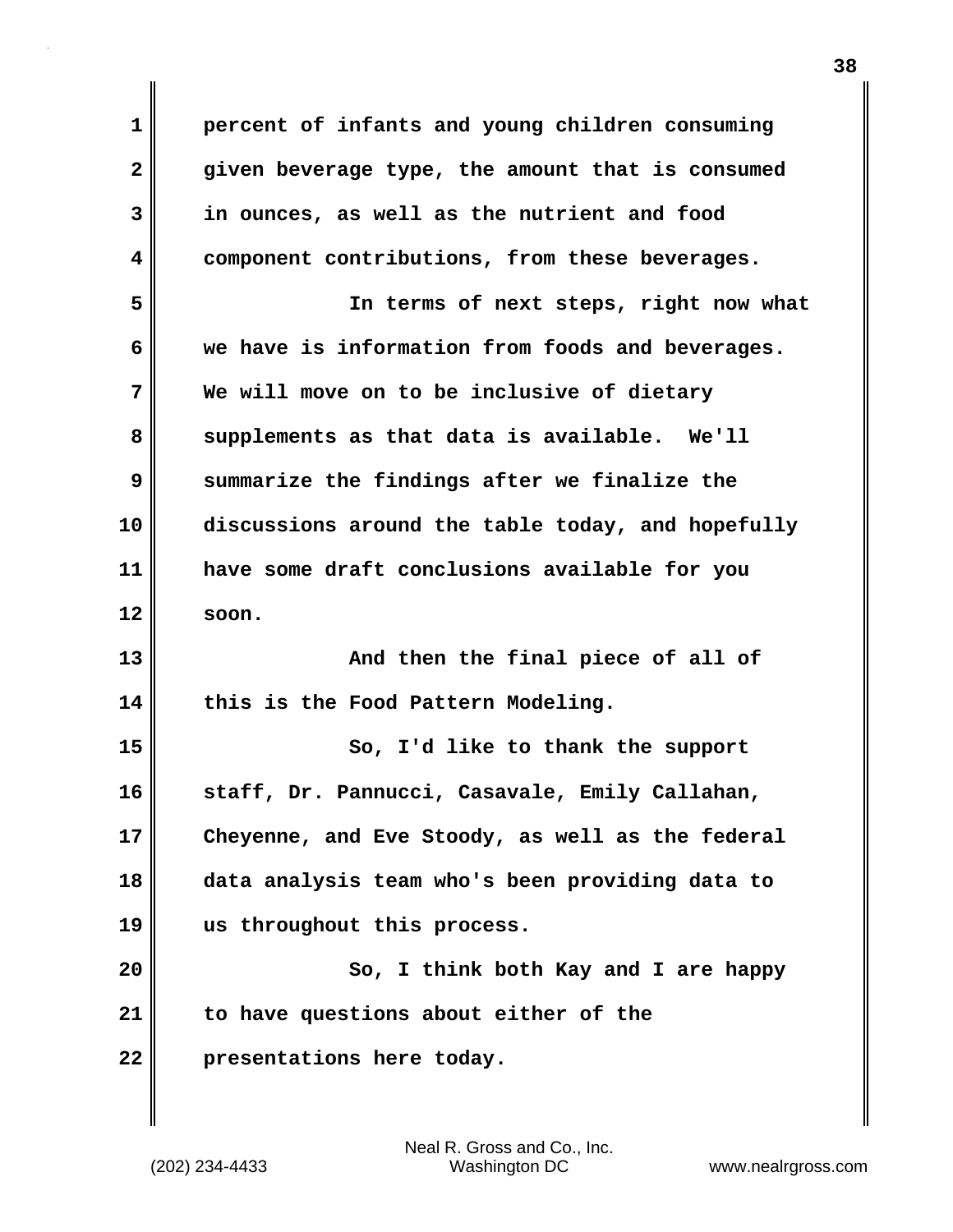percent of infants and young children consuming given beverage type, the amount that is consumed in ounces, as well as the nutrient and food component contributions, from these beverages.

In terms of next steps, right now what we have is information from foods and beverages. We will move on to be inclusive of dietary supplements as that data is available. We'll summarize the findings after we finalize the discussions around the table today, and hopefully have some draft conclusions available for you soon.

And then the final piece of all of this is the Food Pattern Modeling.

So, I'd like to thank the support staff, Dr. Pannucci, Casavale, Emily Callahan, Cheyenne, and Eve Stoody, as well as the federal data analysis team who's been providing data to us throughout this process.

So, I think both Kay and I are happy to have questions about either of the presentations here today.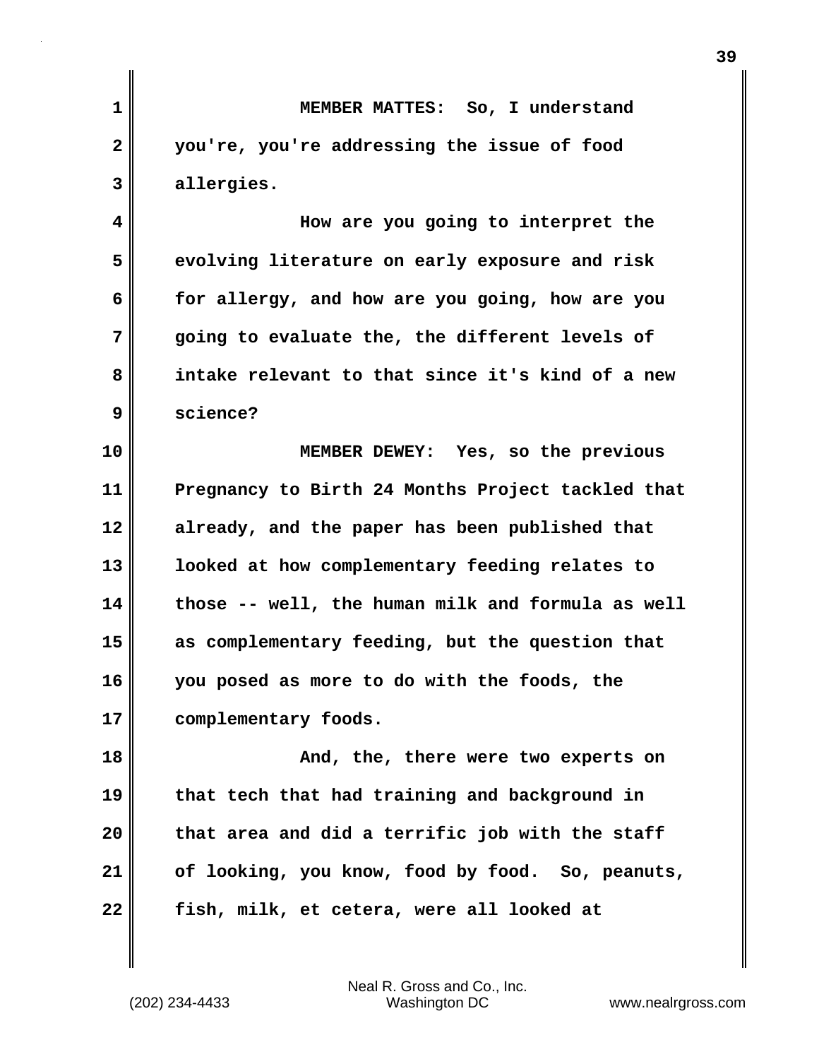**MEMBER MATTES: So, I understand you're, you're addressing the issue of food allergies.**

**How are you going to interpret the evolving literature on early exposure and risk for allergy, and how are you going, how are you going to evaluate the, the different levels of intake relevant to that since it's kind of a new science?**

**MEMBER DEWEY: Yes, so the previous Pregnancy to Birth 24 Months Project tackled that already, and the paper has been published that looked at how complementary feeding relates to those -- well, the human milk and formula as well as complementary feeding, but the question that you posed as more to do with the foods, the complementary foods.**

**And, the, there were two experts on that tech that had training and background in that area and did a terrific job with the staff of looking, you know, food by food. So, peanuts, fish, milk, et cetera, were all looked at**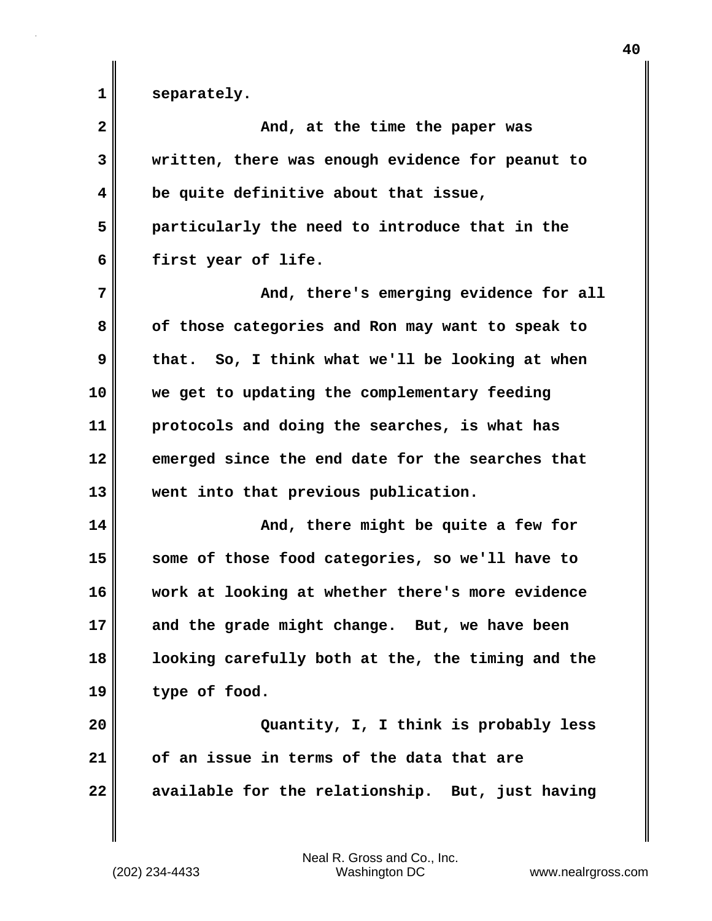separately.

And, at the time the paper was written, there was enough evidence for peanut to be quite definitive about that issue, particularly the need to introduce that in the first year of life.

And, there's emerging evidence for all of those categories and Ron may want to speak to that. So, I think what we'll be looking at when we get to updating the complementary feeding protocols and doing the searches, is what has emerged since the end date for the searches that went into that previous publication.

And, there might be quite a few for some of those food categories, so we'll have to work at looking at whether there's more evidence and the grade might change. But, we have been looking carefully both at the, the timing and the type of food.

Quantity, I, I think is probably less of an issue in terms of the data that are available for the relationship. But, just having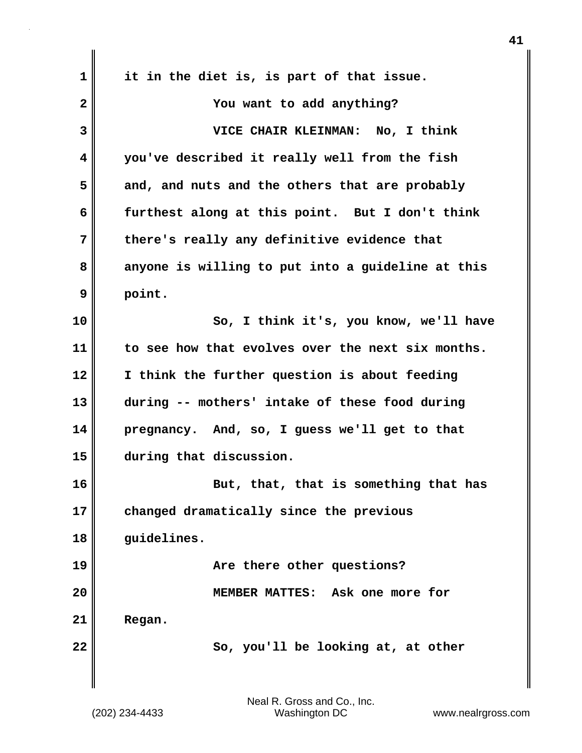it in the diet is, is part of that issue.

You want to add anything?

VICE CHAIR KLEINMAN: No, I think you've described it really well from the fish and, and nuts and the others that are probably furthest along at this point. But I don't think there's really any definitive evidence that anyone is willing to put into a guideline at this point.

So, I think it's, you know, we'll have to see how that evolves over the next six months. I think the further question is about feeding during -- mothers' intake of these food during pregnancy. And, so, I guess we'll get to that during that discussion.

But, that, that is something that has changed dramatically since the previous guidelines.

Are there other questions?

MEMBER MATTES: Ask one more for Regan.

So, you'll be looking at, at other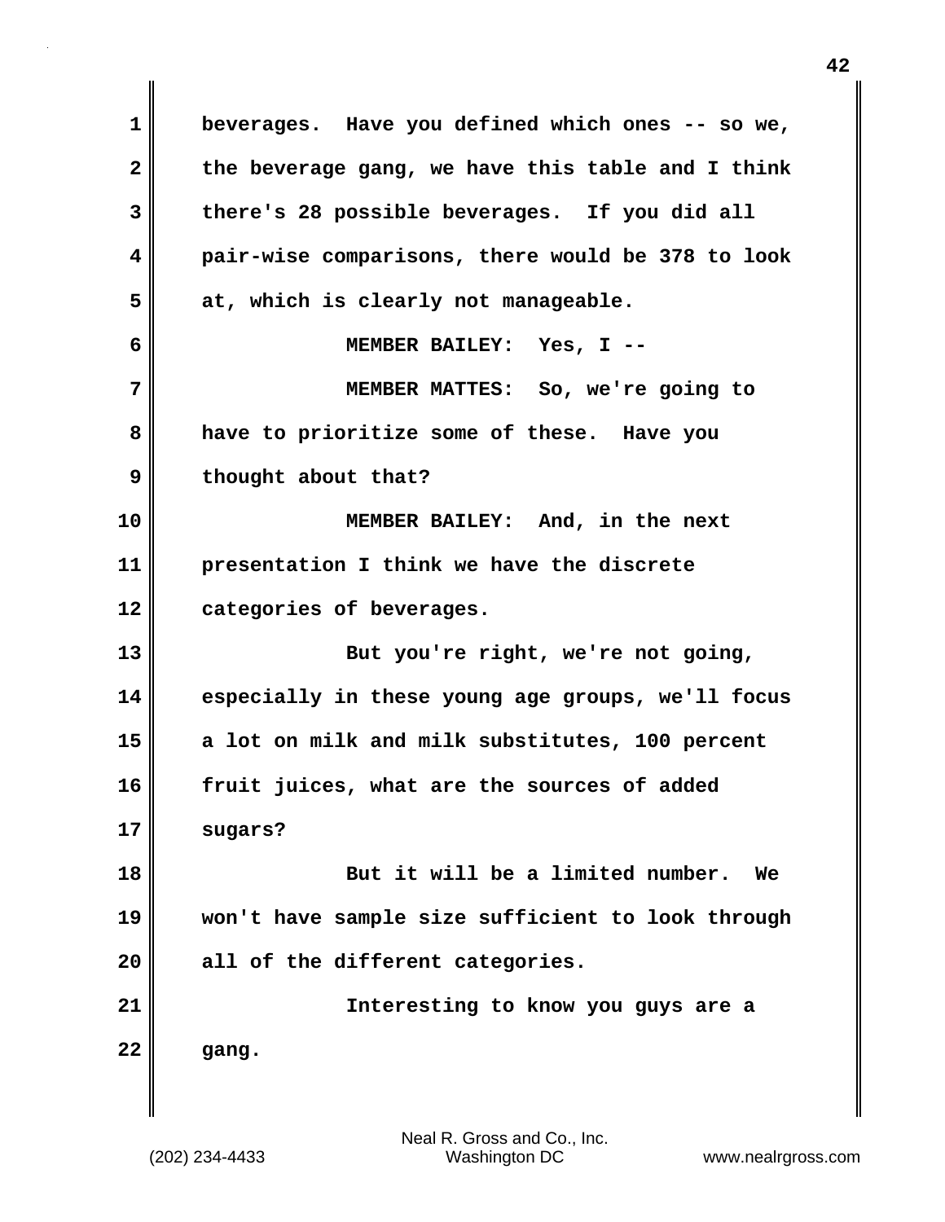beverages. Have you defined which ones -- so we, the beverage gang, we have this table and I think there's 28 possible beverages. If you did all pair-wise comparisons, there would be 378 to look at, which is clearly not manageable.

MEMBER BAILEY: Yes, I --

MEMBER MATTES: So, we're going to have to prioritize some of these. Have you thought about that?

MEMBER BAILEY: And, in the next presentation I think we have the discrete categories of beverages.

But you're right, we're not going, especially in these young age groups, we'll focus a lot on milk and milk substitutes, 100 percent fruit juices, what are the sources of added sugars?

But it will be a limited number. We won't have sample size sufficient to look through all of the different categories.

Interesting to know you guys are a gang.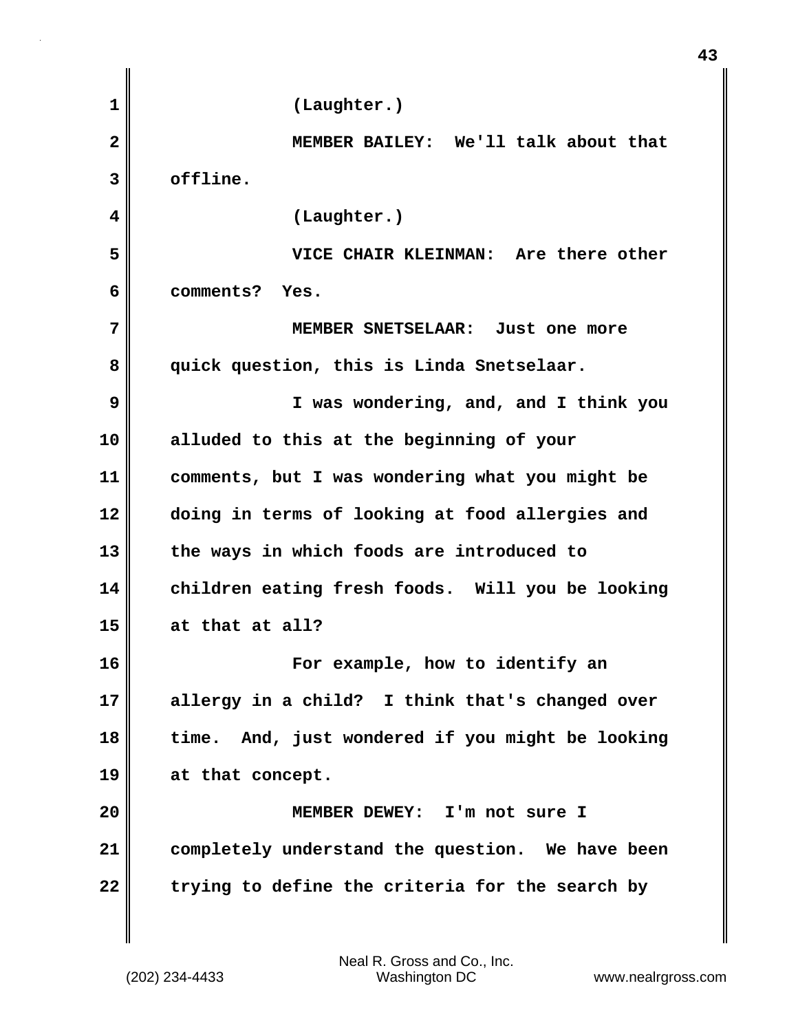(Laughter.)

MEMBER BAILEY: We'll talk about that offline.

(Laughter.)

VICE CHAIR KLEINMAN: Are there other comments? Yes.

MEMBER SNETSELAAR: Just one more quick question, this is Linda Snetselaar.

I was wondering, and, and I think you alluded to this at the beginning of your comments, but I was wondering what you might be doing in terms of looking at food allergies and the ways in which foods are introduced to children eating fresh foods. Will you be looking at that at all?

For example, how to identify an allergy in a child? I think that's changed over time. And, just wondered if you might be looking at that concept.

MEMBER DEWEY: I'm not sure I completely understand the question. We have been trying to define the criteria for the search by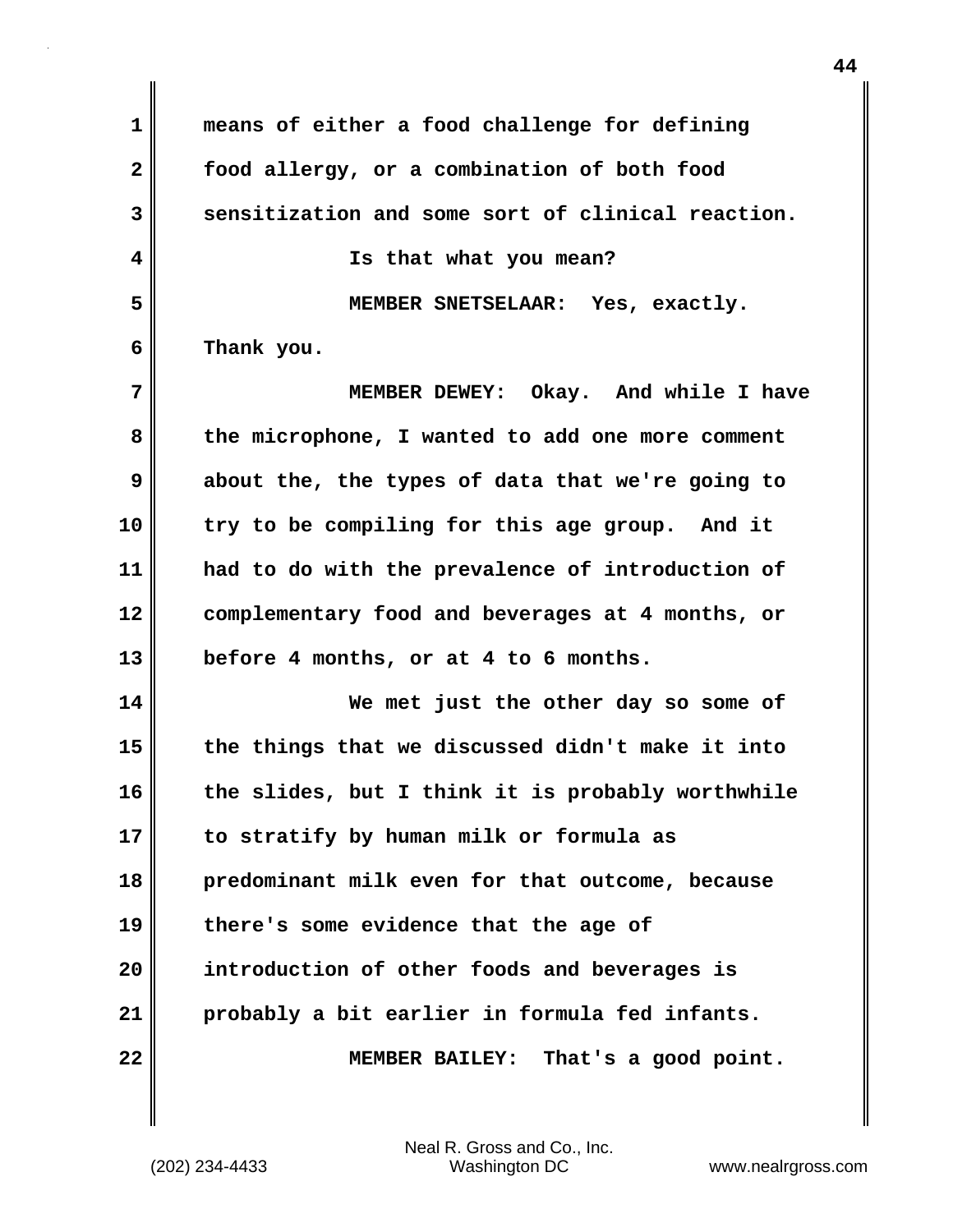means of either a food challenge for defining food allergy, or a combination of both food sensitization and some sort of clinical reaction.

Is that what you mean?

MEMBER SNETSELAAR: Yes, exactly. Thank you.

MEMBER DEWEY: Okay. And while I have the microphone, I wanted to add one more comment about the, the types of data that we're going to try to be compiling for this age group. And it had to do with the prevalence of introduction of complementary food and beverages at 4 months, or before 4 months, or at 4 to 6 months.

We met just the other day so some of the things that we discussed didn't make it into the slides, but I think it is probably worthwhile to stratify by human milk or formula as predominant milk even for that outcome, because there's some evidence that the age of introduction of other foods and beverages is probably a bit earlier in formula fed infants.

MEMBER BAILEY: That's a good point.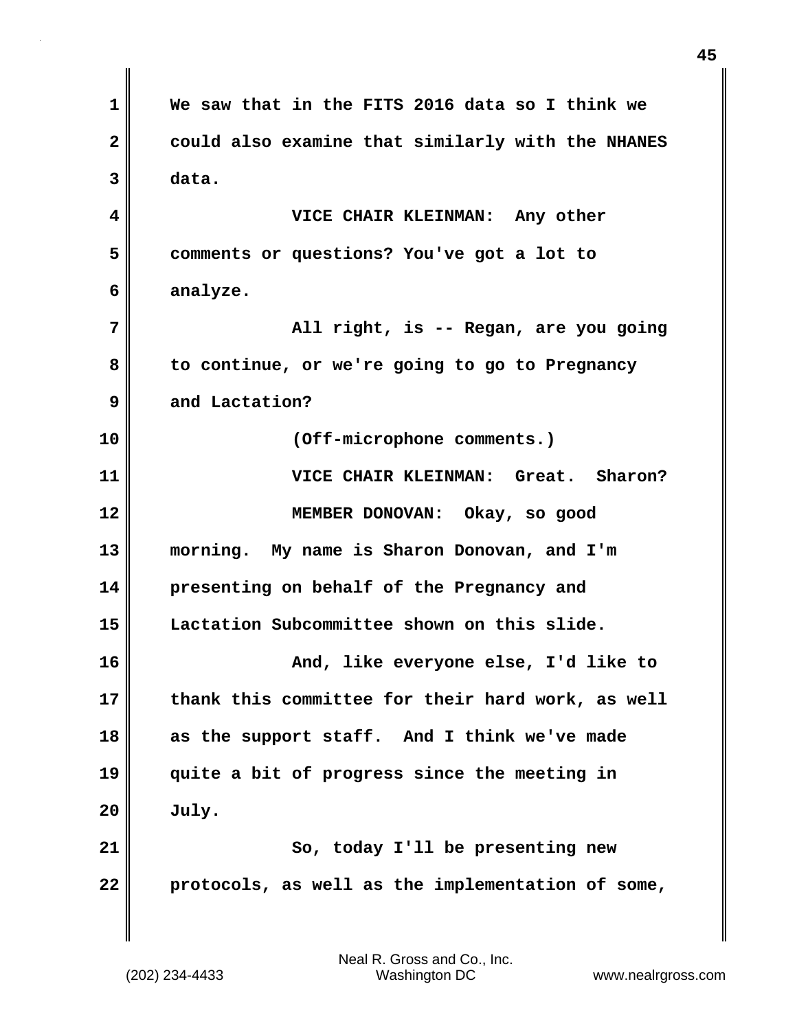We saw that in the FITS 2016 data so I think we could also examine that similarly with the NHANES data.

VICE CHAIR KLEINMAN: Any other comments or questions? You've got a lot to analyze.

All right, is -- Regan, are you going to continue, or we're going to go to Pregnancy and Lactation?

(Off-microphone comments.)

VICE CHAIR KLEINMAN: Great. Sharon?

MEMBER DONOVAN: Okay, so good morning. My name is Sharon Donovan, and I'm presenting on behalf of the Pregnancy and Lactation Subcommittee shown on this slide.

And, like everyone else, I'd like to thank this committee for their hard work, as well as the support staff. And I think we've made quite a bit of progress since the meeting in July.

So, today I'll be presenting new protocols, as well as the implementation of some,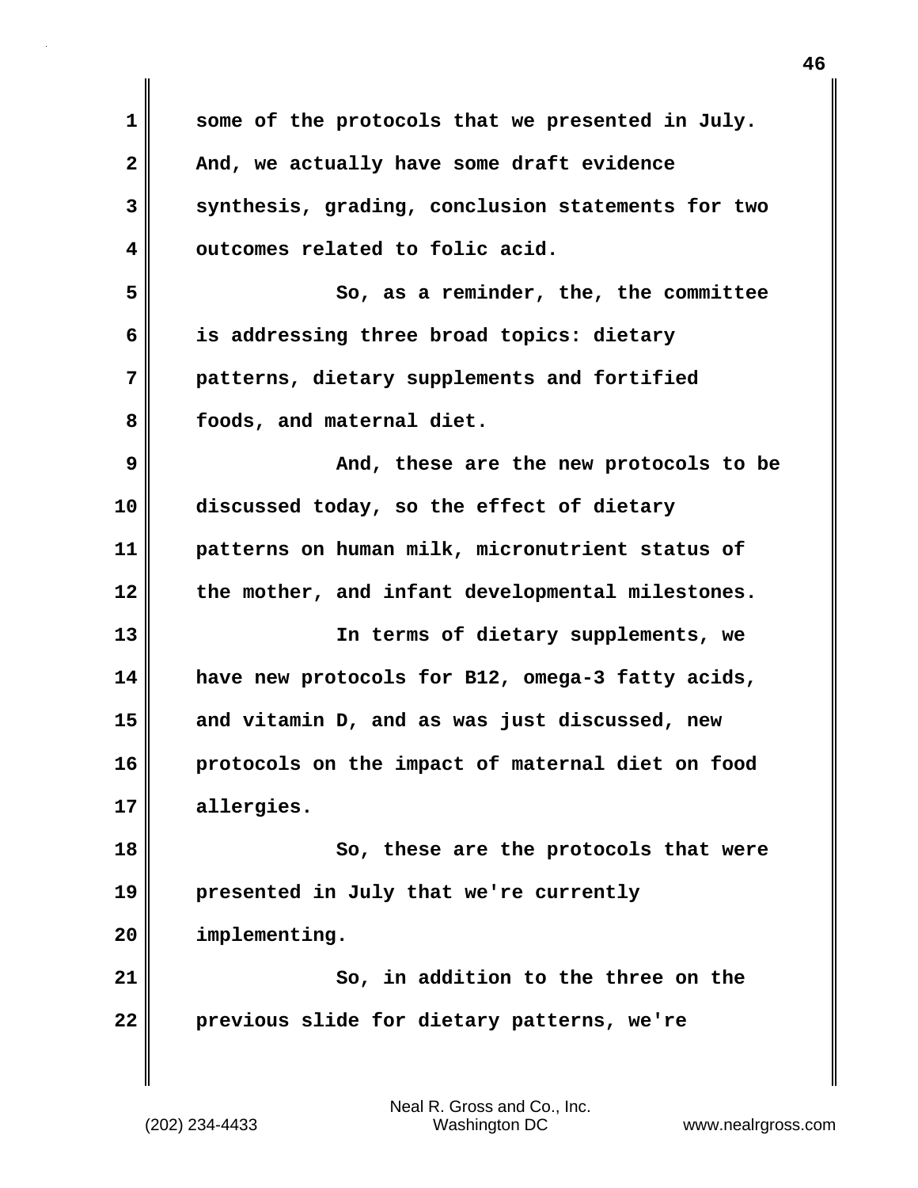some of the protocols that we presented in July. And, we actually have some draft evidence synthesis, grading, conclusion statements for two outcomes related to folic acid.

So, as a reminder, the, the committee is addressing three broad topics: dietary patterns, dietary supplements and fortified foods, and maternal diet.

And, these are the new protocols to be discussed today, so the effect of dietary patterns on human milk, micronutrient status of the mother, and infant developmental milestones.

In terms of dietary supplements, we have new protocols for B12, omega-3 fatty acids, and vitamin D, and as was just discussed, new protocols on the impact of maternal diet on food allergies.

So, these are the protocols that were presented in July that we're currently implementing.

So, in addition to the three on the previous slide for dietary patterns, we're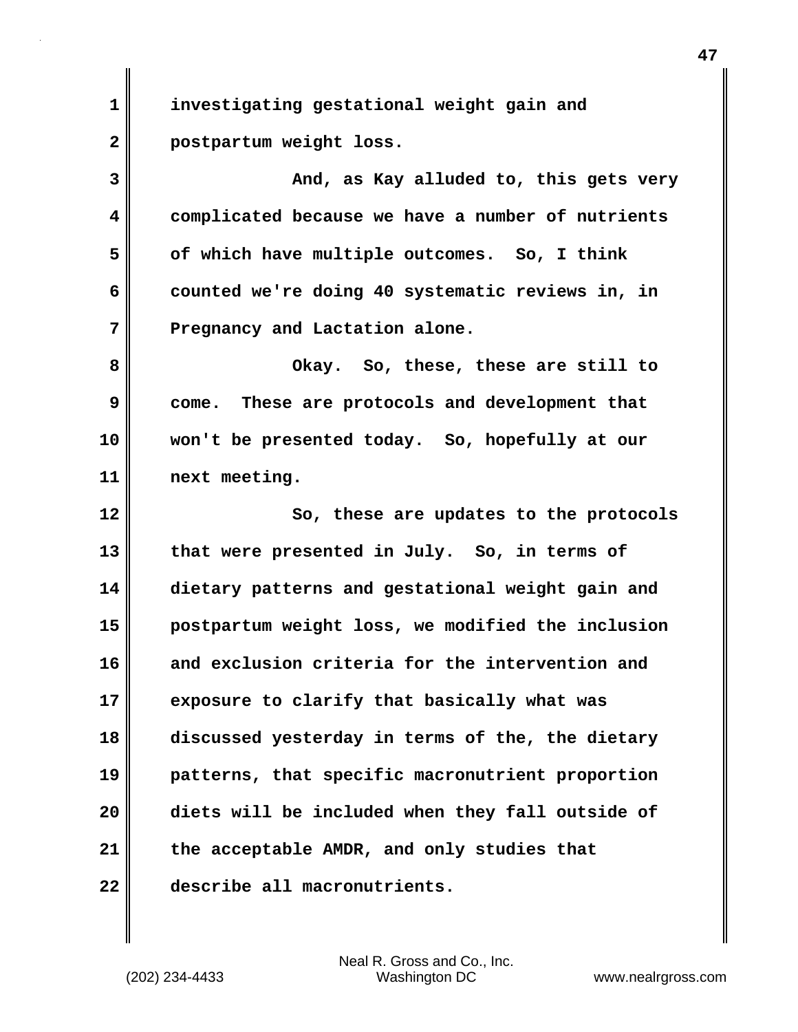investigating gestational weight gain and postpartum weight loss.

And, as Kay alluded to, this gets very complicated because we have a number of nutrients of which have multiple outcomes. So, I think counted we're doing 40 systematic reviews in, in Pregnancy and Lactation alone.

Okay. So, these, these are still to come. These are protocols and development that won't be presented today. So, hopefully at our next meeting.

So, these are updates to the protocols that were presented in July. So, in terms of dietary patterns and gestational weight gain and postpartum weight loss, we modified the inclusion and exclusion criteria for the intervention and exposure to clarify that basically what was discussed yesterday in terms of the, the dietary patterns, that specific macronutrient proportion diets will be included when they fall outside of the acceptable AMDR, and only studies that describe all macronutrients.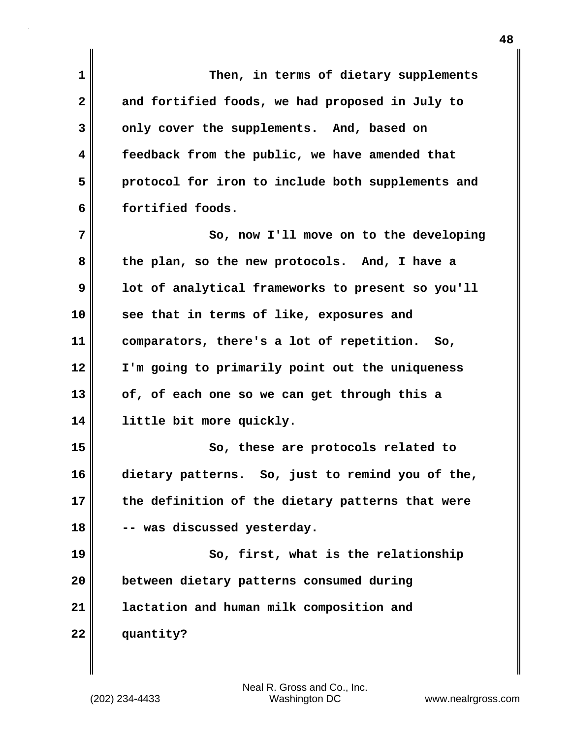Then, in terms of dietary supplements and fortified foods, we had proposed in July to only cover the supplements. And, based on feedback from the public, we have amended that protocol for iron to include both supplements and fortified foods.

So, now I'll move on to the developing the plan, so the new protocols. And, I have a lot of analytical frameworks to present so you'll see that in terms of like, exposures and comparators, there's a lot of repetition. So, I'm going to primarily point out the uniqueness of, of each one so we can get through this a little bit more quickly.

So, these are protocols related to dietary patterns. So, just to remind you of the, the definition of the dietary patterns that were -- was discussed yesterday.

So, first, what is the relationship between dietary patterns consumed during lactation and human milk composition and quantity?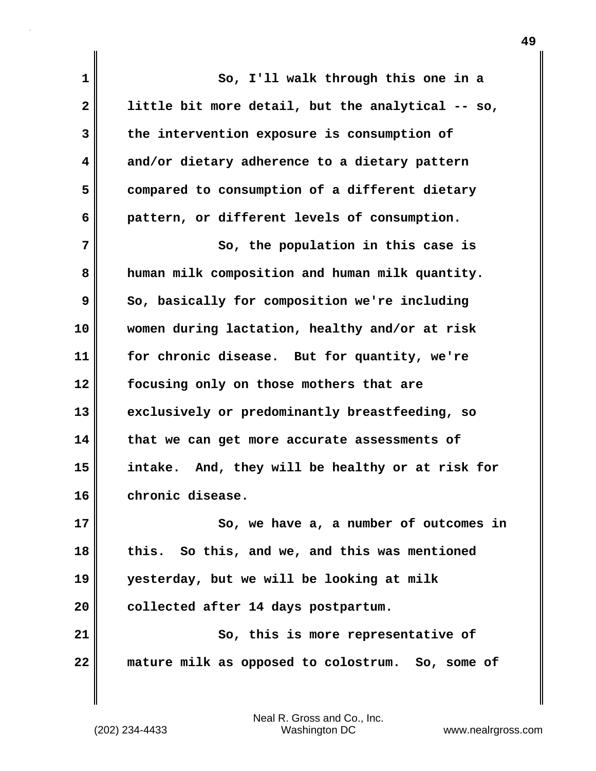So, I'll walk through this one in a little bit more detail, but the analytical -- so, the intervention exposure is consumption of and/or dietary adherence to a dietary pattern compared to consumption of a different dietary pattern, or different levels of consumption.

So, the population in this case is human milk composition and human milk quantity. So, basically for composition we're including women during lactation, healthy and/or at risk for chronic disease. But for quantity, we're focusing only on those mothers that are exclusively or predominantly breastfeeding, so that we can get more accurate assessments of intake. And, they will be healthy or at risk for chronic disease.

So, we have a, a number of outcomes in this. So this, and we, and this was mentioned yesterday, but we will be looking at milk collected after 14 days postpartum.

So, this is more representative of mature milk as opposed to colostrum. So, some of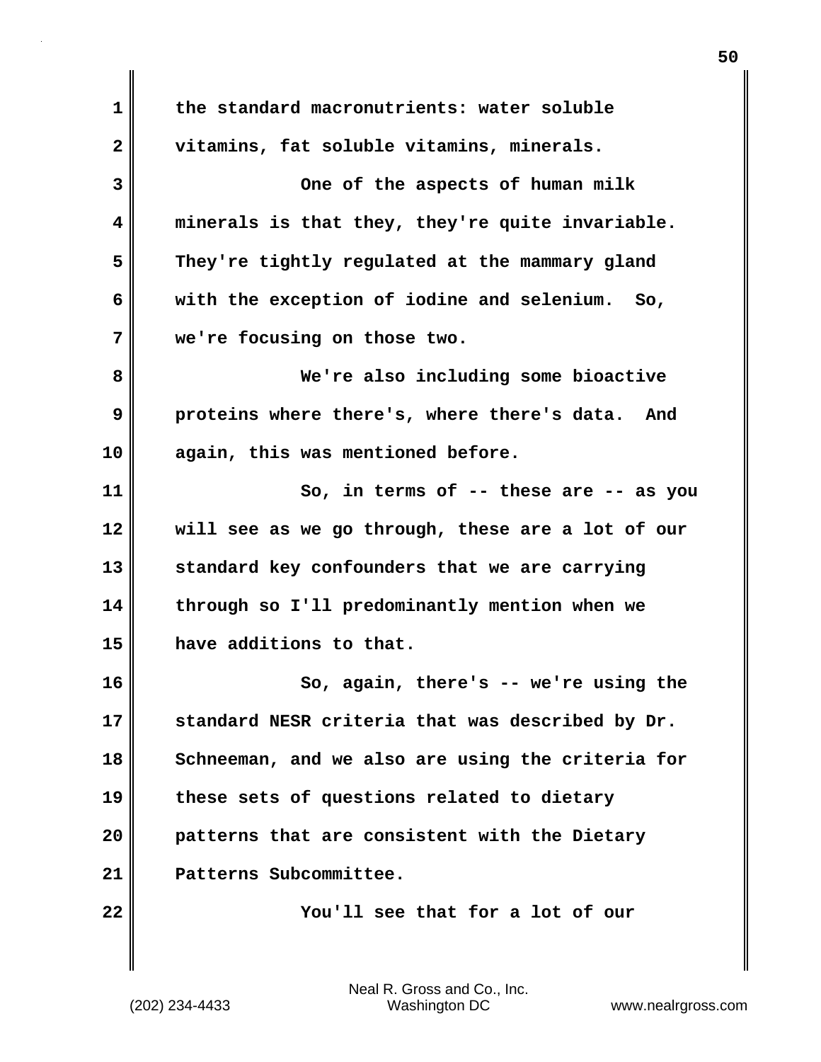the standard macronutrients: water soluble vitamins, fat soluble vitamins, minerals.

One of the aspects of human milk minerals is that they, they're quite invariable. They're tightly regulated at the mammary gland with the exception of iodine and selenium. So, we're focusing on those two.

We're also including some bioactive proteins where there's, where there's data. And again, this was mentioned before.

So, in terms of -- these are -- as you will see as we go through, these are a lot of our standard key confounders that we are carrying through so I'll predominantly mention when we have additions to that.

So, again, there's -- we're using the standard NESR criteria that was described by Dr. Schneeman, and we also are using the criteria for these sets of questions related to dietary patterns that are consistent with the Dietary Patterns Subcommittee.

You'll see that for a lot of our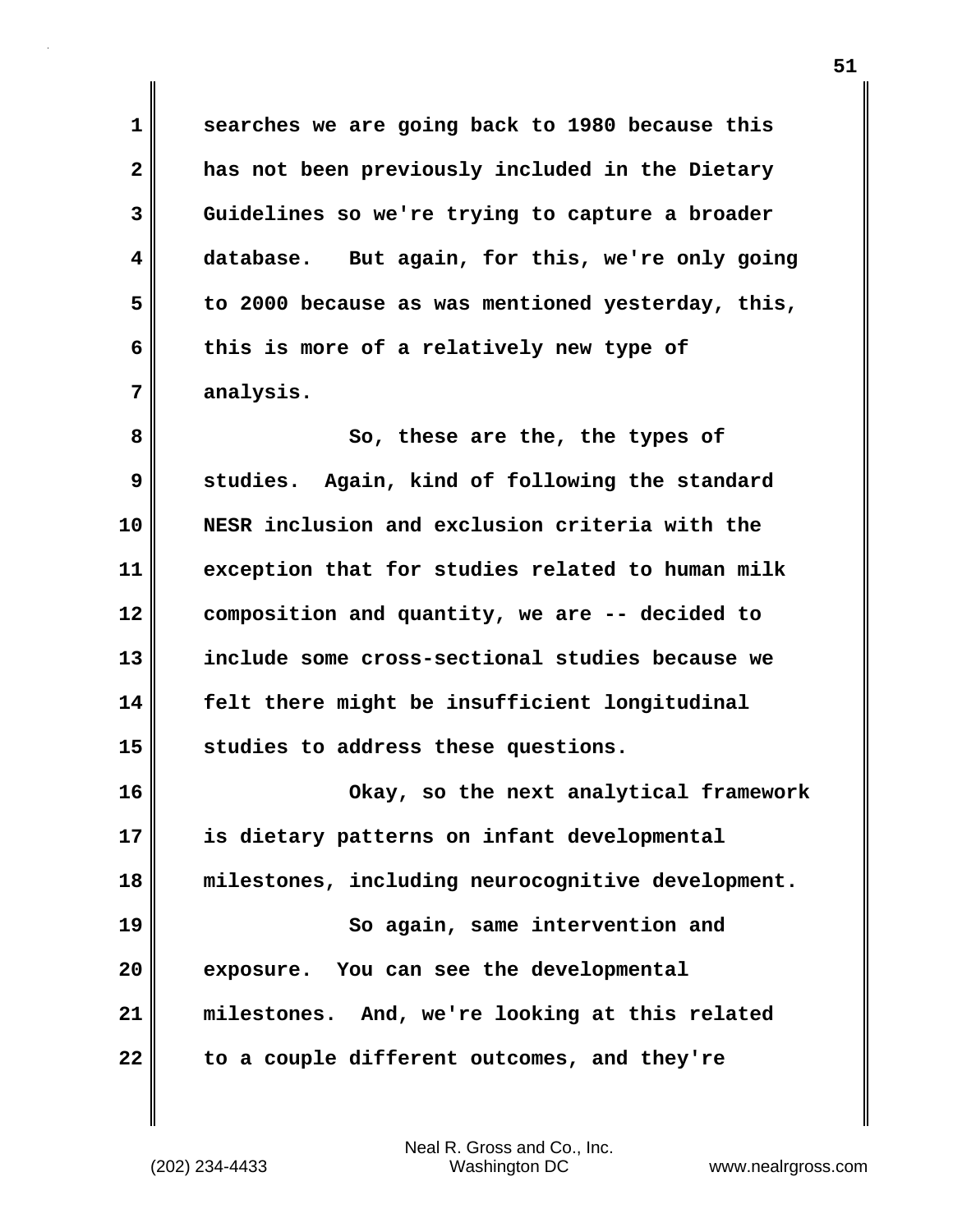searches we are going back to 1980 because this has not been previously included in the Dietary Guidelines so we're trying to capture a broader database. But again, for this, we're only going to 2000 because as was mentioned yesterday, this, this is more of a relatively new type of analysis.

So, these are the, the types of studies. Again, kind of following the standard NESR inclusion and exclusion criteria with the exception that for studies related to human milk composition and quantity, we are -- decided to include some cross-sectional studies because we felt there might be insufficient longitudinal studies to address these questions.

Okay, so the next analytical framework is dietary patterns on infant developmental milestones, including neurocognitive development.

So again, same intervention and exposure. You can see the developmental milestones. And, we're looking at this related to a couple different outcomes, and they're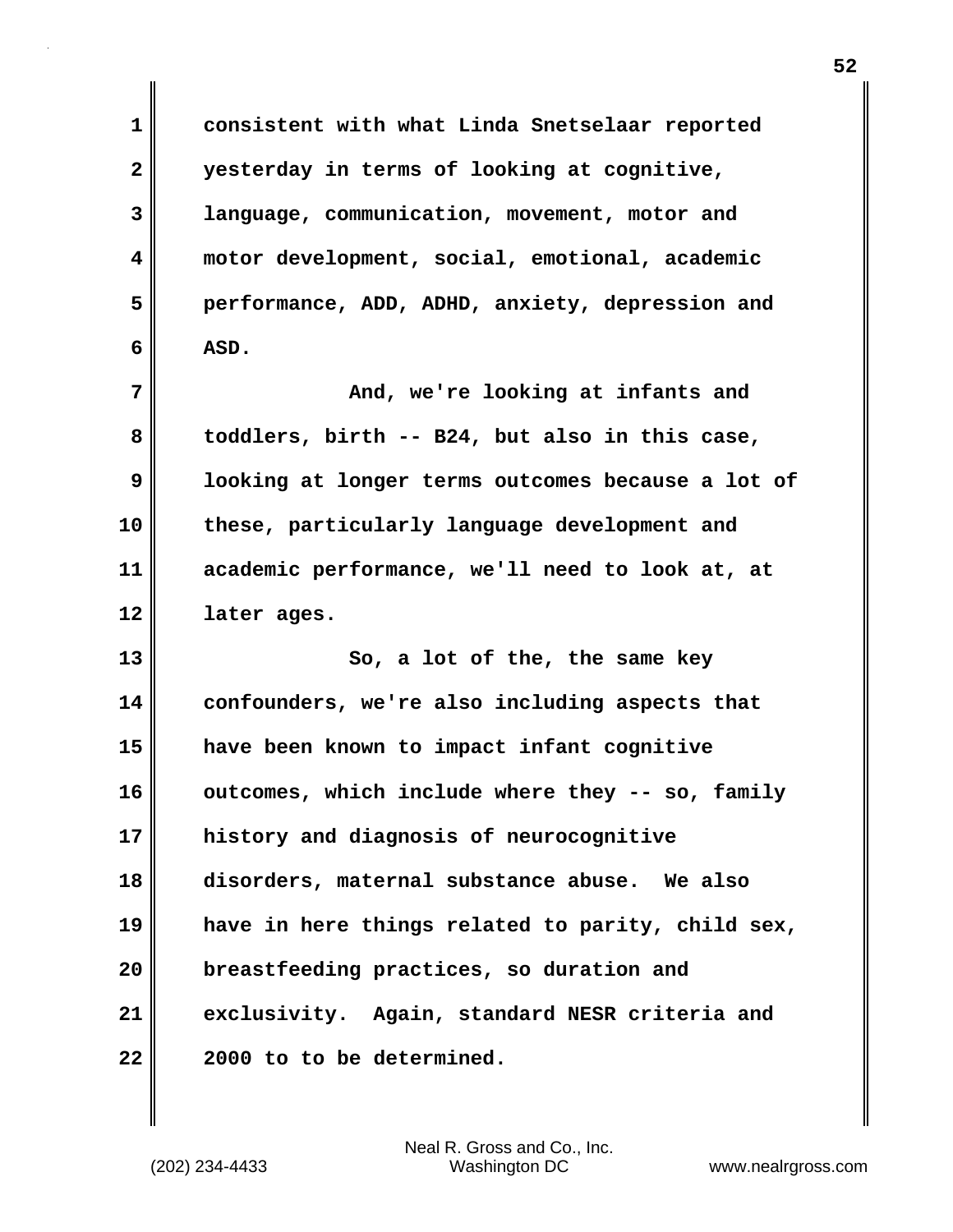consistent with what Linda Snetselaar reported yesterday in terms of looking at cognitive, language, communication, movement, motor and motor development, social, emotional, academic performance, ADD, ADHD, anxiety, depression and ASD.

And, we're looking at infants and toddlers, birth -- B24, but also in this case, looking at longer terms outcomes because a lot of these, particularly language development and academic performance, we'll need to look at, at later ages.

So, a lot of the, the same key confounders, we're also including aspects that have been known to impact infant cognitive outcomes, which include where they -- so, family history and diagnosis of neurocognitive disorders, maternal substance abuse. We also have in here things related to parity, child sex, breastfeeding practices, so duration and exclusivity. Again, standard NESR criteria and 2000 to to be determined.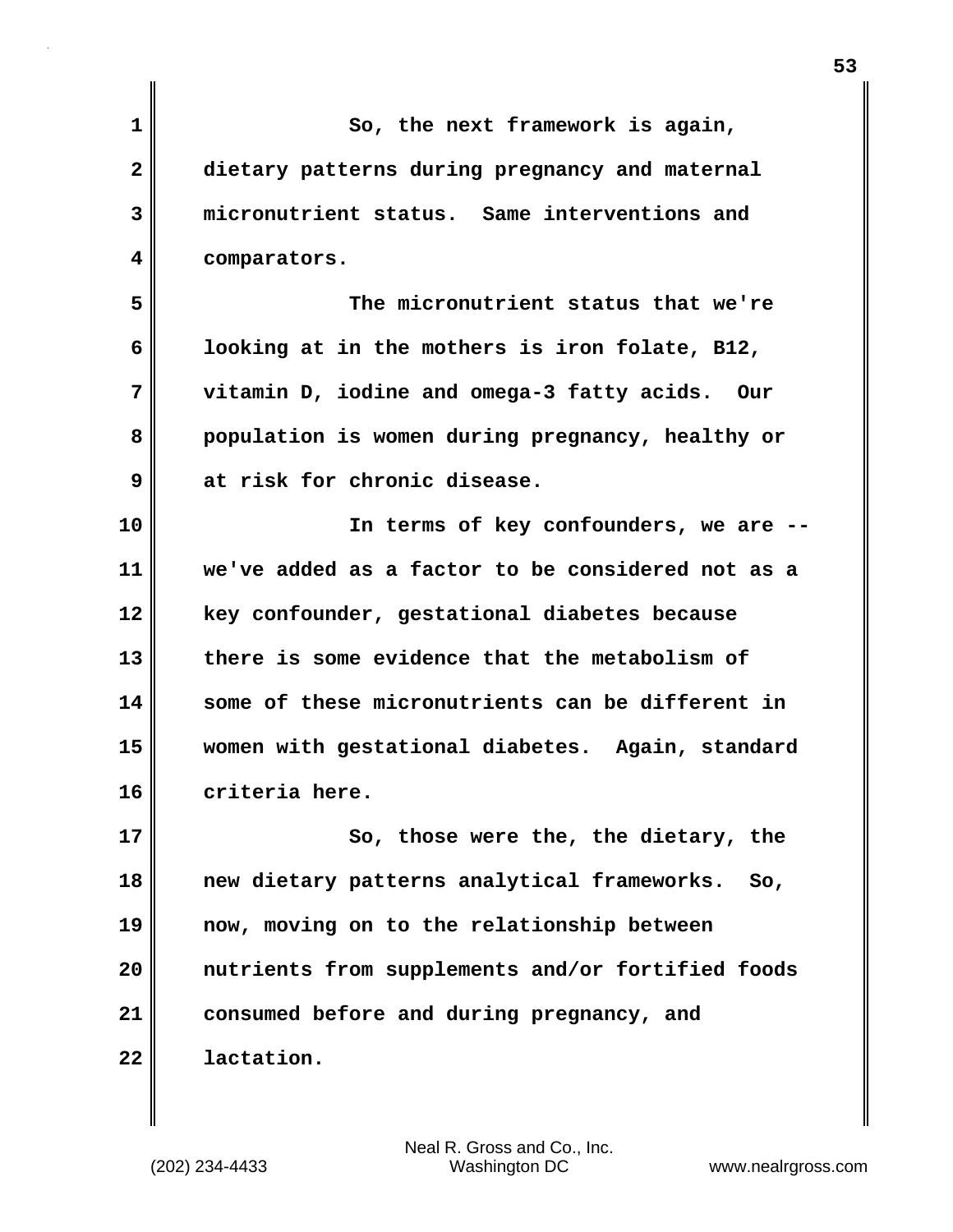So, the next framework is again, dietary patterns during pregnancy and maternal micronutrient status. Same interventions and comparators.

The micronutrient status that we're looking at in the mothers is iron folate, B12, vitamin D, iodine and omega-3 fatty acids. Our population is women during pregnancy, healthy or at risk for chronic disease.

In terms of key confounders, we are -- we've added as a factor to be considered not as a key confounder, gestational diabetes because there is some evidence that the metabolism of some of these micronutrients can be different in women with gestational diabetes. Again, standard criteria here.

So, those were the, the dietary, the new dietary patterns analytical frameworks. So, now, moving on to the relationship between nutrients from supplements and/or fortified foods consumed before and during pregnancy, and lactation.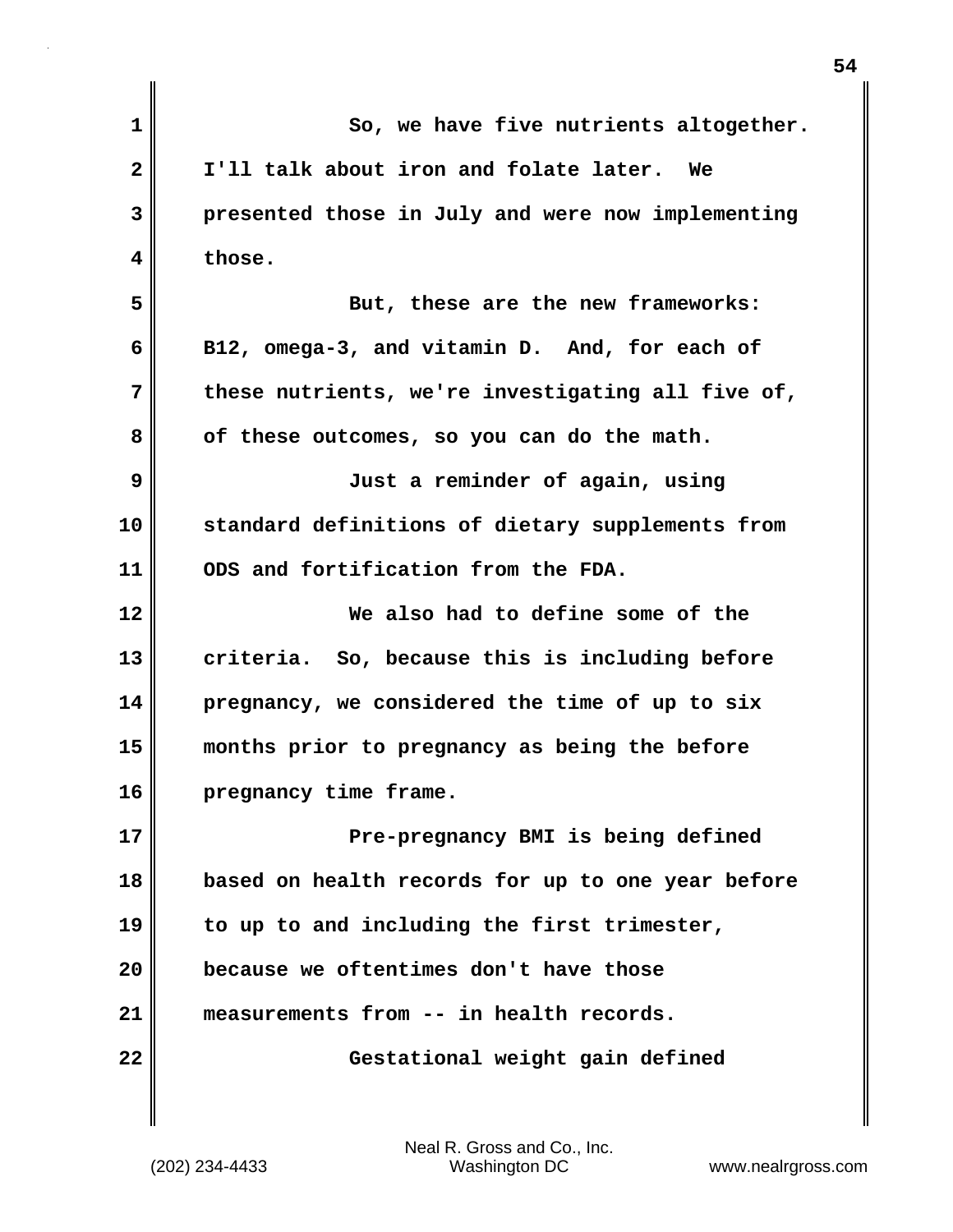So, we have five nutrients altogether. I'll talk about iron and folate later. We presented those in July and were now implementing those.

But, these are the new frameworks: B12, omega-3, and vitamin D. And, for each of these nutrients, we're investigating all five of, of these outcomes, so you can do the math.

Just a reminder of again, using standard definitions of dietary supplements from ODS and fortification from the FDA.

We also had to define some of the criteria. So, because this is including before pregnancy, we considered the time of up to six months prior to pregnancy as being the before pregnancy time frame.

Pre-pregnancy BMI is being defined based on health records for up to one year before to up to and including the first trimester, because we oftentimes don't have those measurements from -- in health records.

Gestational weight gain defined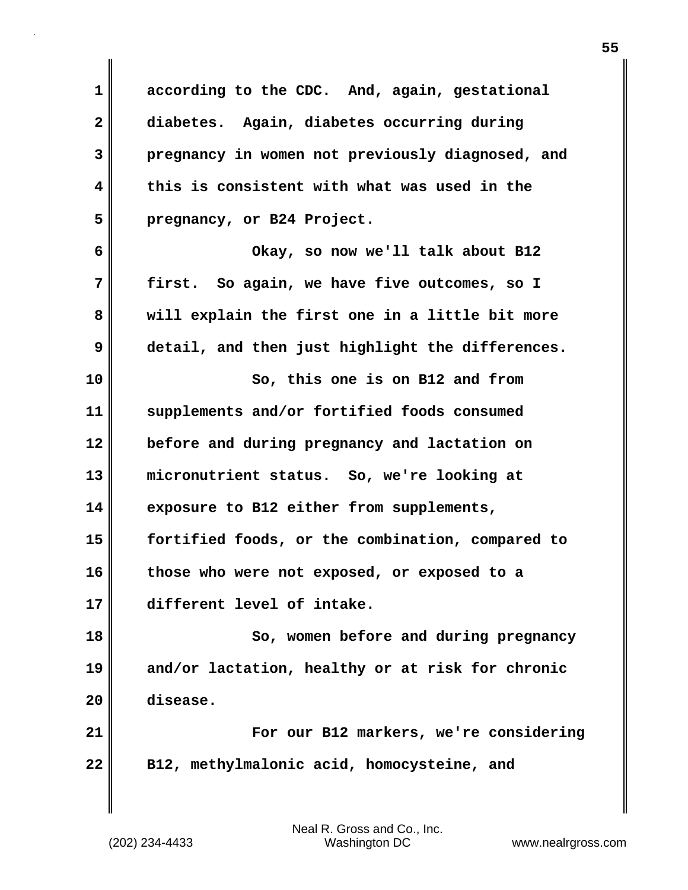according to the CDC. And, again, gestational diabetes. Again, diabetes occurring during pregnancy in women not previously diagnosed, and this is consistent with what was used in the pregnancy, or B24 Project.

Okay, so now we'll talk about B12 first. So again, we have five outcomes, so I will explain the first one in a little bit more detail, and then just highlight the differences.

So, this one is on B12 and from supplements and/or fortified foods consumed before and during pregnancy and lactation on micronutrient status. So, we're looking at exposure to B12 either from supplements, fortified foods, or the combination, compared to those who were not exposed, or exposed to a different level of intake.

So, women before and during pregnancy and/or lactation, healthy or at risk for chronic disease.

For our B12 markers, we're considering B12, methylmalonic acid, homocysteine, and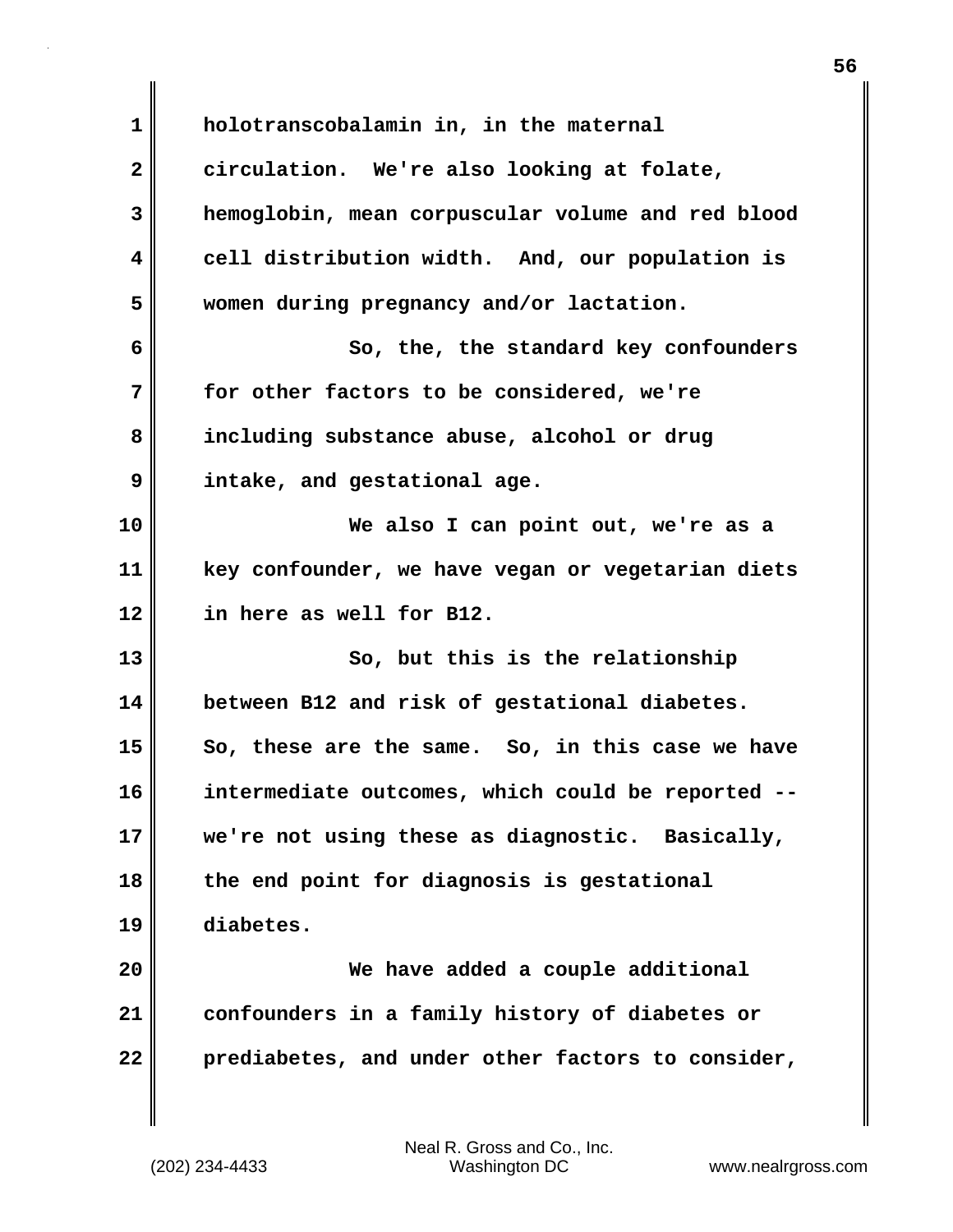holotranscobalamin in, in the maternal circulation. We're also looking at folate, hemoglobin, mean corpuscular volume and red blood cell distribution width. And, our population is women during pregnancy and/or lactation.

So, the, the standard key confounders for other factors to be considered, we're including substance abuse, alcohol or drug intake, and gestational age.

We also I can point out, we're as a key confounder, we have vegan or vegetarian diets in here as well for B12.

So, but this is the relationship between B12 and risk of gestational diabetes. So, these are the same. So, in this case we have intermediate outcomes, which could be reported -- we're not using these as diagnostic. Basically, the end point for diagnosis is gestational diabetes.

We have added a couple additional confounders in a family history of diabetes or prediabetes, and under other factors to consider,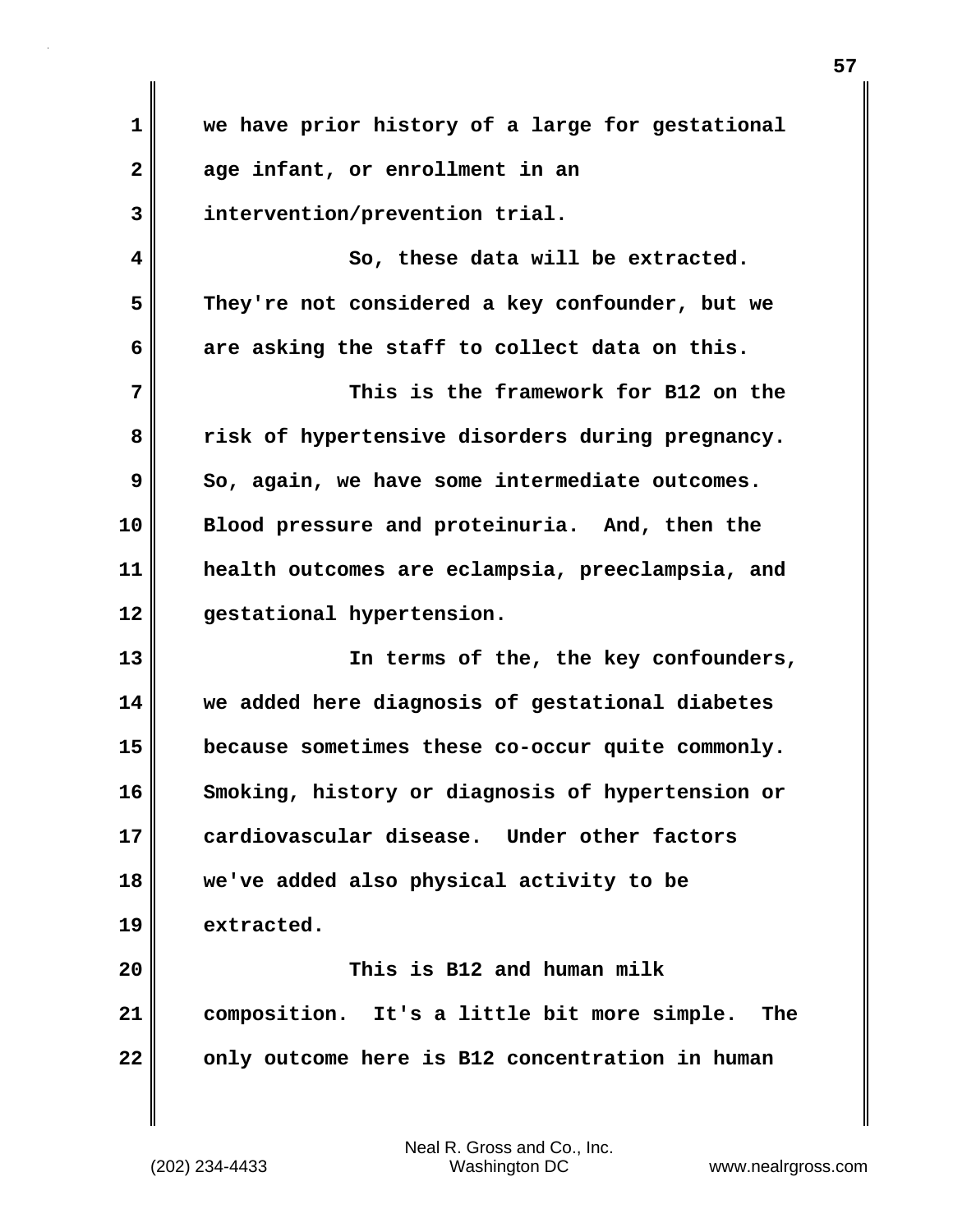we have prior history of a large for gestational age infant, or enrollment in an intervention/prevention trial.

So, these data will be extracted. They're not considered a key confounder, but we are asking the staff to collect data on this.

This is the framework for B12 on the risk of hypertensive disorders during pregnancy. So, again, we have some intermediate outcomes. Blood pressure and proteinuria. And, then the health outcomes are eclampsia, preeclampsia, and gestational hypertension.

In terms of the, the key confounders, we added here diagnosis of gestational diabetes because sometimes these co-occur quite commonly. Smoking, history or diagnosis of hypertension or cardiovascular disease. Under other factors we've added also physical activity to be extracted.

This is B12 and human milk composition. It's a little bit more simple. The only outcome here is B12 concentration in human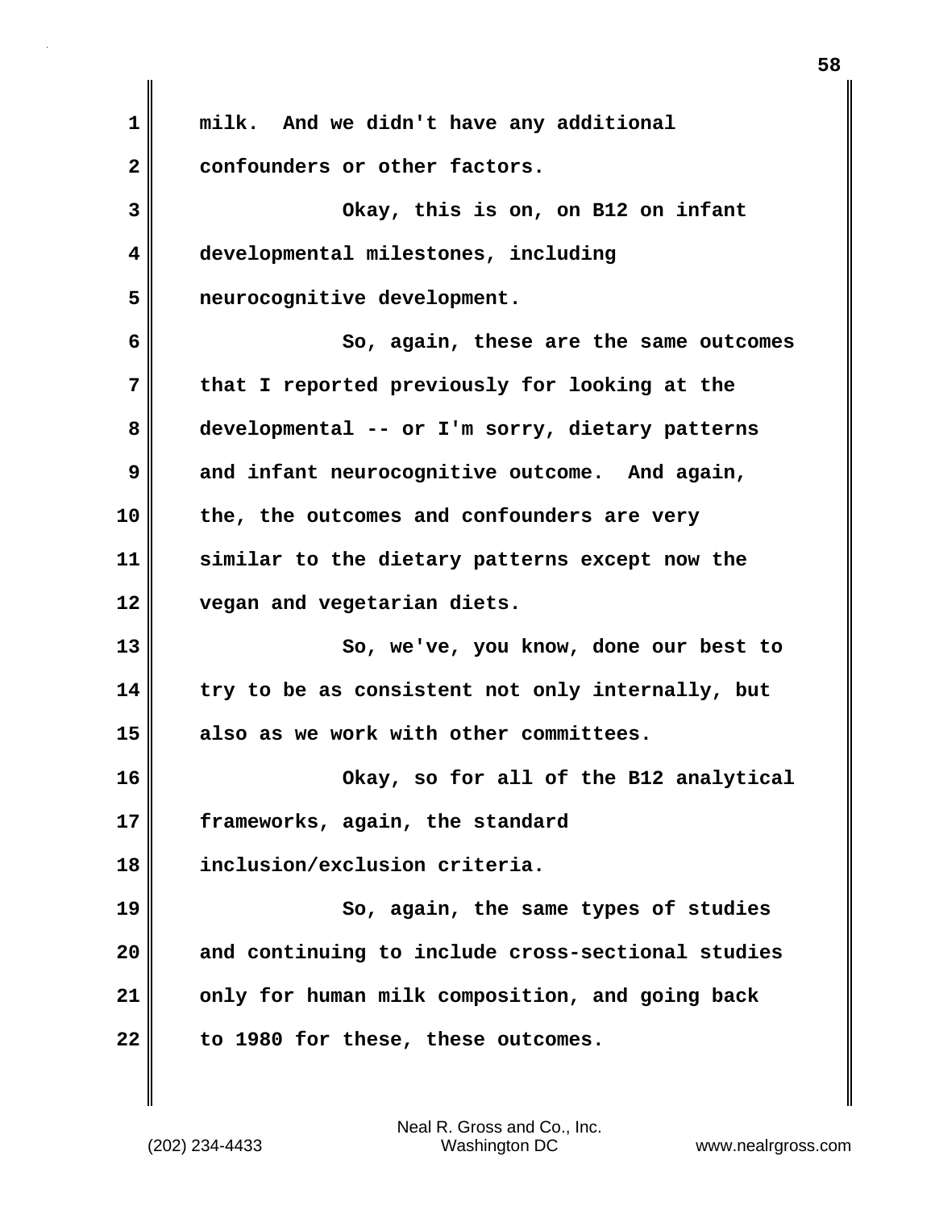milk. And we didn't have any additional confounders or other factors.

Okay, this is on, on B12 on infant developmental milestones, including neurocognitive development.

So, again, these are the same outcomes that I reported previously for looking at the developmental -- or I'm sorry, dietary patterns and infant neurocognitive outcome. And again, the, the outcomes and confounders are very similar to the dietary patterns except now the vegan and vegetarian diets.

So, we've, you know, done our best to try to be as consistent not only internally, but also as we work with other committees.

Okay, so for all of the B12 analytical frameworks, again, the standard inclusion/exclusion criteria.

So, again, the same types of studies and continuing to include cross-sectional studies only for human milk composition, and going back to 1980 for these, these outcomes.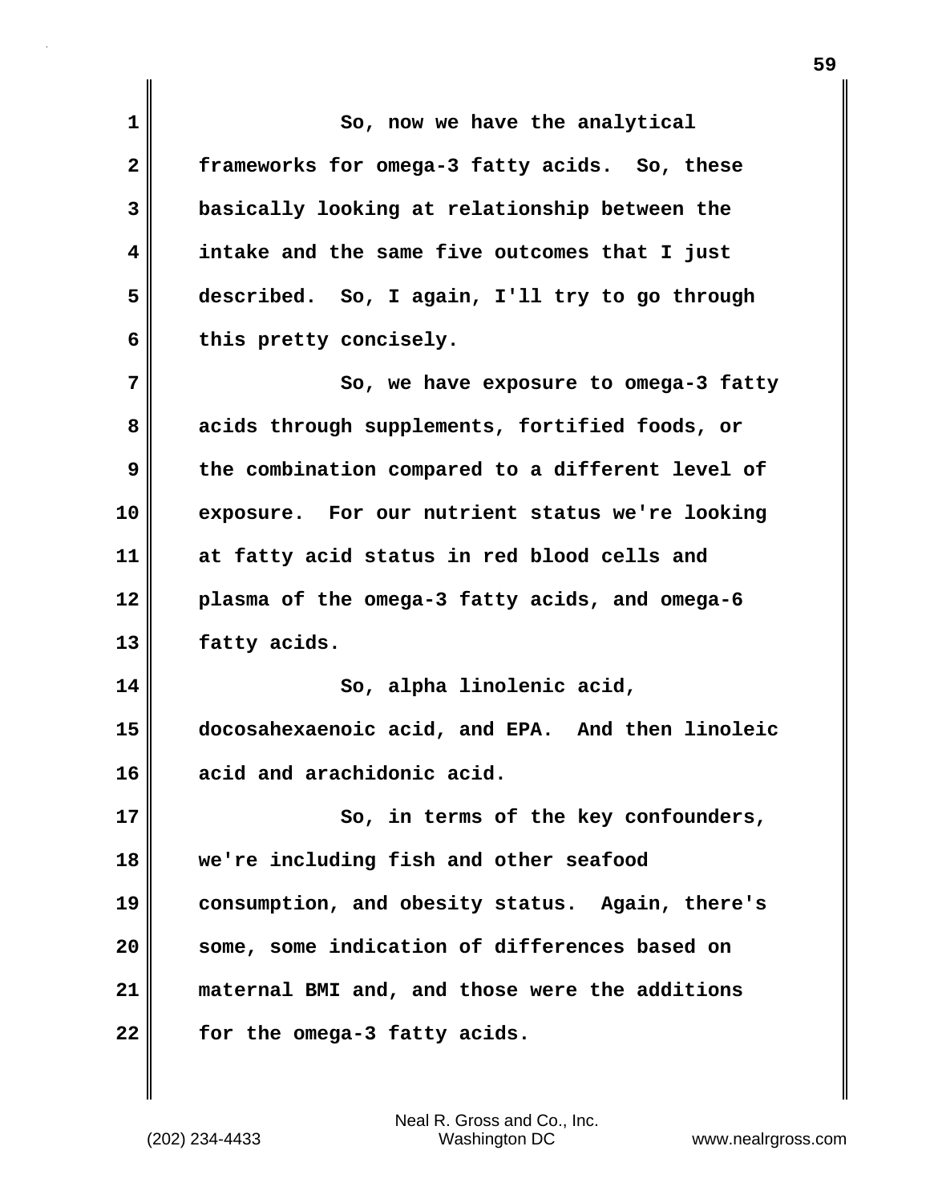So, now we have the analytical frameworks for omega-3 fatty acids. So, these basically looking at relationship between the intake and the same five outcomes that I just described. So, I again, I'll try to go through this pretty concisely.

So, we have exposure to omega-3 fatty acids through supplements, fortified foods, or the combination compared to a different level of exposure. For our nutrient status we're looking at fatty acid status in red blood cells and plasma of the omega-3 fatty acids, and omega-6 fatty acids.

So, alpha linolenic acid, docosahexaenoic acid, and EPA. And then linoleic acid and arachidonic acid.

So, in terms of the key confounders, we're including fish and other seafood consumption, and obesity status. Again, there's some, some indication of differences based on maternal BMI and, and those were the additions for the omega-3 fatty acids.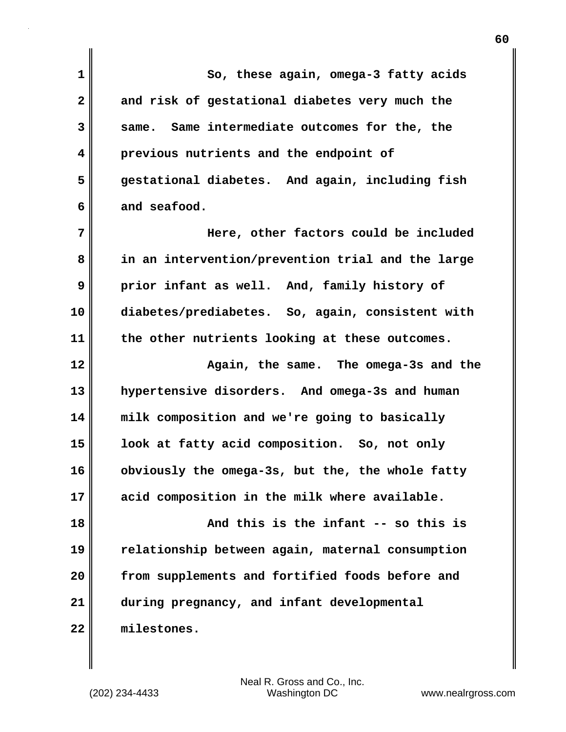So, these again, omega-3 fatty acids and risk of gestational diabetes very much the same. Same intermediate outcomes for the, the previous nutrients and the endpoint of gestational diabetes. And again, including fish and seafood.

Here, other factors could be included in an intervention/prevention trial and the large prior infant as well. And, family history of diabetes/prediabetes. So, again, consistent with the other nutrients looking at these outcomes.

Again, the same. The omega-3s and the hypertensive disorders. And omega-3s and human milk composition and we're going to basically look at fatty acid composition. So, not only obviously the omega-3s, but the, the whole fatty acid composition in the milk where available.

And this is the infant -- so this is relationship between again, maternal consumption from supplements and fortified foods before and during pregnancy, and infant developmental milestones.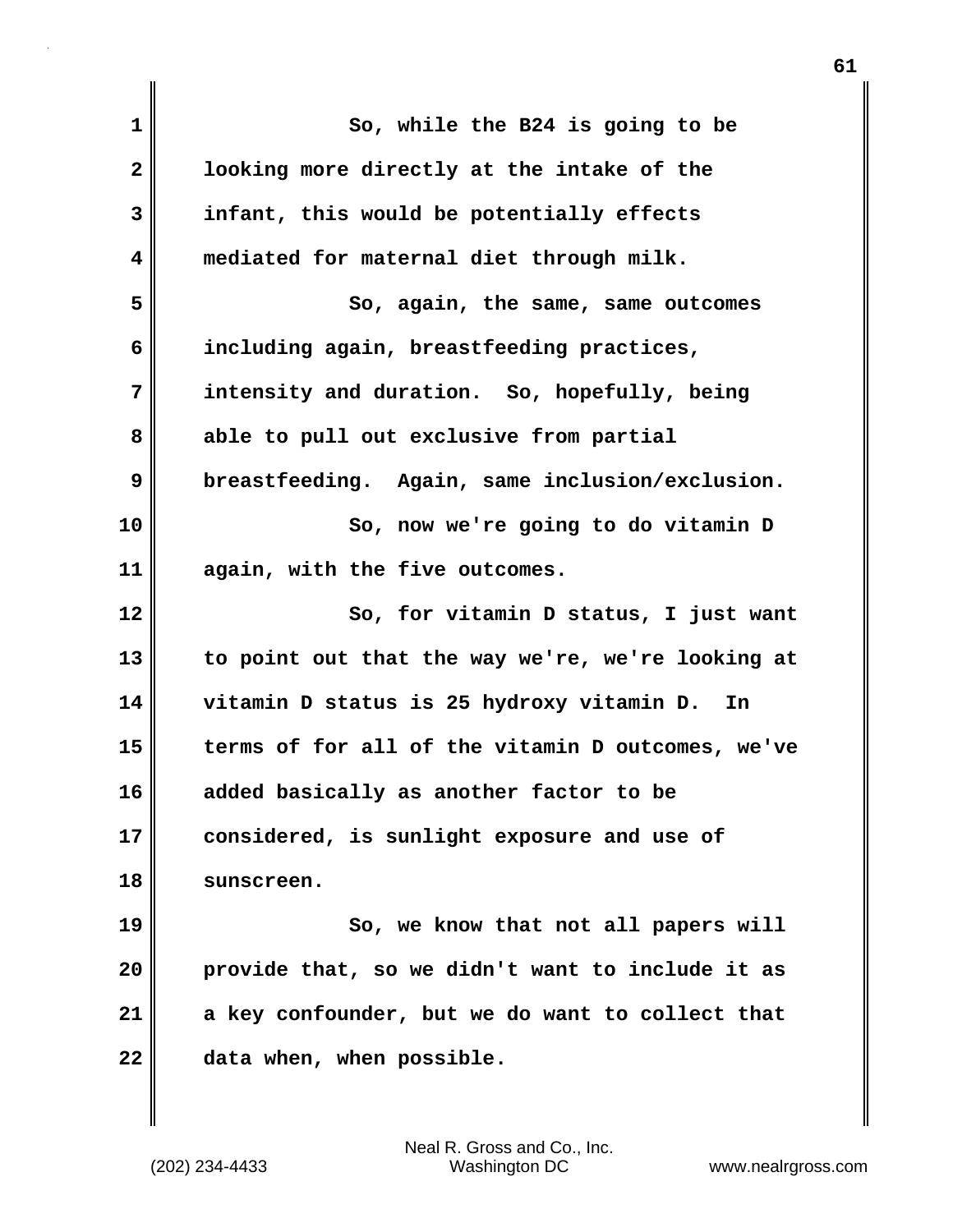So, while the B24 is going to be looking more directly at the intake of the infant, this would be potentially effects mediated for maternal diet through milk.

So, again, the same, same outcomes including again, breastfeeding practices, intensity and duration. So, hopefully, being able to pull out exclusive from partial breastfeeding. Again, same inclusion/exclusion.

So, now we're going to do vitamin D again, with the five outcomes.

So, for vitamin D status, I just want to point out that the way we're, we're looking at vitamin D status is 25 hydroxy vitamin D. In terms of for all of the vitamin D outcomes, we've added basically as another factor to be considered, is sunlight exposure and use of sunscreen.

So, we know that not all papers will provide that, so we didn't want to include it as a key confounder, but we do want to collect that data when, when possible.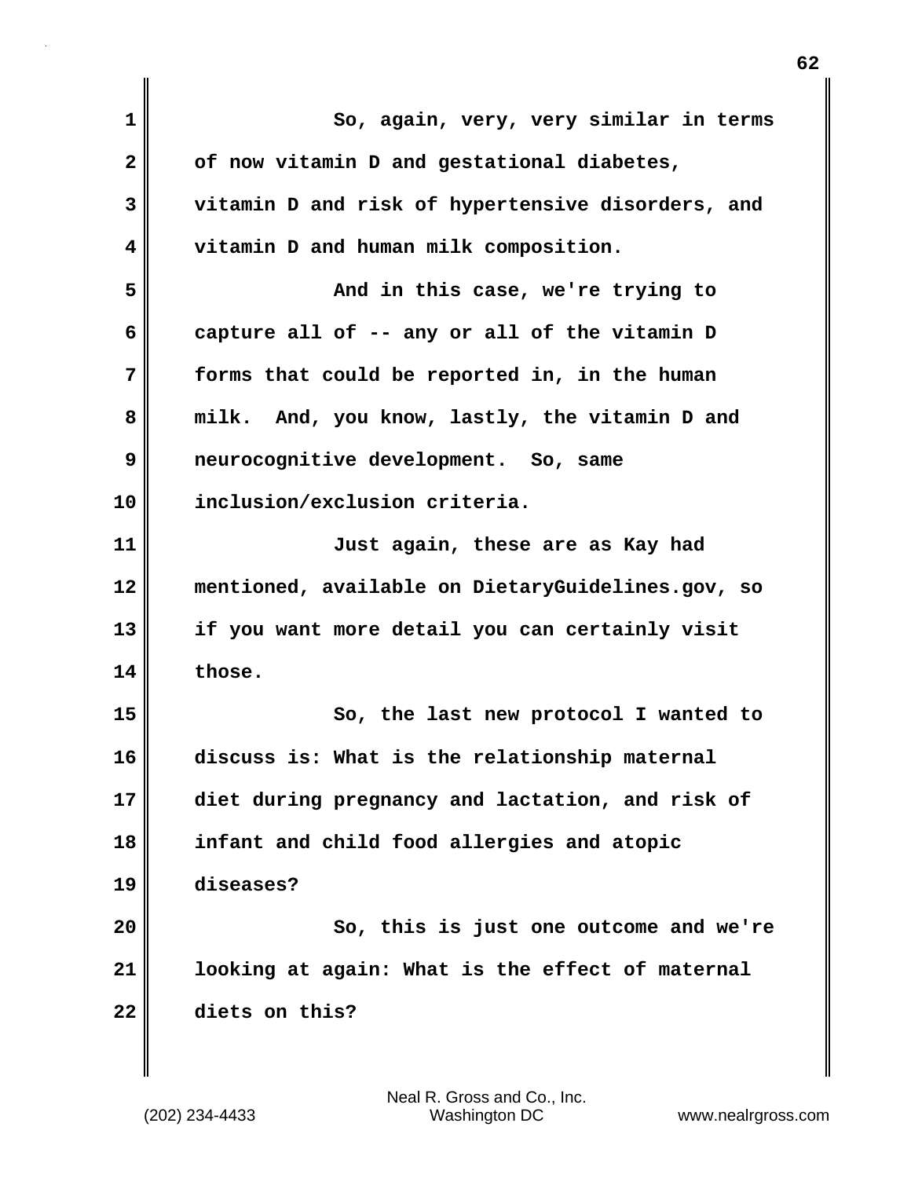So, again, very, very similar in terms of now vitamin D and gestational diabetes, vitamin D and risk of hypertensive disorders, and vitamin D and human milk composition.

And in this case, we're trying to capture all of -- any or all of the vitamin D forms that could be reported in, in the human milk. And, you know, lastly, the vitamin D and neurocognitive development. So, same inclusion/exclusion criteria.

Just again, these are as Kay had mentioned, available on DietaryGuidelines.gov, so if you want more detail you can certainly visit those.

So, the last new protocol I wanted to discuss is: What is the relationship maternal diet during pregnancy and lactation, and risk of infant and child food allergies and atopic diseases?

So, this is just one outcome and we're looking at again: What is the effect of maternal diets on this?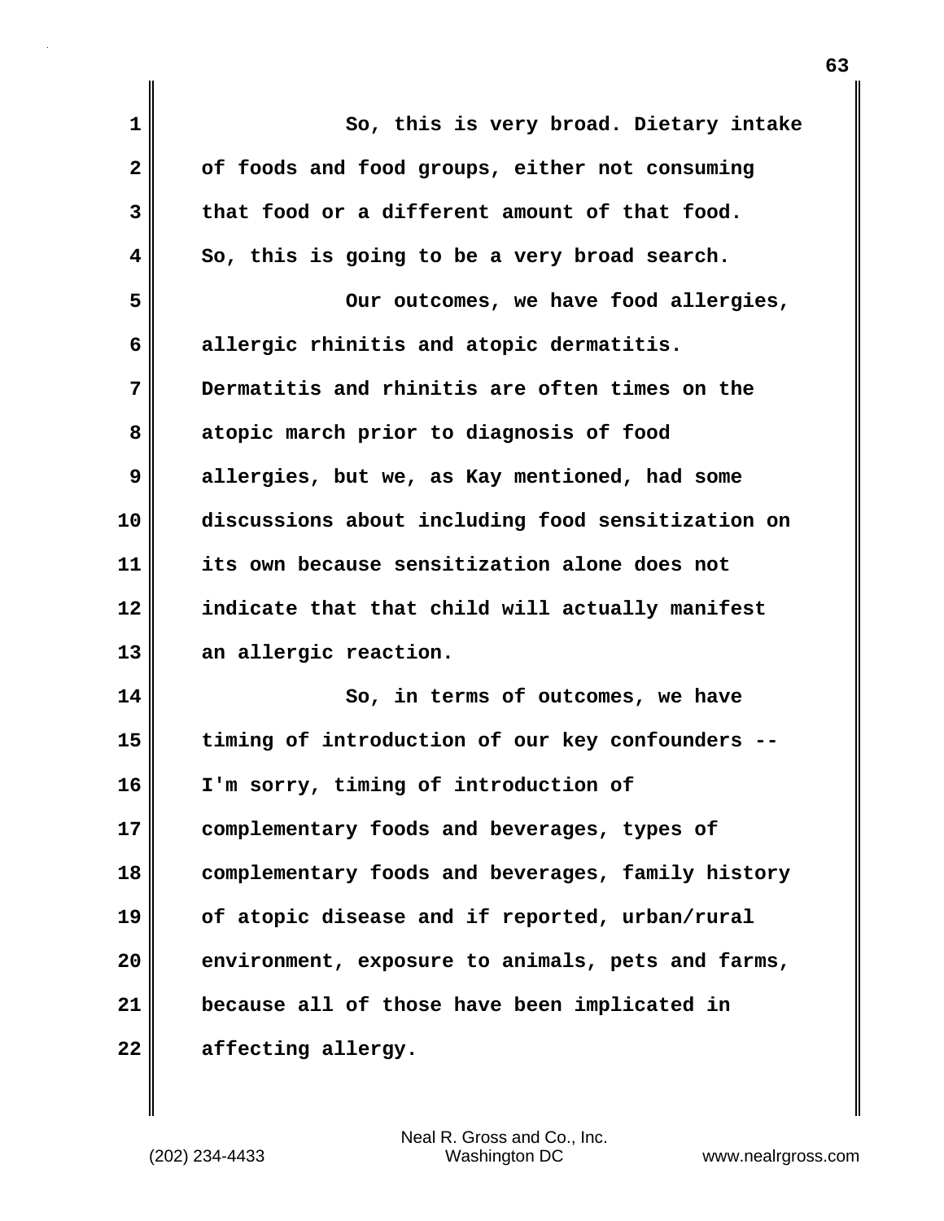So, this is very broad. Dietary intake of foods and food groups, either not consuming that food or a different amount of that food. So, this is going to be a very broad search.

Our outcomes, we have food allergies, allergic rhinitis and atopic dermatitis. Dermatitis and rhinitis are often times on the atopic march prior to diagnosis of food allergies, but we, as Kay mentioned, had some discussions about including food sensitization on its own because sensitization alone does not indicate that that child will actually manifest an allergic reaction.

So, in terms of outcomes, we have timing of introduction of our key confounders -- I'm sorry, timing of introduction of complementary foods and beverages, types of complementary foods and beverages, family history of atopic disease and if reported, urban/rural environment, exposure to animals, pets and farms, because all of those have been implicated in affecting allergy.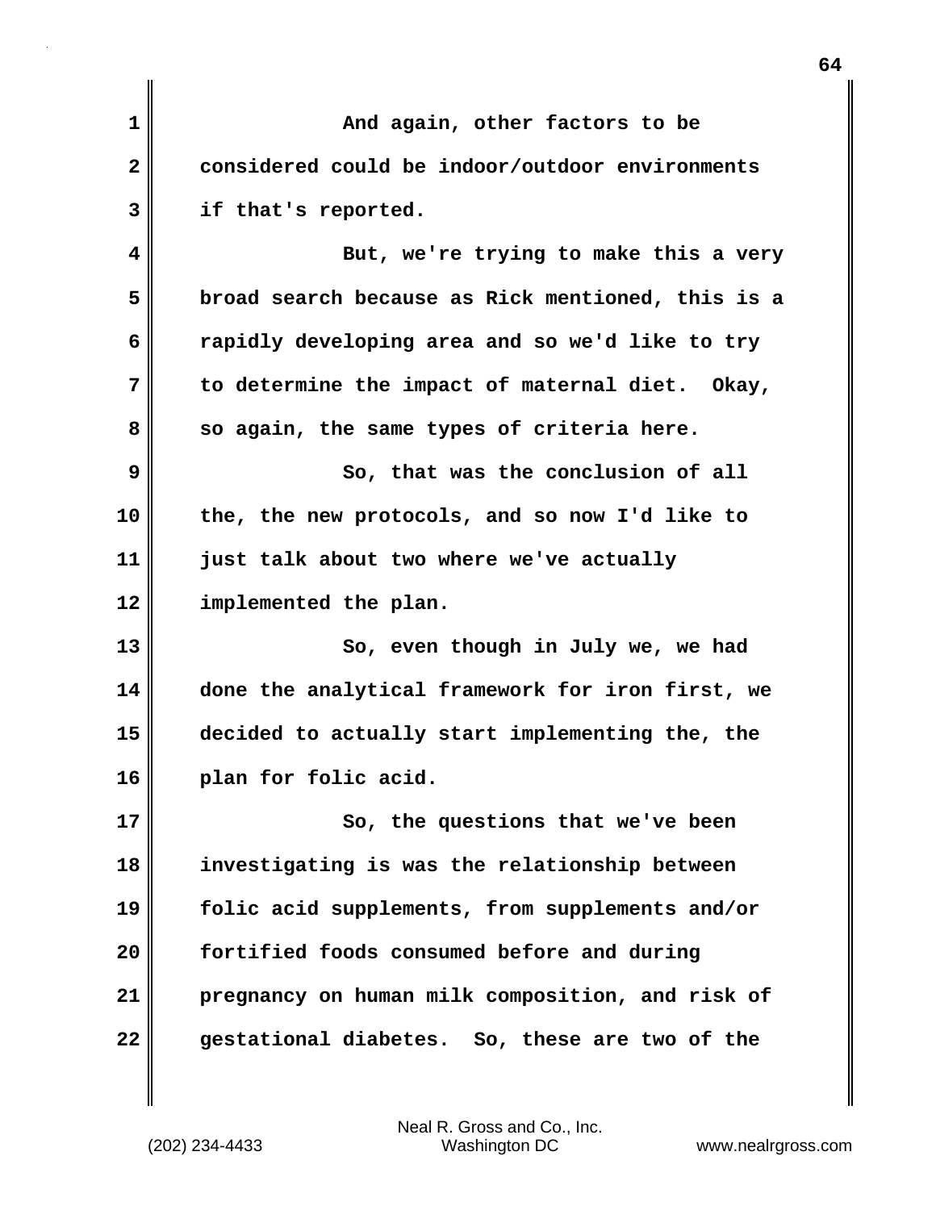And again, other factors to be considered could be indoor/outdoor environments if that's reported.

But, we're trying to make this a very broad search because as Rick mentioned, this is a rapidly developing area and so we'd like to try to determine the impact of maternal diet. Okay, so again, the same types of criteria here.

So, that was the conclusion of all the, the new protocols, and so now I'd like to just talk about two where we've actually implemented the plan.

So, even though in July we, we had done the analytical framework for iron first, we decided to actually start implementing the, the plan for folic acid.

So, the questions that we've been investigating is was the relationship between folic acid supplements, from supplements and/or fortified foods consumed before and during pregnancy on human milk composition, and risk of gestational diabetes. So, these are two of the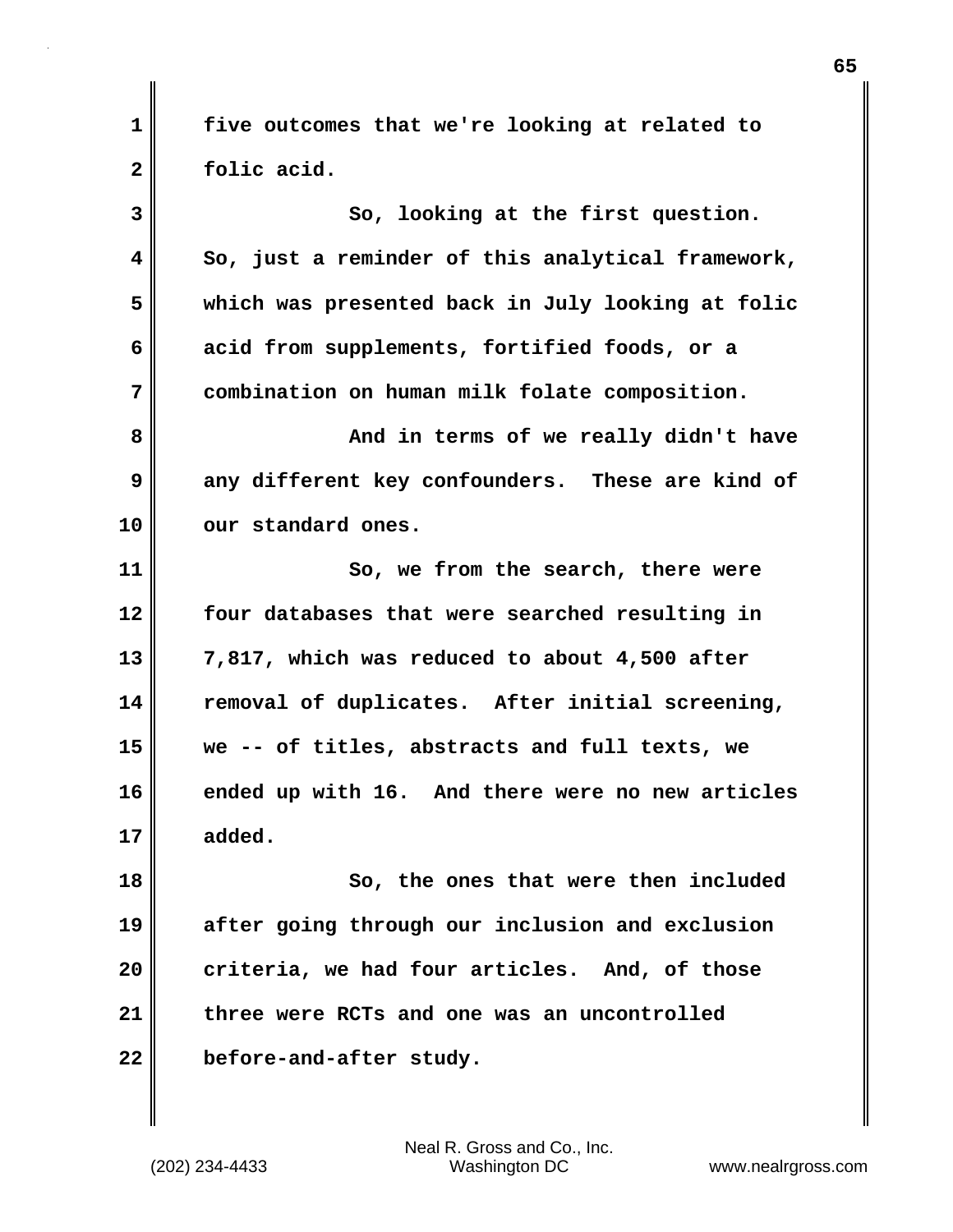five outcomes that we're looking at related to folic acid.

So, looking at the first question. So, just a reminder of this analytical framework, which was presented back in July looking at folic acid from supplements, fortified foods, or a combination on human milk folate composition.

And in terms of we really didn't have any different key confounders. These are kind of our standard ones.

So, we from the search, there were four databases that were searched resulting in 7,817, which was reduced to about 4,500 after removal of duplicates. After initial screening, we -- of titles, abstracts and full texts, we ended up with 16. And there were no new articles added.

So, the ones that were then included after going through our inclusion and exclusion criteria, we had four articles. And, of those three were RCTs and one was an uncontrolled before-and-after study.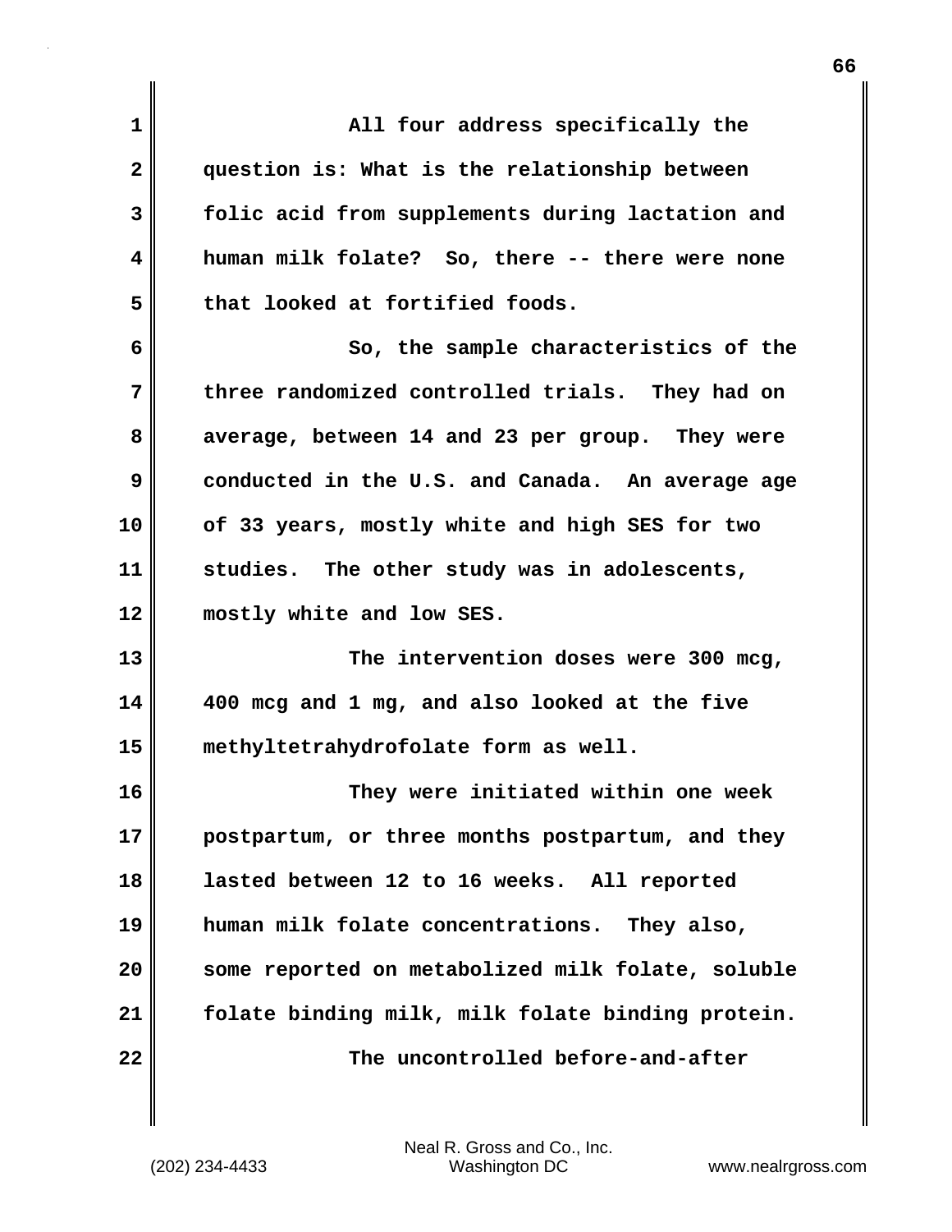All four address specifically the question is: What is the relationship between folic acid from supplements during lactation and human milk folate? So, there -- there were none that looked at fortified foods.

So, the sample characteristics of the three randomized controlled trials. They had on average, between 14 and 23 per group. They were conducted in the U.S. and Canada. An average age of 33 years, mostly white and high SES for two studies. The other study was in adolescents, mostly white and low SES.

The intervention doses were 300 mcg, 400 mcg and 1 mg, and also looked at the five methyltetrahydrofolate form as well.

They were initiated within one week postpartum, or three months postpartum, and they lasted between 12 to 16 weeks. All reported human milk folate concentrations. They also, some reported on metabolized milk folate, soluble folate binding milk, milk folate binding protein.

The uncontrolled before-and-after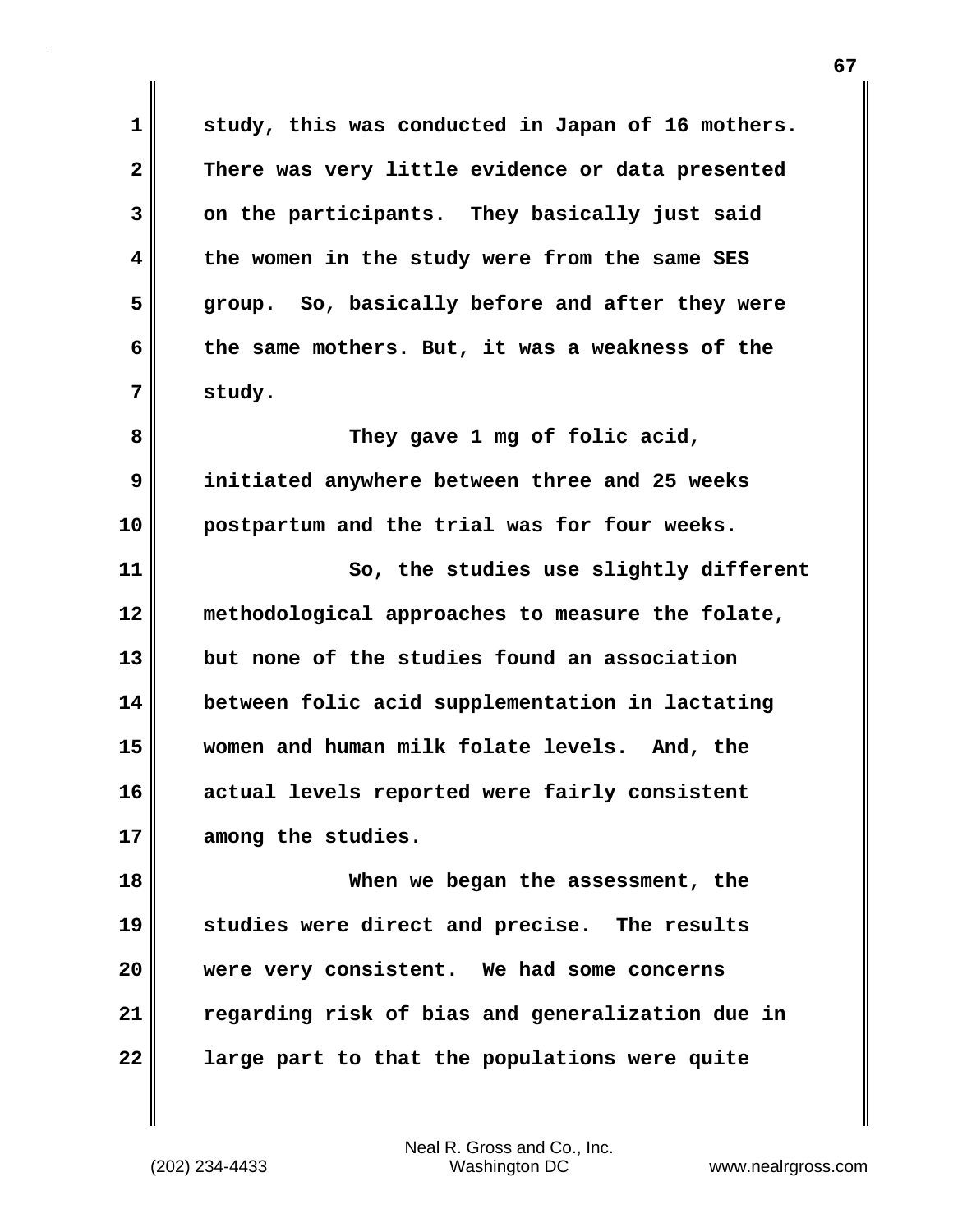study, this was conducted in Japan of 16 mothers. There was very little evidence or data presented on the participants. They basically just said the women in the study were from the same SES group. So, basically before and after they were the same mothers. But, it was a weakness of the study.

They gave 1 mg of folic acid, initiated anywhere between three and 25 weeks postpartum and the trial was for four weeks.

So, the studies use slightly different methodological approaches to measure the folate, but none of the studies found an association between folic acid supplementation in lactating women and human milk folate levels. And, the actual levels reported were fairly consistent among the studies.

When we began the assessment, the studies were direct and precise. The results were very consistent. We had some concerns regarding risk of bias and generalization due in large part to that the populations were quite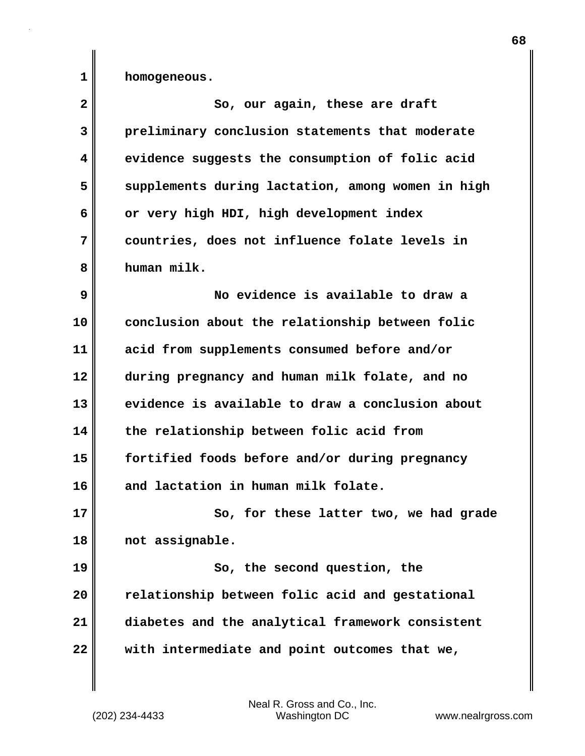homogeneous.

So, our again, these are draft preliminary conclusion statements that moderate evidence suggests the consumption of folic acid supplements during lactation, among women in high or very high HDI, high development index countries, does not influence folate levels in human milk.

No evidence is available to draw a conclusion about the relationship between folic acid from supplements consumed before and/or during pregnancy and human milk folate, and no evidence is available to draw a conclusion about the relationship between folic acid from fortified foods before and/or during pregnancy and lactation in human milk folate.

So, for these latter two, we had grade not assignable.

So, the second question, the relationship between folic acid and gestational diabetes and the analytical framework consistent with intermediate and point outcomes that we,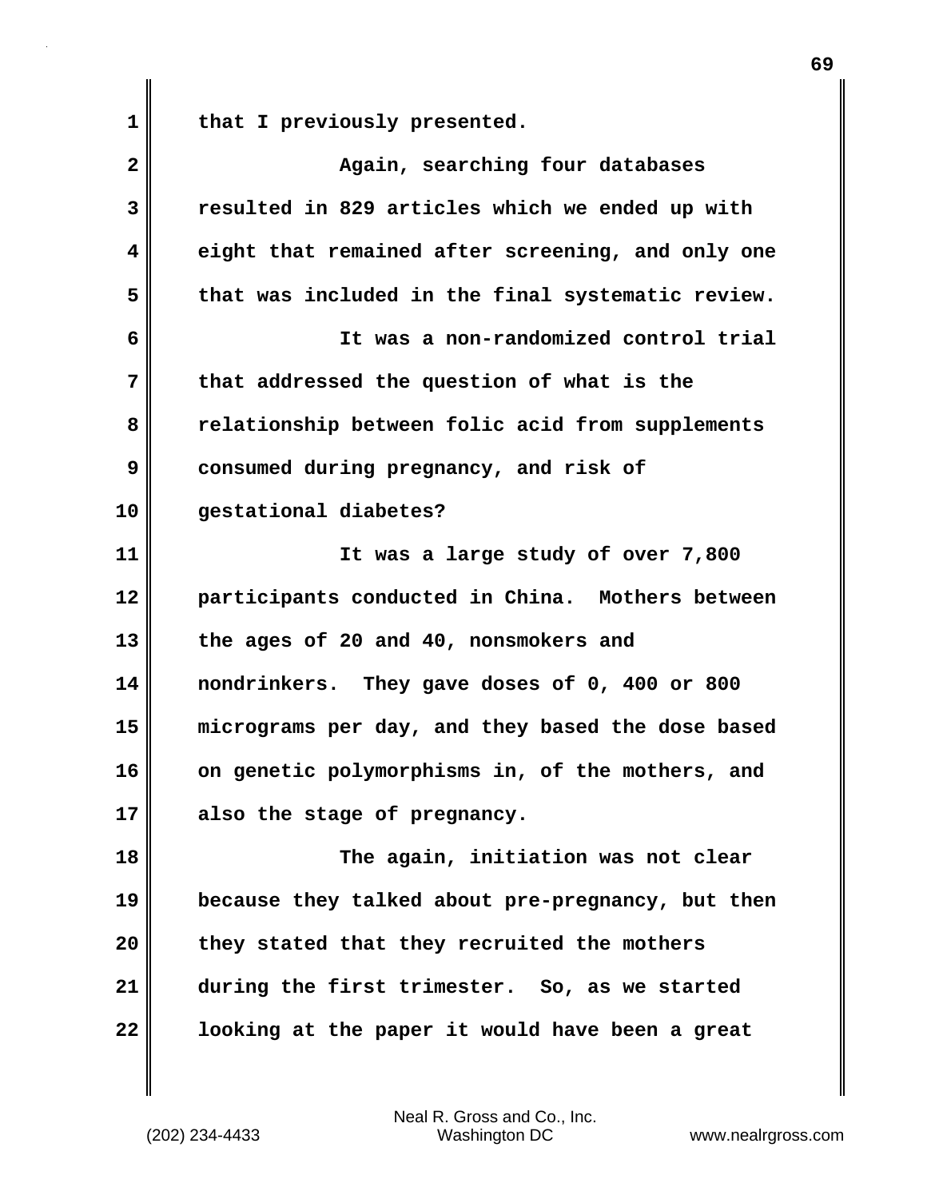that I previously presented.

Again, searching four databases resulted in 829 articles which we ended up with eight that remained after screening, and only one that was included in the final systematic review.

It was a non-randomized control trial that addressed the question of what is the relationship between folic acid from supplements consumed during pregnancy, and risk of gestational diabetes?

It was a large study of over 7,800 participants conducted in China. Mothers between the ages of 20 and 40, nonsmokers and nondrinkers. They gave doses of 0, 400 or 800 micrograms per day, and they based the dose based on genetic polymorphisms in, of the mothers, and also the stage of pregnancy.

The again, initiation was not clear because they talked about pre-pregnancy, but then they stated that they recruited the mothers during the first trimester. So, as we started looking at the paper it would have been a great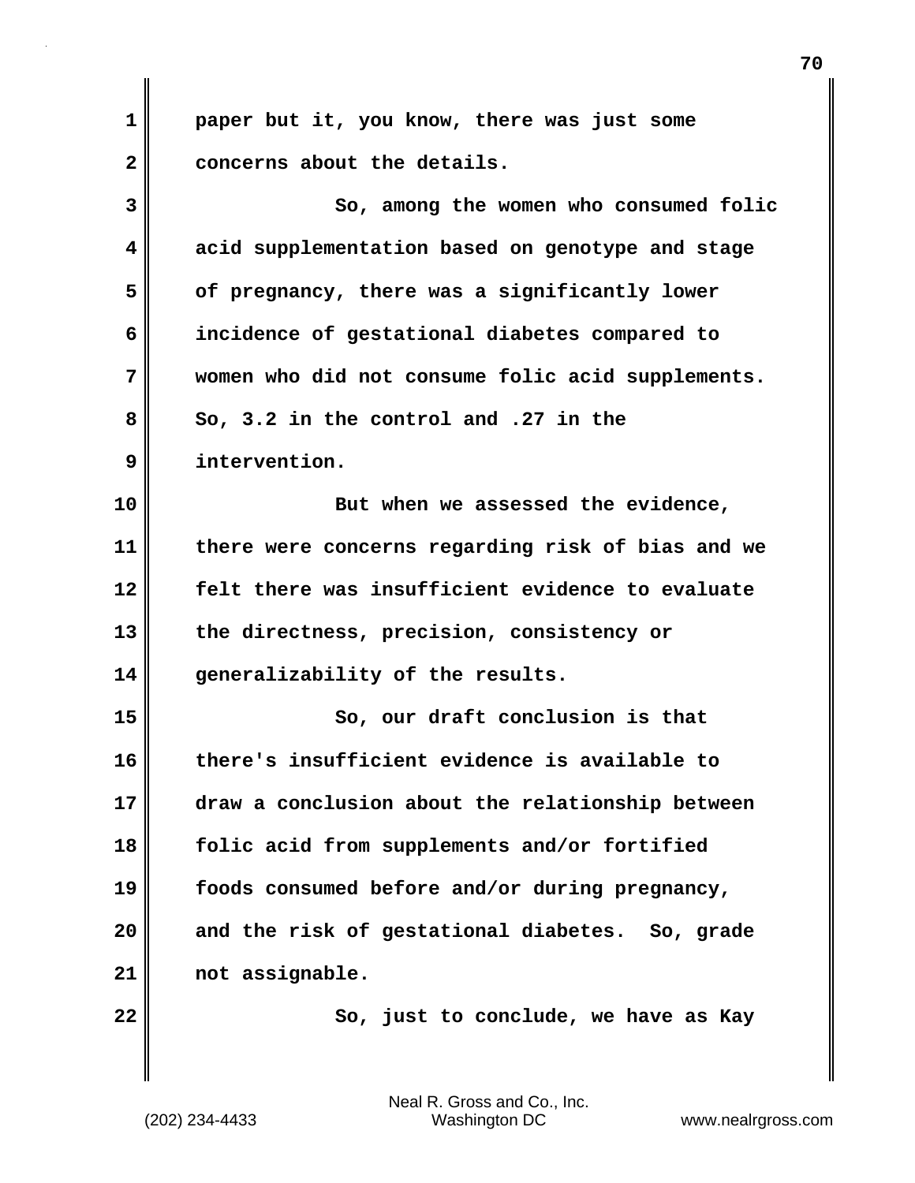paper but it, you know, there was just some concerns about the details.

So, among the women who consumed folic acid supplementation based on genotype and stage of pregnancy, there was a significantly lower incidence of gestational diabetes compared to women who did not consume folic acid supplements. So, 3.2 in the control and .27 in the intervention.

But when we assessed the evidence, there were concerns regarding risk of bias and we felt there was insufficient evidence to evaluate the directness, precision, consistency or generalizability of the results.

So, our draft conclusion is that there's insufficient evidence is available to draw a conclusion about the relationship between folic acid from supplements and/or fortified foods consumed before and/or during pregnancy, and the risk of gestational diabetes. So, grade not assignable.

So, just to conclude, we have as Kay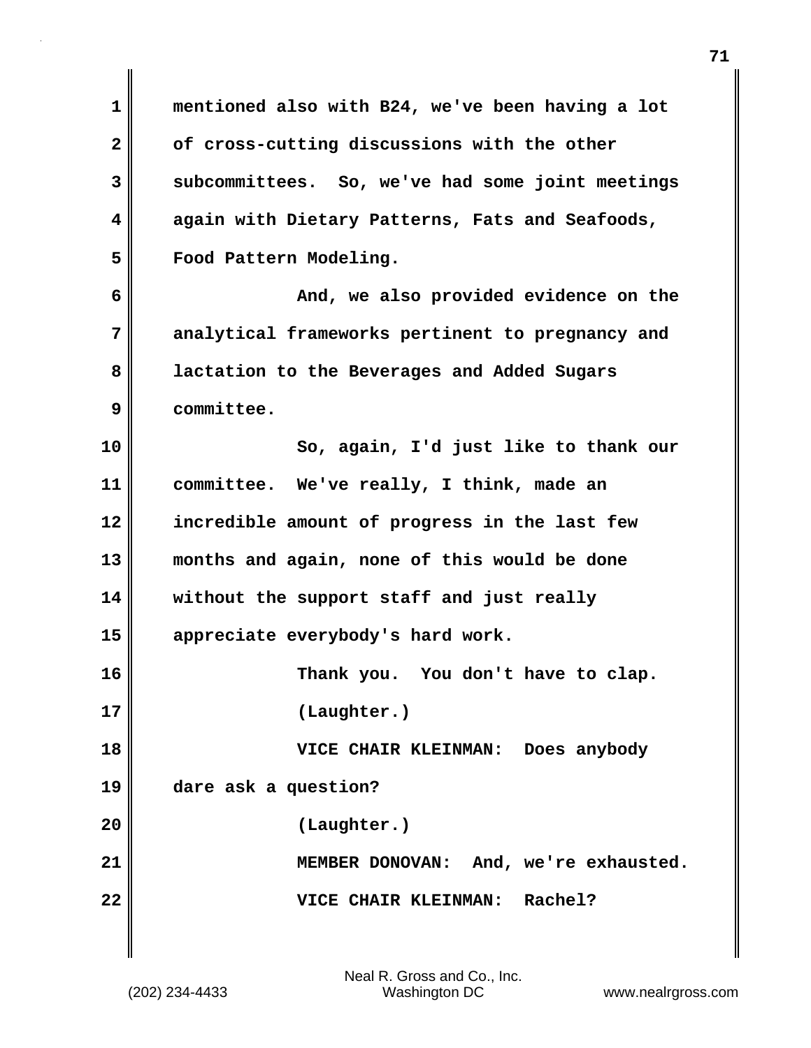mentioned also with B24, we've been having a lot of cross-cutting discussions with the other subcommittees. So, we've had some joint meetings again with Dietary Patterns, Fats and Seafoods, Food Pattern Modeling.

And, we also provided evidence on the analytical frameworks pertinent to pregnancy and lactation to the Beverages and Added Sugars committee.

So, again, I'd just like to thank our committee. We've really, I think, made an incredible amount of progress in the last few months and again, none of this would be done without the support staff and just really appreciate everybody's hard work.

Thank you. You don't have to clap.

(Laughter.)

VICE CHAIR KLEINMAN: Does anybody dare ask a question?

(Laughter.)

MEMBER DONOVAN: And, we're exhausted.

VICE CHAIR KLEINMAN: Rachel?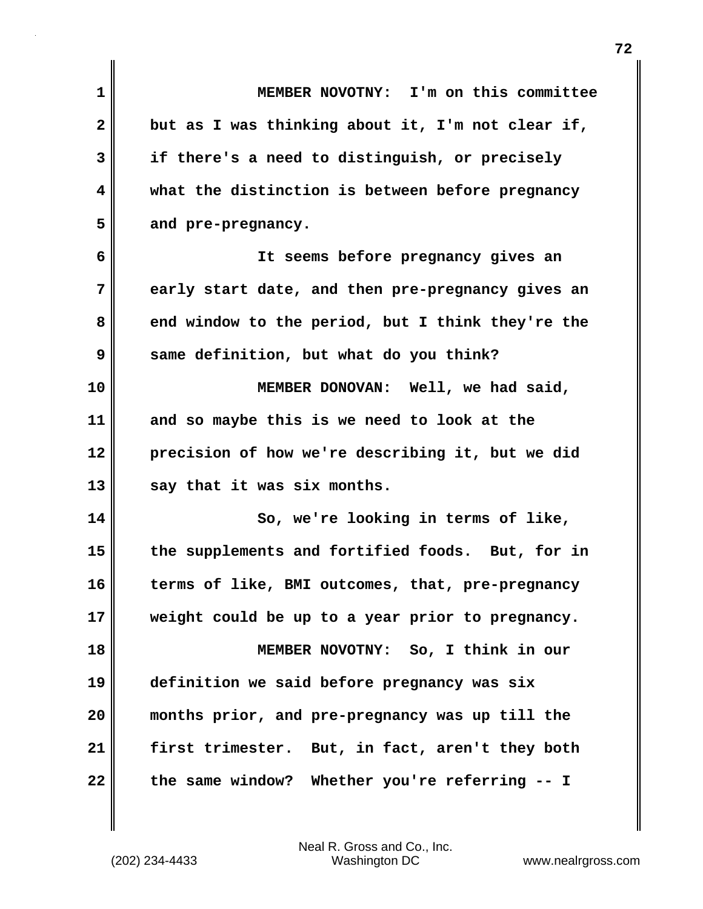MEMBER NOVOTNY: I'm on this committee but as I was thinking about it, I'm not clear if, if there's a need to distinguish, or precisely what the distinction is between before pregnancy and pre-pregnancy.

It seems before pregnancy gives an early start date, and then pre-pregnancy gives an end window to the period, but I think they're the same definition, but what do you think?

MEMBER DONOVAN: Well, we had said, and so maybe this is we need to look at the precision of how we're describing it, but we did say that it was six months.

So, we're looking in terms of like, the supplements and fortified foods. But, for in terms of like, BMI outcomes, that, pre-pregnancy weight could be up to a year prior to pregnancy.

MEMBER NOVOTNY: So, I think in our definition we said before pregnancy was six months prior, and pre-pregnancy was up till the first trimester. But, in fact, aren't they both the same window? Whether you're referring -- I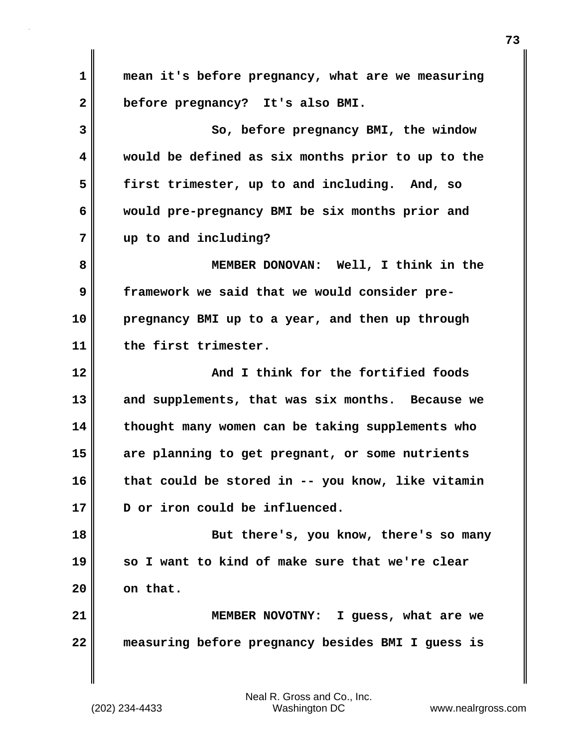mean it's before pregnancy, what are we measuring before pregnancy? It's also BMI.

So, before pregnancy BMI, the window would be defined as six months prior to up to the first trimester, up to and including. And, so would pre-pregnancy BMI be six months prior and up to and including?

**MEMBER DONOVAN:** Well, I think in the framework we said that we would consider pre-pregnancy BMI up to a year, and then up through the first trimester.

And I think for the fortified foods and supplements, that was six months. Because we thought many women can be taking supplements who are planning to get pregnant, or some nutrients that could be stored in -- you know, like vitamin D or iron could be influenced.

But there's, you know, there's so many so I want to kind of make sure that we're clear on that.

**MEMBER NOVOTNY:** I guess, what are we measuring before pregnancy besides BMI I guess is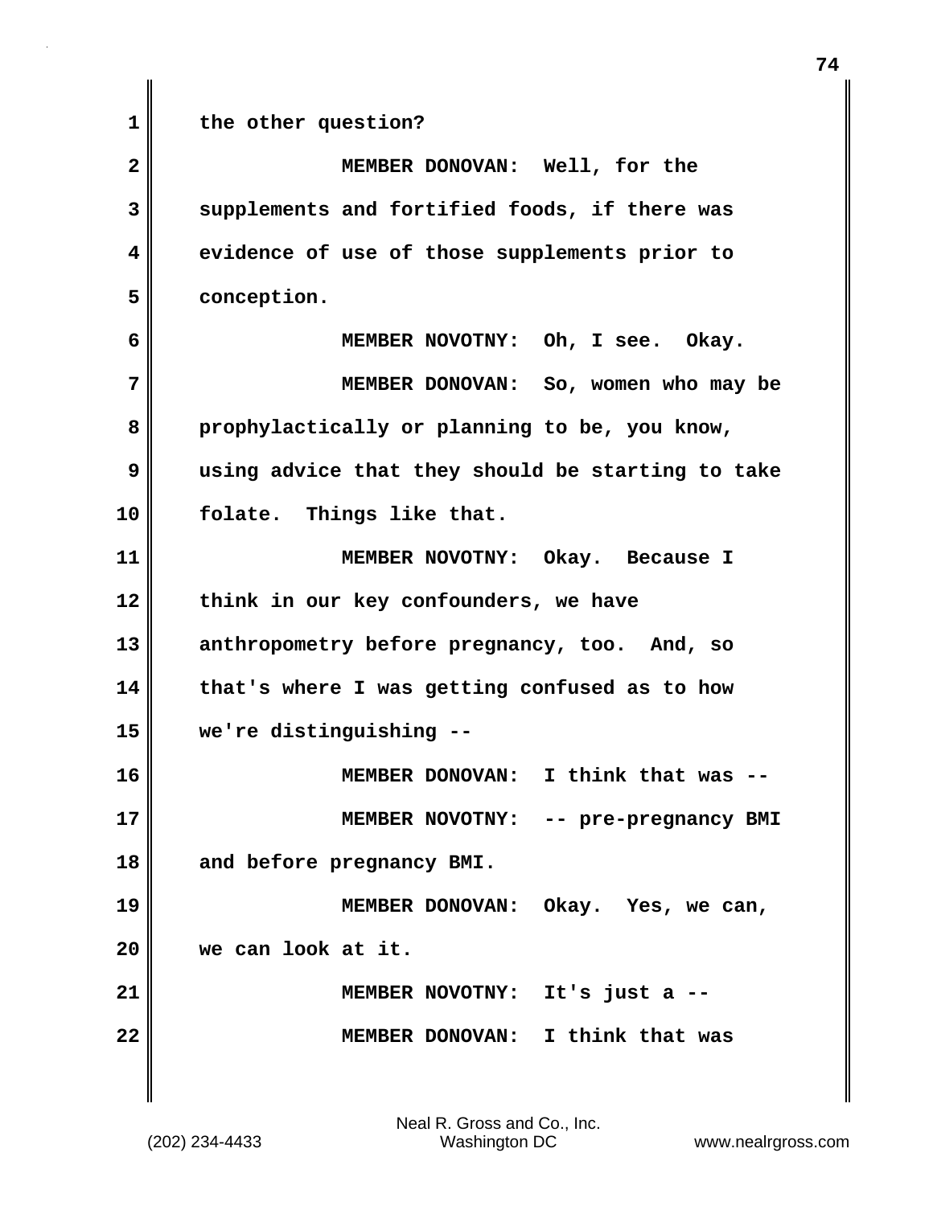the other question?

MEMBER DONOVAN: Well, for the supplements and fortified foods, if there was evidence of use of those supplements prior to conception.

MEMBER NOVOTNY: Oh, I see. Okay.

MEMBER DONOVAN: So, women who may be prophylactically or planning to be, you know, using advice that they should be starting to take folate. Things like that.

MEMBER NOVOTNY: Okay. Because I think in our key confounders, we have anthropometry before pregnancy, too. And, so that's where I was getting confused as to how we're distinguishing --

MEMBER DONOVAN: I think that was --

MEMBER NOVOTNY: -- pre-pregnancy BMI and before pregnancy BMI.

MEMBER DONOVAN: Okay. Yes, we can, we can look at it.

MEMBER NOVOTNY: It's just a --

MEMBER DONOVAN: I think that was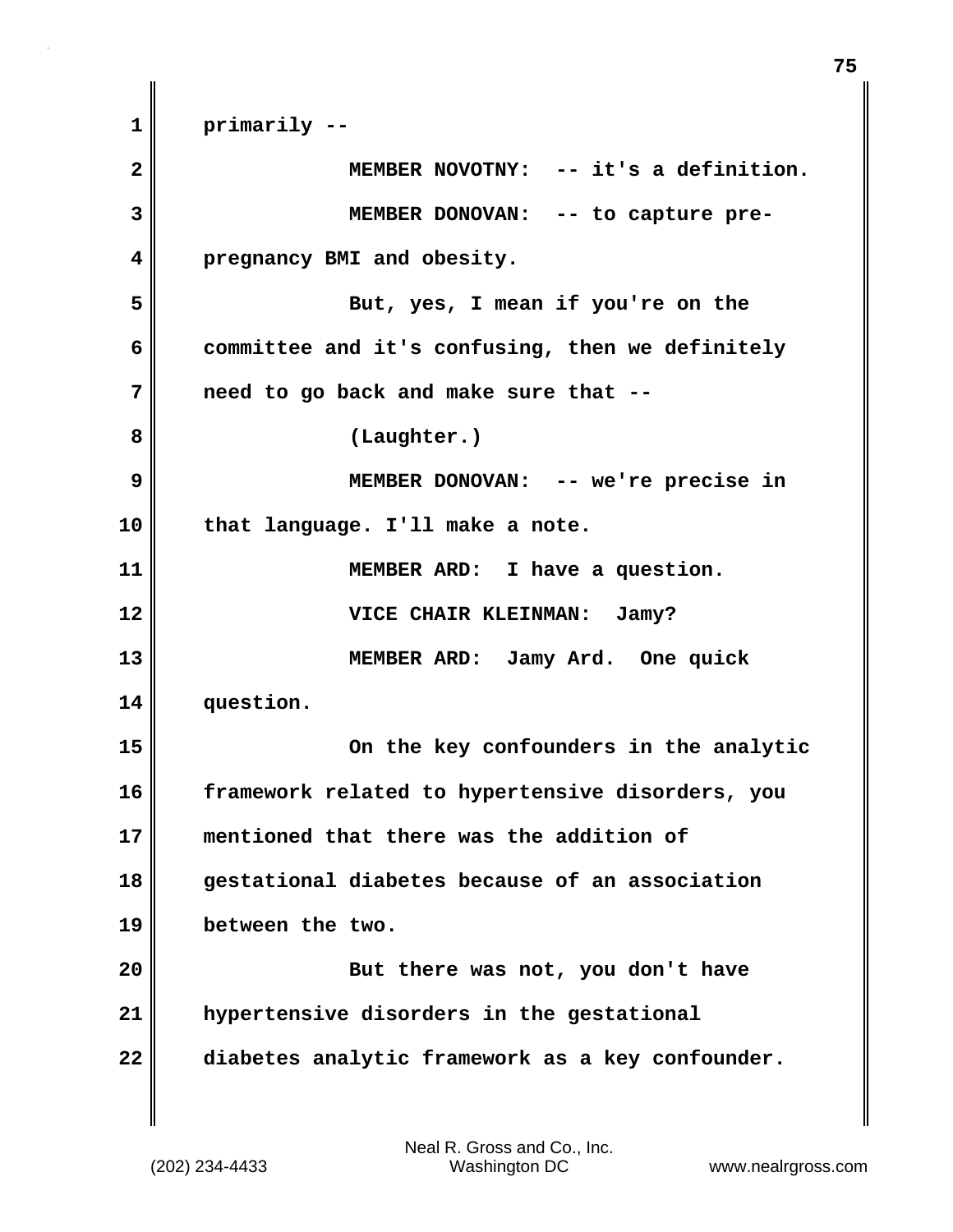primarily --

MEMBER NOVOTNY: -- it's a definition.

MEMBER DONOVAN: -- to capture pre-pregnancy BMI and obesity.

But, yes, I mean if you're on the committee and it's confusing, then we definitely need to go back and make sure that --

(Laughter.)

MEMBER DONOVAN: -- we're precise in that language. I'll make a note.

MEMBER ARD: I have a question.

VICE CHAIR KLEINMAN: Jamy?

MEMBER ARD: Jamy Ard. One quick question.

On the key confounders in the analytic framework related to hypertensive disorders, you mentioned that there was the addition of gestational diabetes because of an association between the two.

But there was not, you don't have hypertensive disorders in the gestational diabetes analytic framework as a key confounder.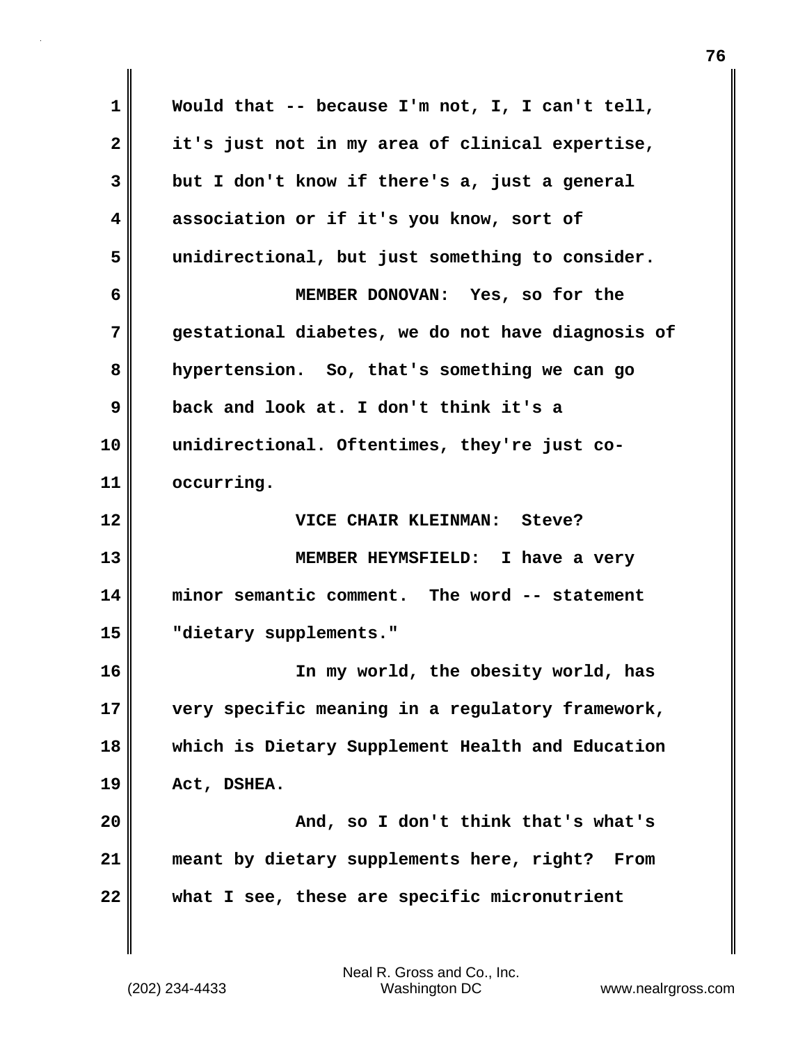Would that -- because I'm not, I, I can't tell, it's just not in my area of clinical expertise, but I don't know if there's a, just a general association or if it's you know, sort of unidirectional, but just something to consider.

MEMBER DONOVAN: Yes, so for the gestational diabetes, we do not have diagnosis of hypertension. So, that's something we can go back and look at. I don't think it's a unidirectional. Oftentimes, they're just co-occurring.

VICE CHAIR KLEINMAN: Steve?

MEMBER HEYMSFIELD: I have a very minor semantic comment. The word -- statement "dietary supplements."

In my world, the obesity world, has very specific meaning in a regulatory framework, which is Dietary Supplement Health and Education Act, DSHEA.

And, so I don't think that's what's meant by dietary supplements here, right? From what I see, these are specific micronutrient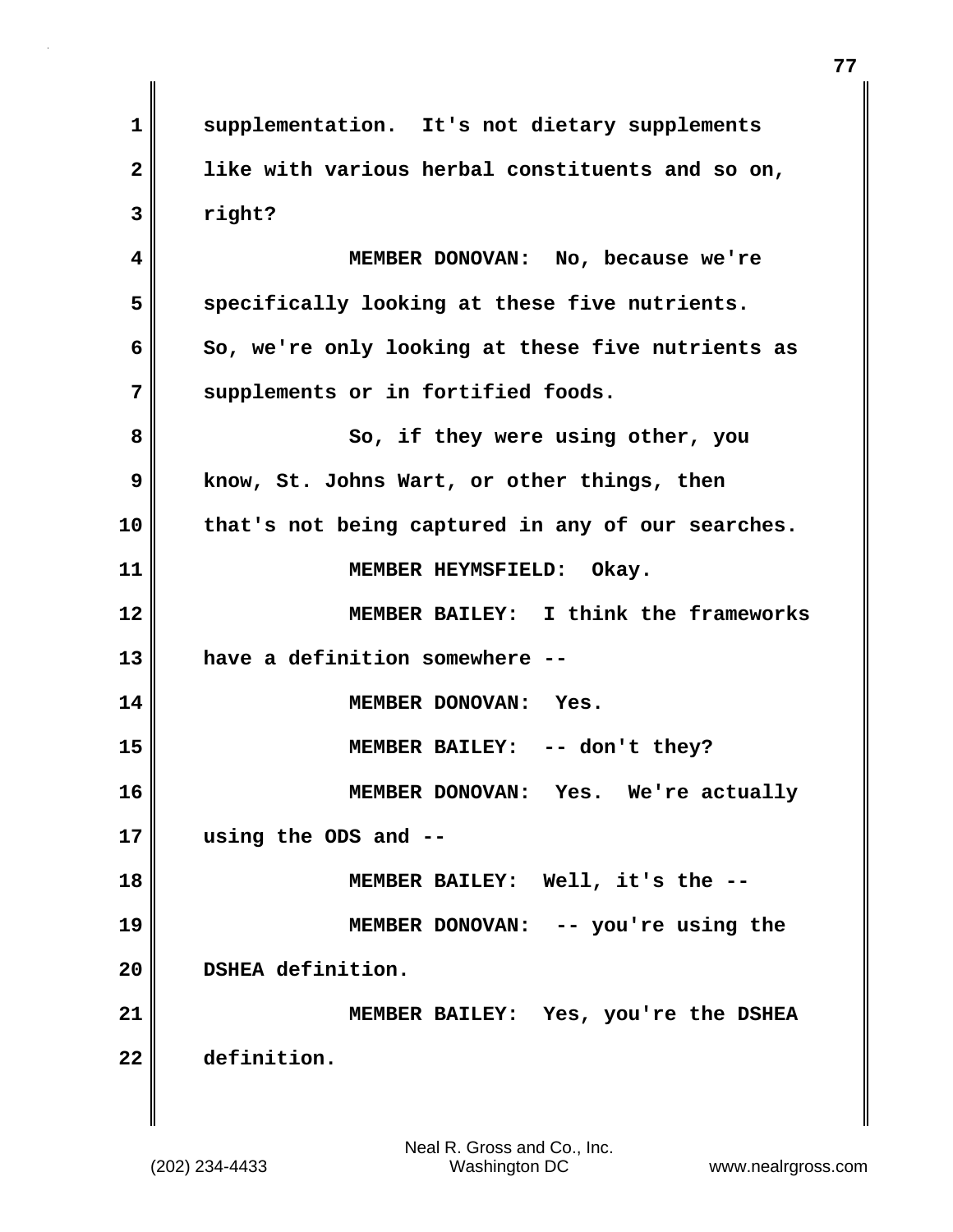supplementation. It's not dietary supplements like with various herbal constituents and so on, right?

MEMBER DONOVAN: No, because we're specifically looking at these five nutrients. So, we're only looking at these five nutrients as supplements or in fortified foods.

So, if they were using other, you know, St. Johns Wart, or other things, then that's not being captured in any of our searches.

MEMBER HEYMSFIELD: Okay.

MEMBER BAILEY: I think the frameworks have a definition somewhere --

MEMBER DONOVAN: Yes.

MEMBER BAILEY: -- don't they?

MEMBER DONOVAN: Yes. We're actually using the ODS and --

MEMBER BAILEY: Well, it's the --

MEMBER DONOVAN: -- you're using the DSHEA definition.

MEMBER BAILEY: Yes, you're the DSHEA definition.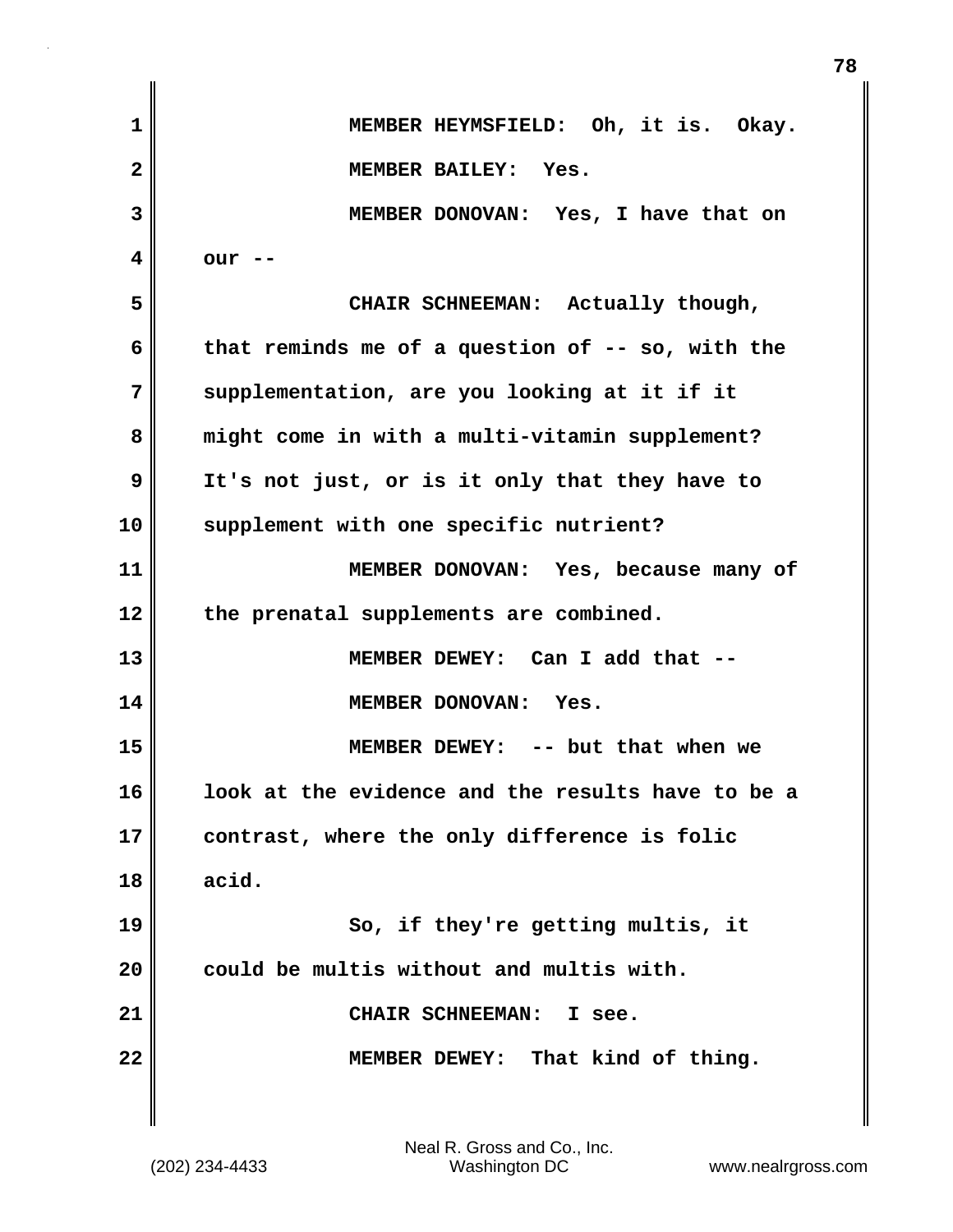MEMBER HEYMSFIELD: Oh, it is. Okay.

MEMBER BAILEY: Yes.

MEMBER DONOVAN: Yes, I have that on our --

CHAIR SCHNEEMAN: Actually though, that reminds me of a question of -- so, with the supplementation, are you looking at it if it might come in with a multi-vitamin supplement? It's not just, or is it only that they have to supplement with one specific nutrient?

MEMBER DONOVAN: Yes, because many of the prenatal supplements are combined.

MEMBER DEWEY: Can I add that --

MEMBER DONOVAN: Yes.

MEMBER DEWEY: -- but that when we look at the evidence and the results have to be a contrast, where the only difference is folic acid.

So, if they're getting multis, it could be multis without and multis with.

CHAIR SCHNEEMAN: I see.

MEMBER DEWEY: That kind of thing.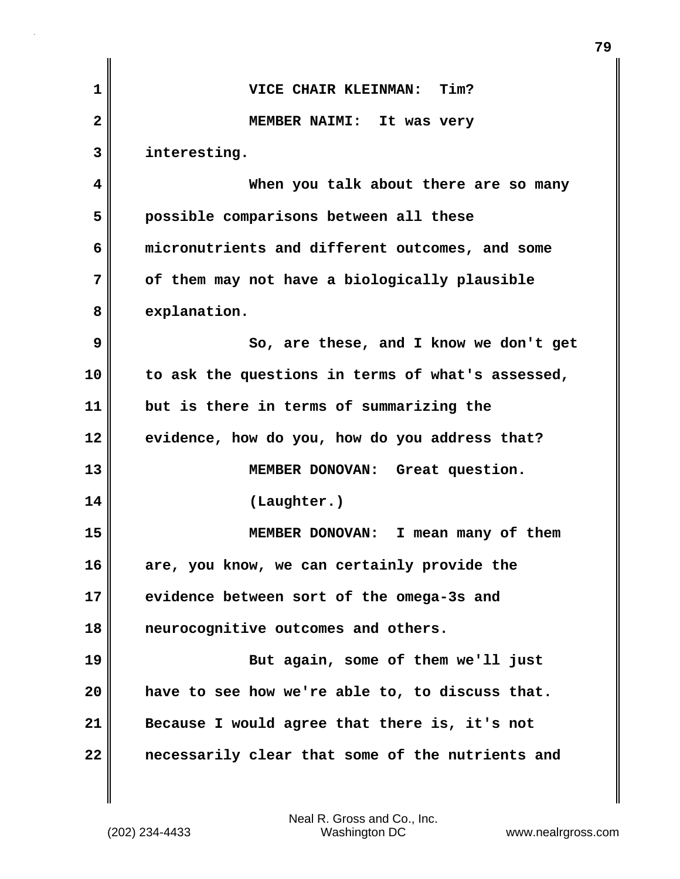VICE CHAIR KLEINMAN: Tim?

MEMBER NAIMI: It was very interesting.

When you talk about there are so many possible comparisons between all these micronutrients and different outcomes, and some of them may not have a biologically plausible explanation.

So, are these, and I know we don't get to ask the questions in terms of what's assessed, but is there in terms of summarizing the evidence, how do you, how do you address that?

MEMBER DONOVAN: Great question.

(Laughter.)

MEMBER DONOVAN: I mean many of them are, you know, we can certainly provide the evidence between sort of the omega-3s and neurocognitive outcomes and others.

But again, some of them we'll just have to see how we're able to, to discuss that. Because I would agree that there is, it's not necessarily clear that some of the nutrients and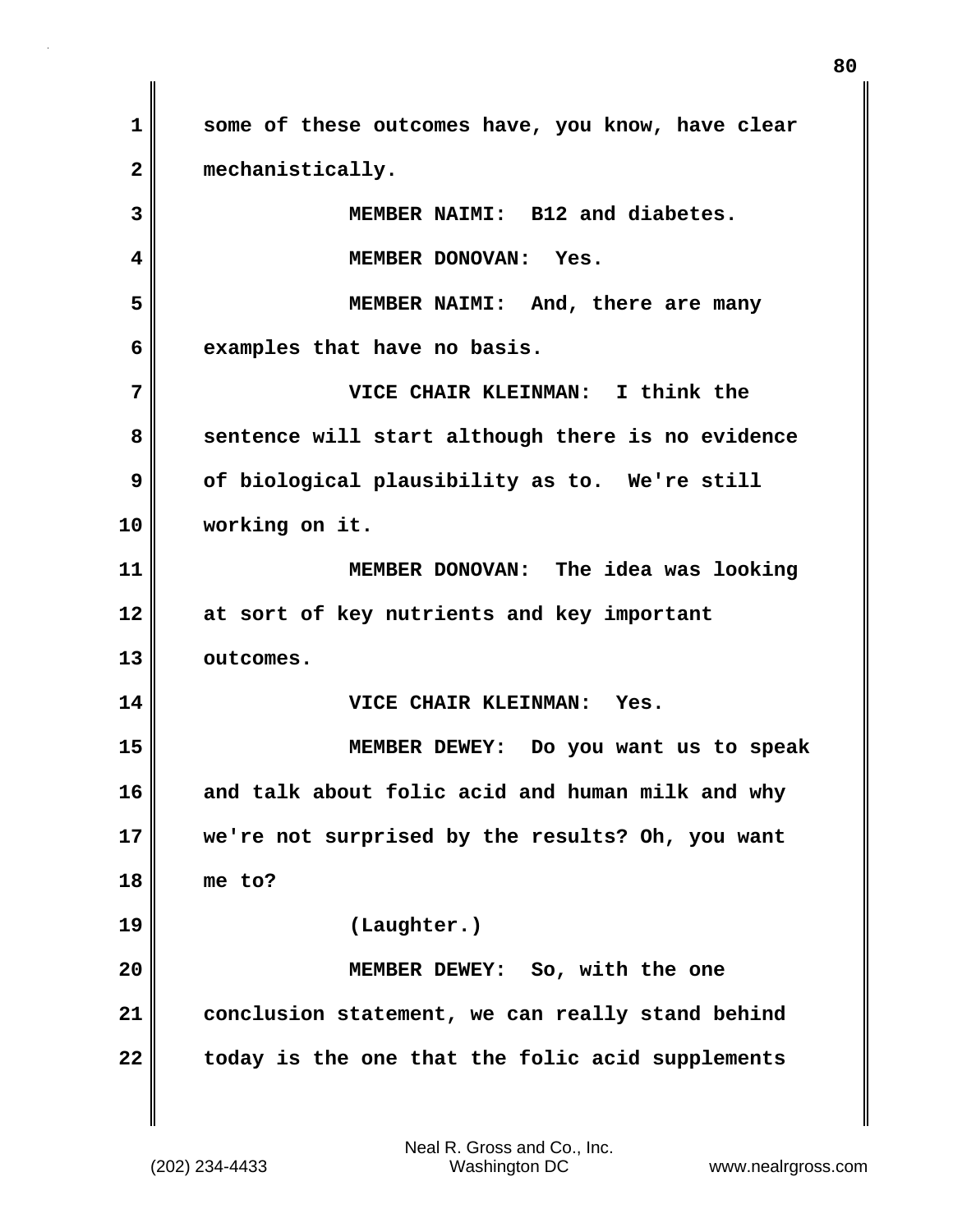some of these outcomes have, you know, have clear mechanistically.

MEMBER NAIMI: B12 and diabetes.

MEMBER DONOVAN: Yes.

MEMBER NAIMI: And, there are many examples that have no basis.

VICE CHAIR KLEINMAN: I think the sentence will start although there is no evidence of biological plausibility as to. We're still working on it.

MEMBER DONOVAN: The idea was looking at sort of key nutrients and key important outcomes.

VICE CHAIR KLEINMAN: Yes.

MEMBER DEWEY: Do you want us to speak and talk about folic acid and human milk and why we're not surprised by the results? Oh, you want me to?

(Laughter.)

MEMBER DEWEY: So, with the one conclusion statement, we can really stand behind today is the one that the folic acid supplements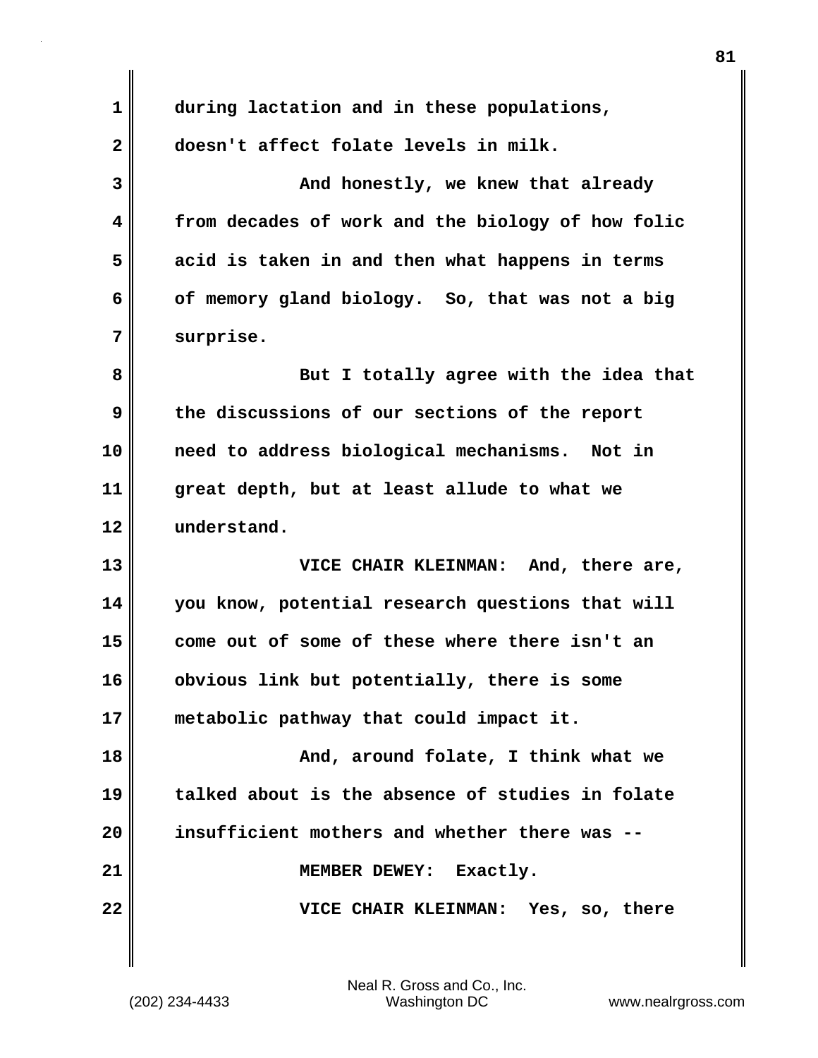during lactation and in these populations, doesn't affect folate levels in milk.

And honestly, we knew that already from decades of work and the biology of how folic acid is taken in and then what happens in terms of memory gland biology. So, that was not a big surprise.

But I totally agree with the idea that the discussions of our sections of the report need to address biological mechanisms. Not in great depth, but at least allude to what we understand.

VICE CHAIR KLEINMAN: And, there are, you know, potential research questions that will come out of some of these where there isn't an obvious link but potentially, there is some metabolic pathway that could impact it.

And, around folate, I think what we talked about is the absence of studies in folate insufficient mothers and whether there was --

MEMBER DEWEY: Exactly.

VICE CHAIR KLEINMAN: Yes, so, there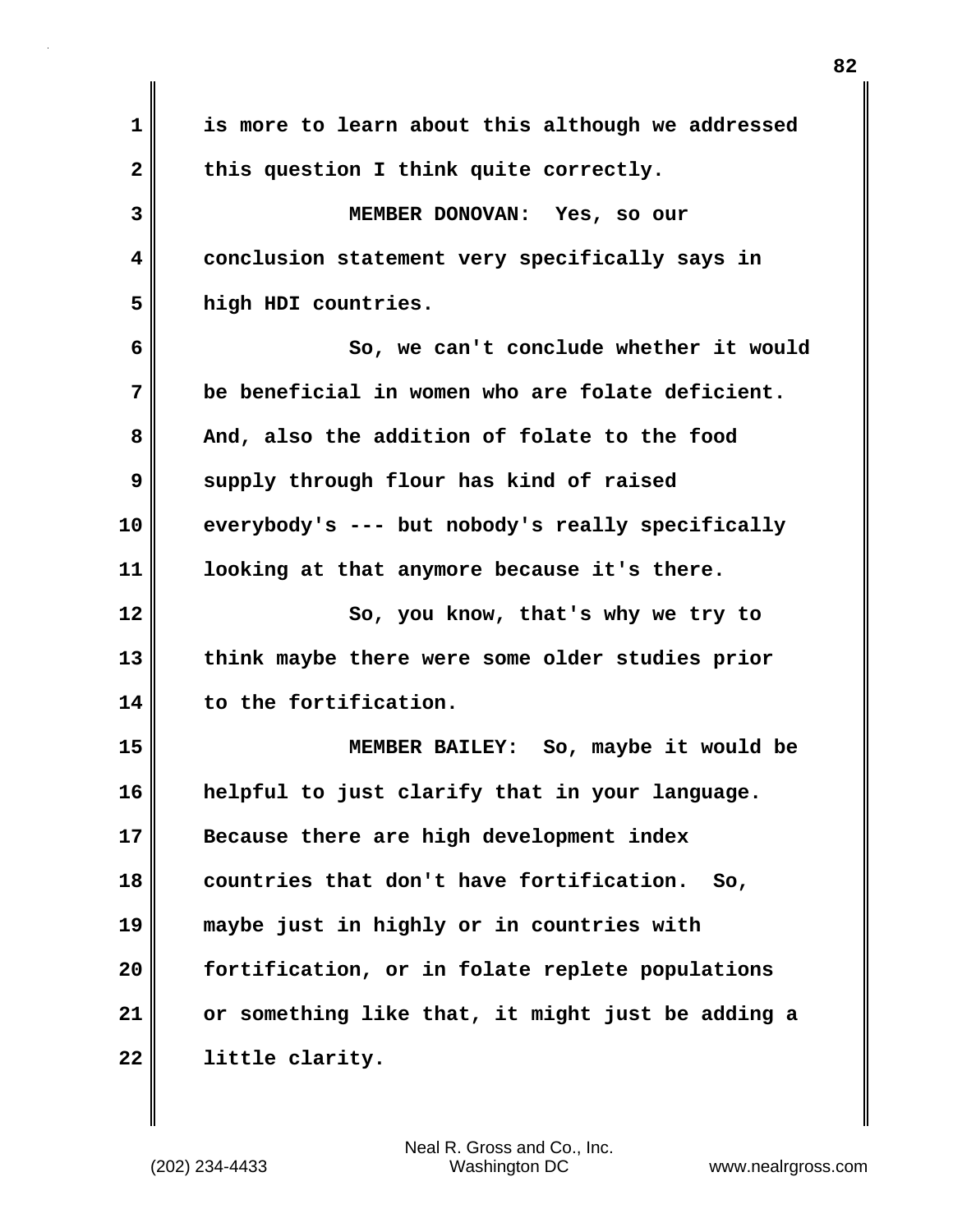is more to learn about this although we addressed this question I think quite correctly.

MEMBER DONOVAN: Yes, so our conclusion statement very specifically says in high HDI countries.

So, we can't conclude whether it would be beneficial in women who are folate deficient. And, also the addition of folate to the food supply through flour has kind of raised everybody's --- but nobody's really specifically looking at that anymore because it's there.

So, you know, that's why we try to think maybe there were some older studies prior to the fortification.

MEMBER BAILEY: So, maybe it would be helpful to just clarify that in your language. Because there are high development index countries that don't have fortification. So, maybe just in highly or in countries with fortification, or in folate replete populations or something like that, it might just be adding a little clarity.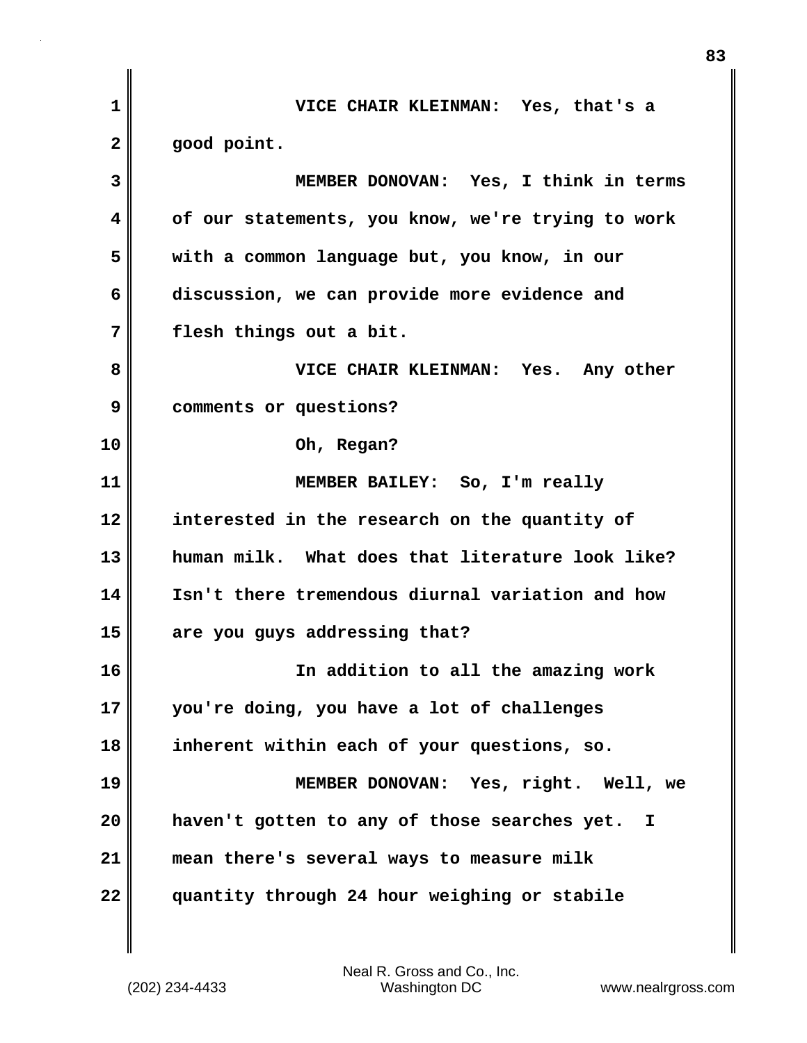VICE CHAIR KLEINMAN: Yes, that's a good point.

MEMBER DONOVAN: Yes, I think in terms of our statements, you know, we're trying to work with a common language but, you know, in our discussion, we can provide more evidence and flesh things out a bit.

VICE CHAIR KLEINMAN: Yes. Any other comments or questions?

Oh, Regan?

MEMBER BAILEY: So, I'm really interested in the research on the quantity of human milk. What does that literature look like? Isn't there tremendous diurnal variation and how are you guys addressing that?

In addition to all the amazing work you're doing, you have a lot of challenges inherent within each of your questions, so.

MEMBER DONOVAN: Yes, right. Well, we haven't gotten to any of those searches yet. I mean there's several ways to measure milk quantity through 24 hour weighing or stabile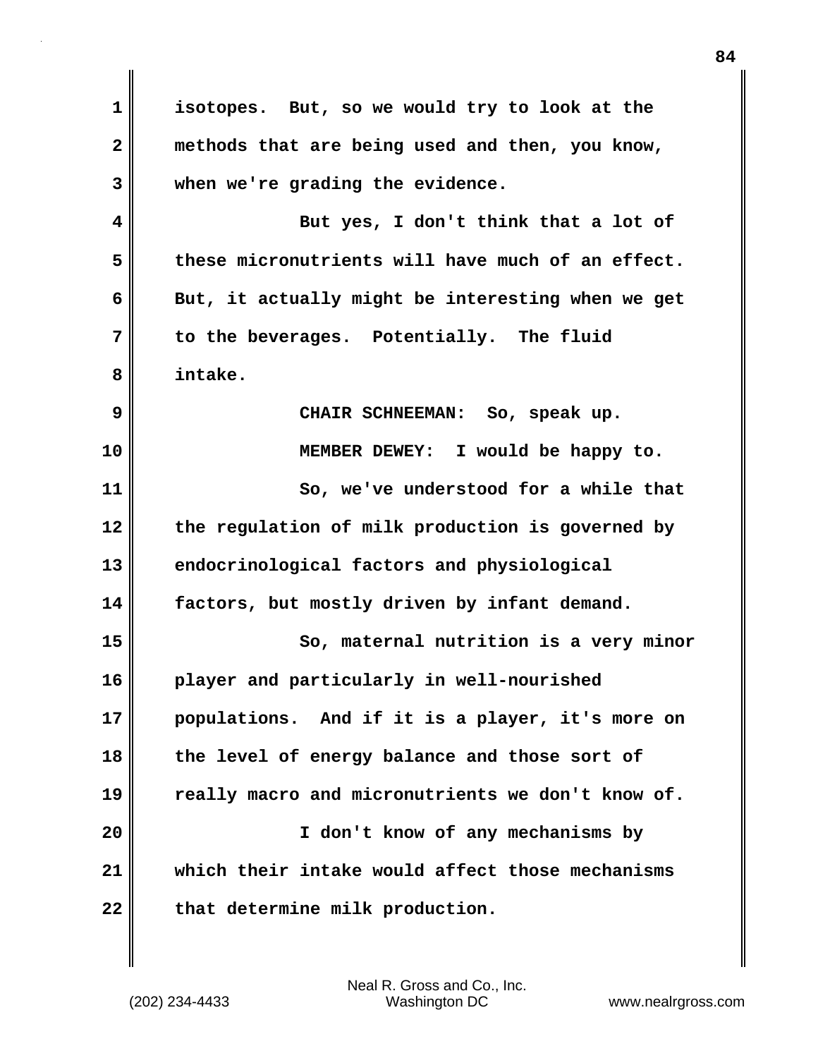isotopes. But, so we would try to look at the methods that are being used and then, you know, when we're grading the evidence.

But yes, I don't think that a lot of these micronutrients will have much of an effect. But, it actually might be interesting when we get to the beverages. Potentially. The fluid intake.

CHAIR SCHNEEMAN: So, speak up.

MEMBER DEWEY: I would be happy to.

So, we've understood for a while that the regulation of milk production is governed by endocrinological factors and physiological factors, but mostly driven by infant demand.

So, maternal nutrition is a very minor player and particularly in well-nourished populations. And if it is a player, it's more on the level of energy balance and those sort of really macro and micronutrients we don't know of.

I don't know of any mechanisms by which their intake would affect those mechanisms that determine milk production.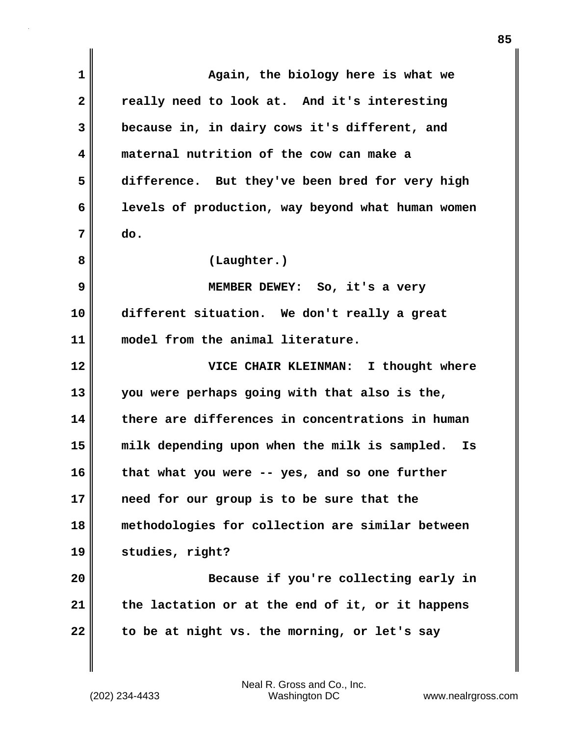Again, the biology here is what we really need to look at. And it's interesting because in, in dairy cows it's different, and maternal nutrition of the cow can make a difference. But they've been bred for very high levels of production, way beyond what human women do.

(Laughter.)

MEMBER DEWEY: So, it's a very different situation. We don't really a great model from the animal literature.

VICE CHAIR KLEINMAN: I thought where you were perhaps going with that also is the, there are differences in concentrations in human milk depending upon when the milk is sampled. Is that what you were -- yes, and so one further need for our group is to be sure that the methodologies for collection are similar between studies, right?

Because if you're collecting early in the lactation or at the end of it, or it happens to be at night vs. the morning, or let's say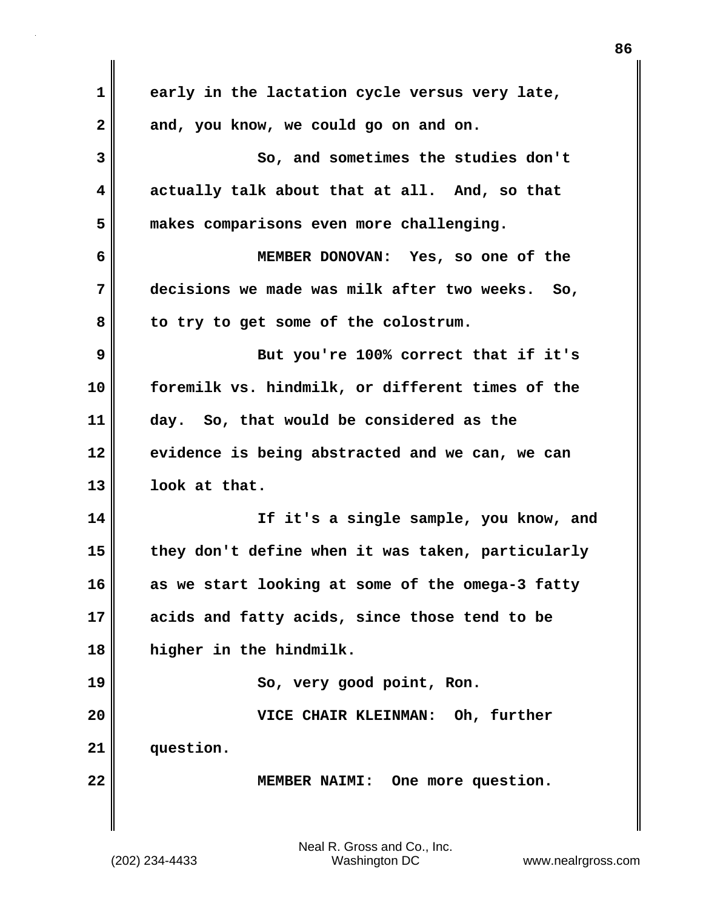early in the lactation cycle versus very late, and, you know, we could go on and on.

So, and sometimes the studies don't actually talk about that at all. And, so that makes comparisons even more challenging.

**MEMBER DONOVAN:** Yes, so one of the decisions we made was milk after two weeks. So, to try to get some of the colostrum.

But you're 100% correct that if it's foremilk vs. hindmilk, or different times of the day. So, that would be considered as the evidence is being abstracted and we can, we can look at that.

If it's a single sample, you know, and they don't define when it was taken, particularly as we start looking at some of the omega-3 fatty acids and fatty acids, since those tend to be higher in the hindmilk.

So, very good point, Ron.

**VICE CHAIR KLEINMAN:** Oh, further question.

**MEMBER NAIMI:** One more question.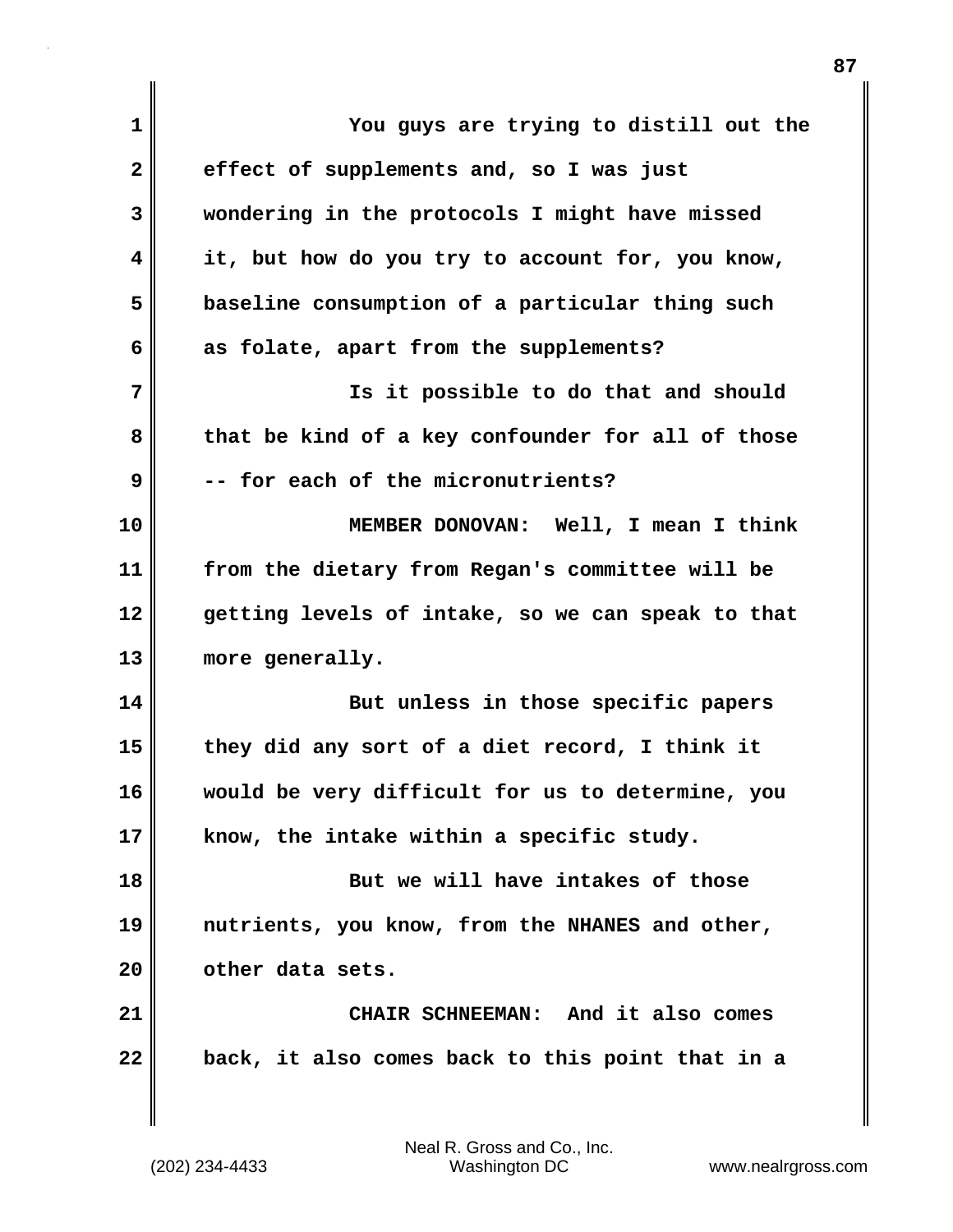You guys are trying to distill out the effect of supplements and, so I was just wondering in the protocols I might have missed it, but how do you try to account for, you know, baseline consumption of a particular thing such as folate, apart from the supplements?

Is it possible to do that and should that be kind of a key confounder for all of those -- for each of the micronutrients?

**MEMBER DONOVAN:** Well, I mean I think from the dietary from Regan's committee will be getting levels of intake, so we can speak to that more generally.

But unless in those specific papers they did any sort of a diet record, I think it would be very difficult for us to determine, you know, the intake within a specific study.

But we will have intakes of those nutrients, you know, from the NHANES and other, other data sets.

**CHAIR SCHNEEMAN:** And it also comes back, it also comes back to this point that in a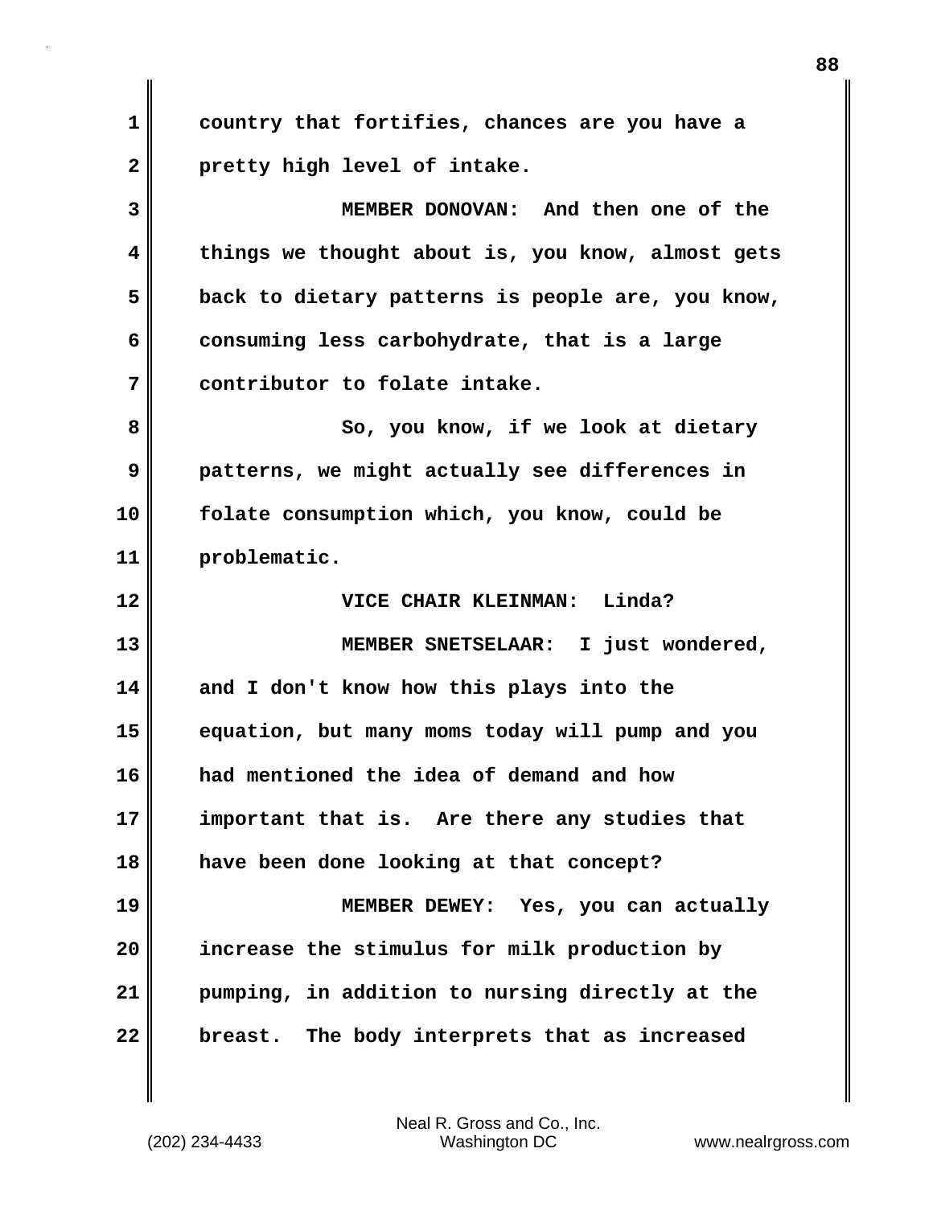country that fortifies, chances are you have a pretty high level of intake.

MEMBER DONOVAN: And then one of the things we thought about is, you know, almost gets back to dietary patterns is people are, you know, consuming less carbohydrate, that is a large contributor to folate intake.

So, you know, if we look at dietary patterns, we might actually see differences in folate consumption which, you know, could be problematic.

VICE CHAIR KLEINMAN: Linda?

MEMBER SNETSELAAR: I just wondered, and I don't know how this plays into the equation, but many moms today will pump and you had mentioned the idea of demand and how important that is. Are there any studies that have been done looking at that concept?

MEMBER DEWEY: Yes, you can actually increase the stimulus for milk production by pumping, in addition to nursing directly at the breast. The body interprets that as increased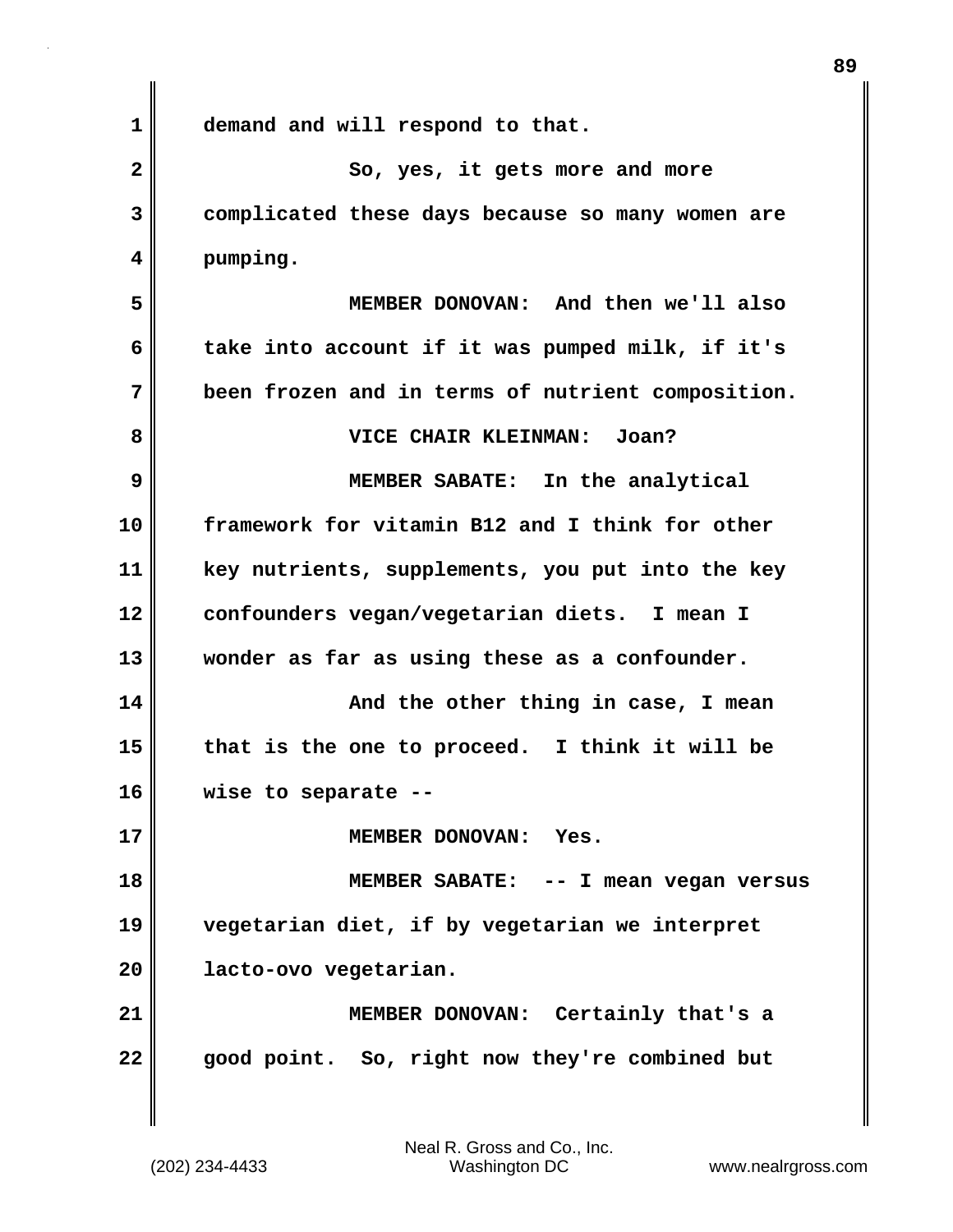demand and will respond to that.

So, yes, it gets more and more complicated these days because so many women are pumping.

MEMBER DONOVAN: And then we'll also take into account if it was pumped milk, if it's been frozen and in terms of nutrient composition.

VICE CHAIR KLEINMAN: Joan?

MEMBER SABATE: In the analytical framework for vitamin B12 and I think for other key nutrients, supplements, you put into the key confounders vegan/vegetarian diets. I mean I wonder as far as using these as a confounder.

And the other thing in case, I mean that is the one to proceed. I think it will be wise to separate --

MEMBER DONOVAN: Yes.

MEMBER SABATE: -- I mean vegan versus vegetarian diet, if by vegetarian we interpret lacto-ovo vegetarian.

MEMBER DONOVAN: Certainly that's a good point. So, right now they're combined but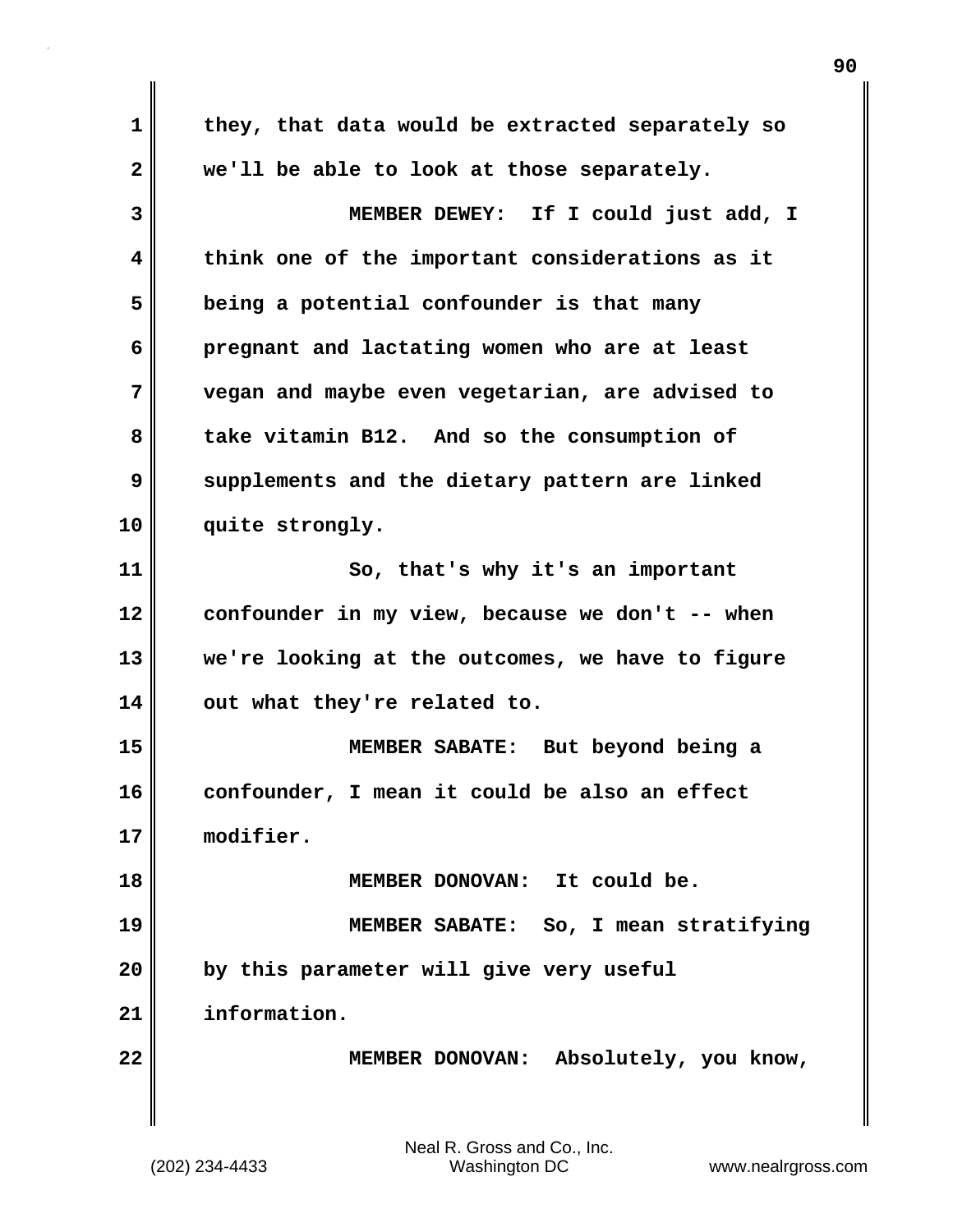they, that data would be extracted separately so we'll be able to look at those separately.

MEMBER DEWEY: If I could just add, I think one of the important considerations as it being a potential confounder is that many pregnant and lactating women who are at least vegan and maybe even vegetarian, are advised to take vitamin B12. And so the consumption of supplements and the dietary pattern are linked quite strongly.

So, that's why it's an important confounder in my view, because we don't -- when we're looking at the outcomes, we have to figure out what they're related to.

MEMBER SABATE: But beyond being a confounder, I mean it could be also an effect modifier.

MEMBER DONOVAN: It could be.

MEMBER SABATE: So, I mean stratifying by this parameter will give very useful information.

MEMBER DONOVAN: Absolutely, you know,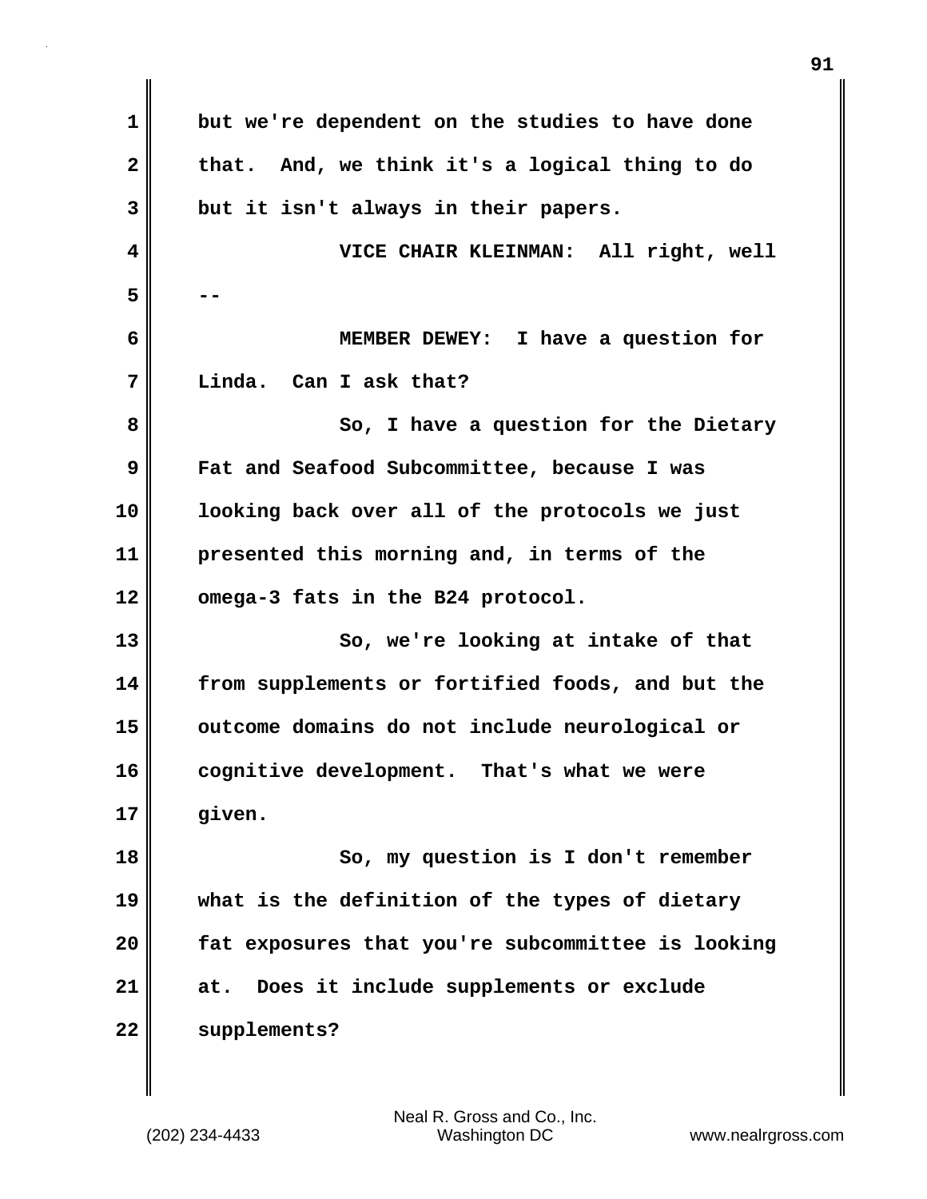but we're dependent on the studies to have done that. And, we think it's a logical thing to do but it isn't always in their papers.

**VICE CHAIR KLEINMAN:** All right, well --

**MEMBER DEWEY:** I have a question for Linda. Can I ask that?

So, I have a question for the Dietary Fat and Seafood Subcommittee, because I was looking back over all of the protocols we just presented this morning and, in terms of the omega-3 fats in the B24 protocol.

So, we're looking at intake of that from supplements or fortified foods, and but the outcome domains do not include neurological or cognitive development. That's what we were given.

So, my question is I don't remember what is the definition of the types of dietary fat exposures that you're subcommittee is looking at. Does it include supplements or exclude supplements?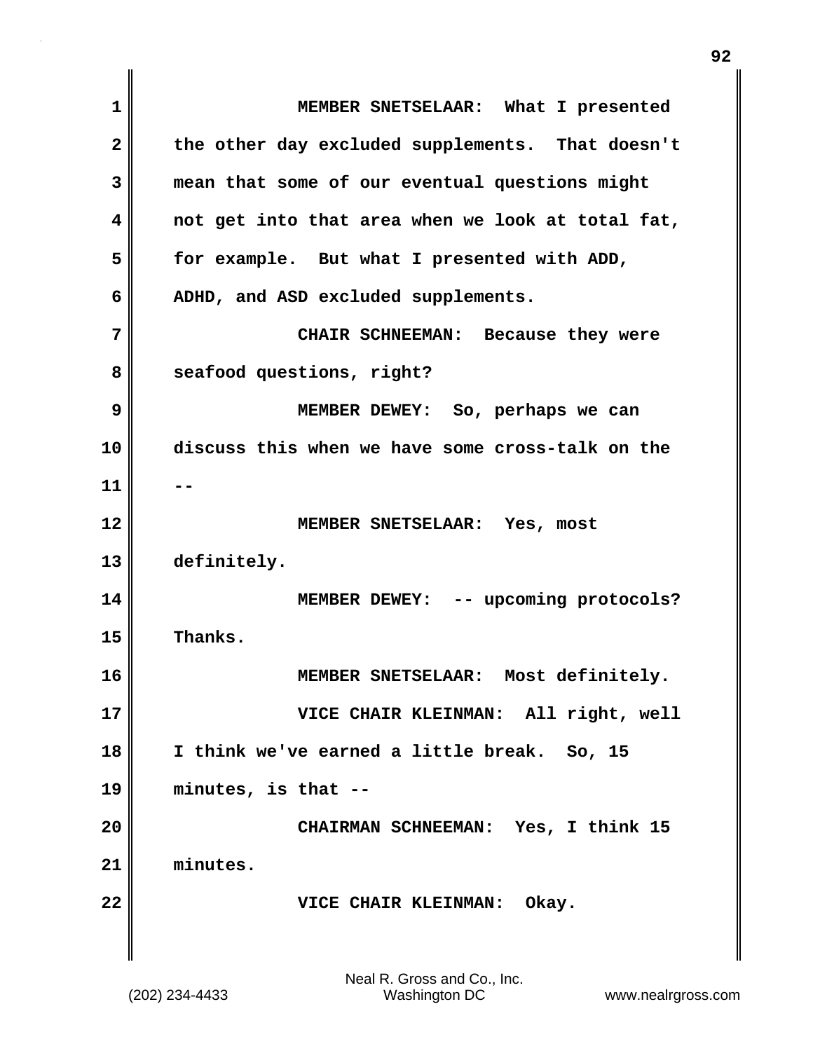MEMBER SNETSELAAR: What I presented the other day excluded supplements. That doesn't mean that some of our eventual questions might not get into that area when we look at total fat, for example. But what I presented with ADD, ADHD, and ASD excluded supplements.

CHAIR SCHNEEMAN: Because they were seafood questions, right?

MEMBER DEWEY: So, perhaps we can discuss this when we have some cross-talk on the --

MEMBER SNETSELAAR: Yes, most definitely.

MEMBER DEWEY: -- upcoming protocols? Thanks.

MEMBER SNETSELAAR: Most definitely.

VICE CHAIR KLEINMAN: All right, well I think we've earned a little break. So, 15 minutes, is that --

CHAIRMAN SCHNEEMAN: Yes, I think 15 minutes.

VICE CHAIR KLEINMAN: Okay.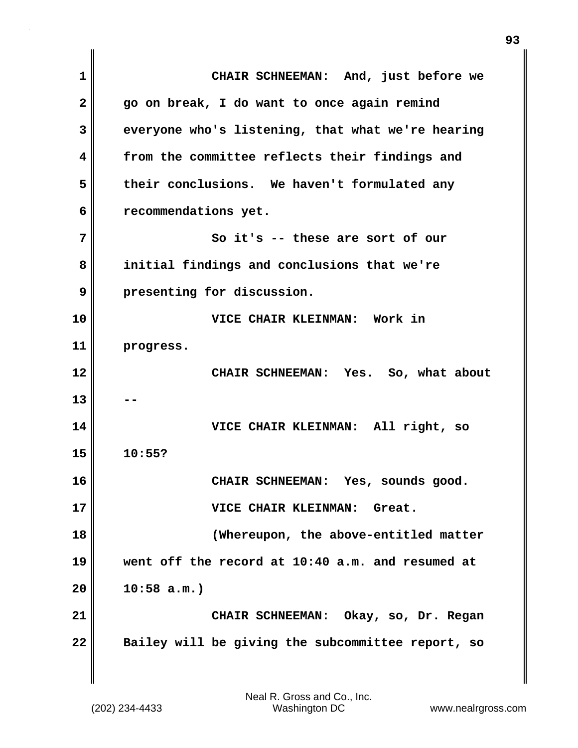CHAIR SCHNEEMAN: And, just before we go on break, I do want to once again remind everyone who's listening, that what we're hearing from the committee reflects their findings and their conclusions. We haven't formulated any recommendations yet.

So it's -- these are sort of our initial findings and conclusions that we're presenting for discussion.

VICE CHAIR KLEINMAN: Work in progress.

CHAIR SCHNEEMAN: Yes. So, what about --

VICE CHAIR KLEINMAN: All right, so 10:55?

CHAIR SCHNEEMAN: Yes, sounds good.

VICE CHAIR KLEINMAN: Great.

(Whereupon, the above-entitled matter went off the record at 10:40 a.m. and resumed at 10:58 a.m.)

CHAIR SCHNEEMAN: Okay, so, Dr. Regan Bailey will be giving the subcommittee report, so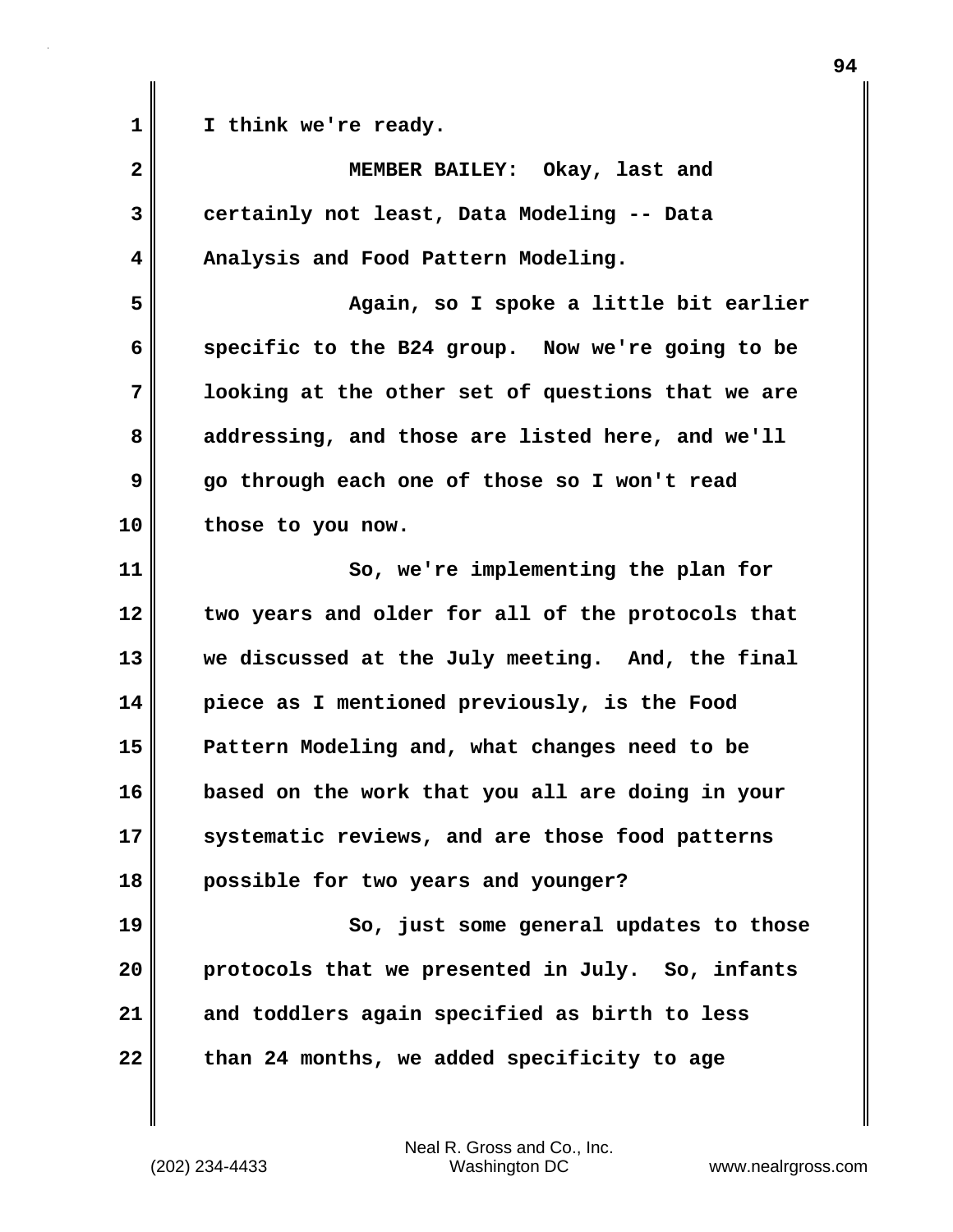I think we're ready.

MEMBER BAILEY: Okay, last and certainly not least, Data Modeling -- Data Analysis and Food Pattern Modeling.

Again, so I spoke a little bit earlier specific to the B24 group. Now we're going to be looking at the other set of questions that we are addressing, and those are listed here, and we'll go through each one of those so I won't read those to you now.

So, we're implementing the plan for two years and older for all of the protocols that we discussed at the July meeting. And, the final piece as I mentioned previously, is the Food Pattern Modeling and, what changes need to be based on the work that you all are doing in your systematic reviews, and are those food patterns possible for two years and younger?

So, just some general updates to those protocols that we presented in July. So, infants and toddlers again specified as birth to less than 24 months, we added specificity to age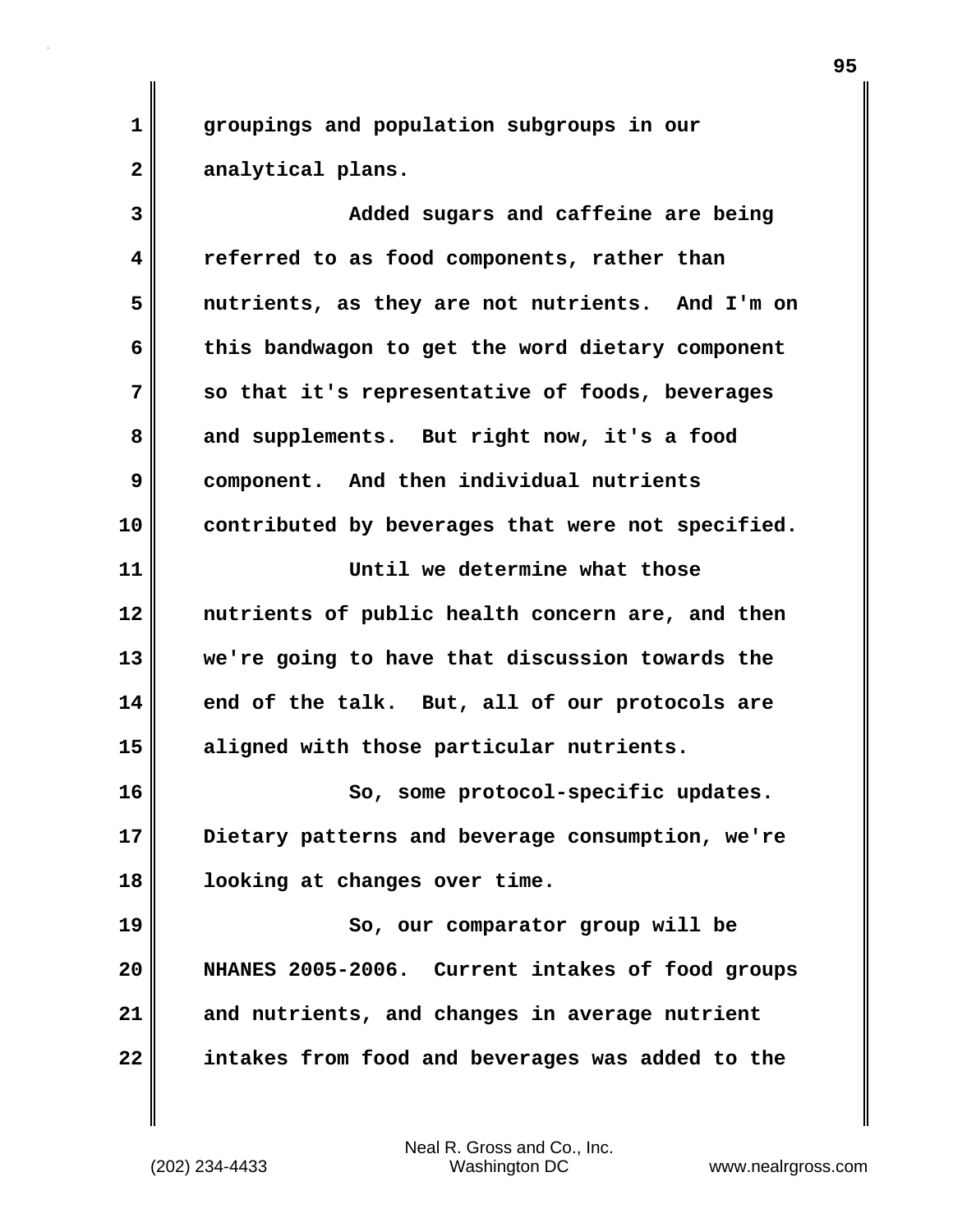groupings and population subgroups in our analytical plans.

Added sugars and caffeine are being referred to as food components, rather than nutrients, as they are not nutrients. And I'm on this bandwagon to get the word dietary component so that it's representative of foods, beverages and supplements. But right now, it's a food component. And then individual nutrients contributed by beverages that were not specified.

Until we determine what those nutrients of public health concern are, and then we're going to have that discussion towards the end of the talk. But, all of our protocols are aligned with those particular nutrients.

So, some protocol-specific updates. Dietary patterns and beverage consumption, we're looking at changes over time.

So, our comparator group will be NHANES 2005-2006. Current intakes of food groups and nutrients, and changes in average nutrient intakes from food and beverages was added to the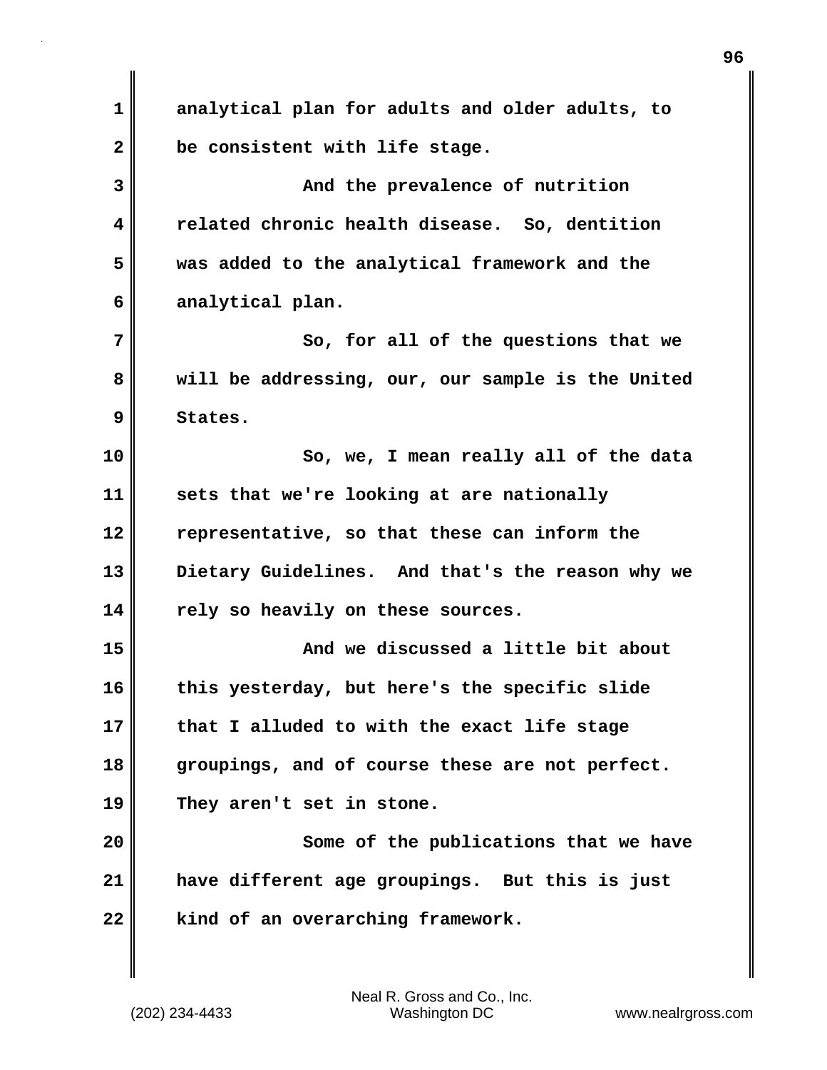analytical plan for adults and older adults, to be consistent with life stage.

And the prevalence of nutrition related chronic health disease. So, dentition was added to the analytical framework and the analytical plan.

So, for all of the questions that we will be addressing, our, our sample is the United States.

So, we, I mean really all of the data sets that we're looking at are nationally representative, so that these can inform the Dietary Guidelines. And that's the reason why we rely so heavily on these sources.

And we discussed a little bit about this yesterday, but here's the specific slide that I alluded to with the exact life stage groupings, and of course these are not perfect. They aren't set in stone.

Some of the publications that we have have different age groupings. But this is just kind of an overarching framework.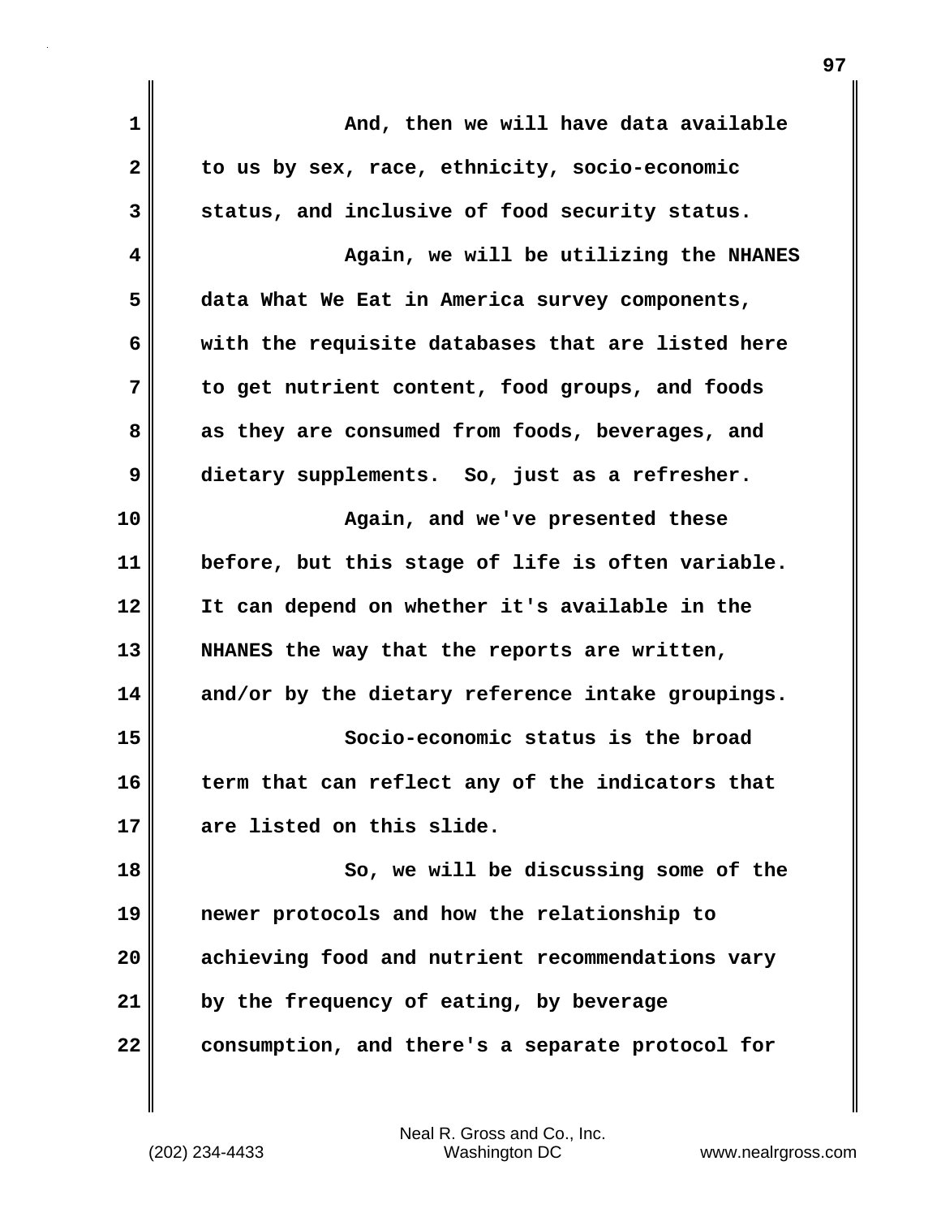And, then we will have data available to us by sex, race, ethnicity, socio-economic status, and inclusive of food security status.

Again, we will be utilizing the NHANES data What We Eat in America survey components, with the requisite databases that are listed here to get nutrient content, food groups, and foods as they are consumed from foods, beverages, and dietary supplements. So, just as a refresher.

Again, and we've presented these before, but this stage of life is often variable. It can depend on whether it's available in the NHANES the way that the reports are written, and/or by the dietary reference intake groupings.

Socio-economic status is the broad term that can reflect any of the indicators that are listed on this slide.

So, we will be discussing some of the newer protocols and how the relationship to achieving food and nutrient recommendations vary by the frequency of eating, by beverage consumption, and there's a separate protocol for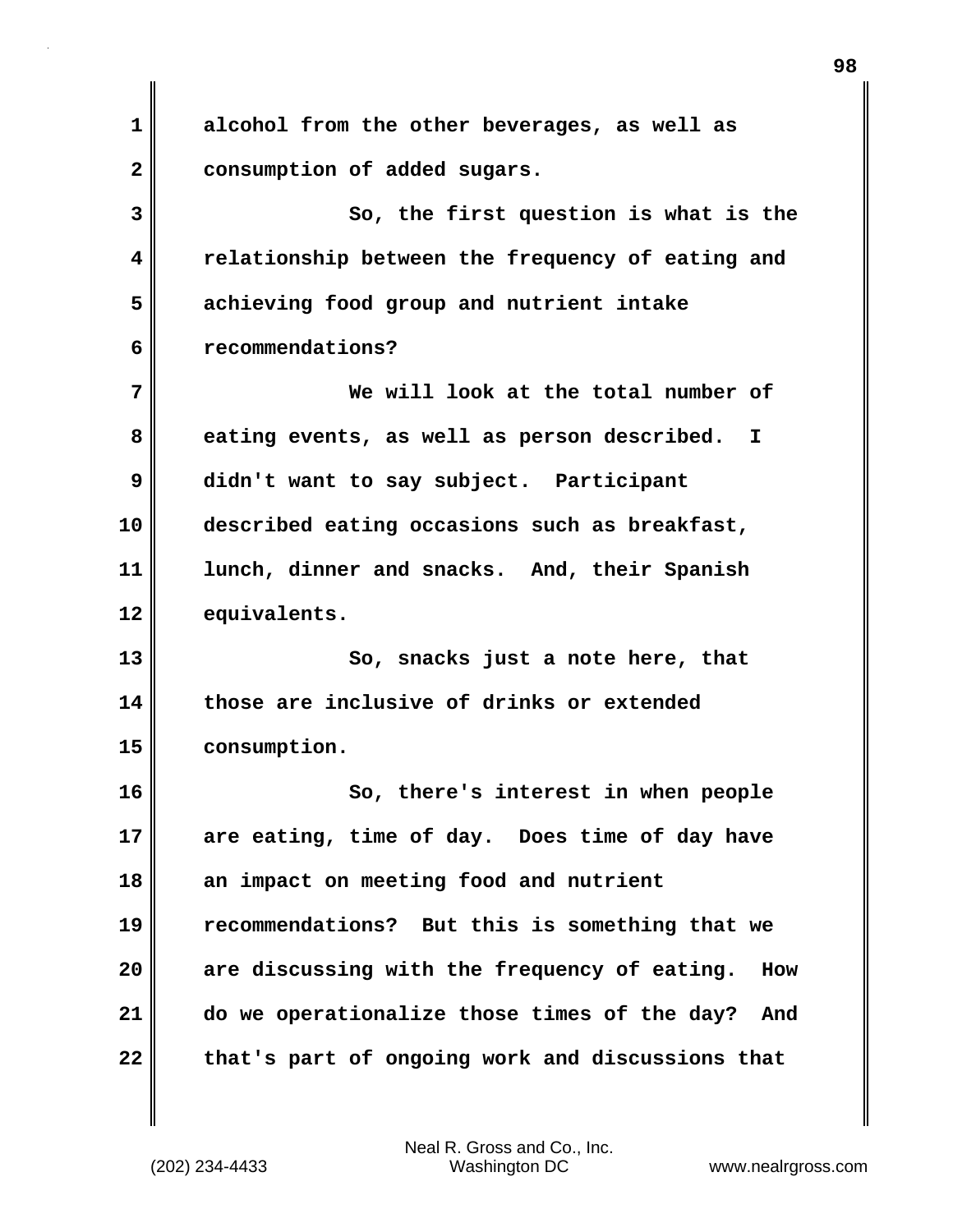alcohol from the other beverages, as well as consumption of added sugars.

So, the first question is what is the relationship between the frequency of eating and achieving food group and nutrient intake recommendations?

We will look at the total number of eating events, as well as person described. I didn't want to say subject. Participant described eating occasions such as breakfast, lunch, dinner and snacks. And, their Spanish equivalents.

So, snacks just a note here, that those are inclusive of drinks or extended consumption.

So, there's interest in when people are eating, time of day. Does time of day have an impact on meeting food and nutrient recommendations? But this is something that we are discussing with the frequency of eating. How do we operationalize those times of the day? And that's part of ongoing work and discussions that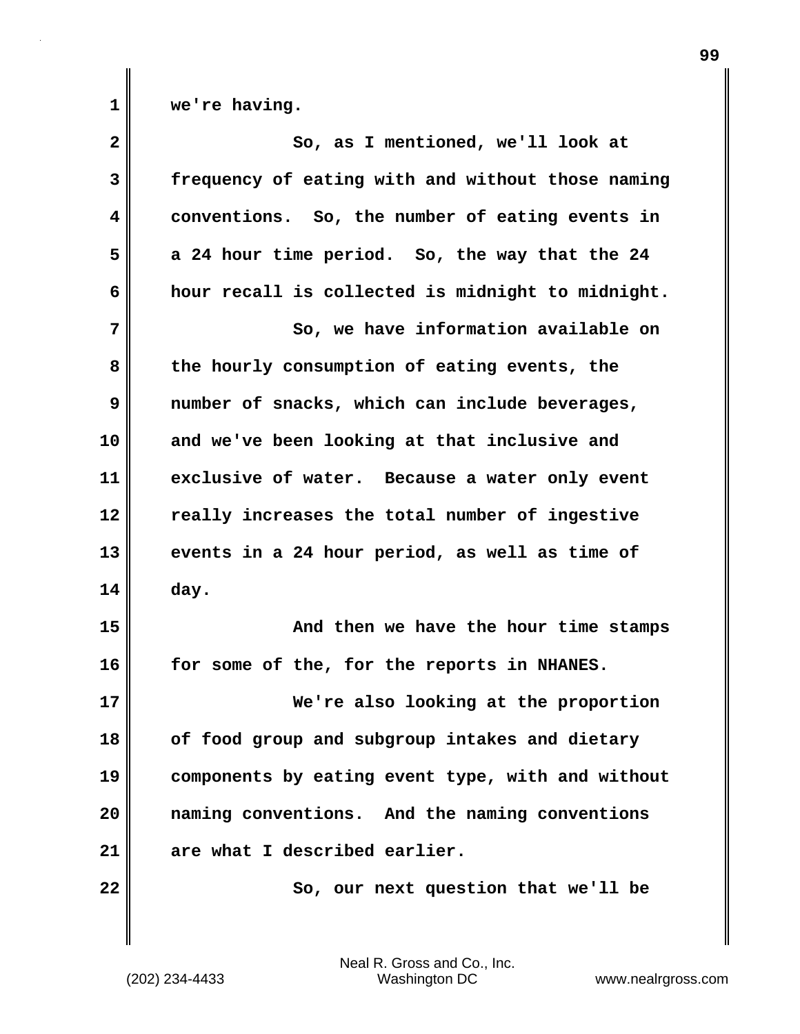we're having.

So, as I mentioned, we'll look at frequency of eating with and without those naming conventions. So, the number of eating events in a 24 hour time period. So, the way that the 24 hour recall is collected is midnight to midnight.

So, we have information available on the hourly consumption of eating events, the number of snacks, which can include beverages, and we've been looking at that inclusive and exclusive of water. Because a water only event really increases the total number of ingestive events in a 24 hour period, as well as time of day.

And then we have the hour time stamps for some of the, for the reports in NHANES.

We're also looking at the proportion of food group and subgroup intakes and dietary components by eating event type, with and without naming conventions. And the naming conventions are what I described earlier.

So, our next question that we'll be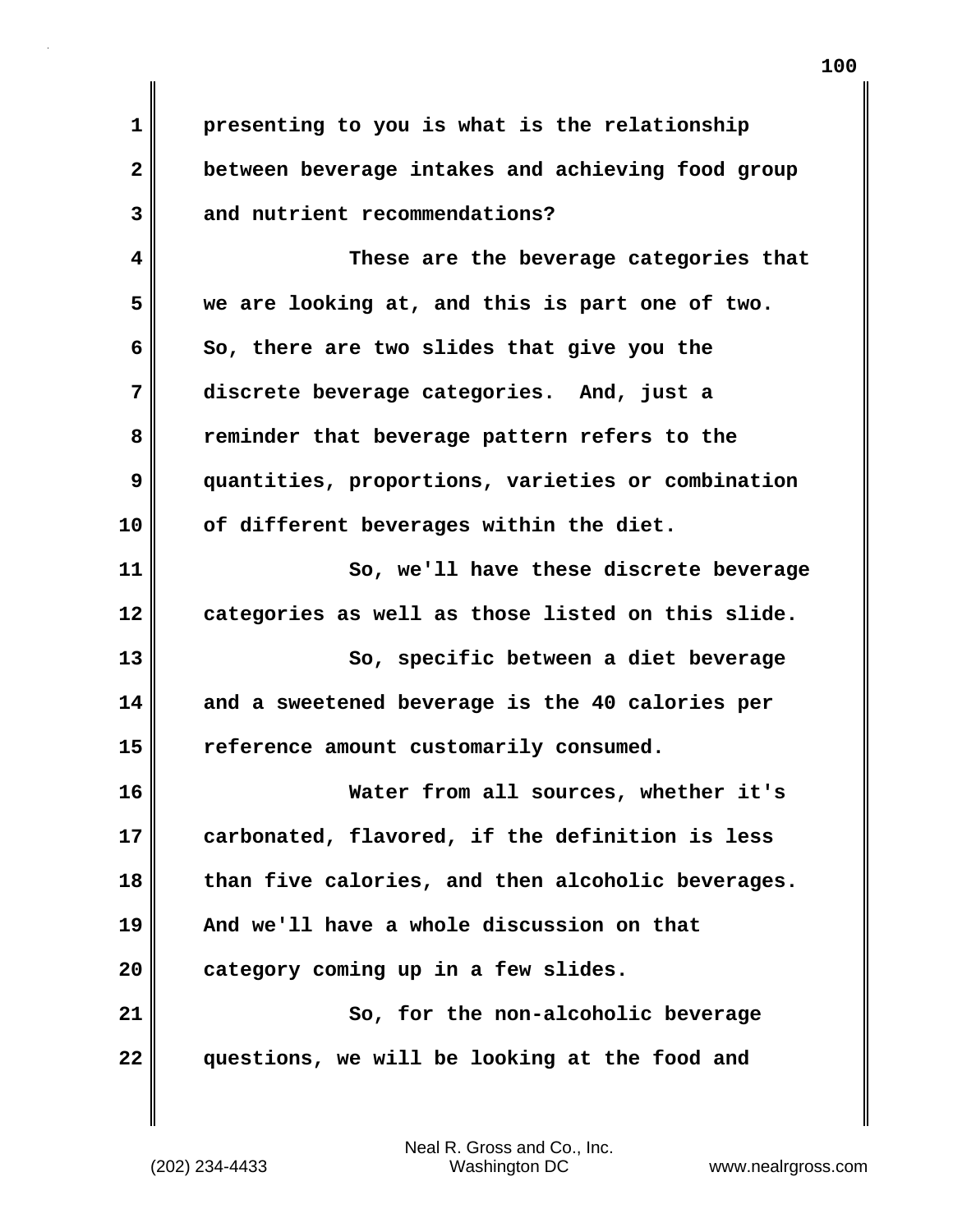presenting to you is what is the relationship between beverage intakes and achieving food group and nutrient recommendations?

These are the beverage categories that we are looking at, and this is part one of two. So, there are two slides that give you the discrete beverage categories. And, just a reminder that beverage pattern refers to the quantities, proportions, varieties or combination of different beverages within the diet.

So, we'll have these discrete beverage categories as well as those listed on this slide.

So, specific between a diet beverage and a sweetened beverage is the 40 calories per reference amount customarily consumed.

Water from all sources, whether it's carbonated, flavored, if the definition is less than five calories, and then alcoholic beverages. And we'll have a whole discussion on that category coming up in a few slides.

So, for the non-alcoholic beverage questions, we will be looking at the food and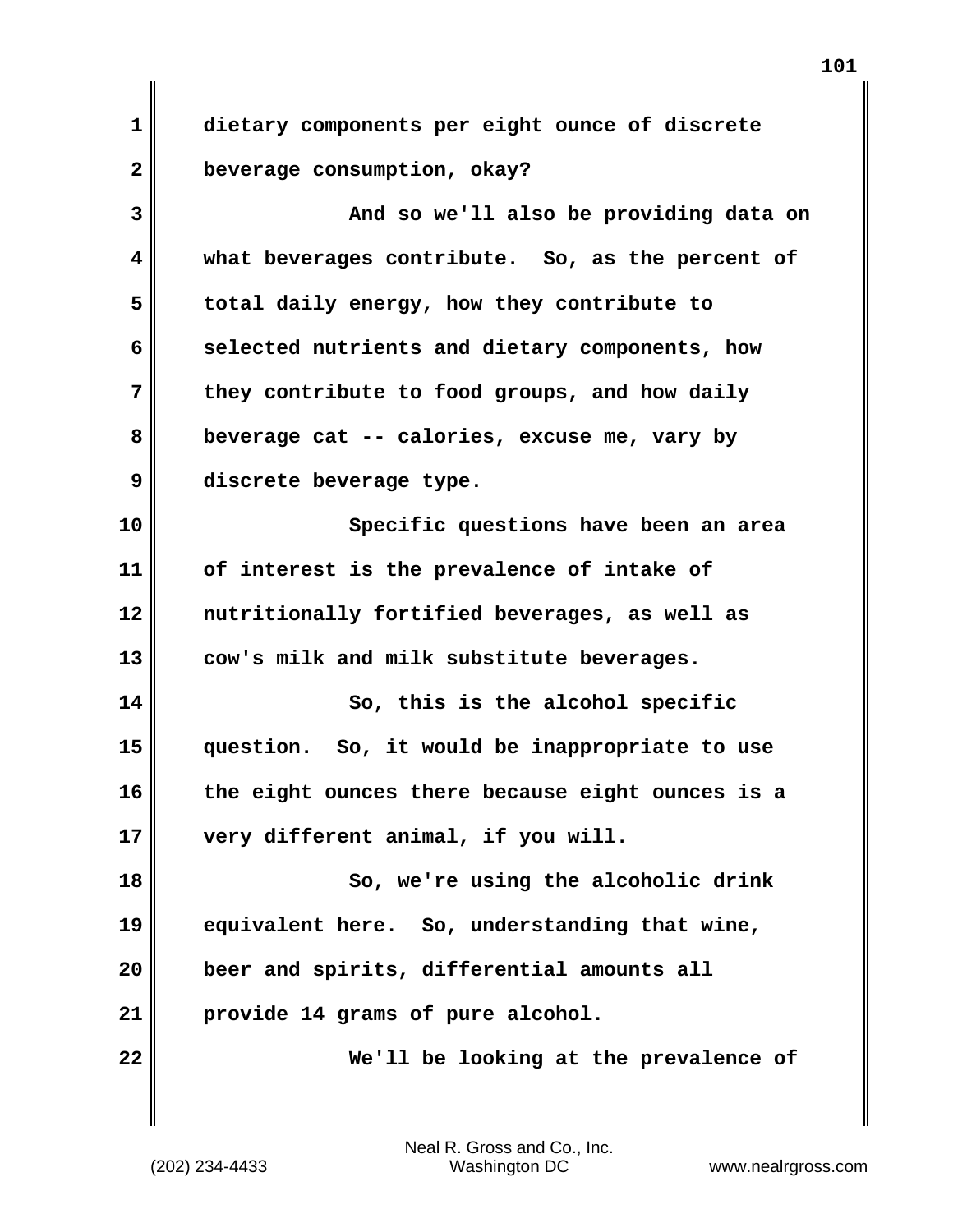dietary components per eight ounce of discrete beverage consumption, okay?

And so we'll also be providing data on what beverages contribute. So, as the percent of total daily energy, how they contribute to selected nutrients and dietary components, how they contribute to food groups, and how daily beverage cat -- calories, excuse me, vary by discrete beverage type.

Specific questions have been an area of interest is the prevalence of intake of nutritionally fortified beverages, as well as cow's milk and milk substitute beverages.

So, this is the alcohol specific question. So, it would be inappropriate to use the eight ounces there because eight ounces is a very different animal, if you will.

So, we're using the alcoholic drink equivalent here. So, understanding that wine, beer and spirits, differential amounts all provide 14 grams of pure alcohol.

We'll be looking at the prevalence of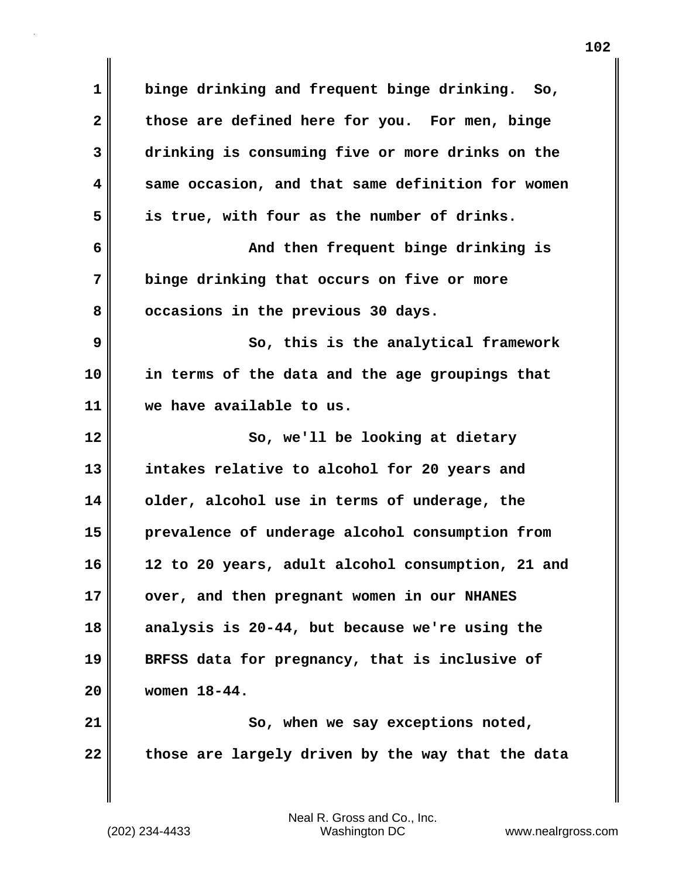binge drinking and frequent binge drinking. So, those are defined here for you. For men, binge drinking is consuming five or more drinks on the same occasion, and that same definition for women is true, with four as the number of drinks.

And then frequent binge drinking is binge drinking that occurs on five or more occasions in the previous 30 days.

So, this is the analytical framework in terms of the data and the age groupings that we have available to us.

So, we'll be looking at dietary intakes relative to alcohol for 20 years and older, alcohol use in terms of underage, the prevalence of underage alcohol consumption from 12 to 20 years, adult alcohol consumption, 21 and over, and then pregnant women in our NHANES analysis is 20-44, but because we're using the BRFSS data for pregnancy, that is inclusive of women 18-44.

So, when we say exceptions noted, those are largely driven by the way that the data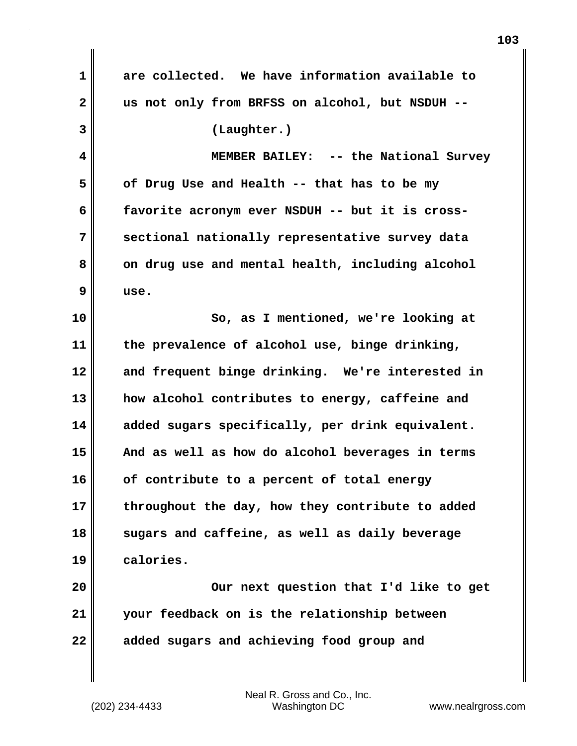are collected. We have information available to us not only from BRFSS on alcohol, but NSDUH --

(Laughter.)

MEMBER BAILEY: -- the National Survey of Drug Use and Health -- that has to be my favorite acronym ever NSDUH -- but it is cross-sectional nationally representative survey data on drug use and mental health, including alcohol use.

So, as I mentioned, we're looking at the prevalence of alcohol use, binge drinking, and frequent binge drinking. We're interested in how alcohol contributes to energy, caffeine and added sugars specifically, per drink equivalent. And as well as how do alcohol beverages in terms of contribute to a percent of total energy throughout the day, how they contribute to added sugars and caffeine, as well as daily beverage calories.

Our next question that I'd like to get your feedback on is the relationship between added sugars and achieving food group and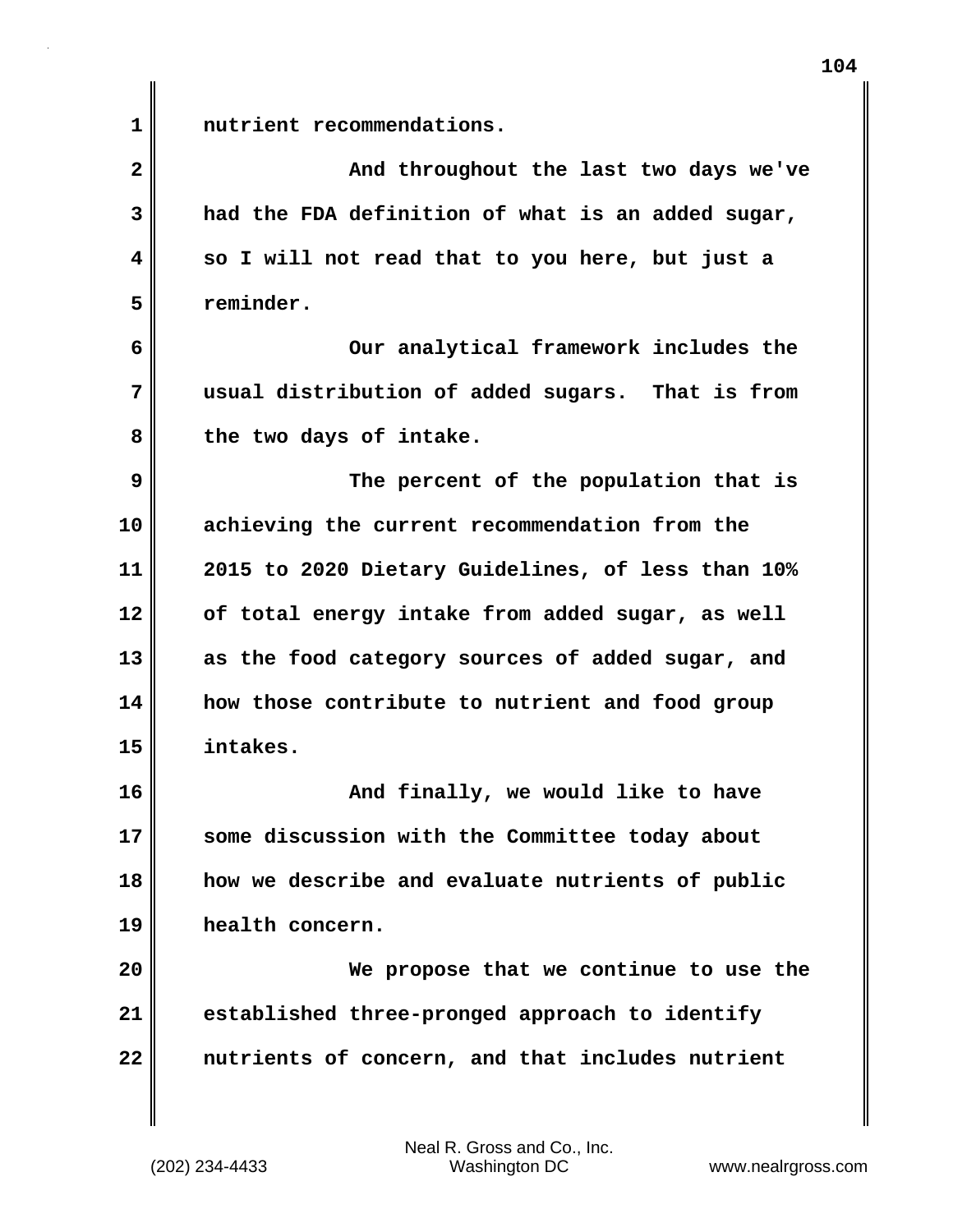nutrient recommendations.

And throughout the last two days we've had the FDA definition of what is an added sugar, so I will not read that to you here, but just a reminder.

Our analytical framework includes the usual distribution of added sugars. That is from the two days of intake.

The percent of the population that is achieving the current recommendation from the 2015 to 2020 Dietary Guidelines, of less than 10% of total energy intake from added sugar, as well as the food category sources of added sugar, and how those contribute to nutrient and food group intakes.

And finally, we would like to have some discussion with the Committee today about how we describe and evaluate nutrients of public health concern.

We propose that we continue to use the established three-pronged approach to identify nutrients of concern, and that includes nutrient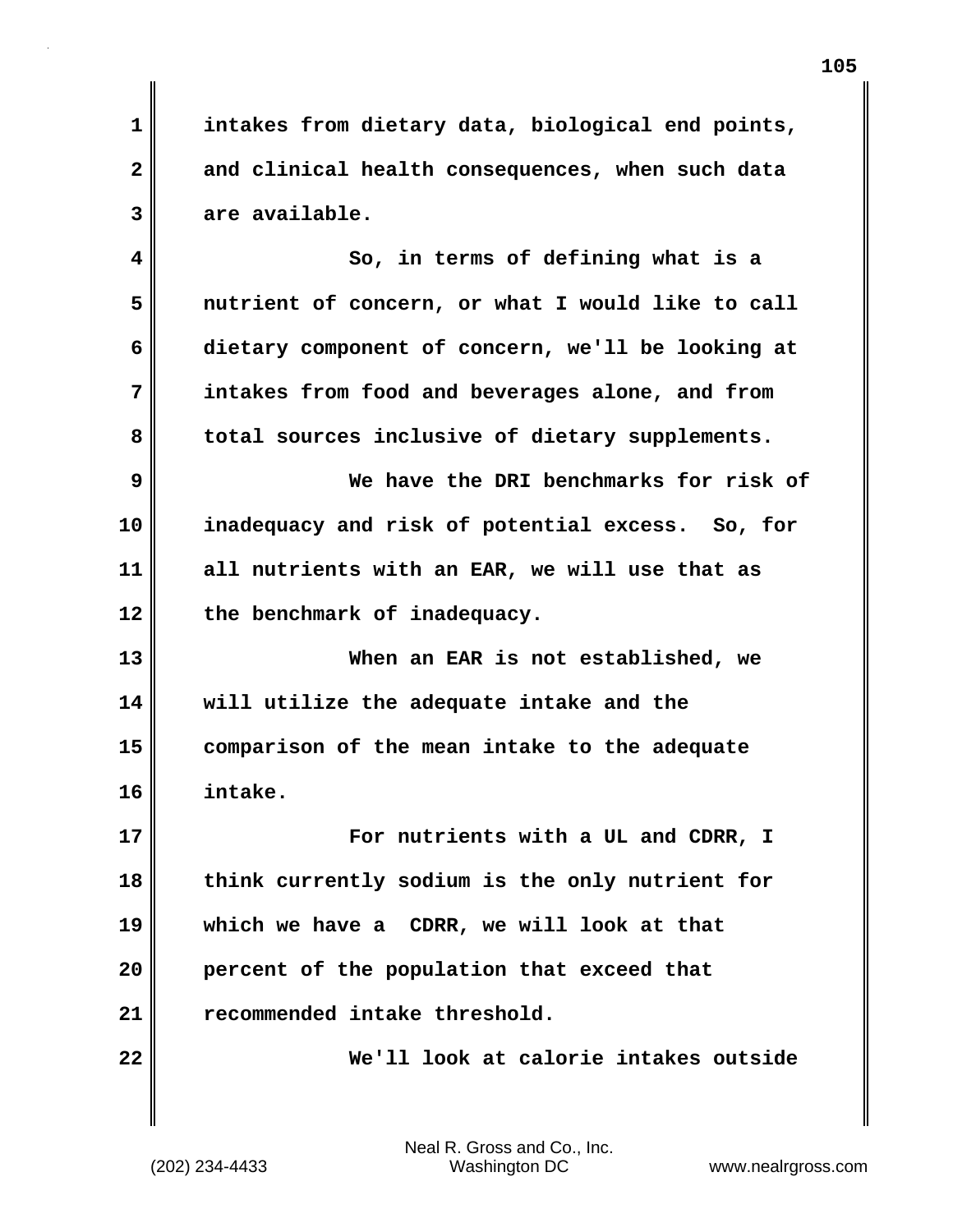intakes from dietary data, biological end points, and clinical health consequences, when such data are available.

So, in terms of defining what is a nutrient of concern, or what I would like to call dietary component of concern, we'll be looking at intakes from food and beverages alone, and from total sources inclusive of dietary supplements.

We have the DRI benchmarks for risk of inadequacy and risk of potential excess. So, for all nutrients with an EAR, we will use that as the benchmark of inadequacy.

When an EAR is not established, we will utilize the adequate intake and the comparison of the mean intake to the adequate intake.

For nutrients with a UL and CDRR, I think currently sodium is the only nutrient for which we have a CDRR, we will look at that percent of the population that exceed that recommended intake threshold.

We'll look at calorie intakes outside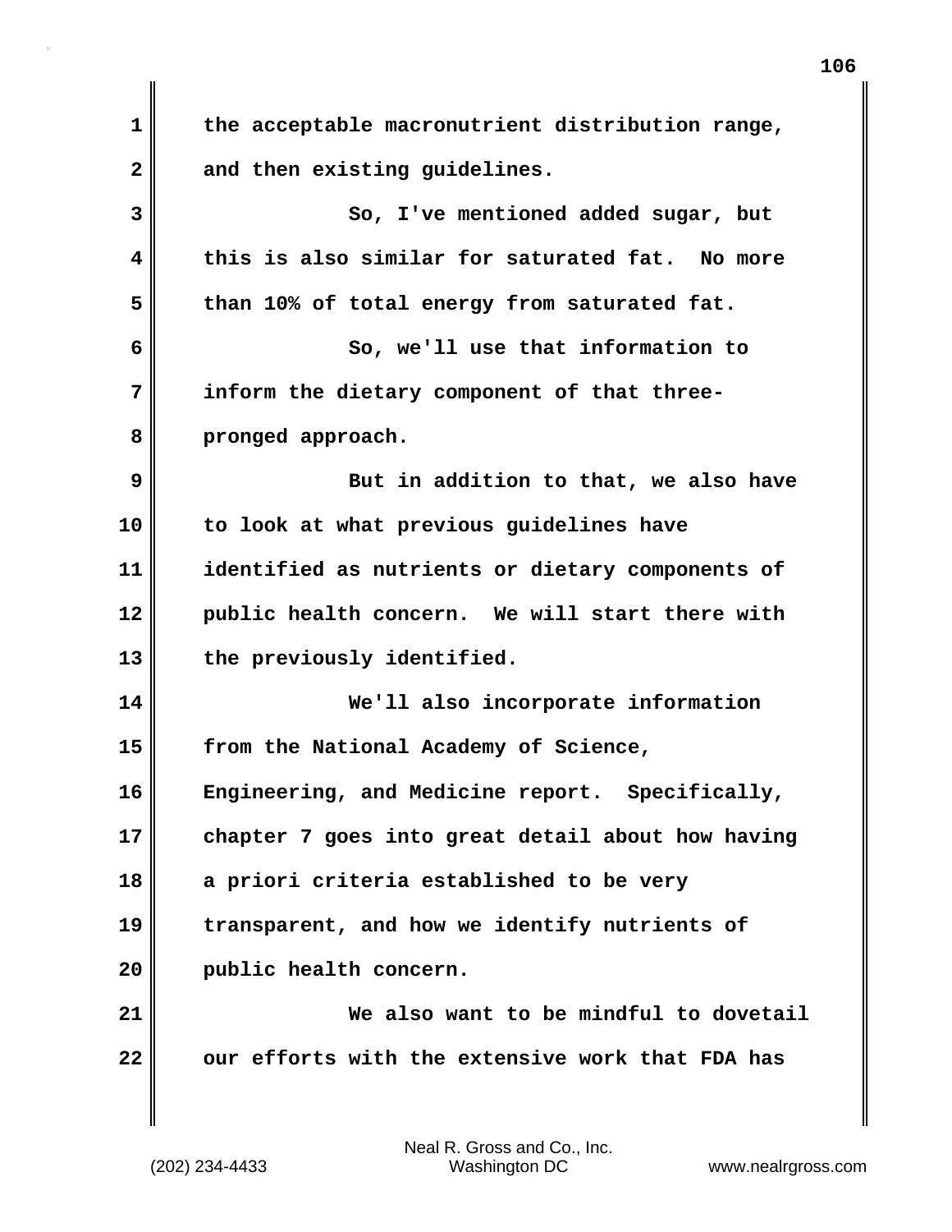the acceptable macronutrient distribution range, and then existing guidelines.

So, I've mentioned added sugar, but this is also similar for saturated fat. No more than 10% of total energy from saturated fat.

So, we'll use that information to inform the dietary component of that three-pronged approach.

But in addition to that, we also have to look at what previous guidelines have identified as nutrients or dietary components of public health concern. We will start there with the previously identified.

We'll also incorporate information from the National Academy of Science, Engineering, and Medicine report. Specifically, chapter 7 goes into great detail about how having a priori criteria established to be very transparent, and how we identify nutrients of public health concern.

We also want to be mindful to dovetail our efforts with the extensive work that FDA has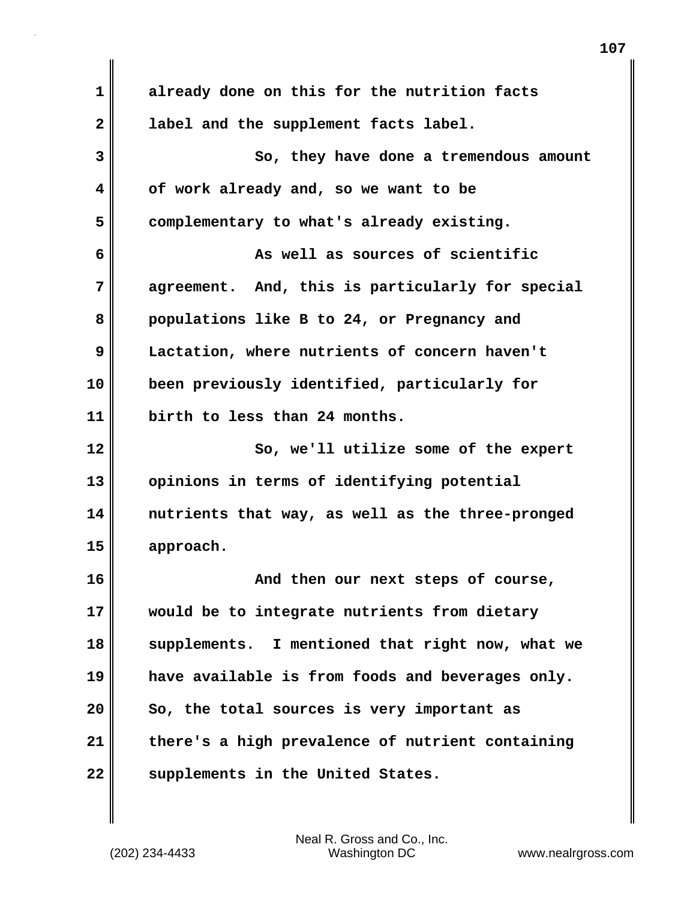already done on this for the nutrition facts label and the supplement facts label.

So, they have done a tremendous amount of work already and, so we want to be complementary to what's already existing.

As well as sources of scientific agreement. And, this is particularly for special populations like B to 24, or Pregnancy and Lactation, where nutrients of concern haven't been previously identified, particularly for birth to less than 24 months.

So, we'll utilize some of the expert opinions in terms of identifying potential nutrients that way, as well as the three-pronged approach.

And then our next steps of course, would be to integrate nutrients from dietary supplements. I mentioned that right now, what we have available is from foods and beverages only. So, the total sources is very important as there's a high prevalence of nutrient containing supplements in the United States.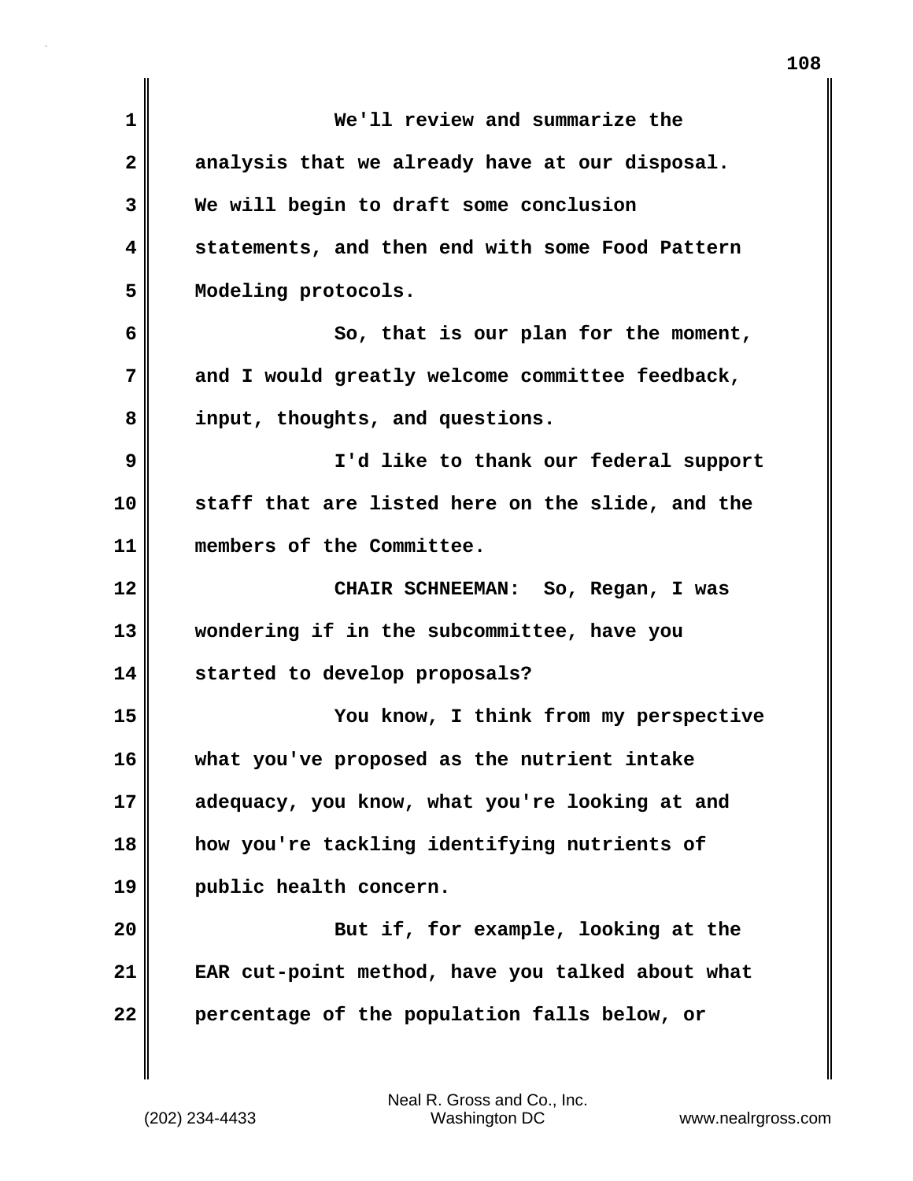We'll review and summarize the analysis that we already have at our disposal. We will begin to draft some conclusion statements, and then end with some Food Pattern Modeling protocols.

So, that is our plan for the moment, and I would greatly welcome committee feedback, input, thoughts, and questions.

I'd like to thank our federal support staff that are listed here on the slide, and the members of the Committee.

CHAIR SCHNEEMAN: So, Regan, I was wondering if in the subcommittee, have you started to develop proposals?

You know, I think from my perspective what you've proposed as the nutrient intake adequacy, you know, what you're looking at and how you're tackling identifying nutrients of public health concern.

But if, for example, looking at the EAR cut-point method, have you talked about what percentage of the population falls below, or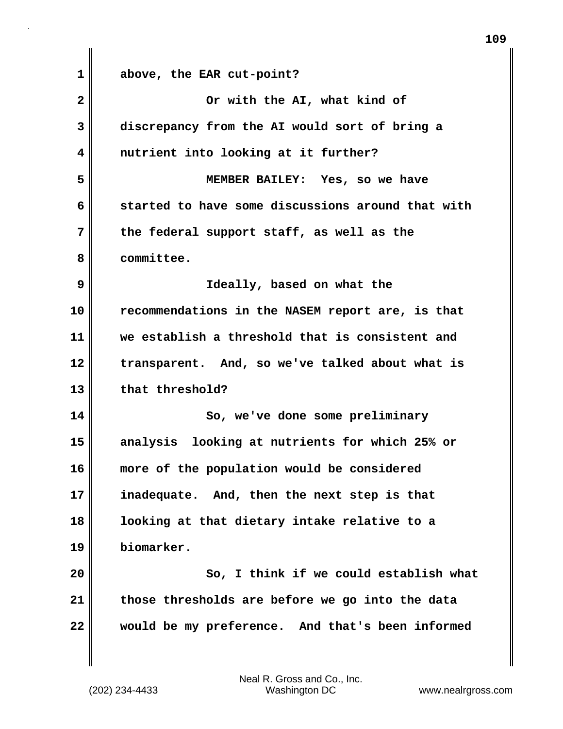above, the EAR cut-point?

Or with the AI, what kind of discrepancy from the AI would sort of bring a nutrient into looking at it further?

MEMBER BAILEY: Yes, so we have started to have some discussions around that with the federal support staff, as well as the committee.

Ideally, based on what the recommendations in the NASEM report are, is that we establish a threshold that is consistent and transparent. And, so we've talked about what is that threshold?

So, we've done some preliminary analysis looking at nutrients for which 25% or more of the population would be considered inadequate. And, then the next step is that looking at that dietary intake relative to a biomarker.

So, I think if we could establish what those thresholds are before we go into the data would be my preference. And that's been informed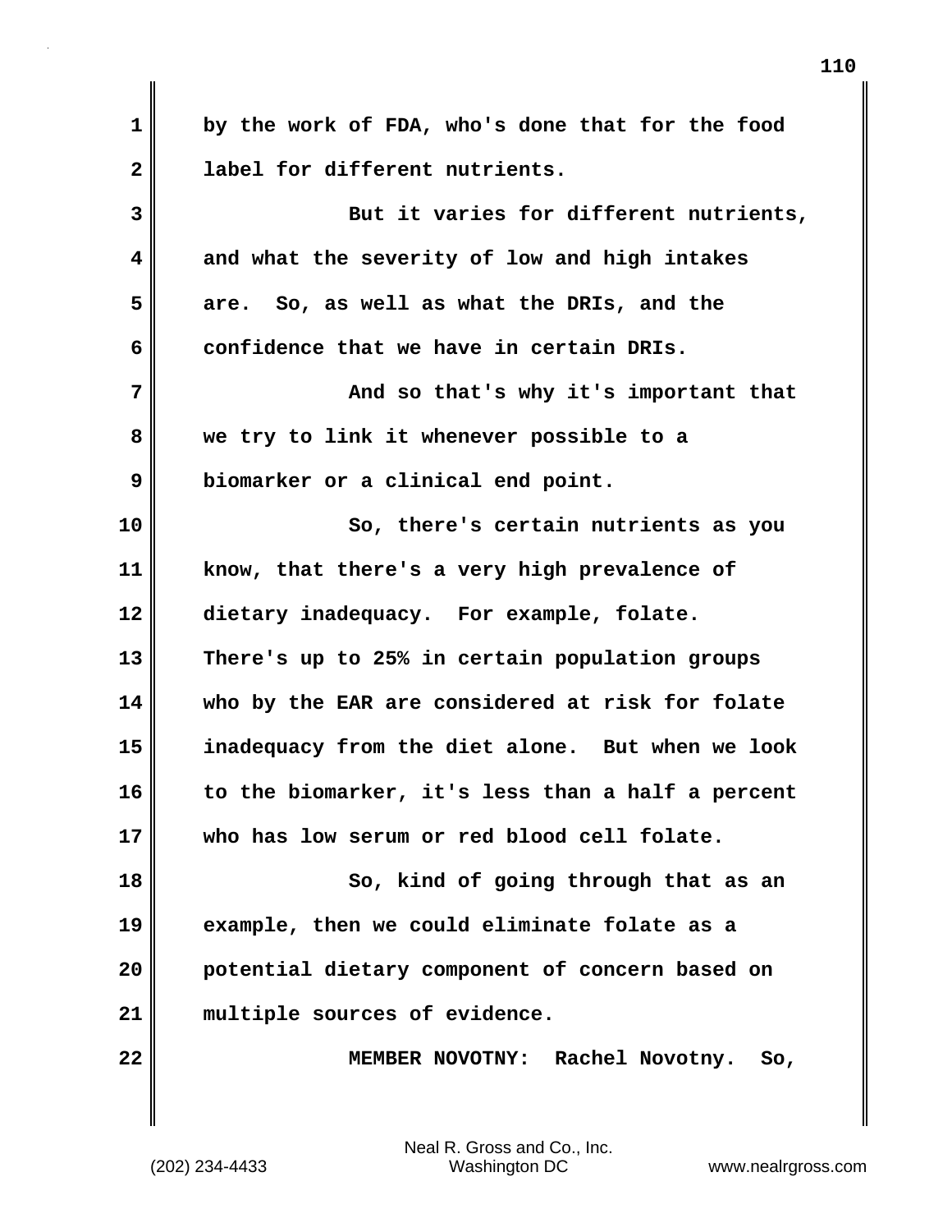by the work of FDA, who's done that for the food label for different nutrients.

But it varies for different nutrients, and what the severity of low and high intakes are. So, as well as what the DRIs, and the confidence that we have in certain DRIs.

And so that's why it's important that we try to link it whenever possible to a biomarker or a clinical end point.

So, there's certain nutrients as you know, that there's a very high prevalence of dietary inadequacy. For example, folate. There's up to 25% in certain population groups who by the EAR are considered at risk for folate inadequacy from the diet alone. But when we look to the biomarker, it's less than a half a percent who has low serum or red blood cell folate.

So, kind of going through that as an example, then we could eliminate folate as a potential dietary component of concern based on multiple sources of evidence.

MEMBER NOVOTNY: Rachel Novotny. So,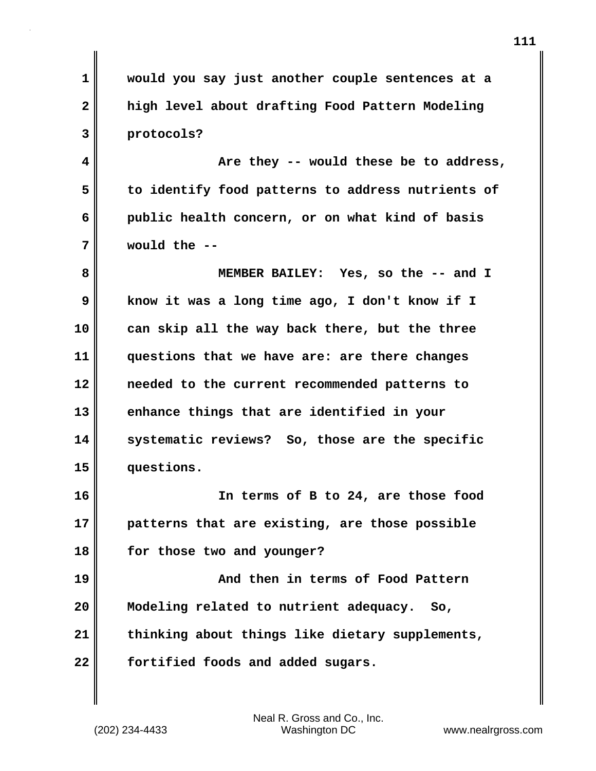would you say just another couple sentences at a high level about drafting Food Pattern Modeling protocols?

Are they -- would these be to address, to identify food patterns to address nutrients of public health concern, or on what kind of basis would the --

MEMBER BAILEY: Yes, so the -- and I know it was a long time ago, I don't know if I can skip all the way back there, but the three questions that we have are: are there changes needed to the current recommended patterns to enhance things that are identified in your systematic reviews? So, those are the specific questions.

In terms of B to 24, are those food patterns that are existing, are those possible for those two and younger?

And then in terms of Food Pattern Modeling related to nutrient adequacy. So, thinking about things like dietary supplements, fortified foods and added sugars.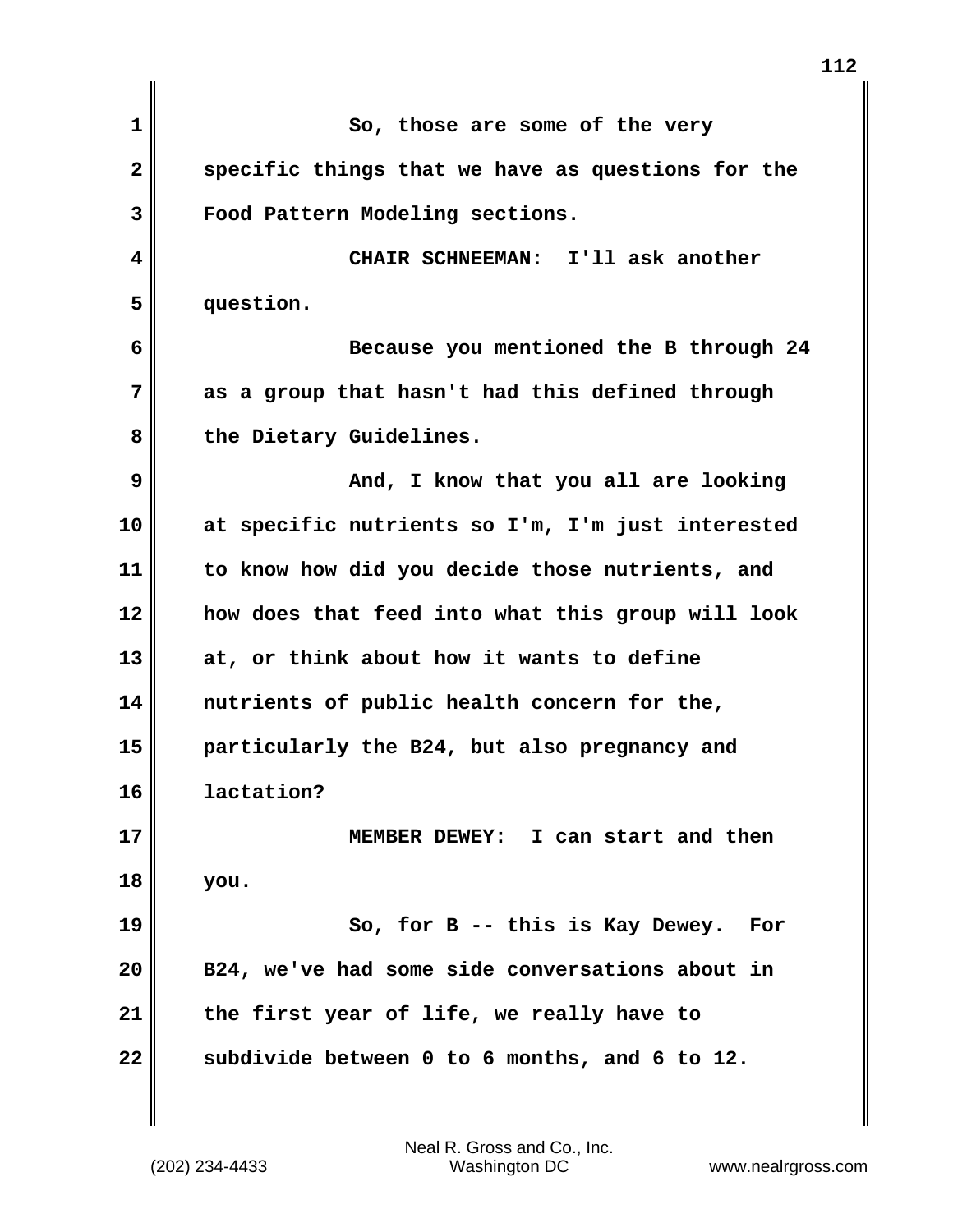So, those are some of the very specific things that we have as questions for the Food Pattern Modeling sections.

CHAIR SCHNEEMAN: I'll ask another question.

Because you mentioned the B through 24 as a group that hasn't had this defined through the Dietary Guidelines.

And, I know that you all are looking at specific nutrients so I'm, I'm just interested to know how did you decide those nutrients, and how does that feed into what this group will look at, or think about how it wants to define nutrients of public health concern for the, particularly the B24, but also pregnancy and lactation?

MEMBER DEWEY: I can start and then you.

So, for B -- this is Kay Dewey. For B24, we've had some side conversations about in the first year of life, we really have to subdivide between 0 to 6 months, and 6 to 12.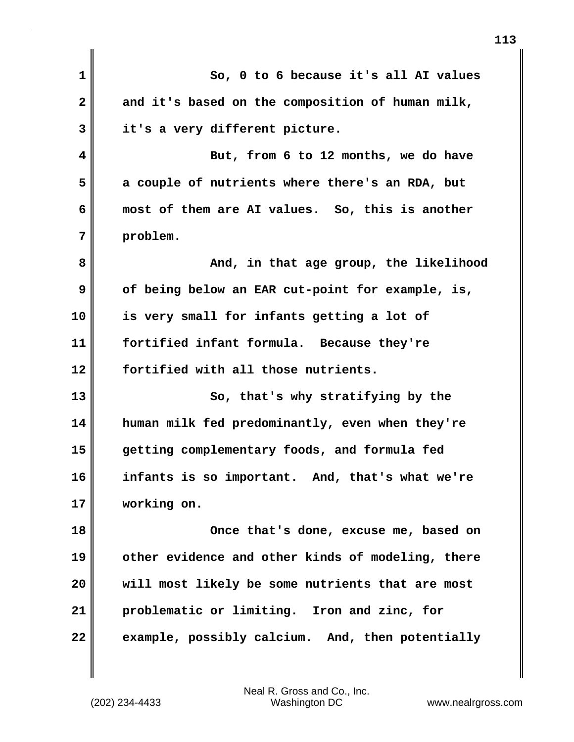So, 0 to 6 because it's all AI values and it's based on the composition of human milk, it's a very different picture.

But, from 6 to 12 months, we do have a couple of nutrients where there's an RDA, but most of them are AI values. So, this is another problem.

And, in that age group, the likelihood of being below an EAR cut-point for example, is, is very small for infants getting a lot of fortified infant formula. Because they're fortified with all those nutrients.

So, that's why stratifying by the human milk fed predominantly, even when they're getting complementary foods, and formula fed infants is so important. And, that's what we're working on.

Once that's done, excuse me, based on other evidence and other kinds of modeling, there will most likely be some nutrients that are most problematic or limiting. Iron and zinc, for example, possibly calcium. And, then potentially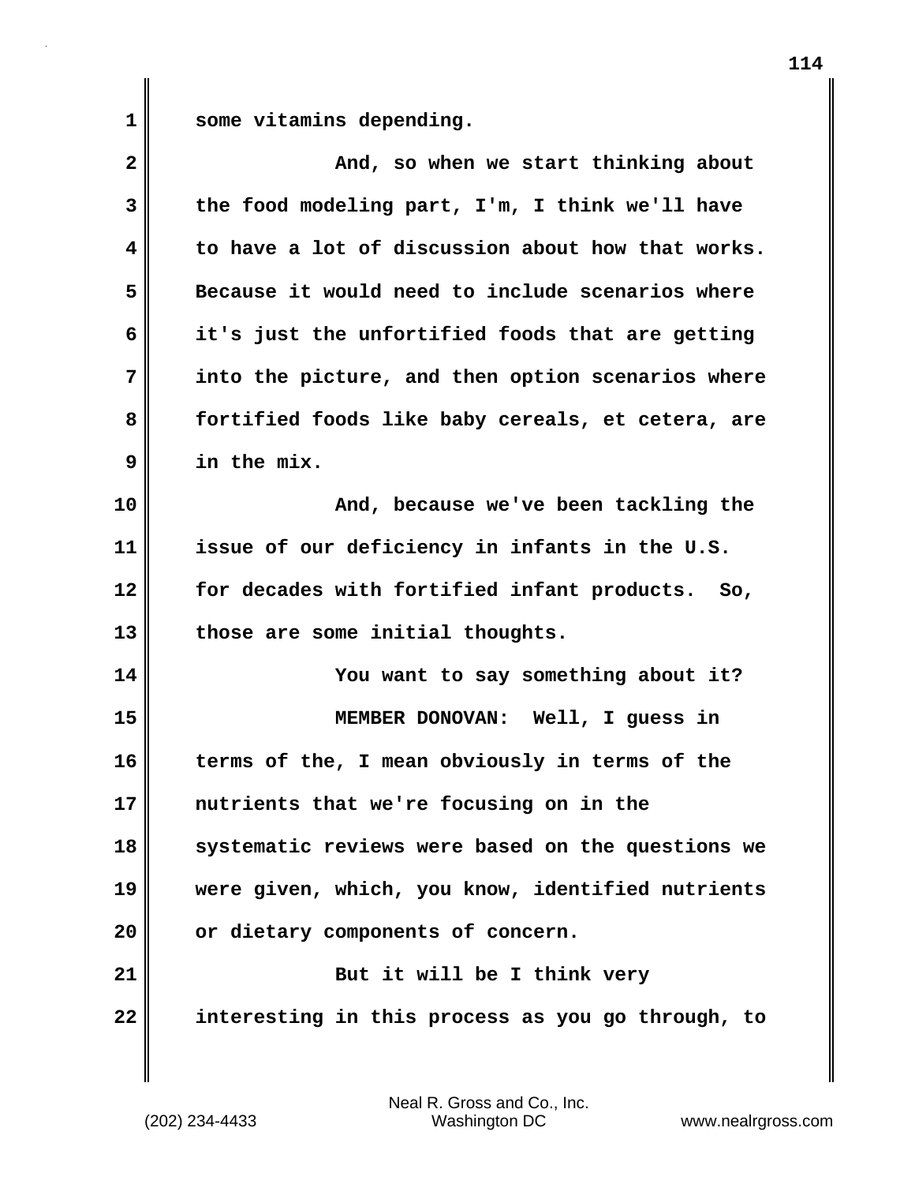some vitamins depending.

And, so when we start thinking about the food modeling part, I'm, I think we'll have to have a lot of discussion about how that works. Because it would need to include scenarios where it's just the unfortified foods that are getting into the picture, and then option scenarios where fortified foods like baby cereals, et cetera, are in the mix.

And, because we've been tackling the issue of our deficiency in infants in the U.S. for decades with fortified infant products. So, those are some initial thoughts.

You want to say something about it?

MEMBER DONOVAN: Well, I guess in terms of the, I mean obviously in terms of the nutrients that we're focusing on in the systematic reviews were based on the questions we were given, which, you know, identified nutrients or dietary components of concern.

But it will be I think very interesting in this process as you go through, to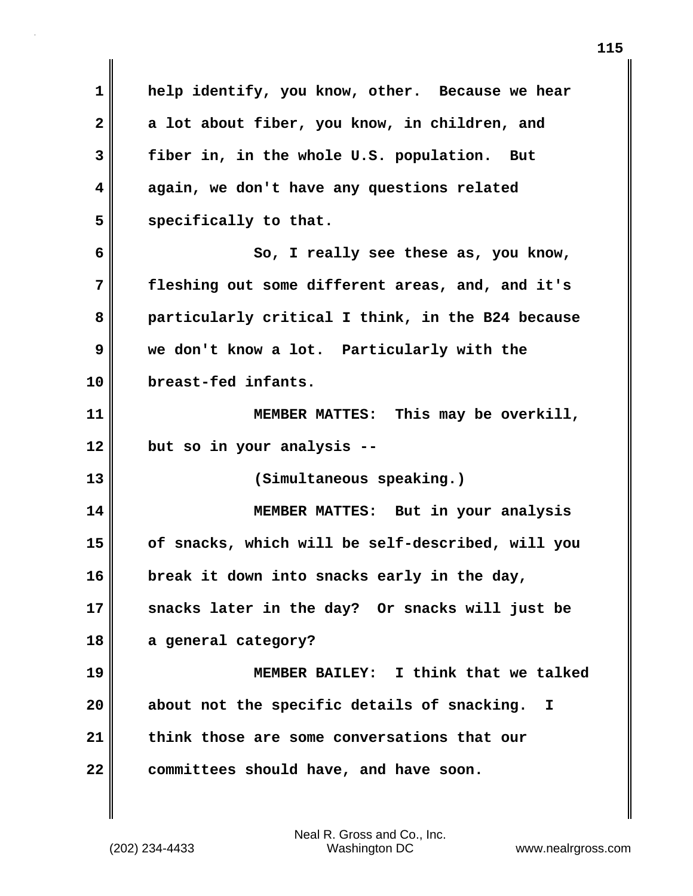help identify, you know, other. Because we hear a lot about fiber, you know, in children, and fiber in, in the whole U.S. population. But again, we don't have any questions related specifically to that.

So, I really see these as, you know, fleshing out some different areas, and, and it's particularly critical I think, in the B24 because we don't know a lot. Particularly with the breast-fed infants.

MEMBER MATTES: This may be overkill, but so in your analysis --

(Simultaneous speaking.)

MEMBER MATTES: But in your analysis of snacks, which will be self-described, will you break it down into snacks early in the day, snacks later in the day? Or snacks will just be a general category?

MEMBER BAILEY: I think that we talked about not the specific details of snacking. I think those are some conversations that our committees should have, and have soon.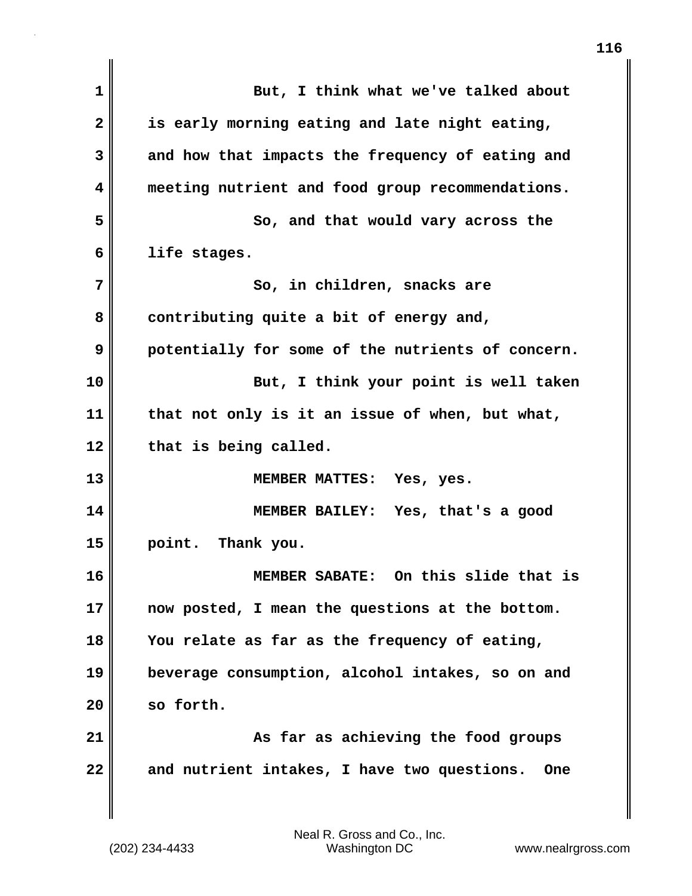But, I think what we've talked about is early morning eating and late night eating, and how that impacts the frequency of eating and meeting nutrient and food group recommendations.

So, and that would vary across the life stages.

So, in children, snacks are contributing quite a bit of energy and, potentially for some of the nutrients of concern.

But, I think your point is well taken that not only is it an issue of when, but what, that is being called.

MEMBER MATTES: Yes, yes.

MEMBER BAILEY: Yes, that's a good point. Thank you.

MEMBER SABATE: On this slide that is now posted, I mean the questions at the bottom. You relate as far as the frequency of eating, beverage consumption, alcohol intakes, so on and so forth.

As far as achieving the food groups and nutrient intakes, I have two questions. One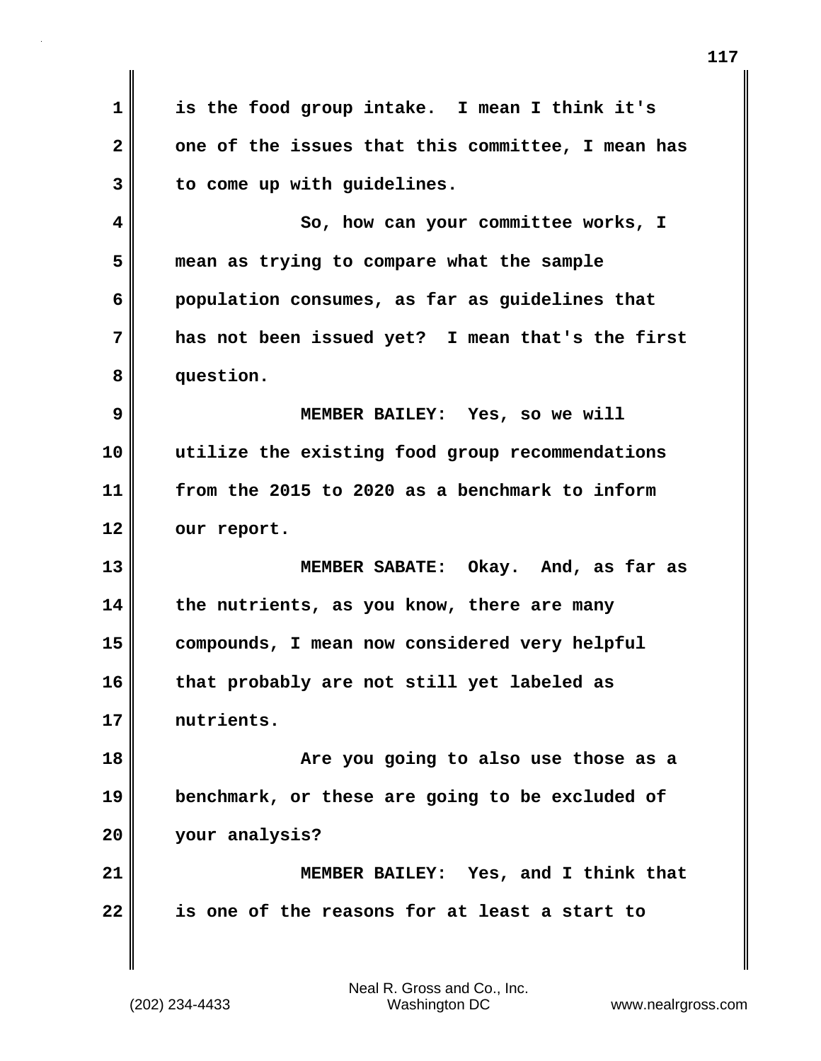is the food group intake. I mean I think it's one of the issues that this committee, I mean has to come up with guidelines.

So, how can your committee works, I mean as trying to compare what the sample population consumes, as far as guidelines that has not been issued yet? I mean that's the first question.

MEMBER BAILEY: Yes, so we will utilize the existing food group recommendations from the 2015 to 2020 as a benchmark to inform our report.

MEMBER SABATE: Okay. And, as far as the nutrients, as you know, there are many compounds, I mean now considered very helpful that probably are not still yet labeled as nutrients.

Are you going to also use those as a benchmark, or these are going to be excluded of your analysis?

MEMBER BAILEY: Yes, and I think that is one of the reasons for at least a start to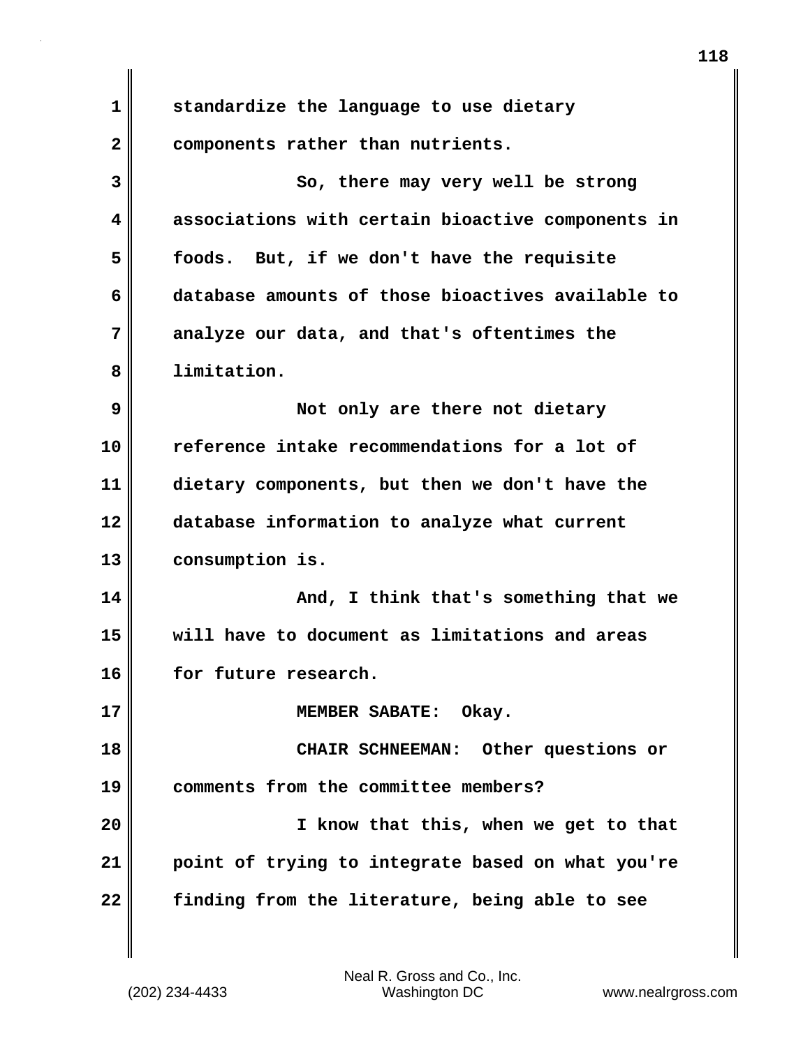standardize the language to use dietary components rather than nutrients.

So, there may very well be strong associations with certain bioactive components in foods. But, if we don't have the requisite database amounts of those bioactives available to analyze our data, and that's oftentimes the limitation.

Not only are there not dietary reference intake recommendations for a lot of dietary components, but then we don't have the database information to analyze what current consumption is.

And, I think that's something that we will have to document as limitations and areas for future research.

MEMBER SABATE: Okay.

CHAIR SCHNEEMAN: Other questions or comments from the committee members?

I know that this, when we get to that point of trying to integrate based on what you're finding from the literature, being able to see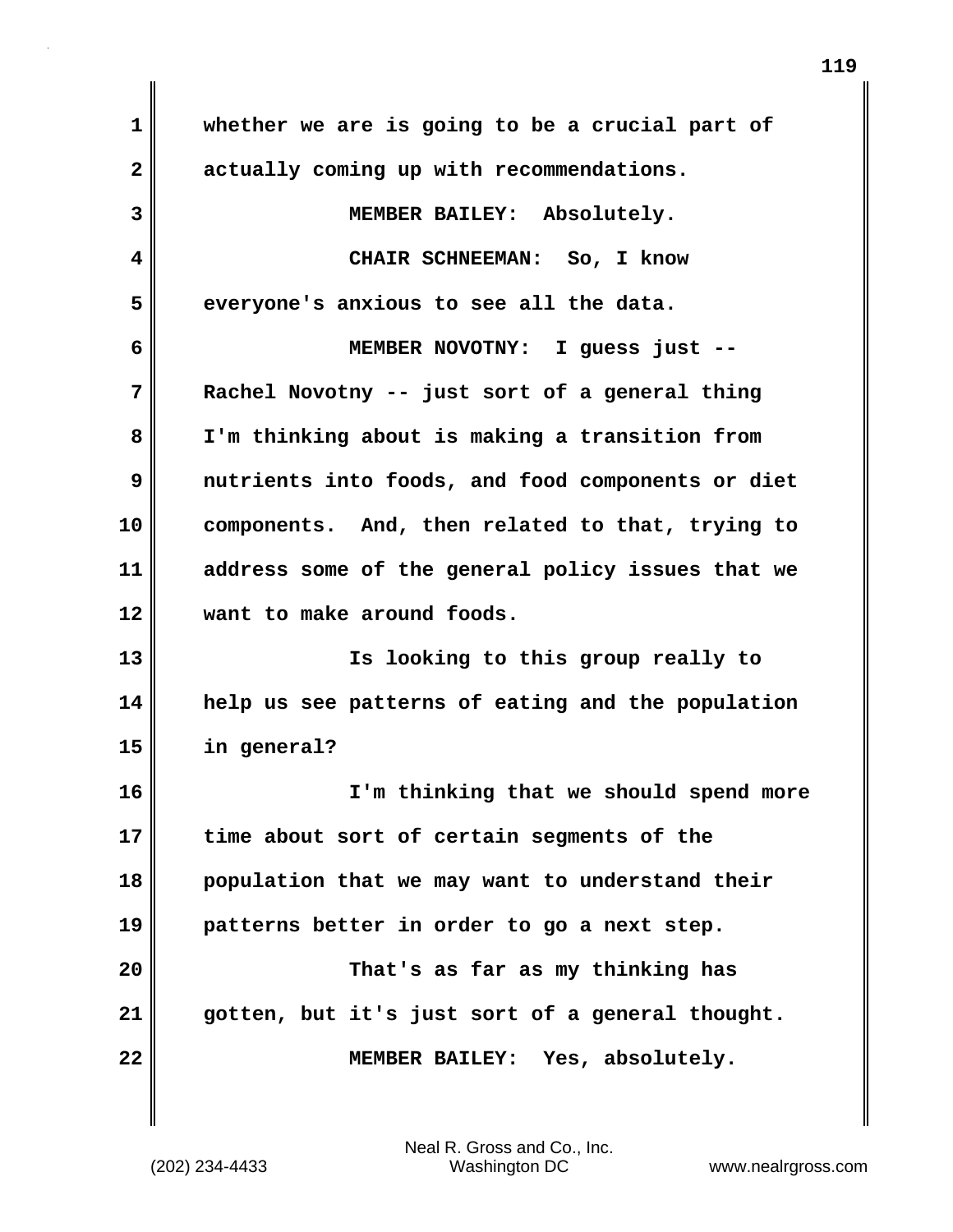whether we are is going to be a crucial part of actually coming up with recommendations.

MEMBER BAILEY: Absolutely.

CHAIR SCHNEEMAN: So, I know everyone's anxious to see all the data.

MEMBER NOVOTNY: I guess just -- Rachel Novotny -- just sort of a general thing I'm thinking about is making a transition from nutrients into foods, and food components or diet components. And, then related to that, trying to address some of the general policy issues that we want to make around foods.

Is looking to this group really to help us see patterns of eating and the population in general?

I'm thinking that we should spend more time about sort of certain segments of the population that we may want to understand their patterns better in order to go a next step.

That's as far as my thinking has gotten, but it's just sort of a general thought.

MEMBER BAILEY: Yes, absolutely.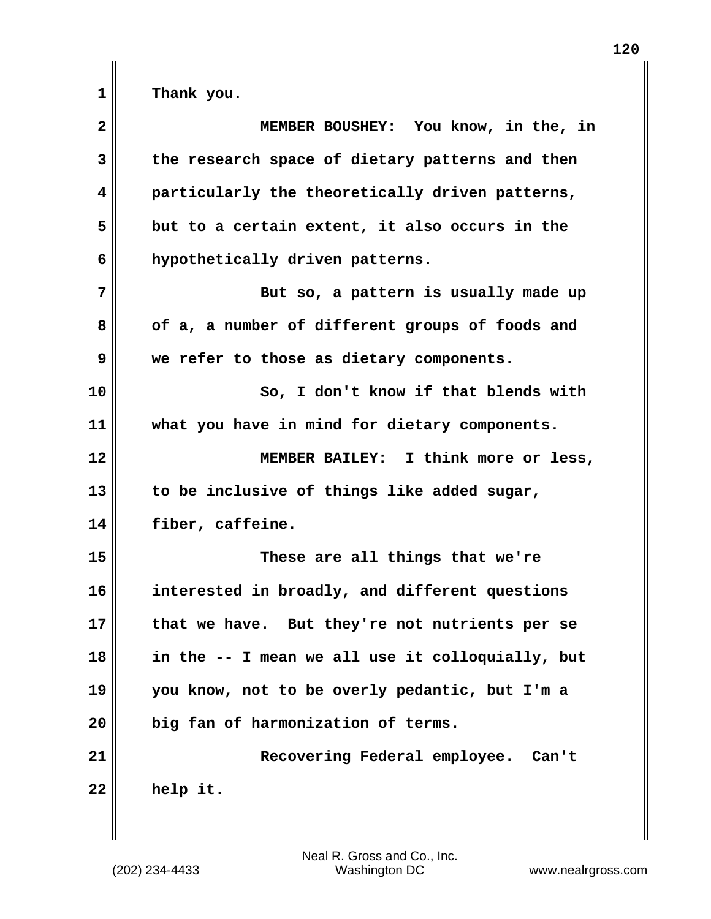Thank you.

MEMBER BOUSHEY: You know, in the, in the research space of dietary patterns and then particularly the theoretically driven patterns, but to a certain extent, it also occurs in the hypothetically driven patterns.

But so, a pattern is usually made up of a, a number of different groups of foods and we refer to those as dietary components.

So, I don't know if that blends with what you have in mind for dietary components.

MEMBER BAILEY: I think more or less, to be inclusive of things like added sugar, fiber, caffeine.

These are all things that we're interested in broadly, and different questions that we have. But they're not nutrients per se in the -- I mean we all use it colloquially, but you know, not to be overly pedantic, but I'm a big fan of harmonization of terms.

Recovering Federal employee. Can't help it.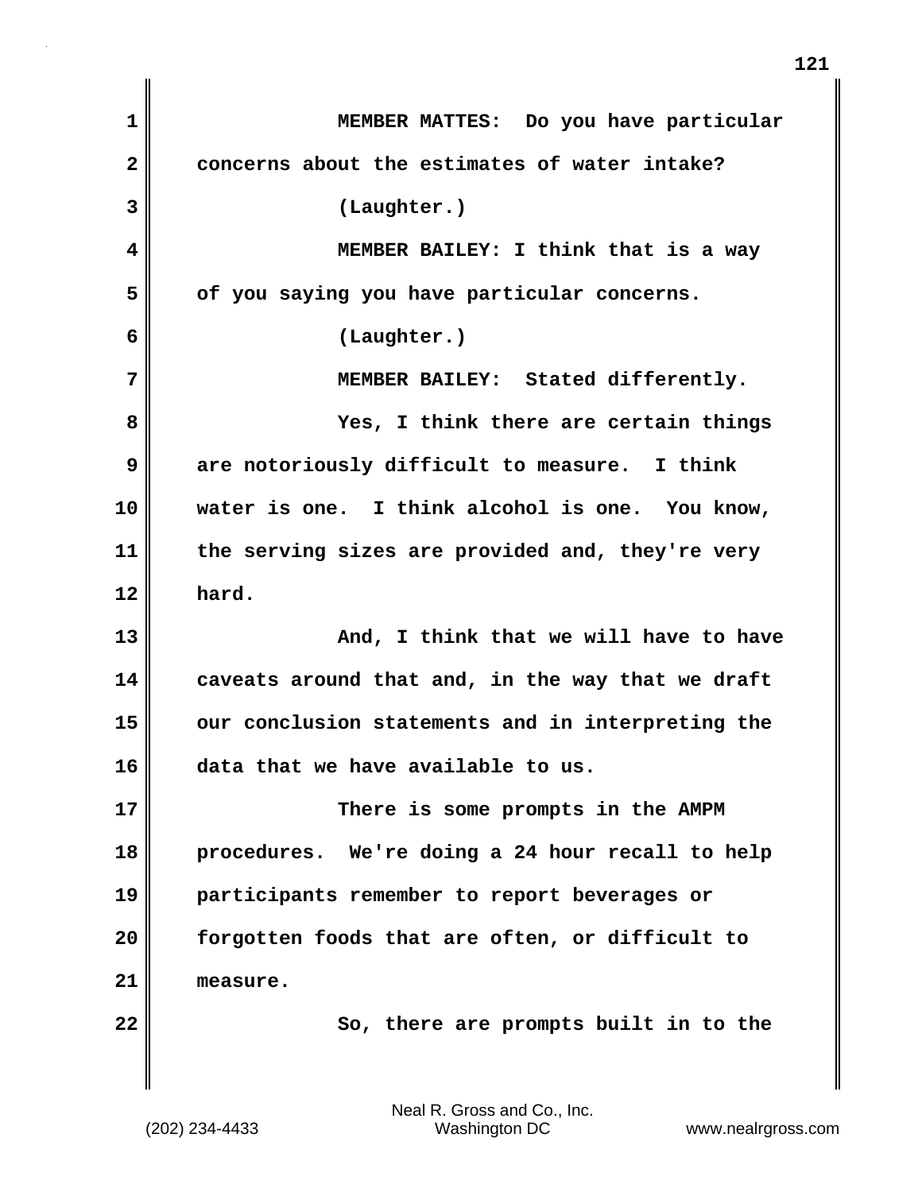MEMBER MATTES: Do you have particular concerns about the estimates of water intake?

(Laughter.)

MEMBER BAILEY: I think that is a way of you saying you have particular concerns.

(Laughter.)

MEMBER BAILEY: Stated differently.

Yes, I think there are certain things are notoriously difficult to measure. I think water is one. I think alcohol is one. You know, the serving sizes are provided and, they're very hard.

And, I think that we will have to have caveats around that and, in the way that we draft our conclusion statements and in interpreting the data that we have available to us.

There is some prompts in the AMPM procedures. We're doing a 24 hour recall to help participants remember to report beverages or forgotten foods that are often, or difficult to measure.

So, there are prompts built in to the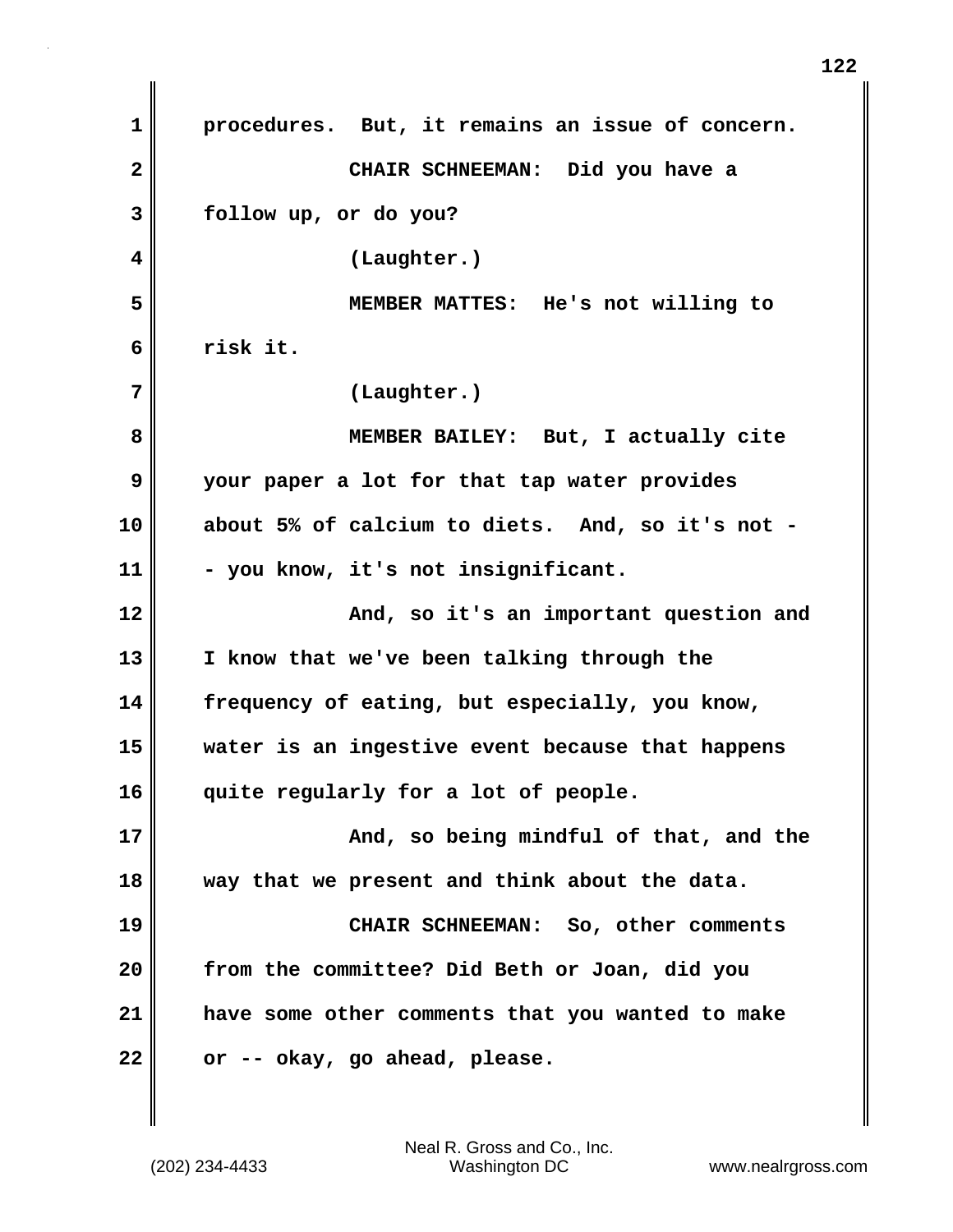procedures. But, it remains an issue of concern.

CHAIR SCHNEEMAN: Did you have a follow up, or do you?

(Laughter.)

MEMBER MATTES: He's not willing to risk it.

(Laughter.)

MEMBER BAILEY: But, I actually cite your paper a lot for that tap water provides about 5% of calcium to diets. And, so it's not -- you know, it's not insignificant.

And, so it's an important question and I know that we've been talking through the frequency of eating, but especially, you know, water is an ingestive event because that happens quite regularly for a lot of people.

And, so being mindful of that, and the way that we present and think about the data.

CHAIR SCHNEEMAN: So, other comments from the committee? Did Beth or Joan, did you have some other comments that you wanted to make or -- okay, go ahead, please.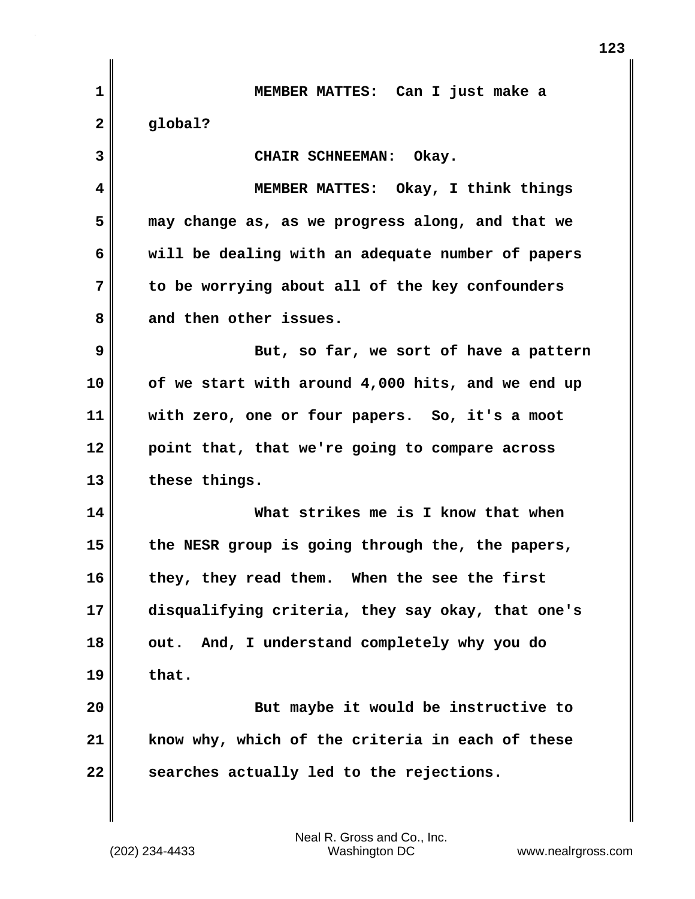MEMBER MATTES: Can I just make a global?

CHAIR SCHNEEMAN: Okay.

MEMBER MATTES: Okay, I think things may change as, as we progress along, and that we will be dealing with an adequate number of papers to be worrying about all of the key confounders and then other issues.

But, so far, we sort of have a pattern of we start with around 4,000 hits, and we end up with zero, one or four papers. So, it's a moot point that, that we're going to compare across these things.

What strikes me is I know that when the NESR group is going through the, the papers, they, they read them. When the see the first disqualifying criteria, they say okay, that one's out. And, I understand completely why you do that.

But maybe it would be instructive to know why, which of the criteria in each of these searches actually led to the rejections.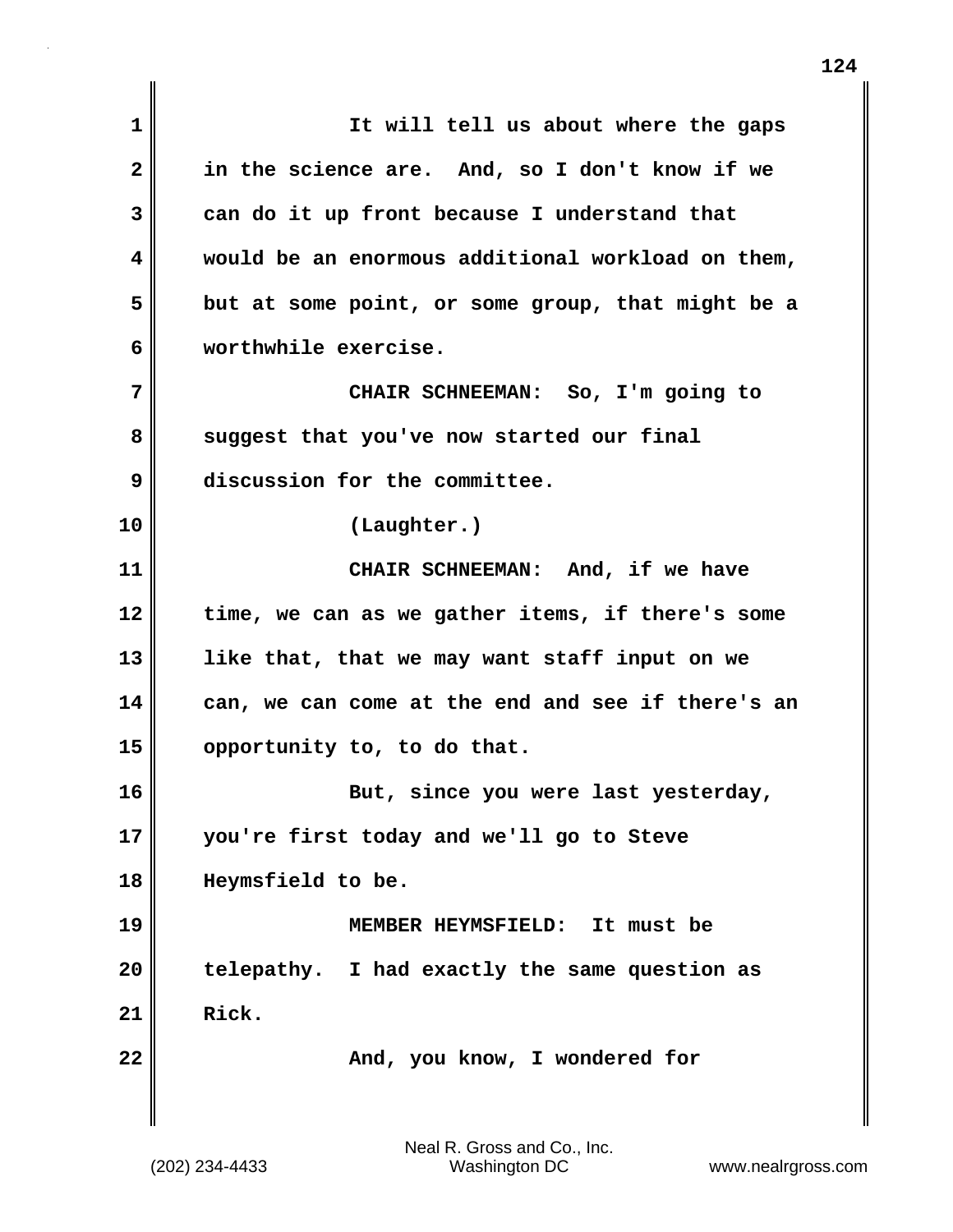It will tell us about where the gaps in the science are. And, so I don't know if we can do it up front because I understand that would be an enormous additional workload on them, but at some point, or some group, that might be a worthwhile exercise.

CHAIR SCHNEEMAN: So, I'm going to suggest that you've now started our final discussion for the committee.

(Laughter.)

CHAIR SCHNEEMAN: And, if we have time, we can as we gather items, if there's some like that, that we may want staff input on we can, we can come at the end and see if there's an opportunity to, to do that.

But, since you were last yesterday, you're first today and we'll go to Steve Heymsfield to be.

MEMBER HEYMSFIELD: It must be telepathy. I had exactly the same question as Rick.

And, you know, I wondered for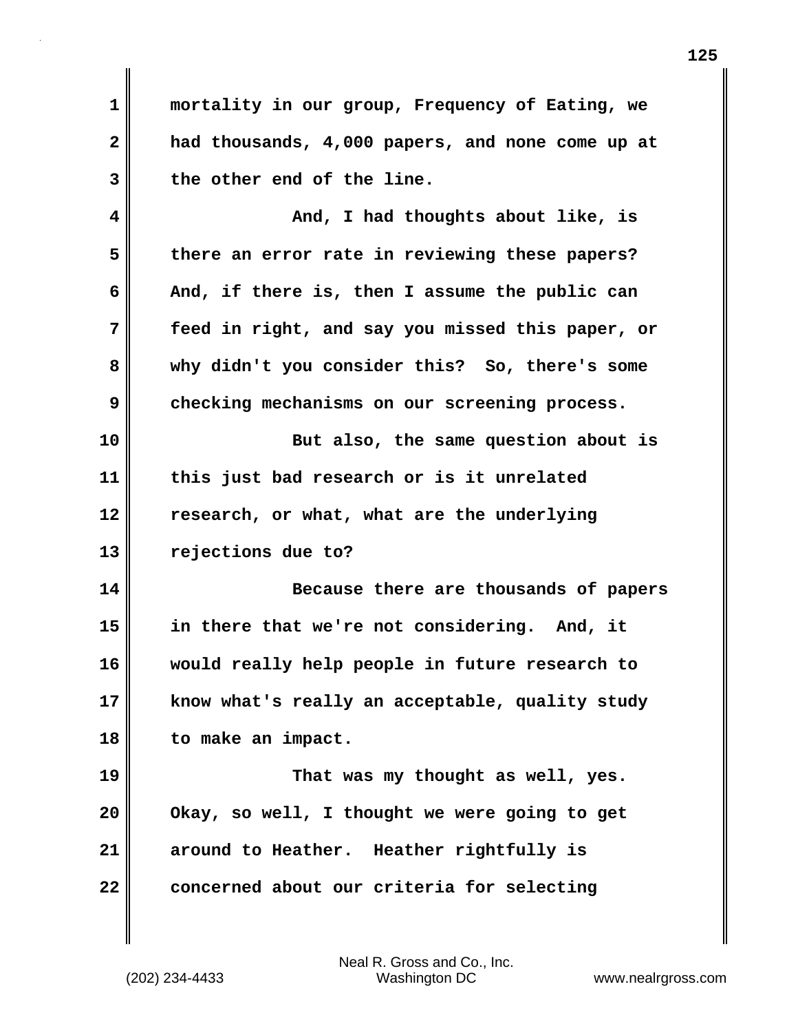mortality in our group, Frequency of Eating, we had thousands, 4,000 papers, and none come up at the other end of the line.

And, I had thoughts about like, is there an error rate in reviewing these papers? And, if there is, then I assume the public can feed in right, and say you missed this paper, or why didn't you consider this? So, there's some checking mechanisms on our screening process.

But also, the same question about is this just bad research or is it unrelated research, or what, what are the underlying rejections due to?

Because there are thousands of papers in there that we're not considering. And, it would really help people in future research to know what's really an acceptable, quality study to make an impact.

That was my thought as well, yes. Okay, so well, I thought we were going to get around to Heather. Heather rightfully is concerned about our criteria for selecting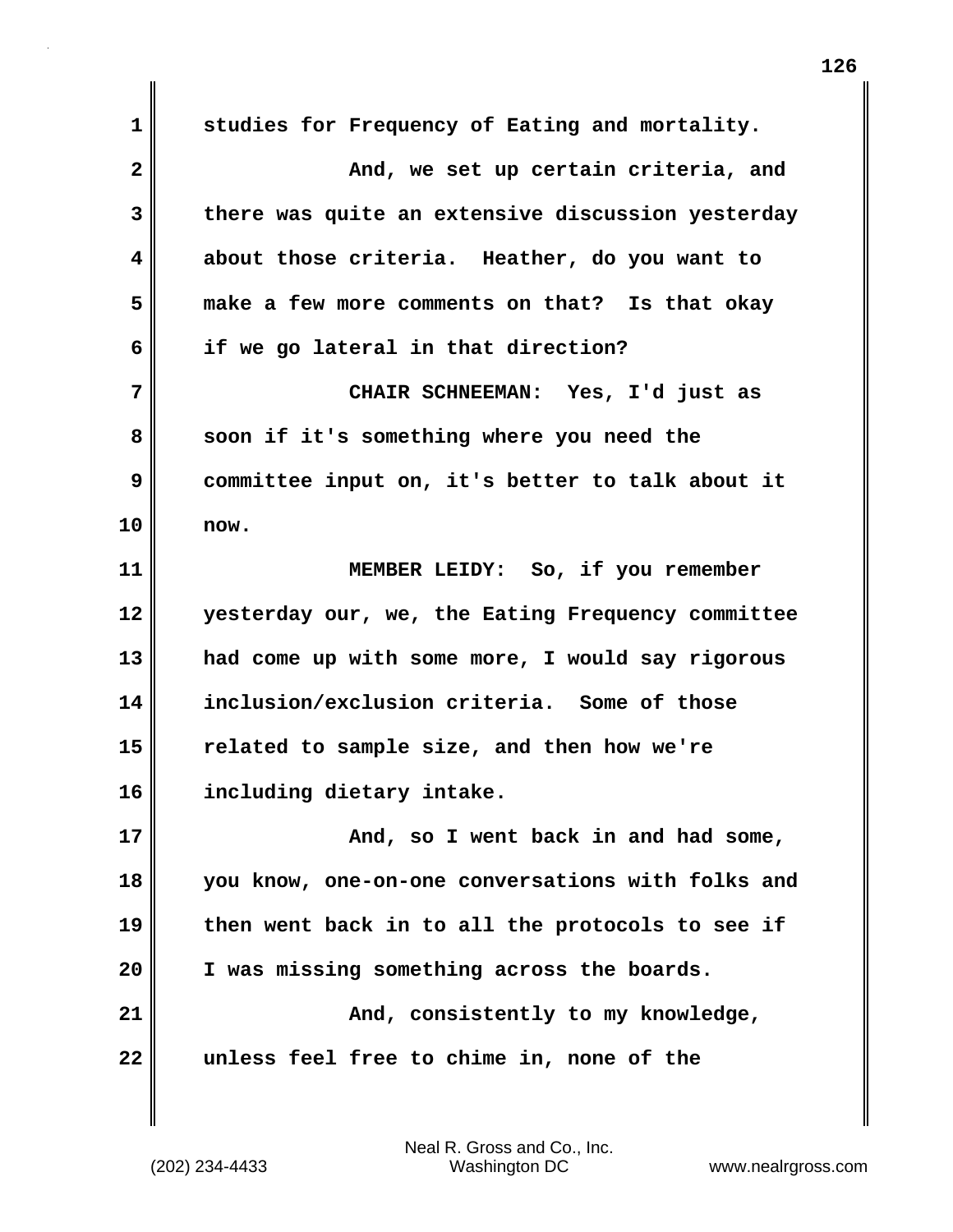studies for Frequency of Eating and mortality.

And, we set up certain criteria, and there was quite an extensive discussion yesterday about those criteria. Heather, do you want to make a few more comments on that? Is that okay if we go lateral in that direction?

**CHAIR SCHNEEMAN:** Yes, I'd just as soon if it's something where you need the committee input on, it's better to talk about it now.

**MEMBER LEIDY:** So, if you remember yesterday our, we, the Eating Frequency committee had come up with some more, I would say rigorous inclusion/exclusion criteria. Some of those related to sample size, and then how we're including dietary intake.

And, so I went back in and had some, you know, one-on-one conversations with folks and then went back in to all the protocols to see if I was missing something across the boards.

And, consistently to my knowledge, unless feel free to chime in, none of the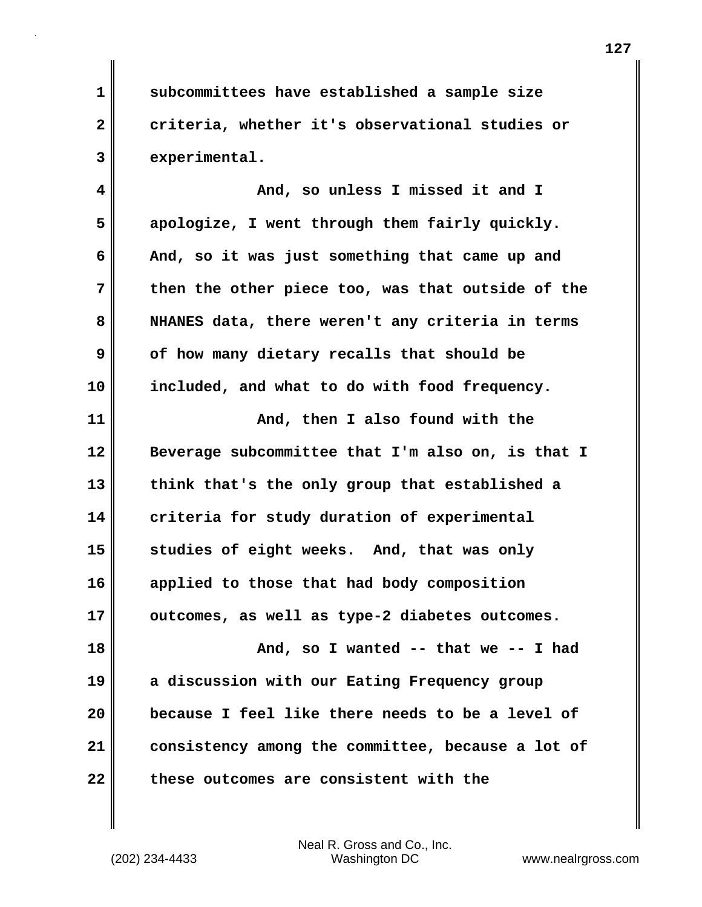subcommittees have established a sample size criteria, whether it's observational studies or experimental.

And, so unless I missed it and I apologize, I went through them fairly quickly. And, so it was just something that came up and then the other piece too, was that outside of the NHANES data, there weren't any criteria in terms of how many dietary recalls that should be included, and what to do with food frequency.

And, then I also found with the Beverage subcommittee that I'm also on, is that I think that's the only group that established a criteria for study duration of experimental studies of eight weeks. And, that was only applied to those that had body composition outcomes, as well as type-2 diabetes outcomes.

And, so I wanted -- that we -- I had a discussion with our Eating Frequency group because I feel like there needs to be a level of consistency among the committee, because a lot of these outcomes are consistent with the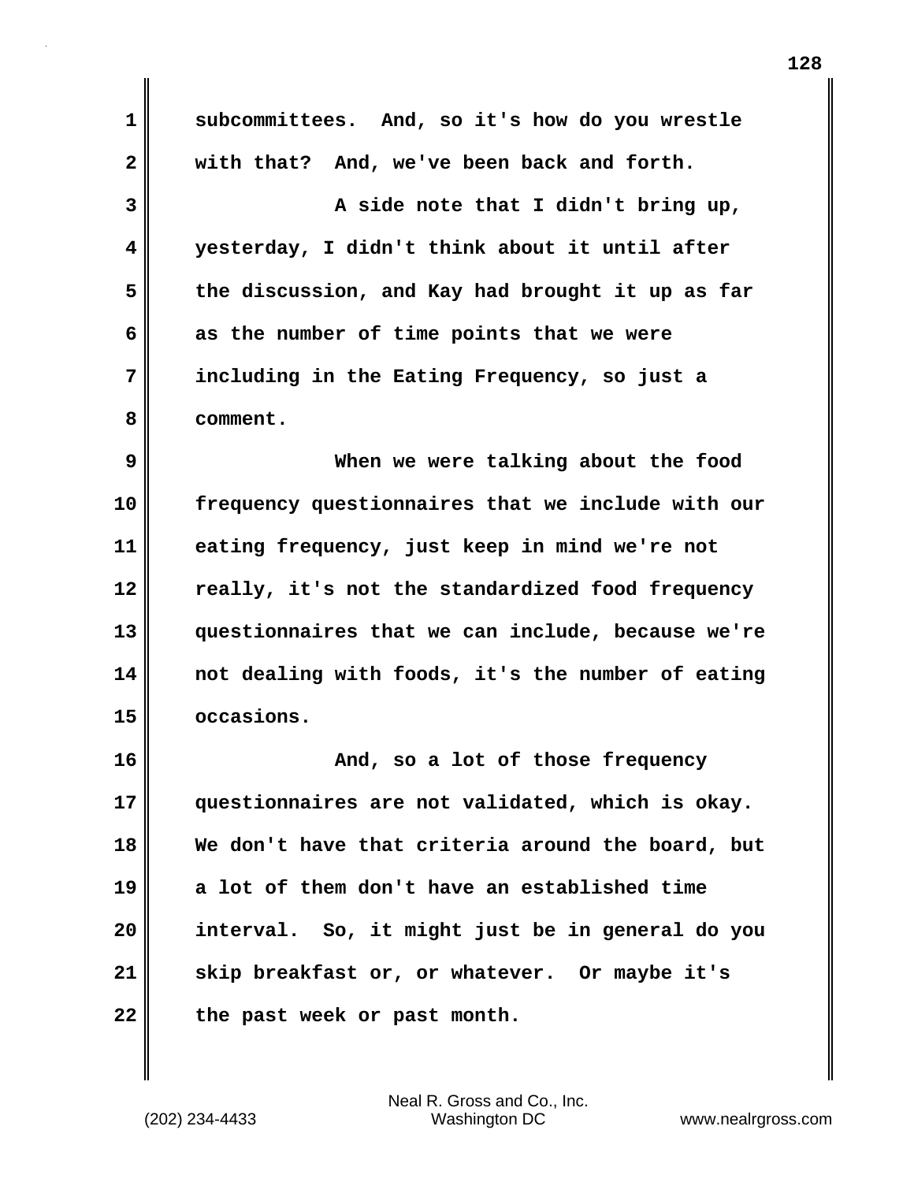subcommittees. And, so it's how do you wrestle with that? And, we've been back and forth.

A side note that I didn't bring up, yesterday, I didn't think about it until after the discussion, and Kay had brought it up as far as the number of time points that we were including in the Eating Frequency, so just a comment.

When we were talking about the food frequency questionnaires that we include with our eating frequency, just keep in mind we're not really, it's not the standardized food frequency questionnaires that we can include, because we're not dealing with foods, it's the number of eating occasions.

And, so a lot of those frequency questionnaires are not validated, which is okay. We don't have that criteria around the board, but a lot of them don't have an established time interval. So, it might just be in general do you skip breakfast or, or whatever. Or maybe it's the past week or past month.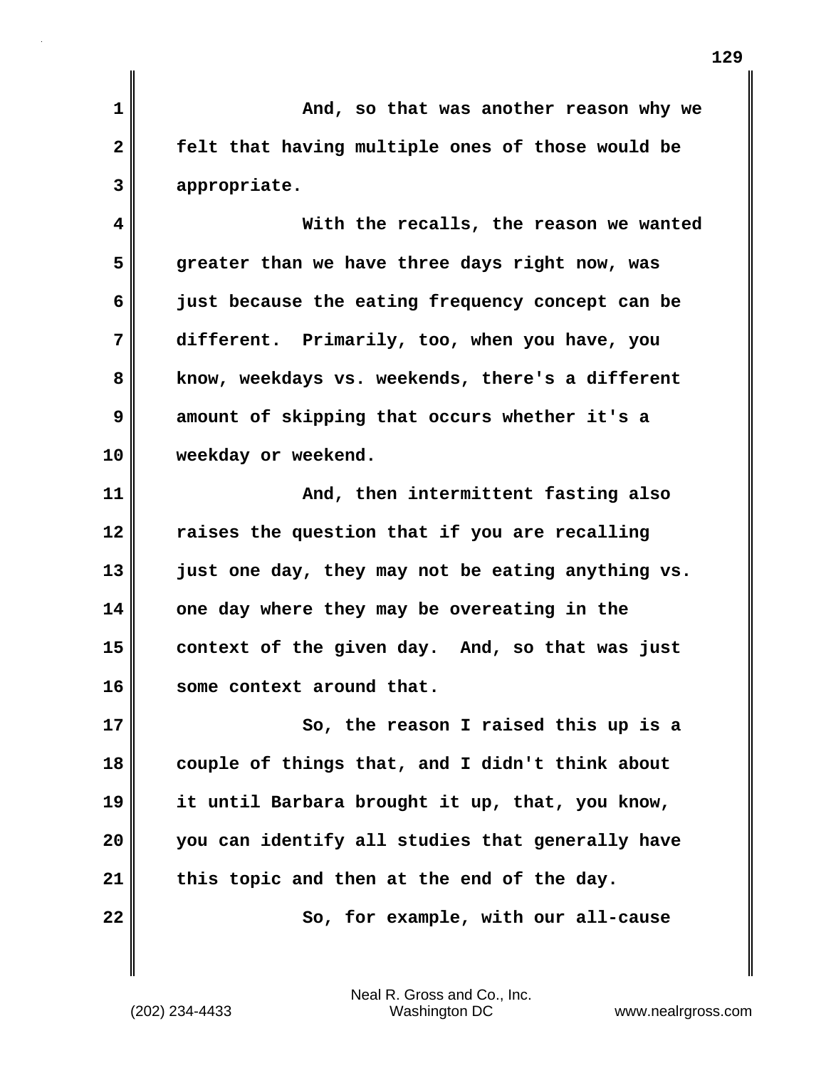And, so that was another reason why we felt that having multiple ones of those would be appropriate.

With the recalls, the reason we wanted greater than we have three days right now, was just because the eating frequency concept can be different. Primarily, too, when you have, you know, weekdays vs. weekends, there's a different amount of skipping that occurs whether it's a weekday or weekend.

And, then intermittent fasting also raises the question that if you are recalling just one day, they may not be eating anything vs. one day where they may be overeating in the context of the given day. And, so that was just some context around that.

So, the reason I raised this up is a couple of things that, and I didn't think about it until Barbara brought it up, that, you know, you can identify all studies that generally have this topic and then at the end of the day.

So, for example, with our all-cause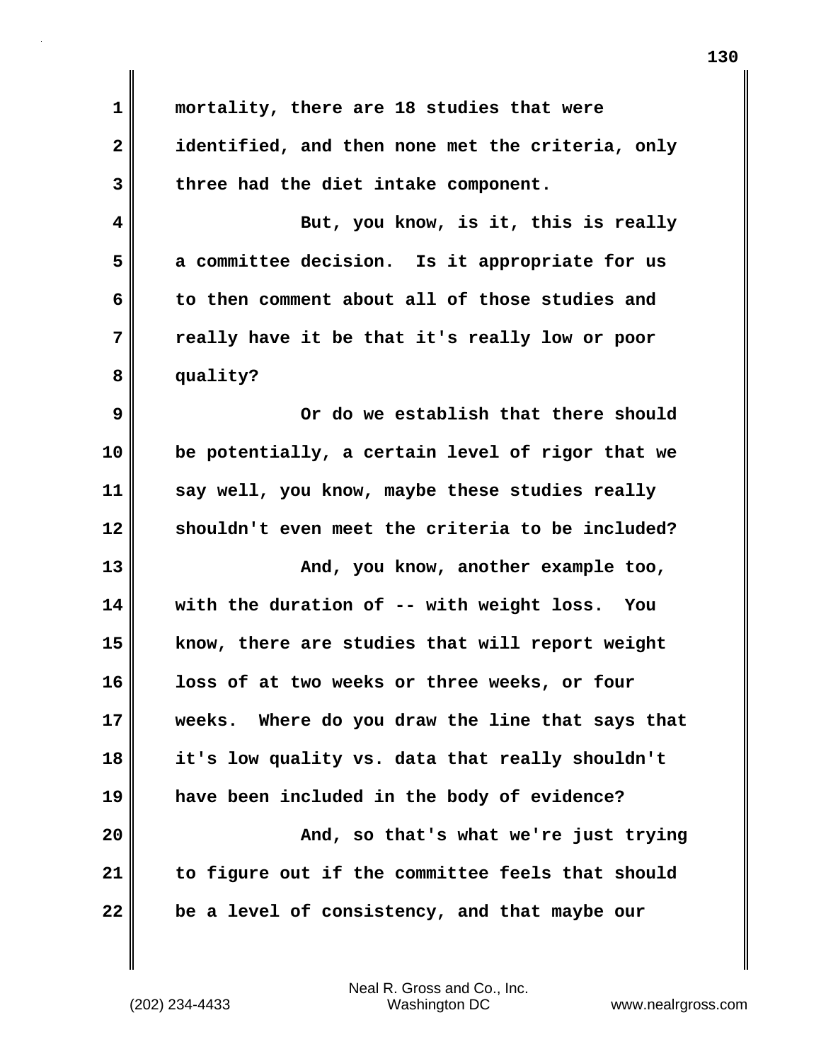mortality, there are 18 studies that were identified, and then none met the criteria, only three had the diet intake component.

But, you know, is it, this is really a committee decision. Is it appropriate for us to then comment about all of those studies and really have it be that it's really low or poor quality?

Or do we establish that there should be potentially, a certain level of rigor that we say well, you know, maybe these studies really shouldn't even meet the criteria to be included?

And, you know, another example too, with the duration of -- with weight loss. You know, there are studies that will report weight loss of at two weeks or three weeks, or four weeks. Where do you draw the line that says that it's low quality vs. data that really shouldn't have been included in the body of evidence?

And, so that's what we're just trying to figure out if the committee feels that should be a level of consistency, and that maybe our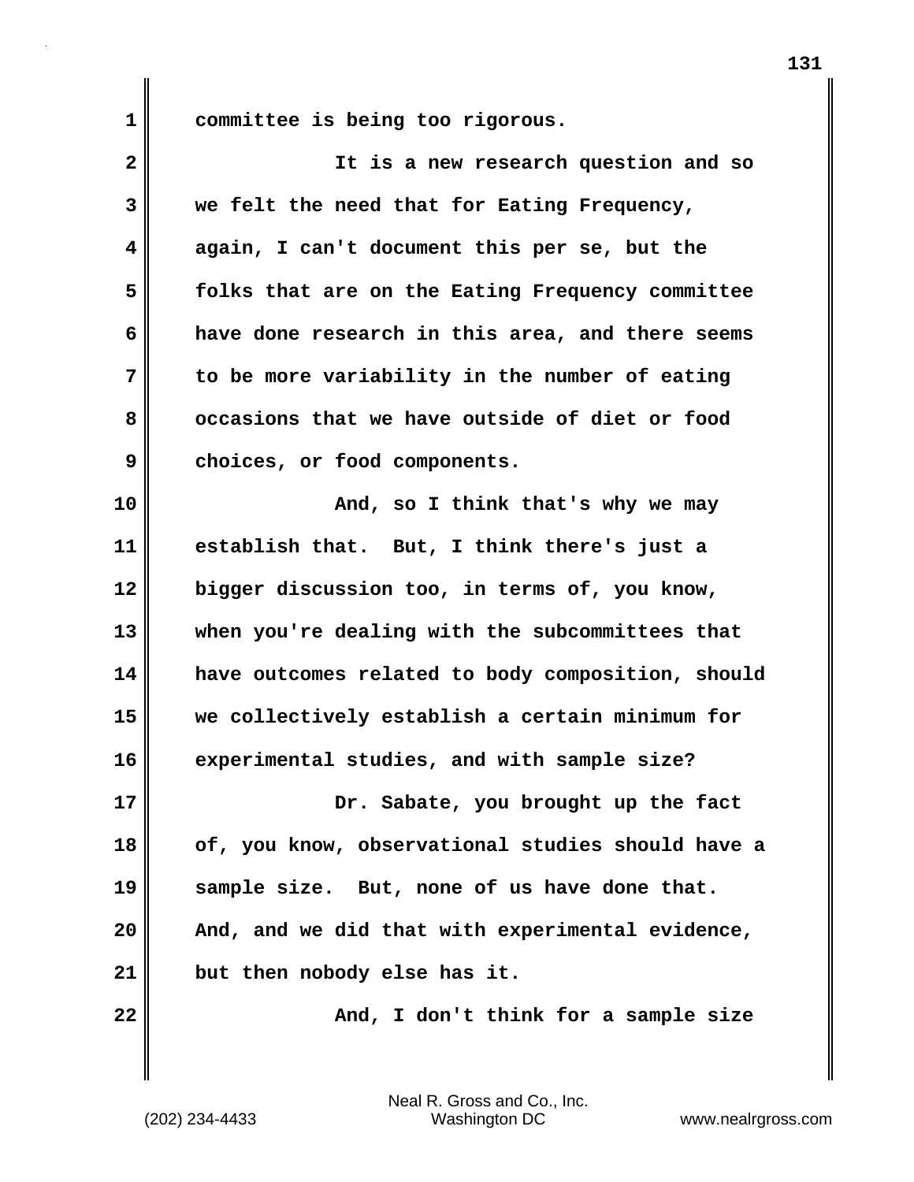committee is being too rigorous.

It is a new research question and so we felt the need that for Eating Frequency, again, I can't document this per se, but the folks that are on the Eating Frequency committee have done research in this area, and there seems to be more variability in the number of eating occasions that we have outside of diet or food choices, or food components.

And, so I think that's why we may establish that. But, I think there's just a bigger discussion too, in terms of, you know, when you're dealing with the subcommittees that have outcomes related to body composition, should we collectively establish a certain minimum for experimental studies, and with sample size?

Dr. Sabate, you brought up the fact of, you know, observational studies should have a sample size. But, none of us have done that. And, and we did that with experimental evidence, but then nobody else has it.

And, I don't think for a sample size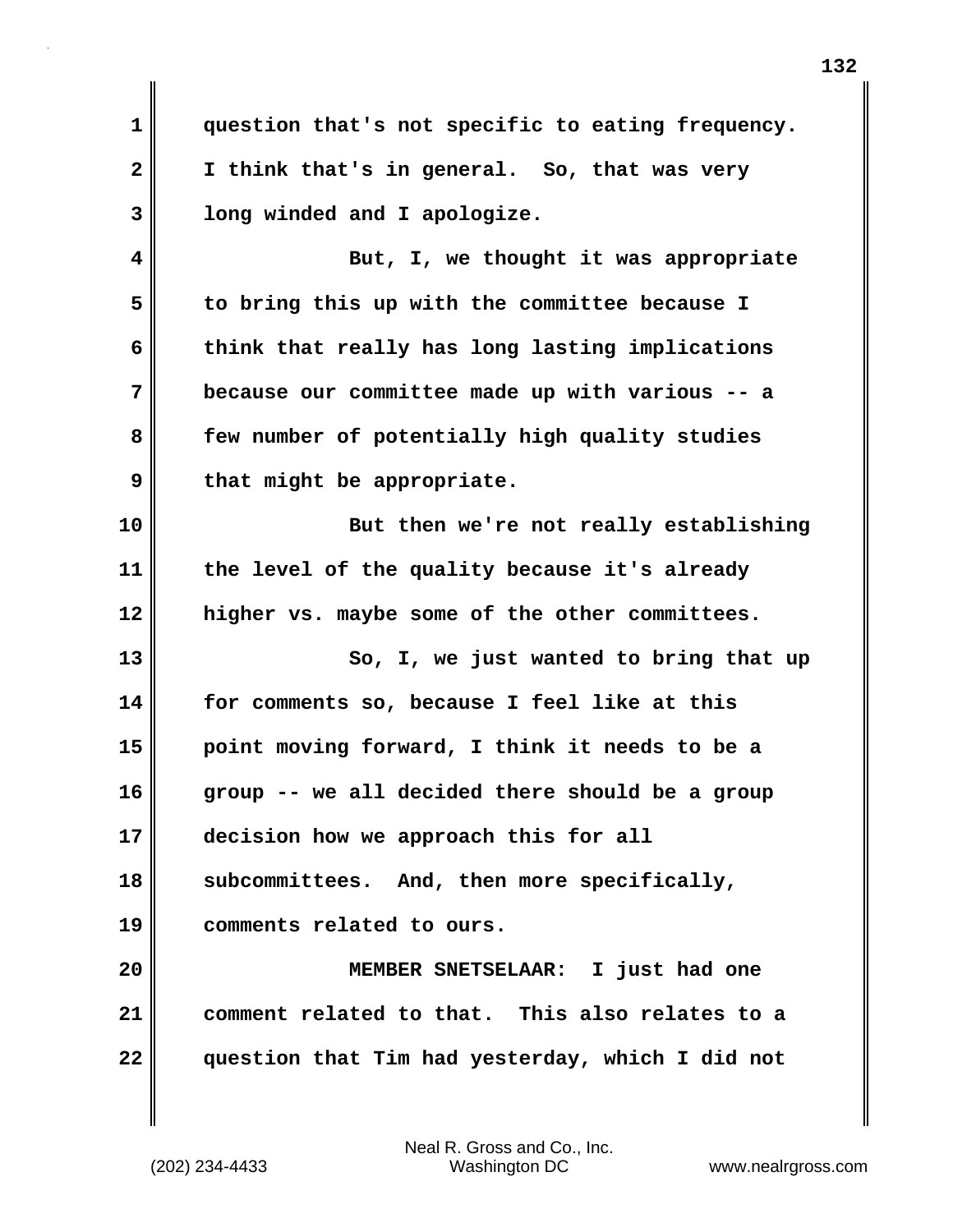question that's not specific to eating frequency. I think that's in general. So, that was very long winded and I apologize.

But, I, we thought it was appropriate to bring this up with the committee because I think that really has long lasting implications because our committee made up with various -- a few number of potentially high quality studies that might be appropriate.

But then we're not really establishing the level of the quality because it's already higher vs. maybe some of the other committees.

So, I, we just wanted to bring that up for comments so, because I feel like at this point moving forward, I think it needs to be a group -- we all decided there should be a group decision how we approach this for all subcommittees. And, then more specifically, comments related to ours.

MEMBER SNETSELAAR: I just had one comment related to that. This also relates to a question that Tim had yesterday, which I did not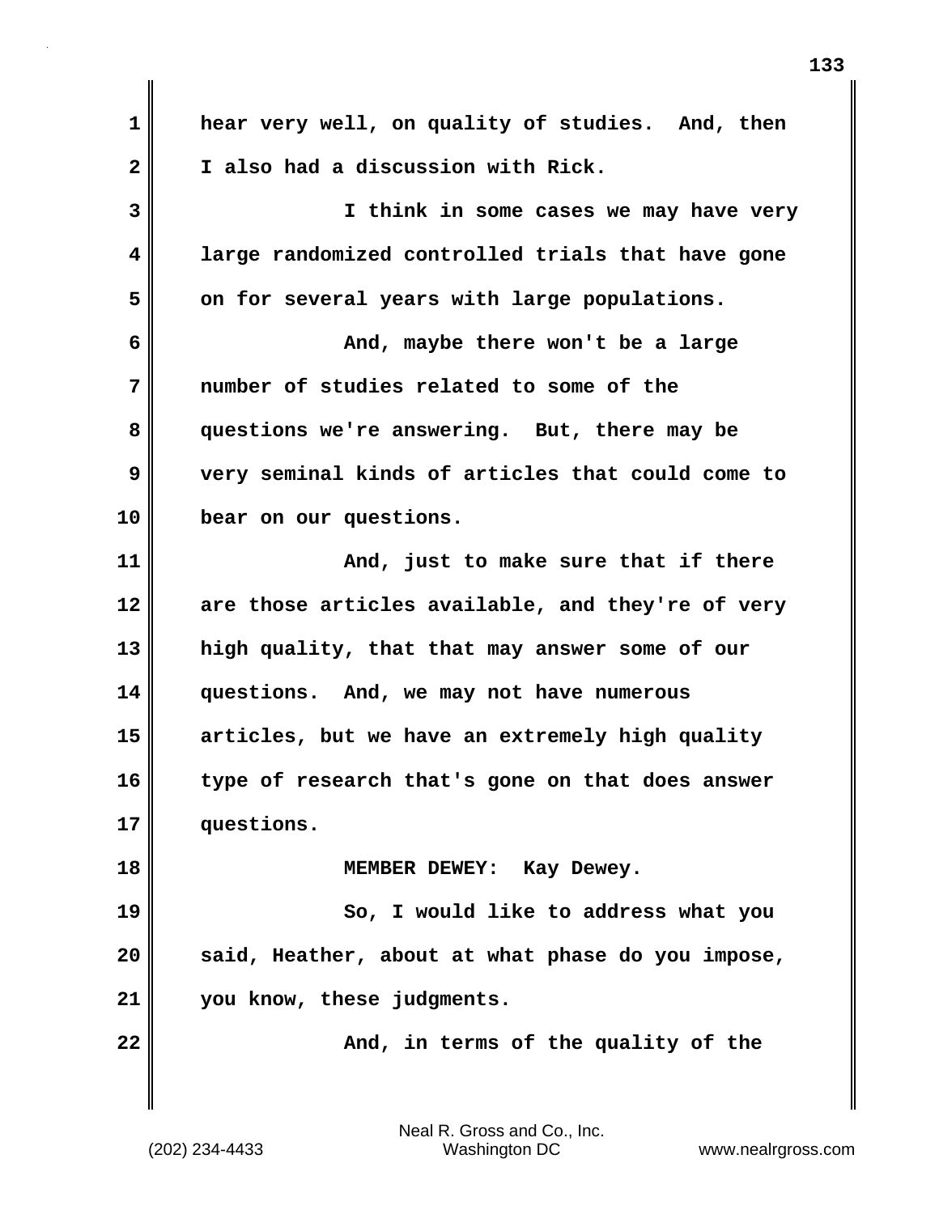hear very well, on quality of studies. And, then I also had a discussion with Rick.

I think in some cases we may have very large randomized controlled trials that have gone on for several years with large populations.

And, maybe there won't be a large number of studies related to some of the questions we're answering. But, there may be very seminal kinds of articles that could come to bear on our questions.

And, just to make sure that if there are those articles available, and they're of very high quality, that that may answer some of our questions. And, we may not have numerous articles, but we have an extremely high quality type of research that's gone on that does answer questions.

MEMBER DEWEY: Kay Dewey.

So, I would like to address what you said, Heather, about at what phase do you impose, you know, these judgments.

And, in terms of the quality of the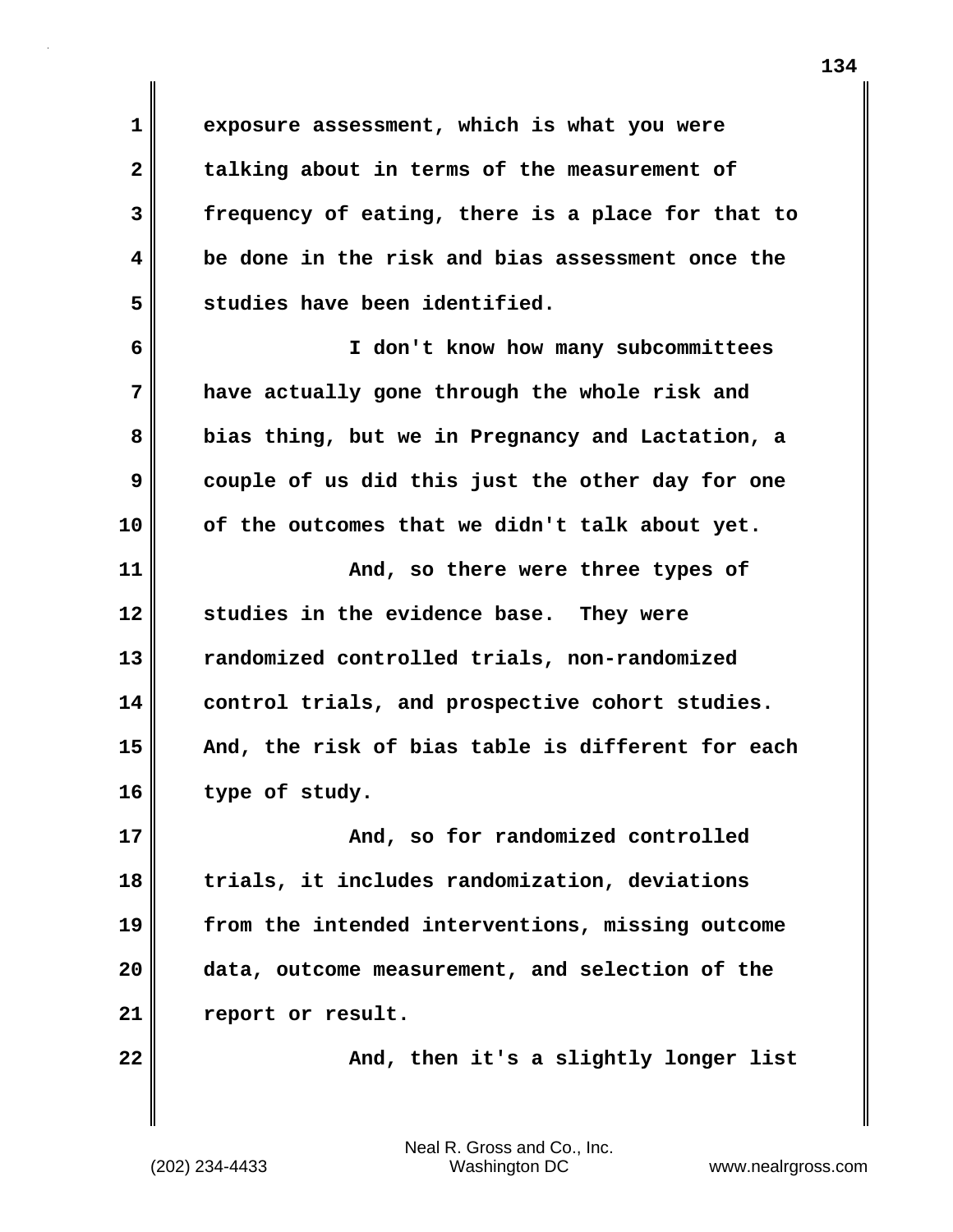exposure assessment, which is what you were talking about in terms of the measurement of frequency of eating, there is a place for that to be done in the risk and bias assessment once the studies have been identified.

I don't know how many subcommittees have actually gone through the whole risk and bias thing, but we in Pregnancy and Lactation, a couple of us did this just the other day for one of the outcomes that we didn't talk about yet.

And, so there were three types of studies in the evidence base. They were randomized controlled trials, non-randomized control trials, and prospective cohort studies. And, the risk of bias table is different for each type of study.

And, so for randomized controlled trials, it includes randomization, deviations from the intended interventions, missing outcome data, outcome measurement, and selection of the report or result.

And, then it's a slightly longer list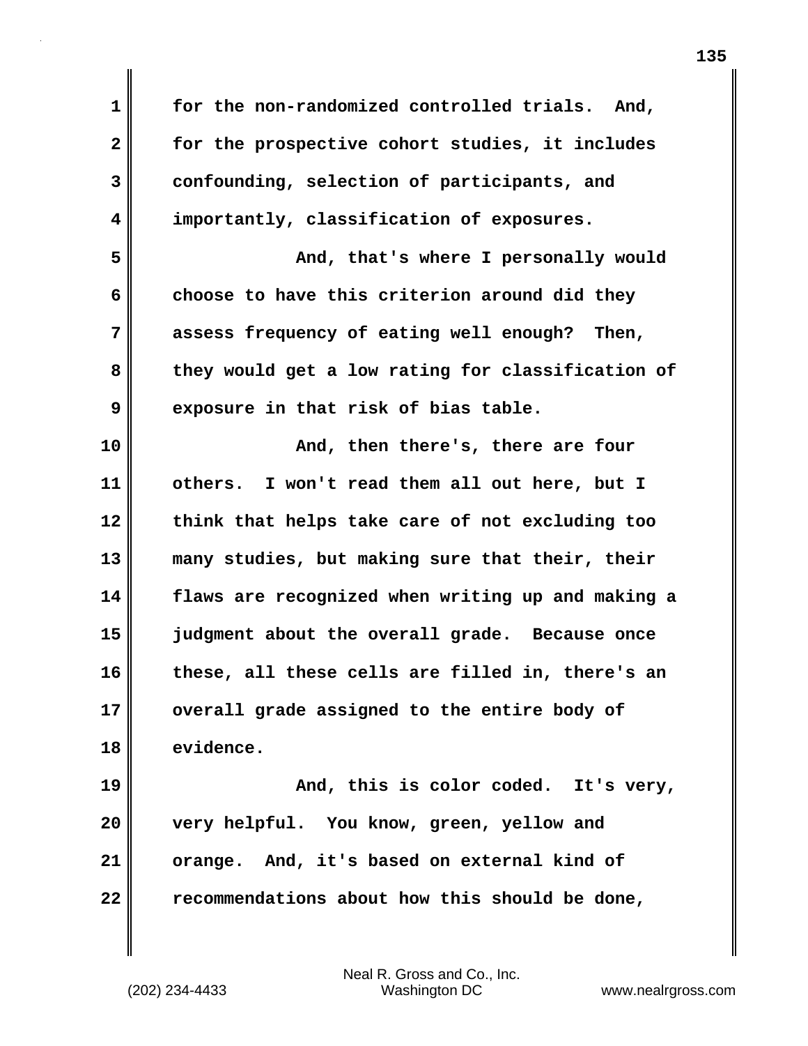for the non-randomized controlled trials. And, for the prospective cohort studies, it includes confounding, selection of participants, and importantly, classification of exposures.

And, that's where I personally would choose to have this criterion around did they assess frequency of eating well enough? Then, they would get a low rating for classification of exposure in that risk of bias table.

And, then there's, there are four others. I won't read them all out here, but I think that helps take care of not excluding too many studies, but making sure that their, their flaws are recognized when writing up and making a judgment about the overall grade. Because once these, all these cells are filled in, there's an overall grade assigned to the entire body of evidence.

And, this is color coded. It's very, very helpful. You know, green, yellow and orange. And, it's based on external kind of recommendations about how this should be done,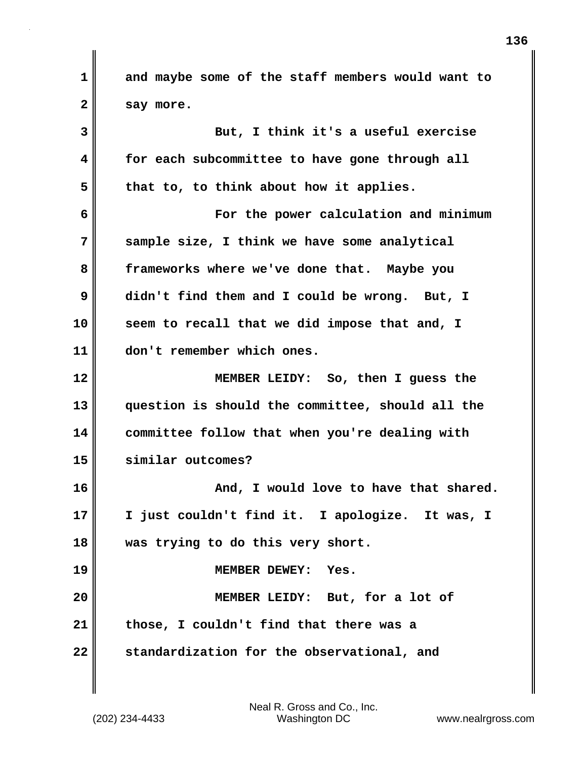and maybe some of the staff members would want to say more.

But, I think it's a useful exercise for each subcommittee to have gone through all that to, to think about how it applies.

For the power calculation and minimum sample size, I think we have some analytical frameworks where we've done that. Maybe you didn't find them and I could be wrong. But, I seem to recall that we did impose that and, I don't remember which ones.

MEMBER LEIDY: So, then I guess the question is should the committee, should all the committee follow that when you're dealing with similar outcomes?

And, I would love to have that shared. I just couldn't find it. I apologize. It was, I was trying to do this very short.

MEMBER DEWEY: Yes.

MEMBER LEIDY: But, for a lot of those, I couldn't find that there was a standardization for the observational, and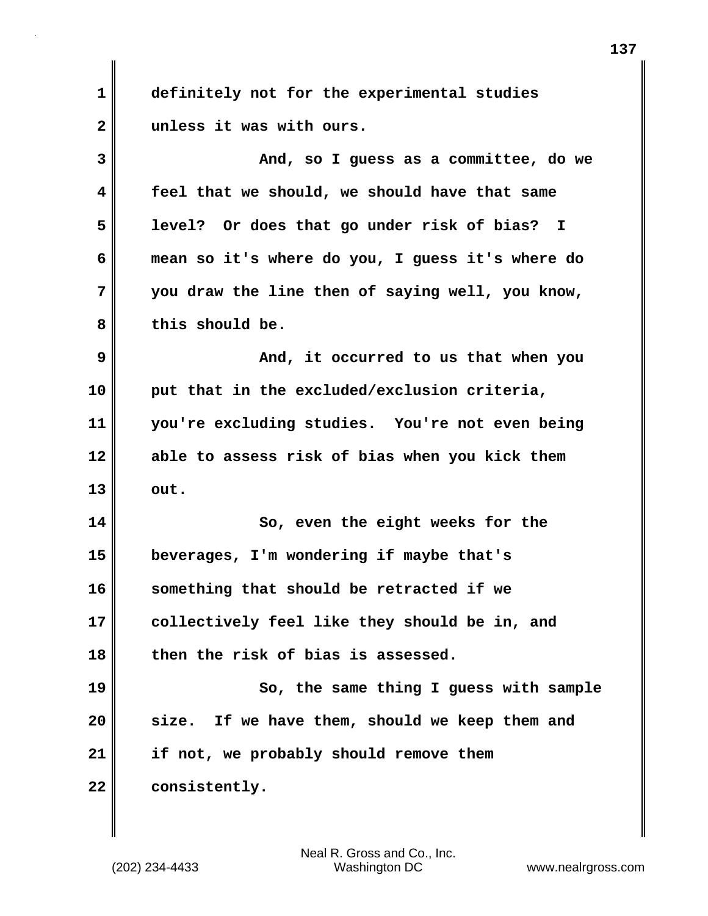definitely not for the experimental studies unless it was with ours.

And, so I guess as a committee, do we feel that we should, we should have that same level? Or does that go under risk of bias? I mean so it's where do you, I guess it's where do you draw the line then of saying well, you know, this should be.

And, it occurred to us that when you put that in the excluded/exclusion criteria, you're excluding studies. You're not even being able to assess risk of bias when you kick them out.

So, even the eight weeks for the beverages, I'm wondering if maybe that's something that should be retracted if we collectively feel like they should be in, and then the risk of bias is assessed.

So, the same thing I guess with sample size. If we have them, should we keep them and if not, we probably should remove them consistently.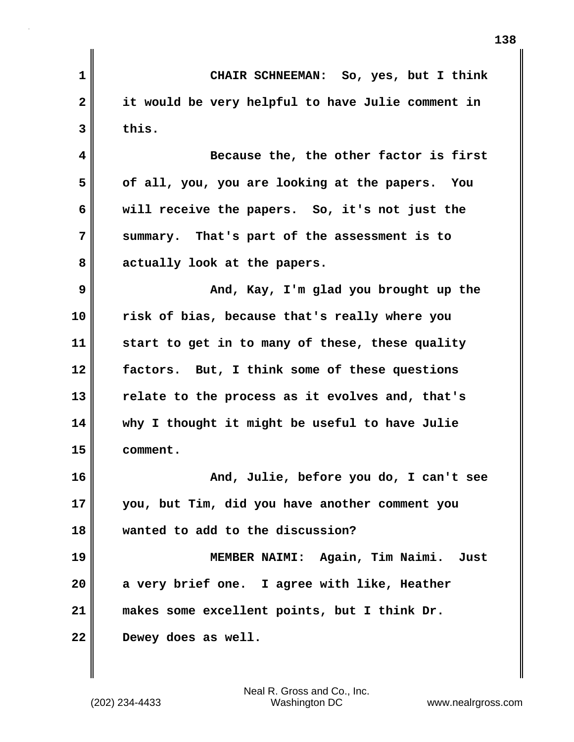CHAIR SCHNEEMAN: So, yes, but I think it would be very helpful to have Julie comment in this.

Because the, the other factor is first of all, you, you are looking at the papers. You will receive the papers. So, it's not just the summary. That's part of the assessment is to actually look at the papers.

And, Kay, I'm glad you brought up the risk of bias, because that's really where you start to get in to many of these, these quality factors. But, I think some of these questions relate to the process as it evolves and, that's why I thought it might be useful to have Julie comment.

And, Julie, before you do, I can't see you, but Tim, did you have another comment you wanted to add to the discussion?

MEMBER NAIMI: Again, Tim Naimi. Just a very brief one. I agree with like, Heather makes some excellent points, but I think Dr. Dewey does as well.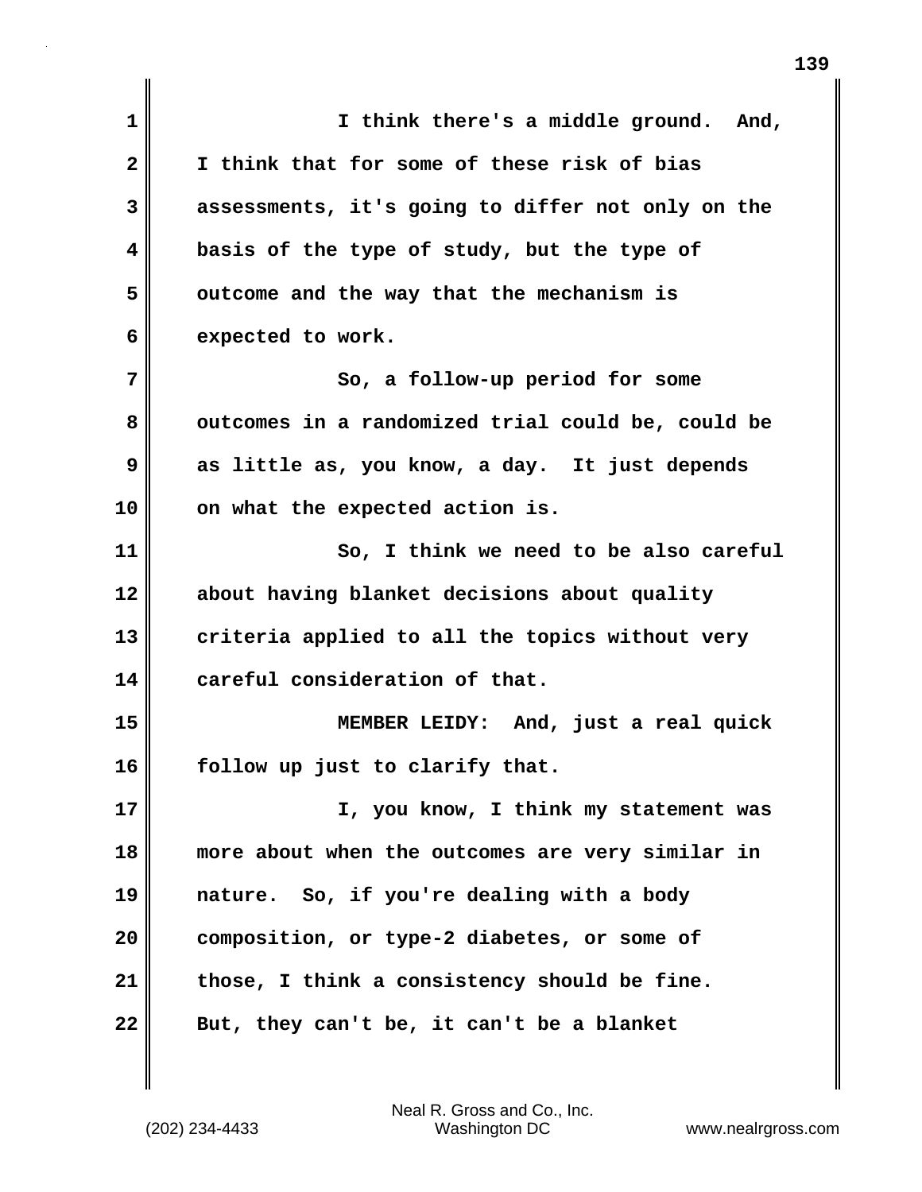I think there's a middle ground. And, I think that for some of these risk of bias assessments, it's going to differ not only on the basis of the type of study, but the type of outcome and the way that the mechanism is expected to work.

So, a follow-up period for some outcomes in a randomized trial could be, could be as little as, you know, a day. It just depends on what the expected action is.

So, I think we need to be also careful about having blanket decisions about quality criteria applied to all the topics without very careful consideration of that.

**MEMBER LEIDY:** And, just a real quick follow up just to clarify that.

I, you know, I think my statement was more about when the outcomes are very similar in nature. So, if you're dealing with a body composition, or type-2 diabetes, or some of those, I think a consistency should be fine. But, they can't be, it can't be a blanket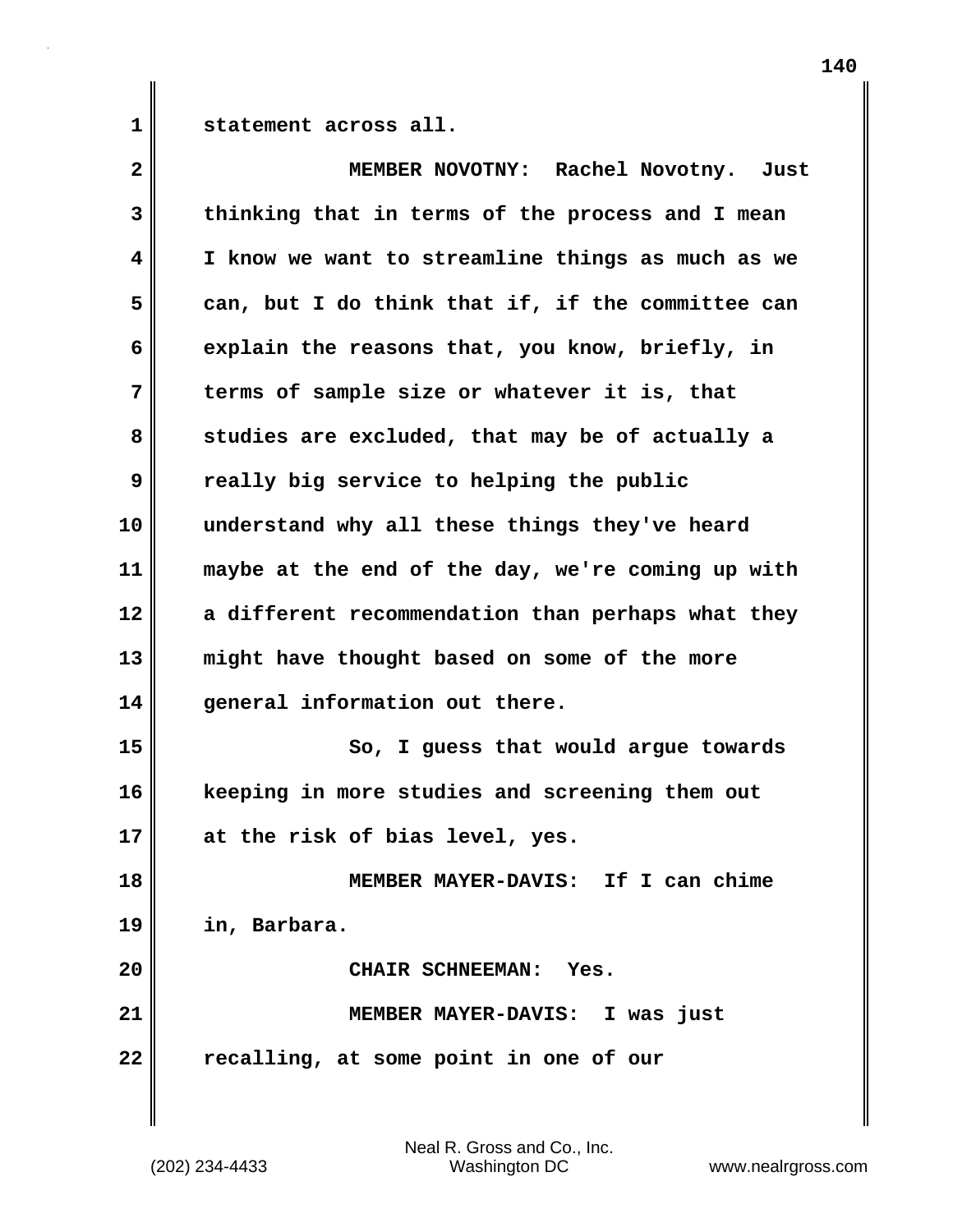statement across all.

MEMBER NOVOTNY: Rachel Novotny. Just thinking that in terms of the process and I mean I know we want to streamline things as much as we can, but I do think that if, if the committee can explain the reasons that, you know, briefly, in terms of sample size or whatever it is, that studies are excluded, that may be of actually a really big service to helping the public understand why all these things they've heard maybe at the end of the day, we're coming up with a different recommendation than perhaps what they might have thought based on some of the more general information out there.

So, I guess that would argue towards keeping in more studies and screening them out at the risk of bias level, yes.

MEMBER MAYER-DAVIS: If I can chime in, Barbara.

CHAIR SCHNEEMAN: Yes.

MEMBER MAYER-DAVIS: I was just recalling, at some point in one of our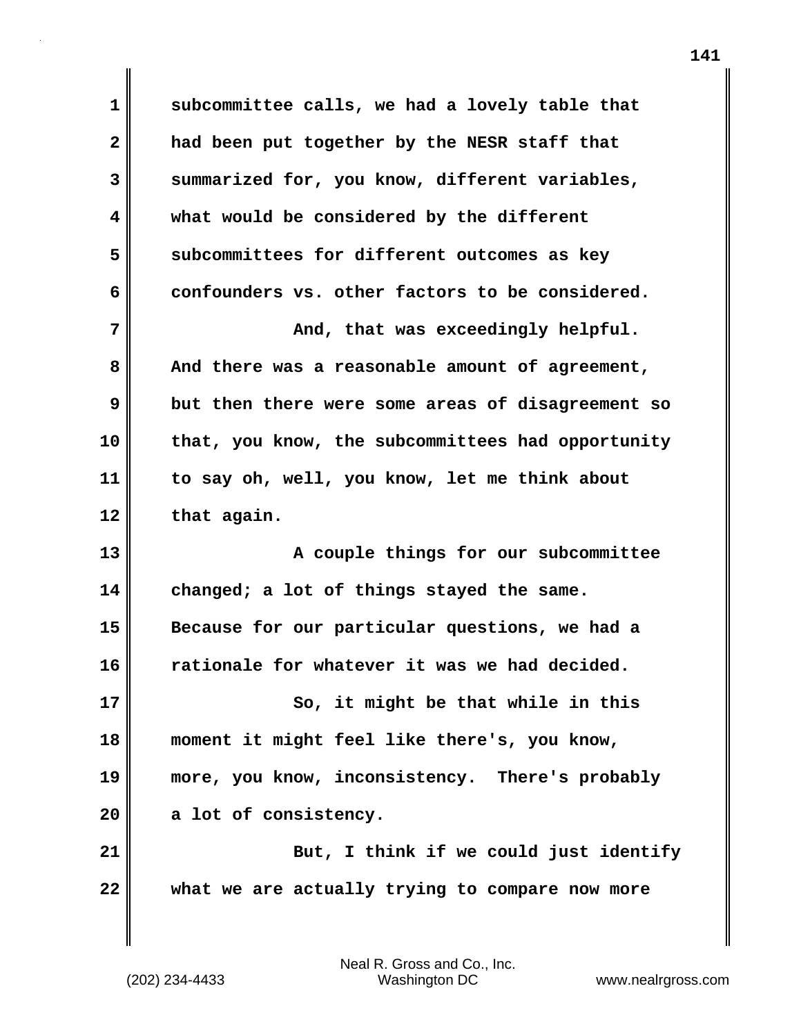subcommittee calls, we had a lovely table that had been put together by the NESR staff that summarized for, you know, different variables, what would be considered by the different subcommittees for different outcomes as key confounders vs. other factors to be considered.

And, that was exceedingly helpful. And there was a reasonable amount of agreement, but then there were some areas of disagreement so that, you know, the subcommittees had opportunity to say oh, well, you know, let me think about that again.

A couple things for our subcommittee changed; a lot of things stayed the same. Because for our particular questions, we had a rationale for whatever it was we had decided.

So, it might be that while in this moment it might feel like there's, you know, more, you know, inconsistency. There's probably a lot of consistency.

But, I think if we could just identify what we are actually trying to compare now more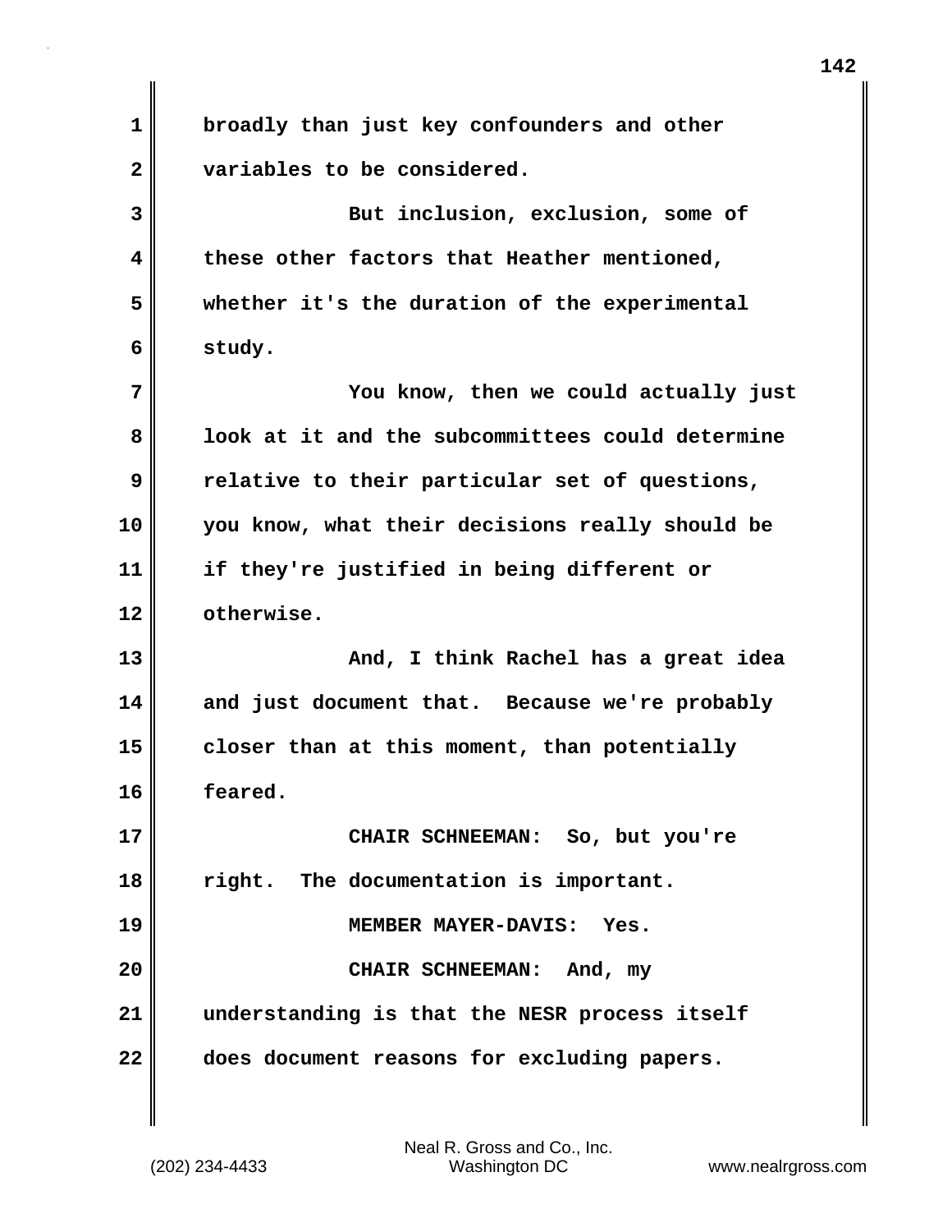broadly than just key confounders and other variables to be considered.

But inclusion, exclusion, some of these other factors that Heather mentioned, whether it's the duration of the experimental study.

You know, then we could actually just look at it and the subcommittees could determine relative to their particular set of questions, you know, what their decisions really should be if they're justified in being different or otherwise.

And, I think Rachel has a great idea and just document that. Because we're probably closer than at this moment, than potentially feared.

CHAIR SCHNEEMAN: So, but you're right. The documentation is important.

MEMBER MAYER-DAVIS: Yes.

CHAIR SCHNEEMAN: And, my understanding is that the NESR process itself does document reasons for excluding papers.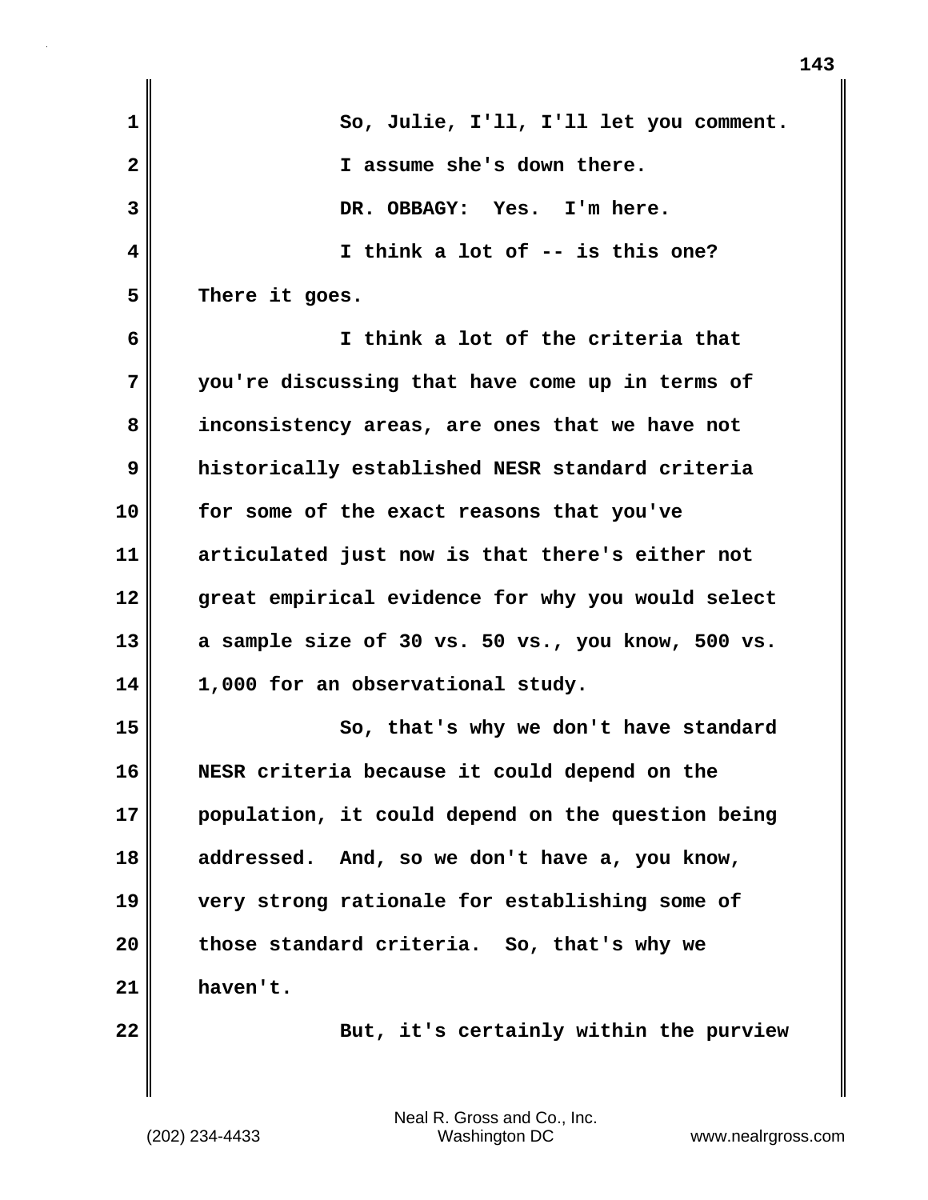So, Julie, I'll, I'll let you comment. I assume she's down there.

DR. OBBAGY: Yes. I'm here.

I think a lot of -- is this one? There it goes.

I think a lot of the criteria that you're discussing that have come up in terms of inconsistency areas, are ones that we have not historically established NESR standard criteria for some of the exact reasons that you've articulated just now is that there's either not great empirical evidence for why you would select a sample size of 30 vs. 50 vs., you know, 500 vs. 1,000 for an observational study.

So, that's why we don't have standard NESR criteria because it could depend on the population, it could depend on the question being addressed. And, so we don't have a, you know, very strong rationale for establishing some of those standard criteria. So, that's why we haven't.

But, it's certainly within the purview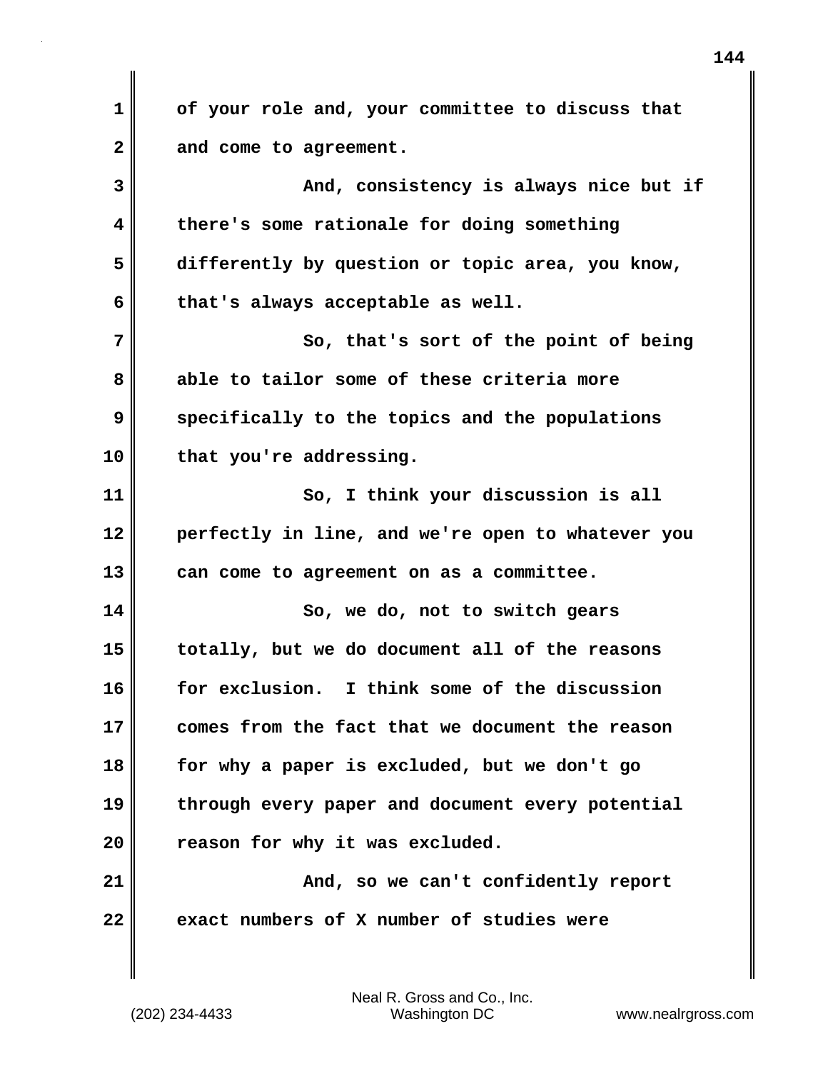of your role and, your committee to discuss that and come to agreement.

And, consistency is always nice but if there's some rationale for doing something differently by question or topic area, you know, that's always acceptable as well.

So, that's sort of the point of being able to tailor some of these criteria more specifically to the topics and the populations that you're addressing.

So, I think your discussion is all perfectly in line, and we're open to whatever you can come to agreement on as a committee.

So, we do, not to switch gears totally, but we do document all of the reasons for exclusion. I think some of the discussion comes from the fact that we document the reason for why a paper is excluded, but we don't go through every paper and document every potential reason for why it was excluded.

And, so we can't confidently report exact numbers of X number of studies were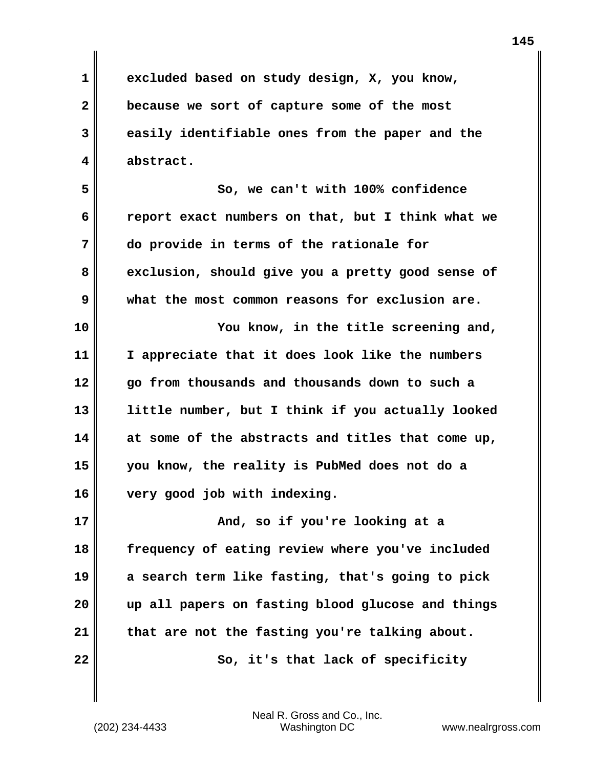excluded based on study design, X, you know, because we sort of capture some of the most easily identifiable ones from the paper and the abstract.

So, we can't with 100% confidence report exact numbers on that, but I think what we do provide in terms of the rationale for exclusion, should give you a pretty good sense of what the most common reasons for exclusion are.

You know, in the title screening and, I appreciate that it does look like the numbers go from thousands and thousands down to such a little number, but I think if you actually looked at some of the abstracts and titles that come up, you know, the reality is PubMed does not do a very good job with indexing.

And, so if you're looking at a frequency of eating review where you've included a search term like fasting, that's going to pick up all papers on fasting blood glucose and things that are not the fasting you're talking about.

So, it's that lack of specificity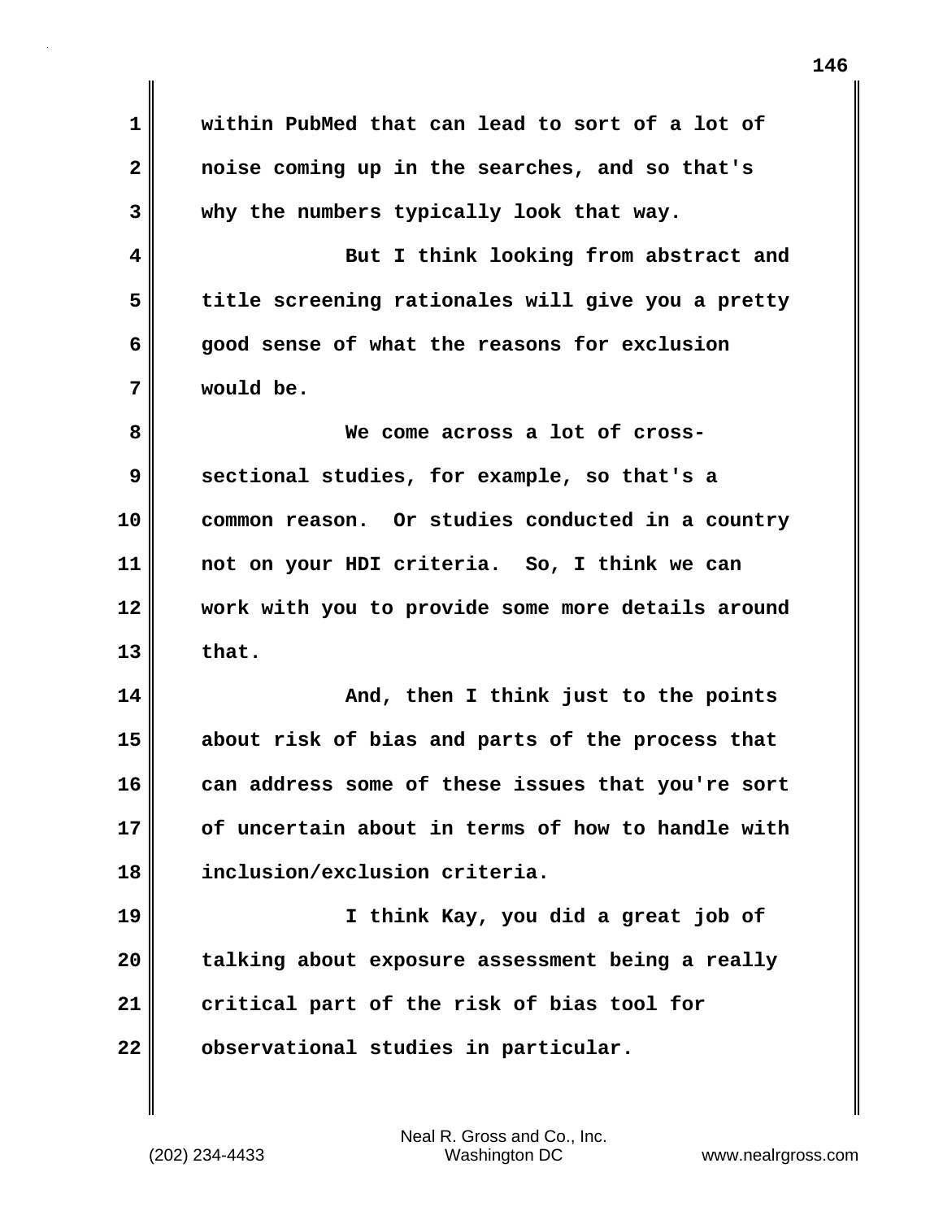within PubMed that can lead to sort of a lot of noise coming up in the searches, and so that's why the numbers typically look that way.

But I think looking from abstract and title screening rationales will give you a pretty good sense of what the reasons for exclusion would be.

We come across a lot of cross-sectional studies, for example, so that's a common reason. Or studies conducted in a country not on your HDI criteria. So, I think we can work with you to provide some more details around that.

And, then I think just to the points about risk of bias and parts of the process that can address some of these issues that you're sort of uncertain about in terms of how to handle with inclusion/exclusion criteria.

I think Kay, you did a great job of talking about exposure assessment being a really critical part of the risk of bias tool for observational studies in particular.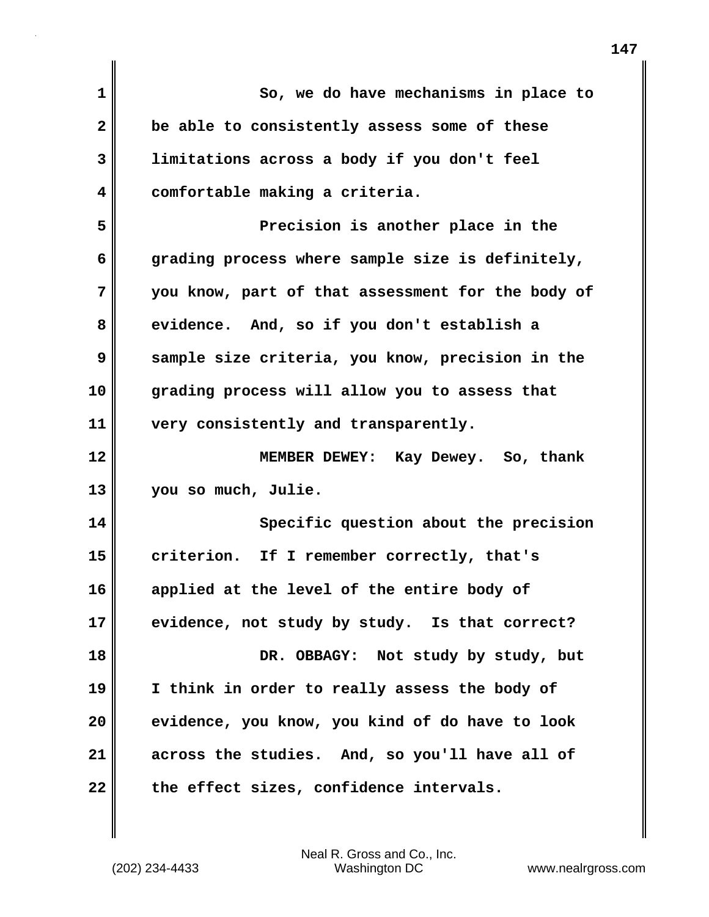So, we do have mechanisms in place to be able to consistently assess some of these limitations across a body if you don't feel comfortable making a criteria.

Precision is another place in the grading process where sample size is definitely, you know, part of that assessment for the body of evidence. And, so if you don't establish a sample size criteria, you know, precision in the grading process will allow you to assess that very consistently and transparently.

MEMBER DEWEY: Kay Dewey. So, thank you so much, Julie.

Specific question about the precision criterion. If I remember correctly, that's applied at the level of the entire body of evidence, not study by study. Is that correct?

DR. OBBAGY: Not study by study, but I think in order to really assess the body of evidence, you know, you kind of do have to look across the studies. And, so you'll have all of the effect sizes, confidence intervals.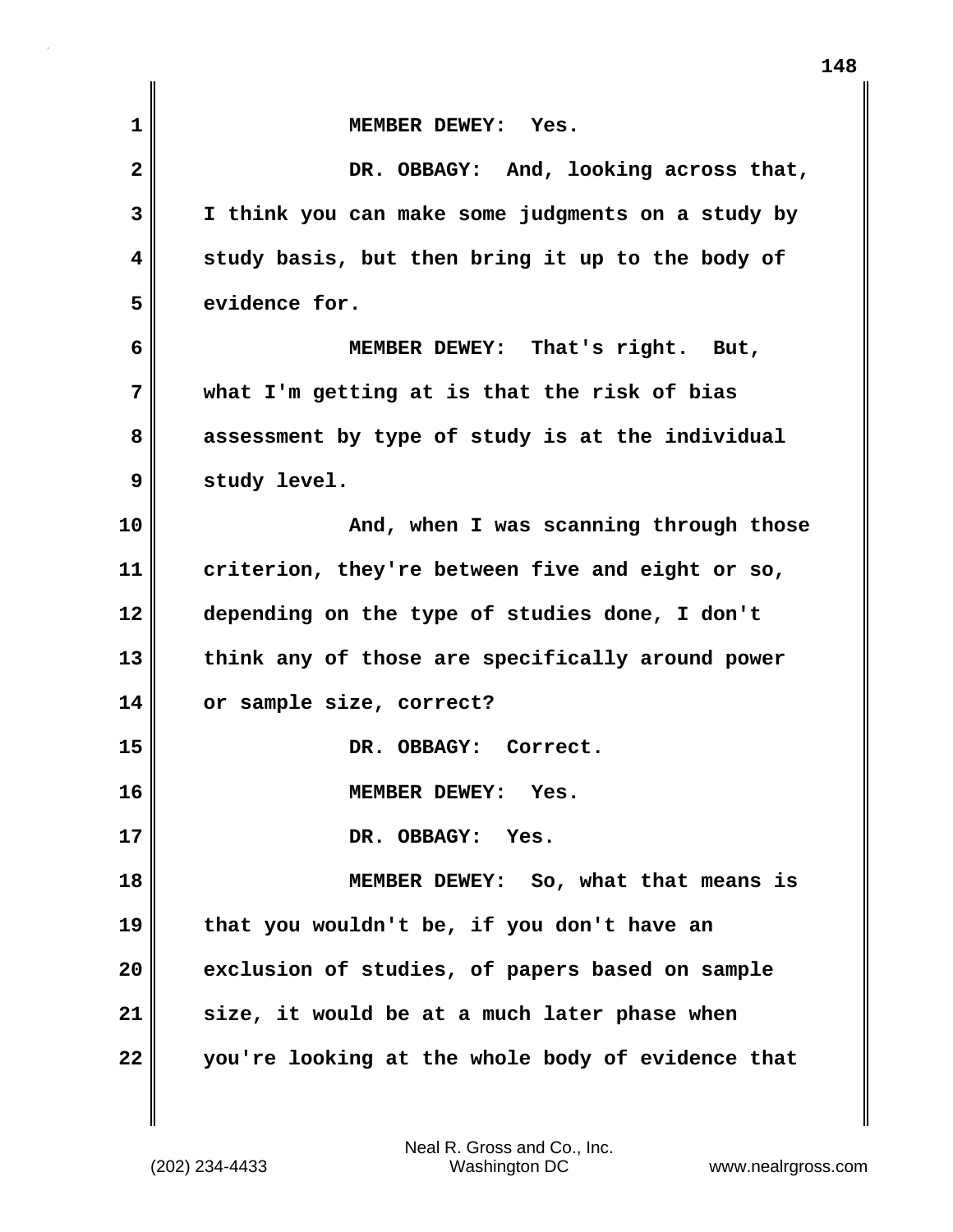MEMBER DEWEY: Yes.

DR. OBBAGY: And, looking across that, I think you can make some judgments on a study by study basis, but then bring it up to the body of evidence for.

MEMBER DEWEY: That's right. But, what I'm getting at is that the risk of bias assessment by type of study is at the individual study level.

And, when I was scanning through those criterion, they're between five and eight or so, depending on the type of studies done, I don't think any of those are specifically around power or sample size, correct?

DR. OBBAGY: Correct.

MEMBER DEWEY: Yes.

DR. OBBAGY: Yes.

MEMBER DEWEY: So, what that means is that you wouldn't be, if you don't have an exclusion of studies, of papers based on sample size, it would be at a much later phase when you're looking at the whole body of evidence that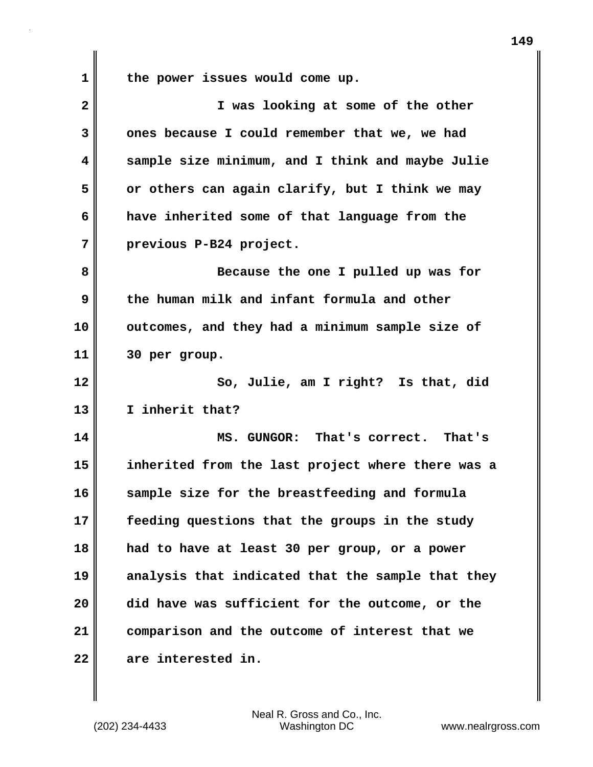the power issues would come up.

I was looking at some of the other ones because I could remember that we, we had sample size minimum, and I think and maybe Julie or others can again clarify, but I think we may have inherited some of that language from the previous P-B24 project.

Because the one I pulled up was for the human milk and infant formula and other outcomes, and they had a minimum sample size of 30 per group.

So, Julie, am I right? Is that, did I inherit that?

MS. GUNGOR: That's correct. That's inherited from the last project where there was a sample size for the breastfeeding and formula feeding questions that the groups in the study had to have at least 30 per group, or a power analysis that indicated that the sample that they did have was sufficient for the outcome, or the comparison and the outcome of interest that we are interested in.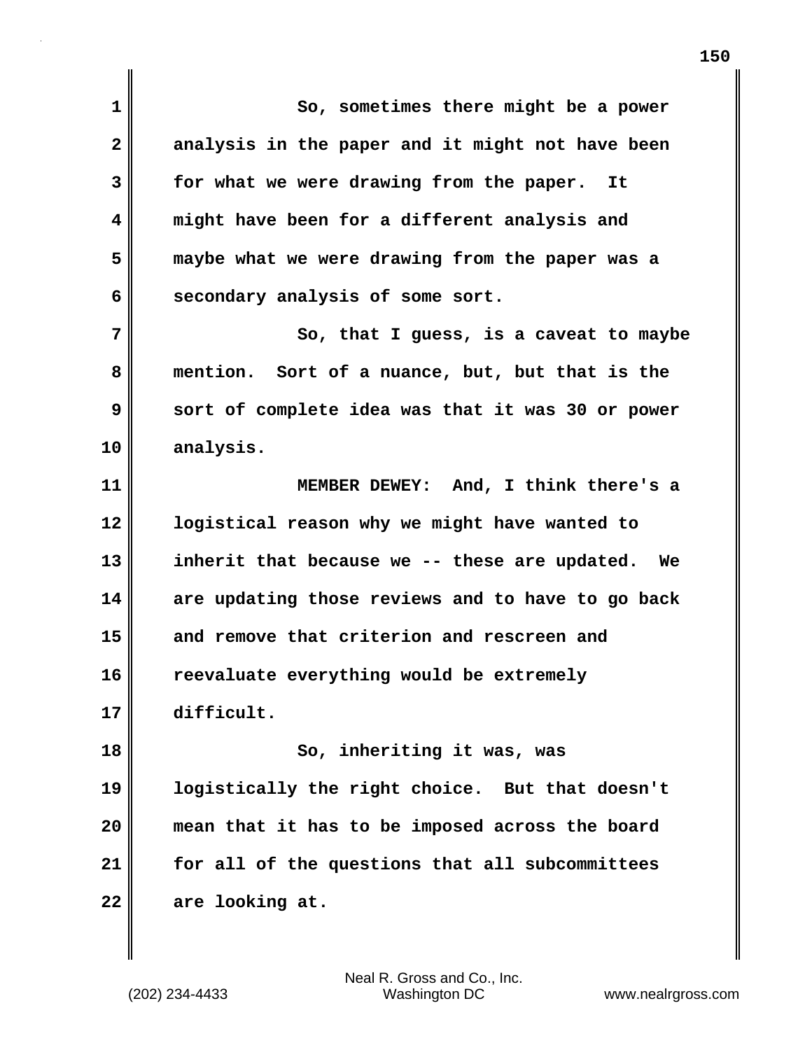So, sometimes there might be a power analysis in the paper and it might not have been for what we were drawing from the paper. It might have been for a different analysis and maybe what we were drawing from the paper was a secondary analysis of some sort.

So, that I guess, is a caveat to maybe mention. Sort of a nuance, but, but that is the sort of complete idea was that it was 30 or power analysis.

**MEMBER DEWEY:** And, I think there's a logistical reason why we might have wanted to inherit that because we -- these are updated. We are updating those reviews and to have to go back and remove that criterion and rescreen and reevaluate everything would be extremely difficult.

So, inheriting it was, was logistically the right choice. But that doesn't mean that it has to be imposed across the board for all of the questions that all subcommittees are looking at.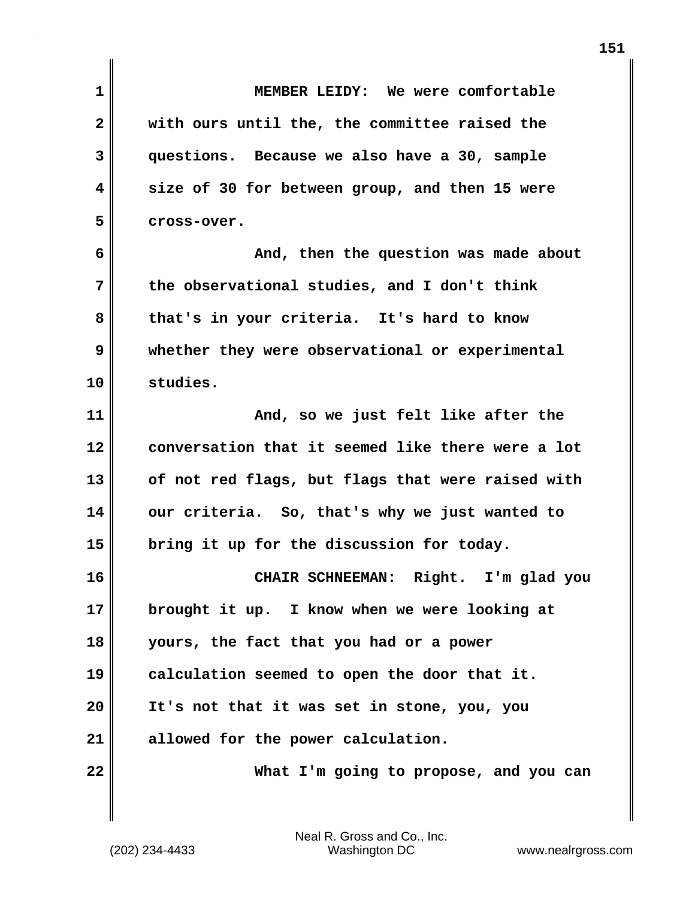**MEMBER LEIDY:** We were comfortable with ours until the, the committee raised the questions. Because we also have a 30, sample size of 30 for between group, and then 15 were cross-over.

And, then the question was made about the observational studies, and I don't think that's in your criteria. It's hard to know whether they were observational or experimental studies.

And, so we just felt like after the conversation that it seemed like there were a lot of not red flags, but flags that were raised with our criteria. So, that's why we just wanted to bring it up for the discussion for today.

**CHAIR SCHNEEMAN:** Right. I'm glad you brought it up. I know when we were looking at yours, the fact that you had or a power calculation seemed to open the door that it. It's not that it was set in stone, you, you allowed for the power calculation.

What I'm going to propose, and you can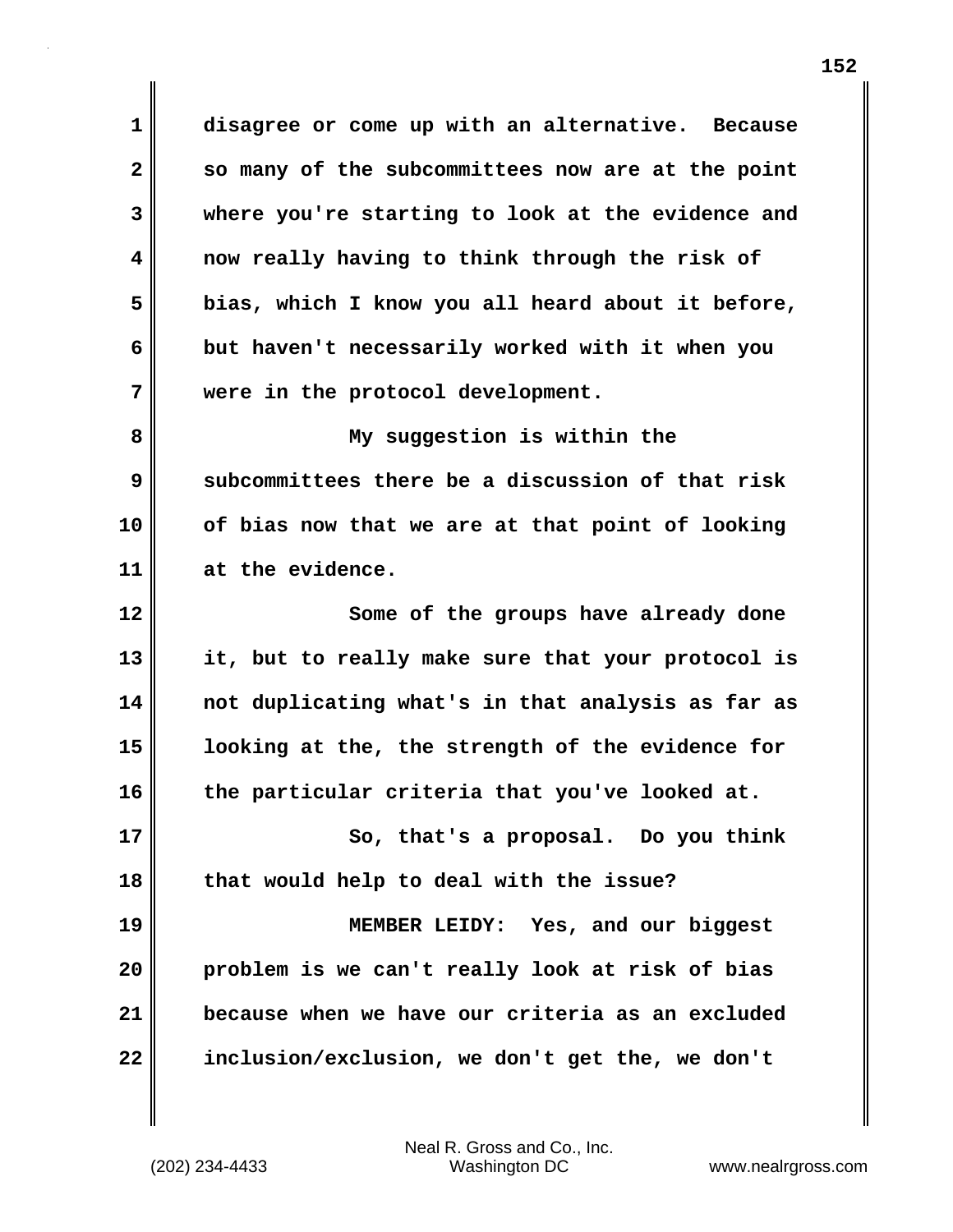disagree or come up with an alternative. Because so many of the subcommittees now are at the point where you're starting to look at the evidence and now really having to think through the risk of bias, which I know you all heard about it before, but haven't necessarily worked with it when you were in the protocol development.

My suggestion is within the subcommittees there be a discussion of that risk of bias now that we are at that point of looking at the evidence.

Some of the groups have already done it, but to really make sure that your protocol is not duplicating what's in that analysis as far as looking at the, the strength of the evidence for the particular criteria that you've looked at.

So, that's a proposal. Do you think that would help to deal with the issue?

MEMBER LEIDY: Yes, and our biggest problem is we can't really look at risk of bias because when we have our criteria as an excluded inclusion/exclusion, we don't get the, we don't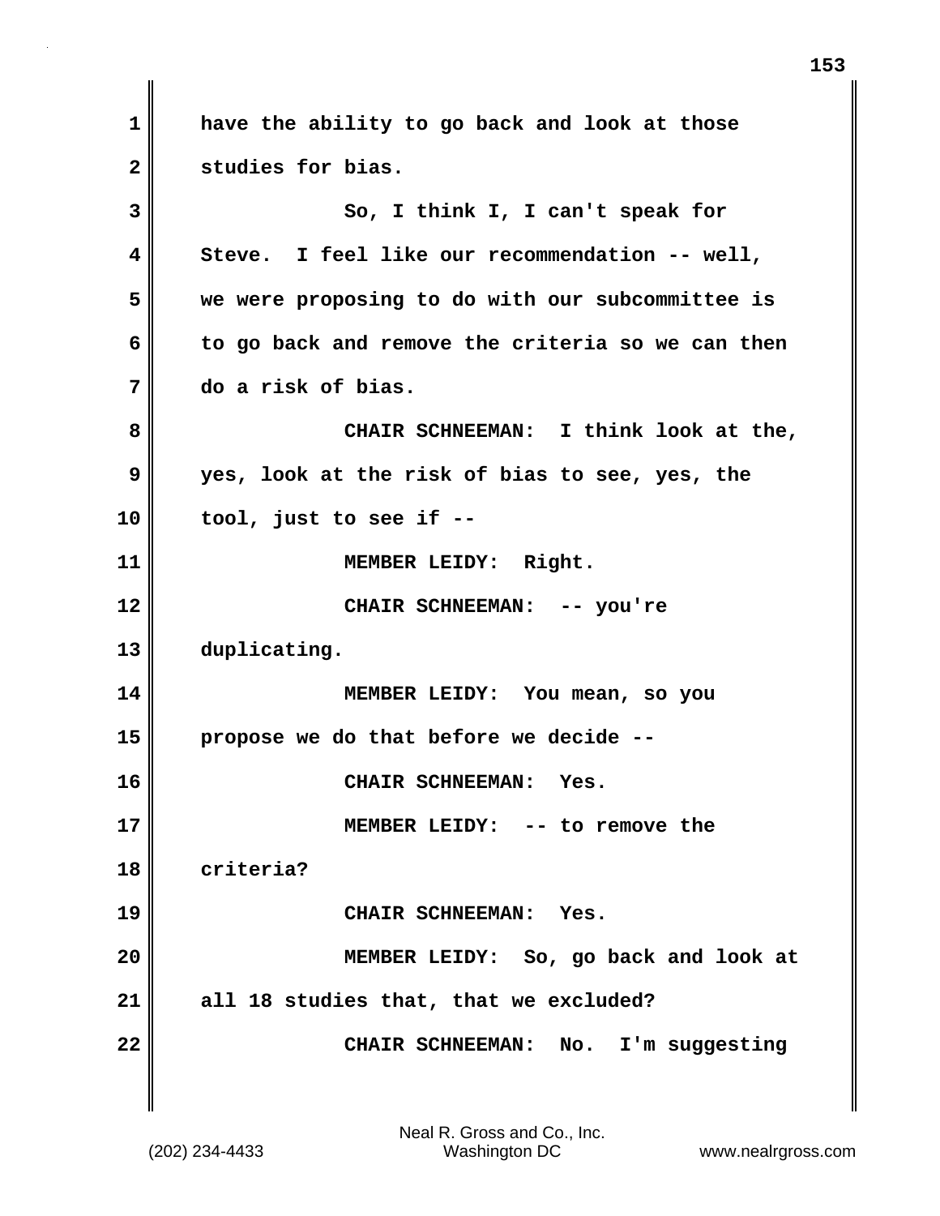have the ability to go back and look at those studies for bias.

So, I think I, I can't speak for Steve. I feel like our recommendation -- well, we were proposing to do with our subcommittee is to go back and remove the criteria so we can then do a risk of bias.

CHAIR SCHNEEMAN: I think look at the, yes, look at the risk of bias to see, yes, the tool, just to see if --

MEMBER LEIDY: Right.

CHAIR SCHNEEMAN: -- you're duplicating.

MEMBER LEIDY: You mean, so you propose we do that before we decide --

CHAIR SCHNEEMAN: Yes.

MEMBER LEIDY: -- to remove the criteria?

CHAIR SCHNEEMAN: Yes.

MEMBER LEIDY: So, go back and look at all 18 studies that, that we excluded?

CHAIR SCHNEEMAN: No. I'm suggesting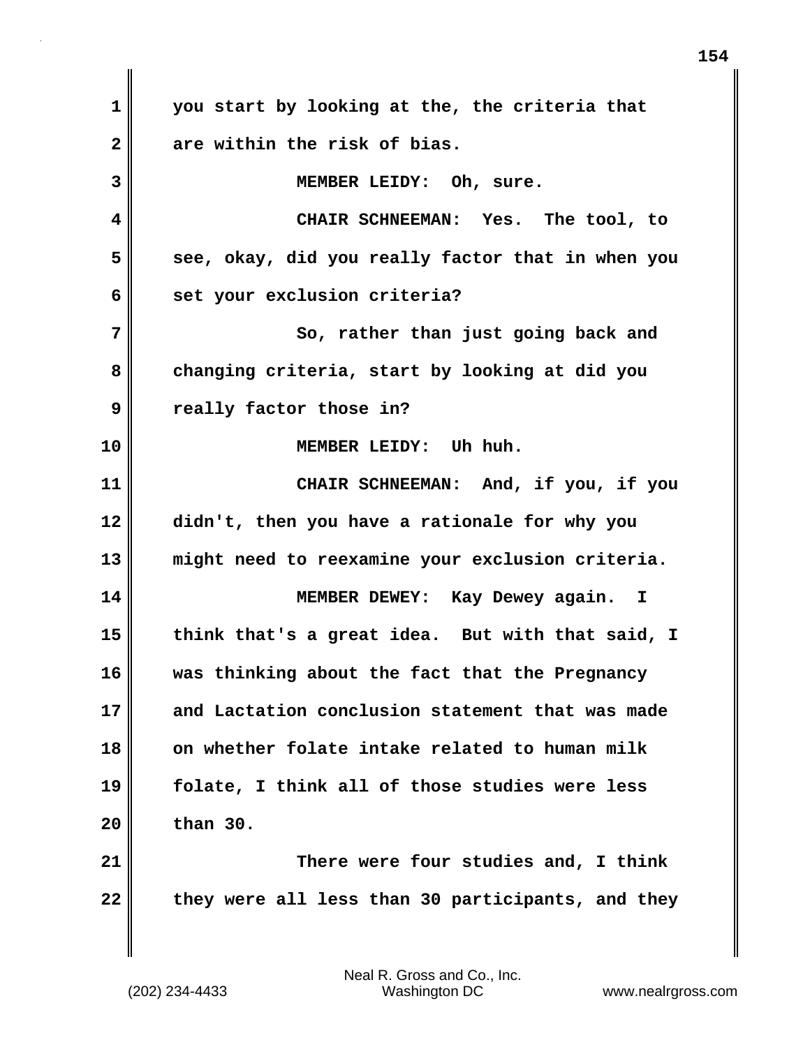you start by looking at the, the criteria that are within the risk of bias.

MEMBER LEIDY: Oh, sure.

CHAIR SCHNEEMAN: Yes. The tool, to see, okay, did you really factor that in when you set your exclusion criteria?

So, rather than just going back and changing criteria, start by looking at did you really factor those in?

MEMBER LEIDY: Uh huh.

CHAIR SCHNEEMAN: And, if you, if you didn't, then you have a rationale for why you might need to reexamine your exclusion criteria.

MEMBER DEWEY: Kay Dewey again. I think that's a great idea. But with that said, I was thinking about the fact that the Pregnancy and Lactation conclusion statement that was made on whether folate intake related to human milk folate, I think all of those studies were less than 30.

There were four studies and, I think they were all less than 30 participants, and they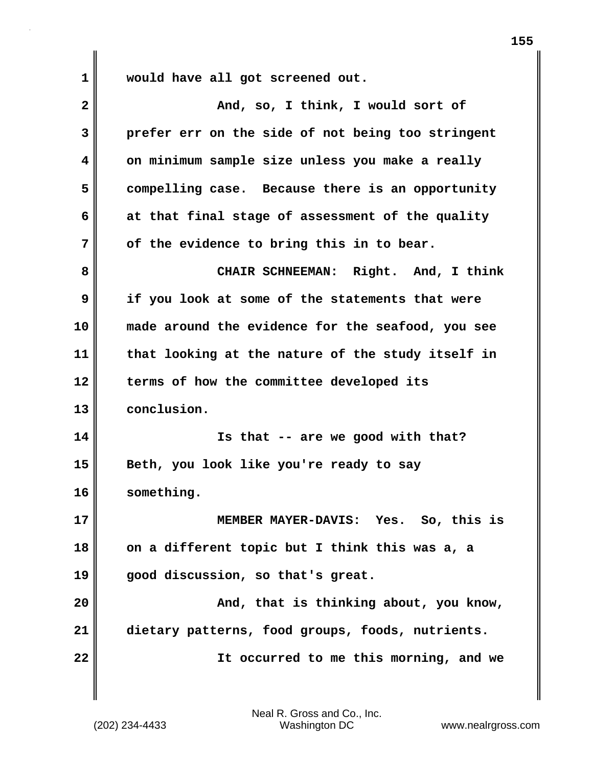would have all got screened out.

And, so, I think, I would sort of prefer err on the side of not being too stringent on minimum sample size unless you make a really compelling case. Because there is an opportunity at that final stage of assessment of the quality of the evidence to bring this in to bear.

CHAIR SCHNEEMAN: Right. And, I think if you look at some of the statements that were made around the evidence for the seafood, you see that looking at the nature of the study itself in terms of how the committee developed its conclusion.

Is that -- are we good with that? Beth, you look like you're ready to say something.

MEMBER MAYER-DAVIS: Yes. So, this is on a different topic but I think this was a, a good discussion, so that's great.

And, that is thinking about, you know, dietary patterns, food groups, foods, nutrients.

It occurred to me this morning, and we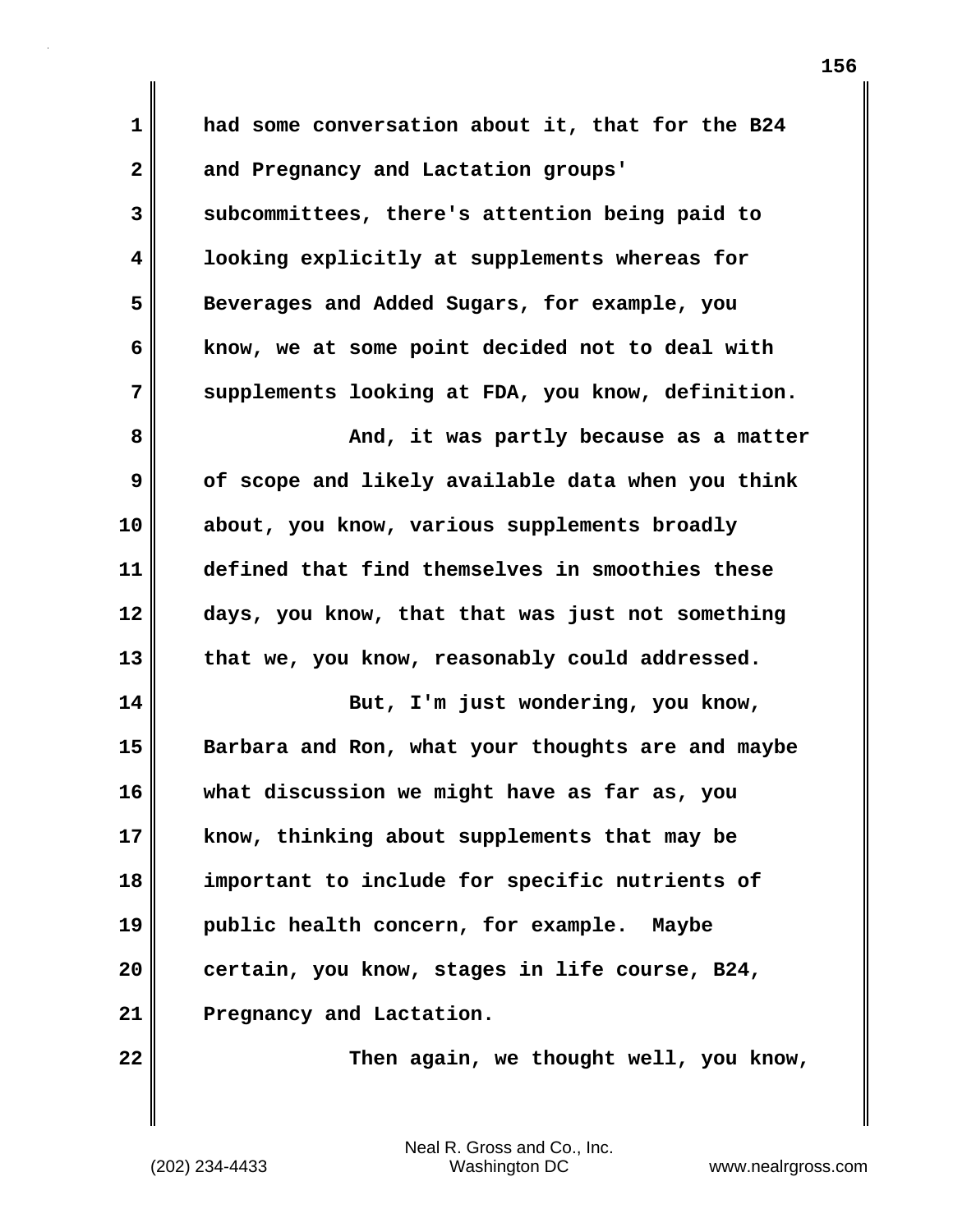had some conversation about it, that for the B24 and Pregnancy and Lactation groups' subcommittees, there's attention being paid to looking explicitly at supplements whereas for Beverages and Added Sugars, for example, you know, we at some point decided not to deal with supplements looking at FDA, you know, definition.

And, it was partly because as a matter of scope and likely available data when you think about, you know, various supplements broadly defined that find themselves in smoothies these days, you know, that that was just not something that we, you know, reasonably could addressed.

But, I'm just wondering, you know, Barbara and Ron, what your thoughts are and maybe what discussion we might have as far as, you know, thinking about supplements that may be important to include for specific nutrients of public health concern, for example. Maybe certain, you know, stages in life course, B24, Pregnancy and Lactation.

Then again, we thought well, you know,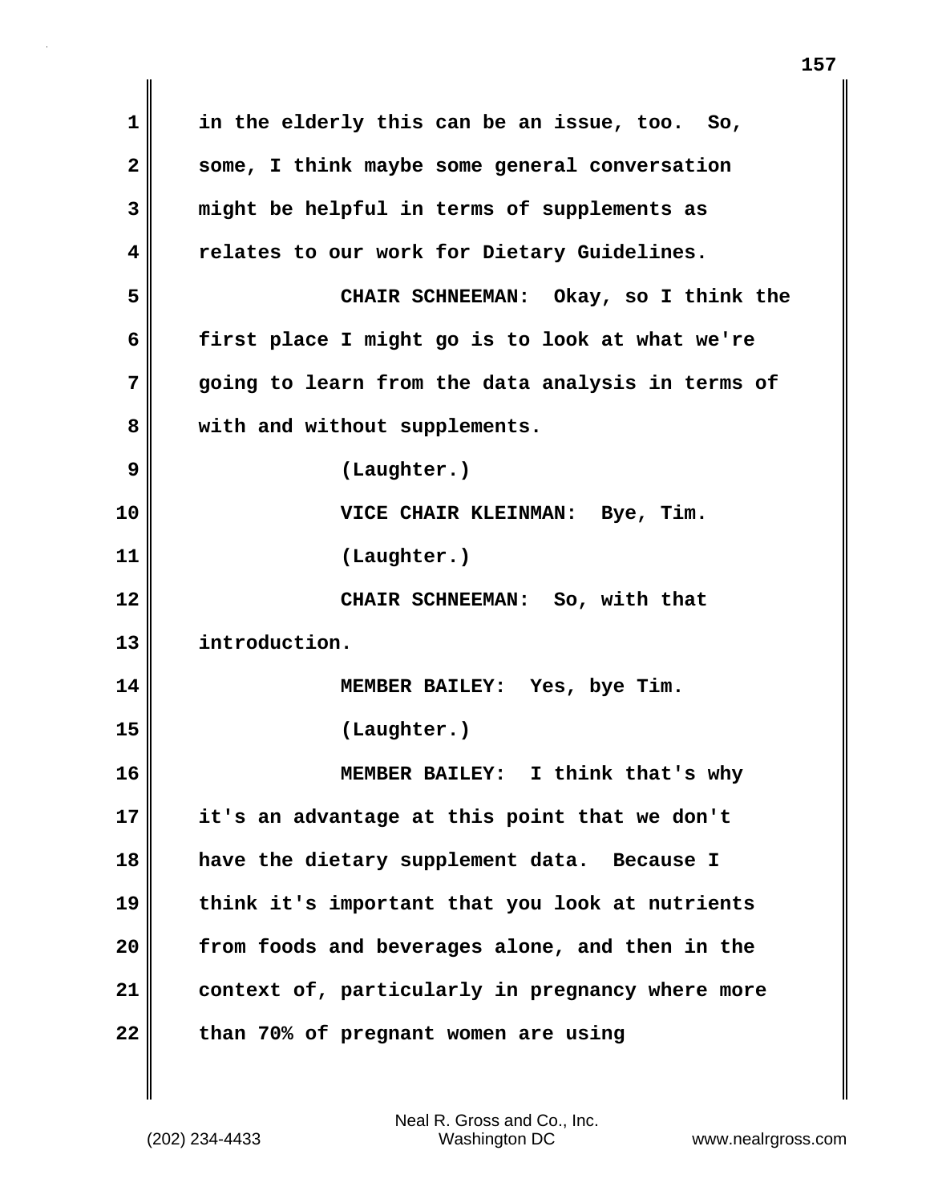in the elderly this can be an issue, too. So, some, I think maybe some general conversation might be helpful in terms of supplements as relates to our work for Dietary Guidelines.

CHAIR SCHNEEMAN: Okay, so I think the first place I might go is to look at what we're going to learn from the data analysis in terms of with and without supplements.

(Laughter.)

VICE CHAIR KLEINMAN: Bye, Tim.

(Laughter.)

CHAIR SCHNEEMAN: So, with that introduction.

MEMBER BAILEY: Yes, bye Tim.

(Laughter.)

MEMBER BAILEY: I think that's why it's an advantage at this point that we don't have the dietary supplement data. Because I think it's important that you look at nutrients from foods and beverages alone, and then in the context of, particularly in pregnancy where more than 70% of pregnant women are using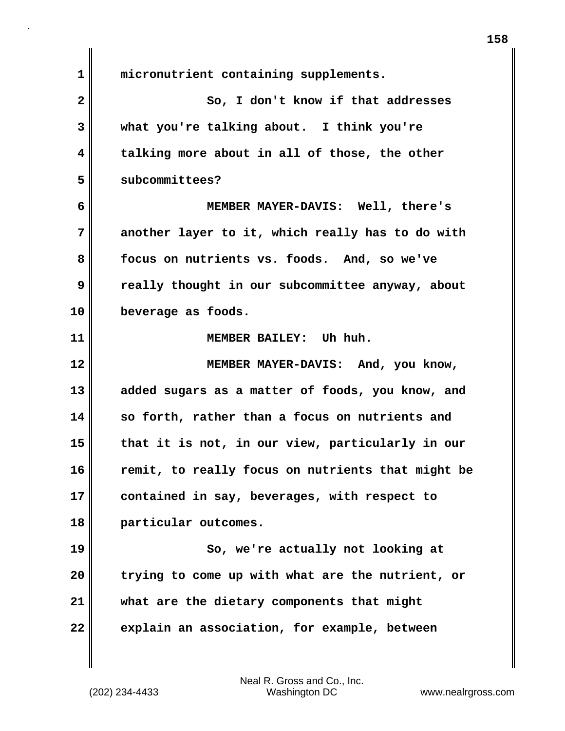micronutrient containing supplements.

So, I don't know if that addresses what you're talking about. I think you're talking more about in all of those, the other subcommittees?

MEMBER MAYER-DAVIS: Well, there's another layer to it, which really has to do with focus on nutrients vs. foods. And, so we've really thought in our subcommittee anyway, about beverage as foods.

MEMBER BAILEY: Uh huh.

MEMBER MAYER-DAVIS: And, you know, added sugars as a matter of foods, you know, and so forth, rather than a focus on nutrients and that it is not, in our view, particularly in our remit, to really focus on nutrients that might be contained in say, beverages, with respect to particular outcomes.

So, we're actually not looking at trying to come up with what are the nutrient, or what are the dietary components that might explain an association, for example, between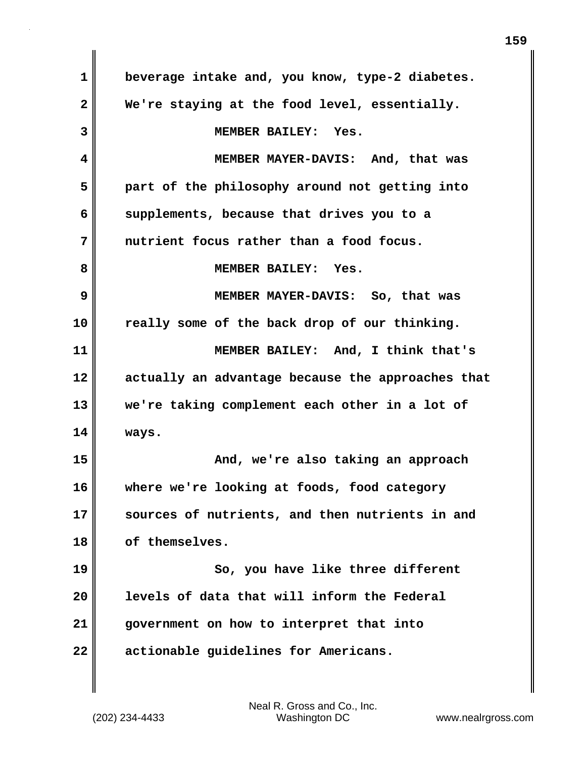beverage intake and, you know, type-2 diabetes. We're staying at the food level, essentially.

MEMBER BAILEY: Yes.

MEMBER MAYER-DAVIS: And, that was part of the philosophy around not getting into supplements, because that drives you to a nutrient focus rather than a food focus.

MEMBER BAILEY: Yes.

MEMBER MAYER-DAVIS: So, that was really some of the back drop of our thinking.

MEMBER BAILEY: And, I think that's actually an advantage because the approaches that we're taking complement each other in a lot of ways.

And, we're also taking an approach where we're looking at foods, food category sources of nutrients, and then nutrients in and of themselves.

So, you have like three different levels of data that will inform the Federal government on how to interpret that into actionable guidelines for Americans.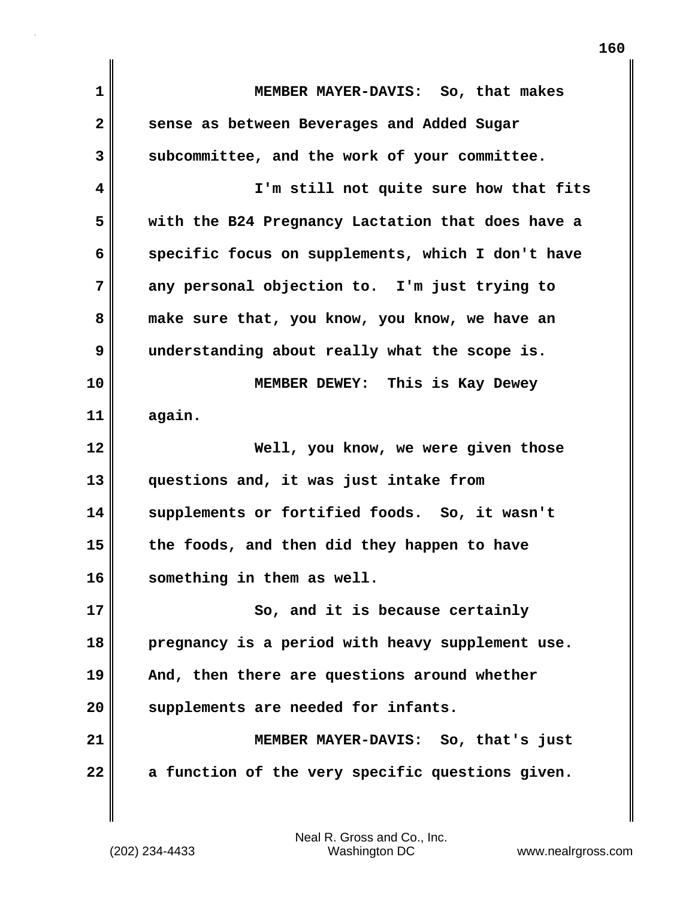MEMBER MAYER-DAVIS: So, that makes sense as between Beverages and Added Sugar subcommittee, and the work of your committee.

I'm still not quite sure how that fits with the B24 Pregnancy Lactation that does have a specific focus on supplements, which I don't have any personal objection to. I'm just trying to make sure that, you know, you know, we have an understanding about really what the scope is.

MEMBER DEWEY: This is Kay Dewey again.

Well, you know, we were given those questions and, it was just intake from supplements or fortified foods. So, it wasn't the foods, and then did they happen to have something in them as well.

So, and it is because certainly pregnancy is a period with heavy supplement use. And, then there are questions around whether supplements are needed for infants.

MEMBER MAYER-DAVIS: So, that's just a function of the very specific questions given.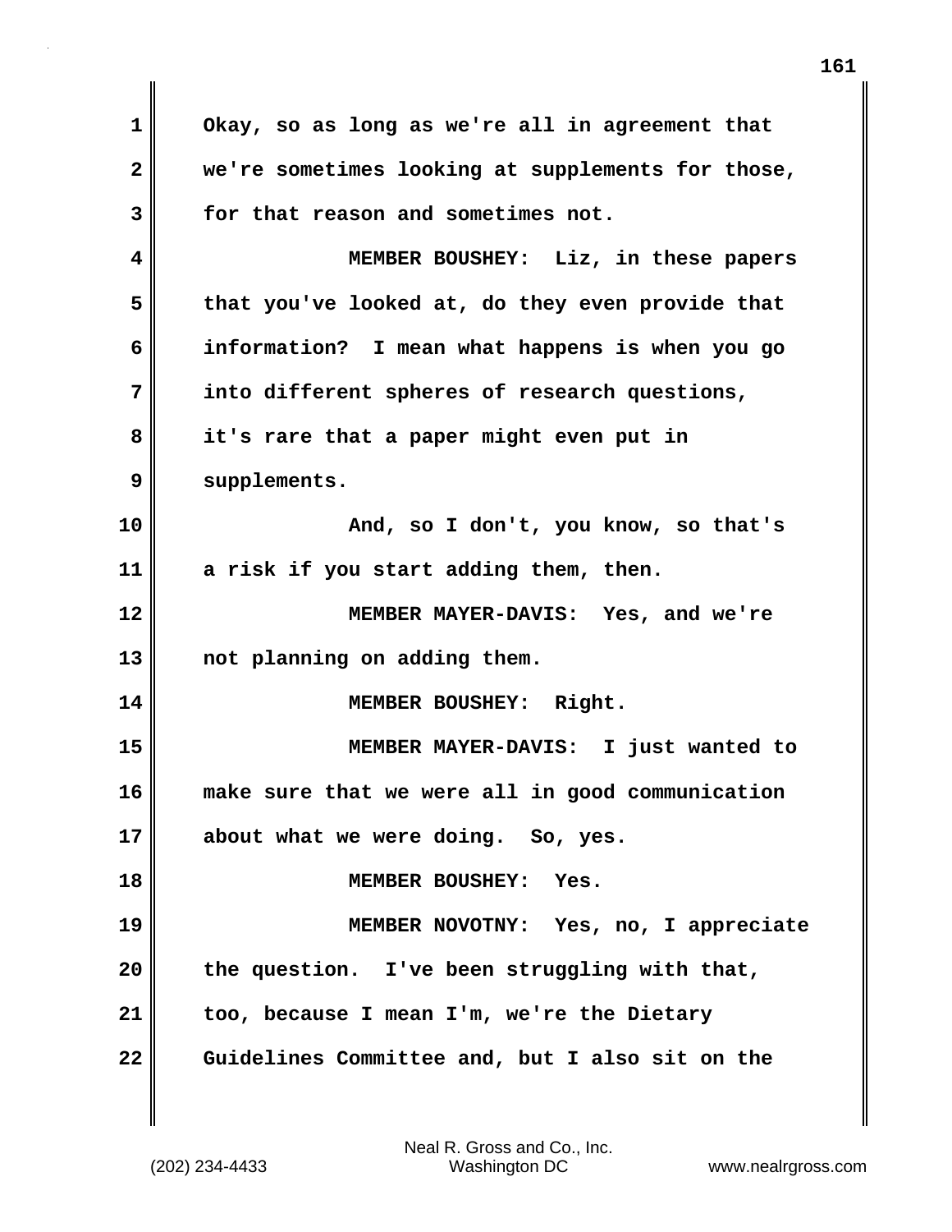Okay, so as long as we're all in agreement that we're sometimes looking at supplements for those, for that reason and sometimes not.

MEMBER BOUSHEY: Liz, in these papers that you've looked at, do they even provide that information? I mean what happens is when you go into different spheres of research questions, it's rare that a paper might even put in supplements.

And, so I don't, you know, so that's a risk if you start adding them, then.

MEMBER MAYER-DAVIS: Yes, and we're not planning on adding them.

MEMBER BOUSHEY: Right.

MEMBER MAYER-DAVIS: I just wanted to make sure that we were all in good communication about what we were doing. So, yes.

MEMBER BOUSHEY: Yes.

MEMBER NOVOTNY: Yes, no, I appreciate the question. I've been struggling with that, too, because I mean I'm, we're the Dietary Guidelines Committee and, but I also sit on the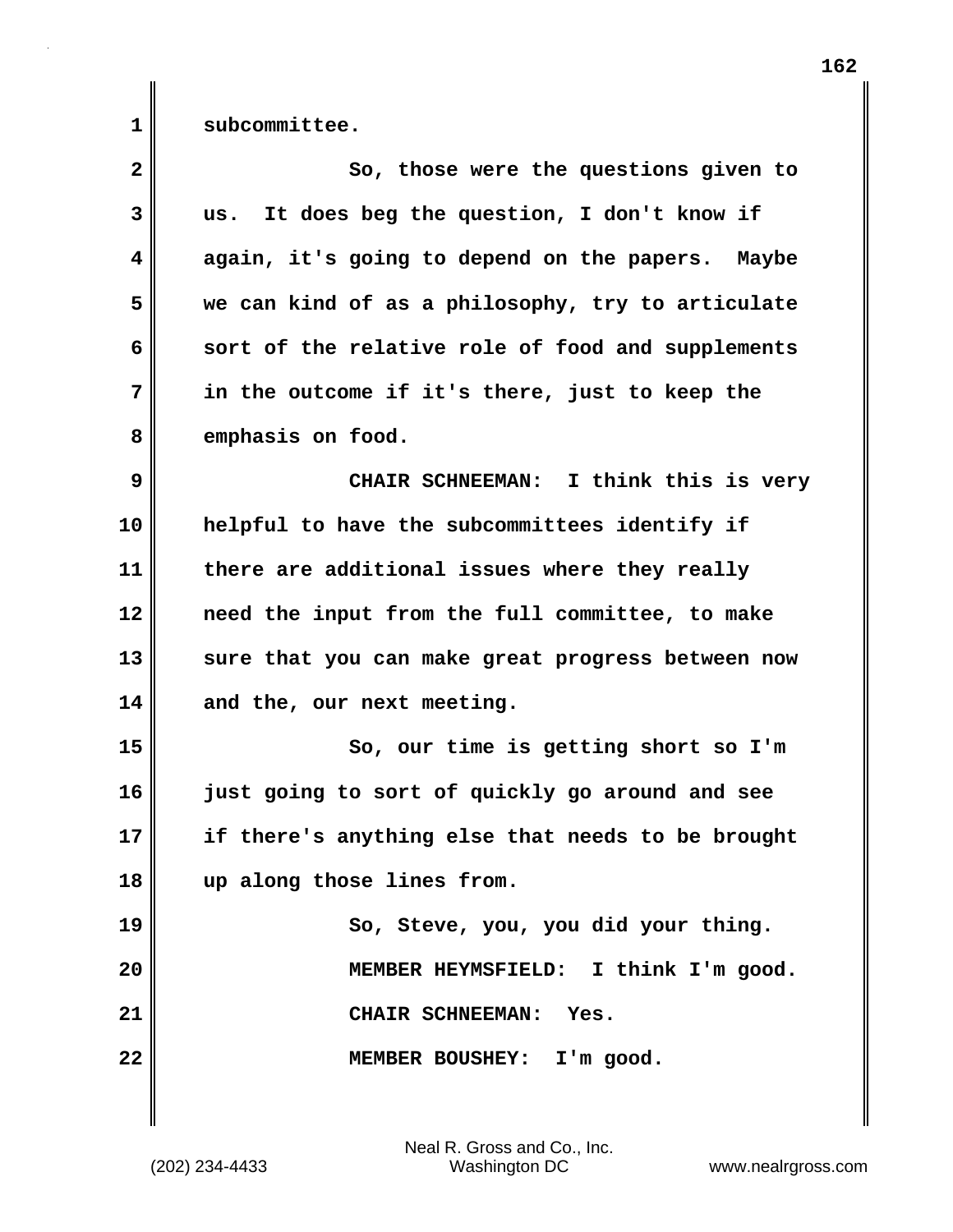subcommittee.

So, those were the questions given to us. It does beg the question, I don't know if again, it's going to depend on the papers. Maybe we can kind of as a philosophy, try to articulate sort of the relative role of food and supplements in the outcome if it's there, just to keep the emphasis on food.

CHAIR SCHNEEMAN: I think this is very helpful to have the subcommittees identify if there are additional issues where they really need the input from the full committee, to make sure that you can make great progress between now and the, our next meeting.

So, our time is getting short so I'm just going to sort of quickly go around and see if there's anything else that needs to be brought up along those lines from.

So, Steve, you, you did your thing.

MEMBER HEYMSFIELD: I think I'm good.

CHAIR SCHNEEMAN: Yes.

MEMBER BOUSHEY: I'm good.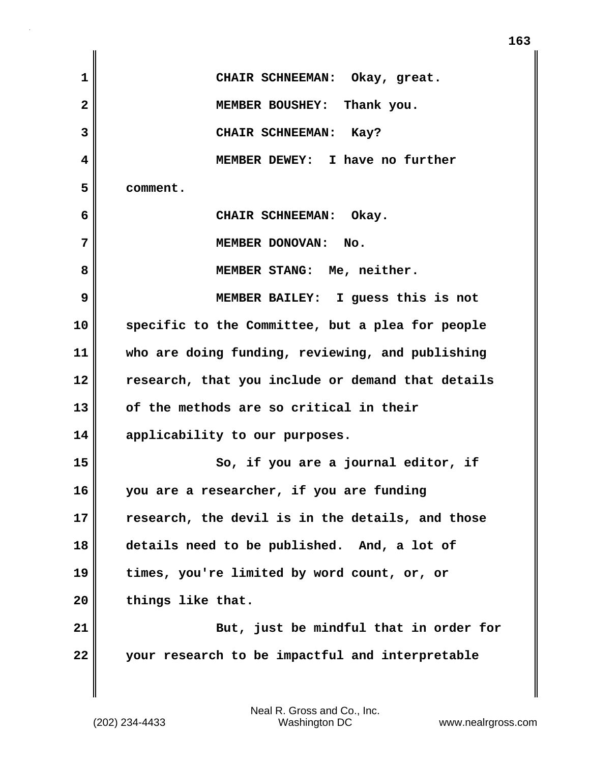CHAIR SCHNEEMAN: Okay, great.

MEMBER BOUSHEY: Thank you.

CHAIR SCHNEEMAN: Kay?

MEMBER DEWEY: I have no further comment.

CHAIR SCHNEEMAN: Okay.

MEMBER DONOVAN: No.

MEMBER STANG: Me, neither.

MEMBER BAILEY: I guess this is not specific to the Committee, but a plea for people who are doing funding, reviewing, and publishing research, that you include or demand that details of the methods are so critical in their applicability to our purposes.

So, if you are a journal editor, if you are a researcher, if you are funding research, the devil is in the details, and those details need to be published. And, a lot of times, you're limited by word count, or, or things like that.

But, just be mindful that in order for your research to be impactful and interpretable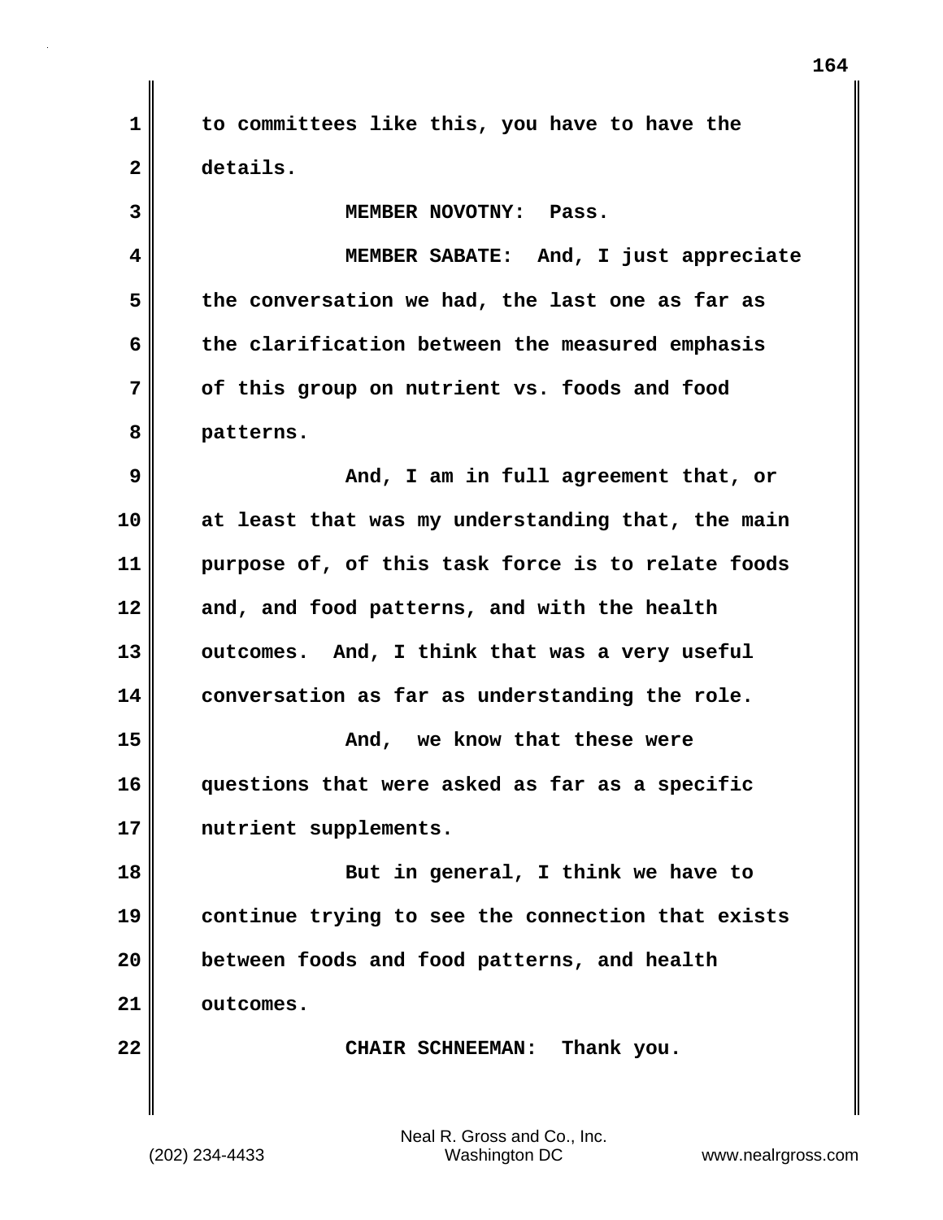to committees like this, you have to have the details.

MEMBER NOVOTNY: Pass.

MEMBER SABATE: And, I just appreciate the conversation we had, the last one as far as the clarification between the measured emphasis of this group on nutrient vs. foods and food patterns.

And, I am in full agreement that, or at least that was my understanding that, the main purpose of, of this task force is to relate foods and, and food patterns, and with the health outcomes. And, I think that was a very useful conversation as far as understanding the role.

And, we know that these were questions that were asked as far as a specific nutrient supplements.

But in general, I think we have to continue trying to see the connection that exists between foods and food patterns, and health outcomes.

CHAIR SCHNEEMAN: Thank you.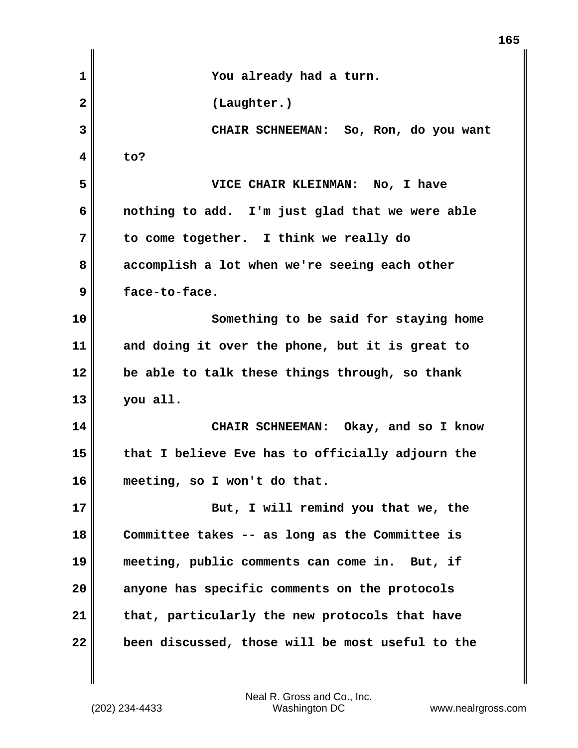You already had a turn.

(Laughter.)

CHAIR SCHNEEMAN: So, Ron, do you want to?

VICE CHAIR KLEINMAN: No, I have nothing to add. I'm just glad that we were able to come together. I think we really do accomplish a lot when we're seeing each other face-to-face.

Something to be said for staying home and doing it over the phone, but it is great to be able to talk these things through, so thank you all.

CHAIR SCHNEEMAN: Okay, and so I know that I believe Eve has to officially adjourn the meeting, so I won't do that.

But, I will remind you that we, the Committee takes -- as long as the Committee is meeting, public comments can come in. But, if anyone has specific comments on the protocols that, particularly the new protocols that have been discussed, those will be most useful to the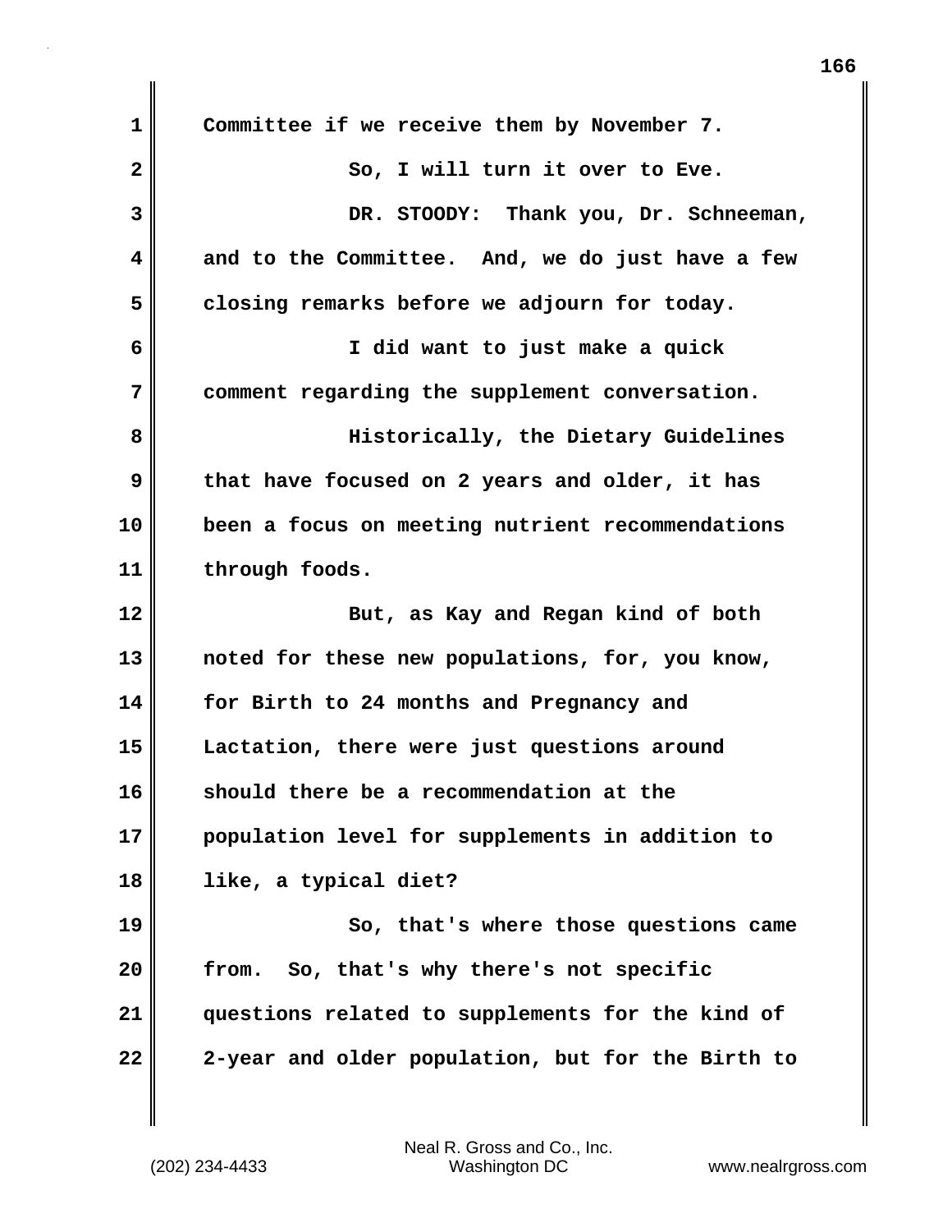Committee if we receive them by November 7.

So, I will turn it over to Eve.

DR. STOODY: Thank you, Dr. Schneeman, and to the Committee. And, we do just have a few closing remarks before we adjourn for today.

I did want to just make a quick comment regarding the supplement conversation.

Historically, the Dietary Guidelines that have focused on 2 years and older, it has been a focus on meeting nutrient recommendations through foods.

But, as Kay and Regan kind of both noted for these new populations, for, you know, for Birth to 24 months and Pregnancy and Lactation, there were just questions around should there be a recommendation at the population level for supplements in addition to like, a typical diet?

So, that's where those questions came from. So, that's why there's not specific questions related to supplements for the kind of 2-year and older population, but for the Birth to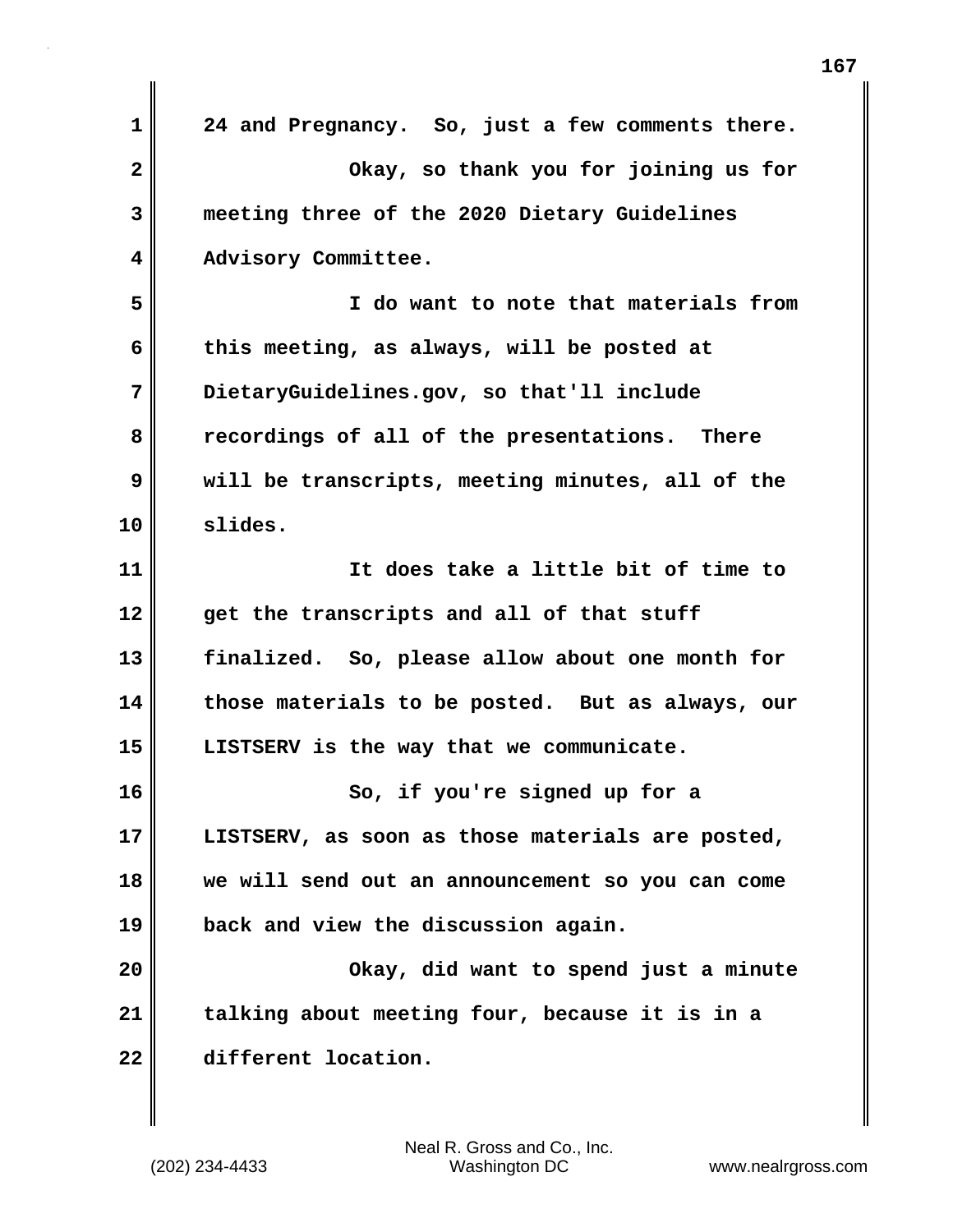24 and Pregnancy. So, just a few comments there.

Okay, so thank you for joining us for meeting three of the 2020 Dietary Guidelines Advisory Committee.

I do want to note that materials from this meeting, as always, will be posted at DietaryGuidelines.gov, so that'll include recordings of all of the presentations. There will be transcripts, meeting minutes, all of the slides.

It does take a little bit of time to get the transcripts and all of that stuff finalized. So, please allow about one month for those materials to be posted. But as always, our LISTSERV is the way that we communicate.

So, if you're signed up for a LISTSERV, as soon as those materials are posted, we will send out an announcement so you can come back and view the discussion again.

Okay, did want to spend just a minute talking about meeting four, because it is in a different location.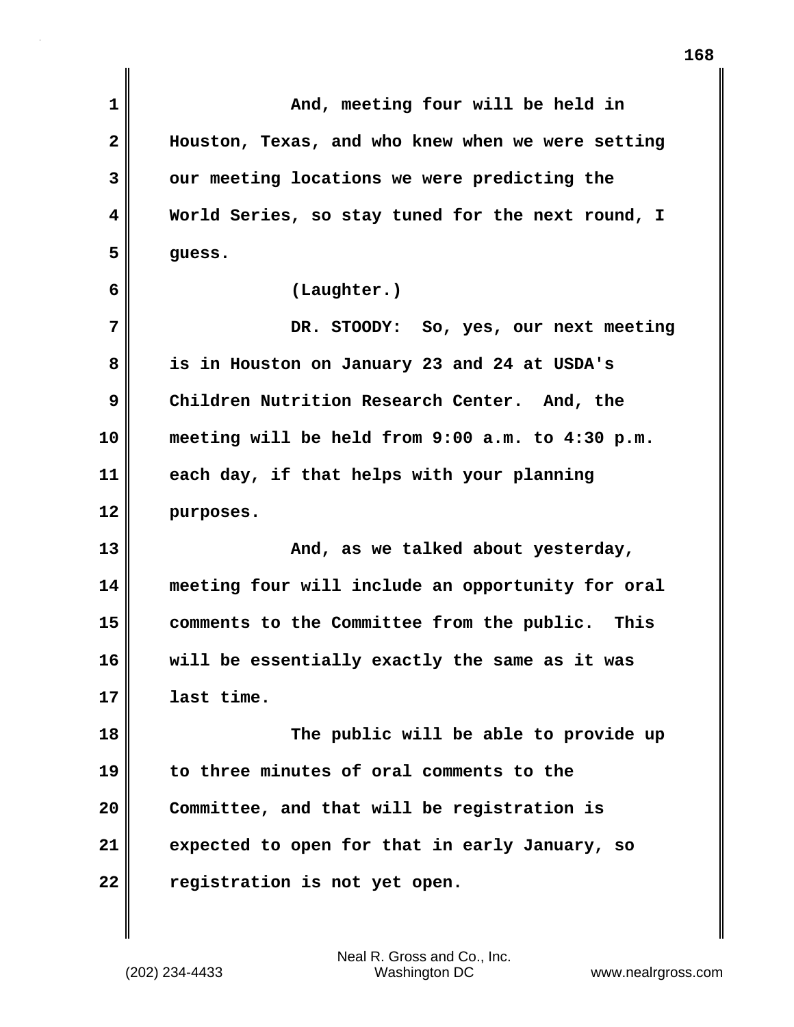And, meeting four will be held in Houston, Texas, and who knew when we were setting our meeting locations we were predicting the World Series, so stay tuned for the next round, I guess.

(Laughter.)

DR. STOODY: So, yes, our next meeting is in Houston on January 23 and 24 at USDA's Children Nutrition Research Center. And, the meeting will be held from 9:00 a.m. to 4:30 p.m. each day, if that helps with your planning purposes.

And, as we talked about yesterday, meeting four will include an opportunity for oral comments to the Committee from the public. This will be essentially exactly the same as it was last time.

The public will be able to provide up to three minutes of oral comments to the Committee, and that will be registration is expected to open for that in early January, so registration is not yet open.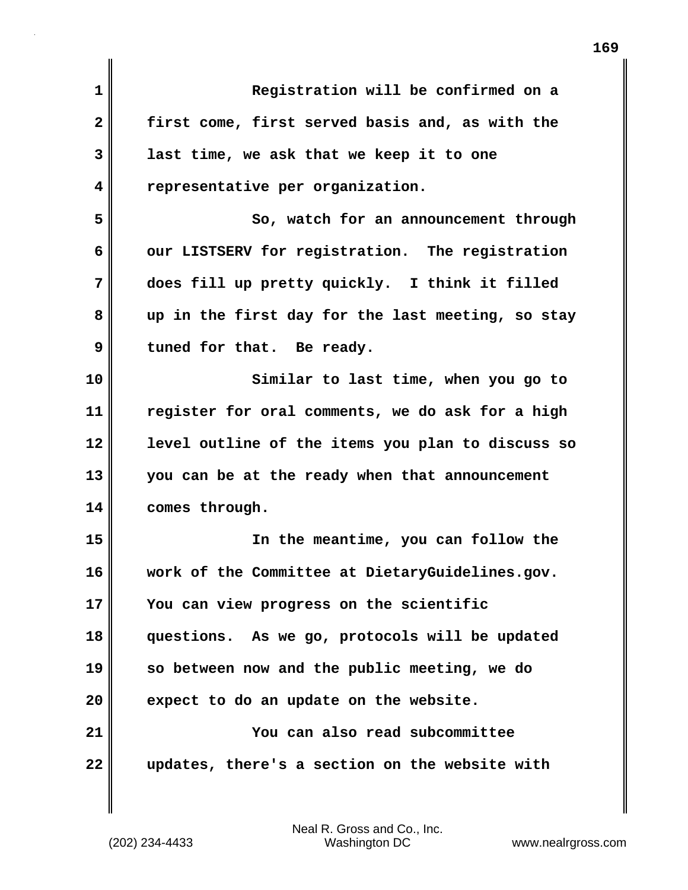Registration will be confirmed on a first come, first served basis and, as with the last time, we ask that we keep it to one representative per organization.

So, watch for an announcement through our LISTSERV for registration. The registration does fill up pretty quickly. I think it filled up in the first day for the last meeting, so stay tuned for that. Be ready.

Similar to last time, when you go to register for oral comments, we do ask for a high level outline of the items you plan to discuss so you can be at the ready when that announcement comes through.

In the meantime, you can follow the work of the Committee at DietaryGuidelines.gov. You can view progress on the scientific questions. As we go, protocols will be updated so between now and the public meeting, we do expect to do an update on the website.

You can also read subcommittee updates, there's a section on the website with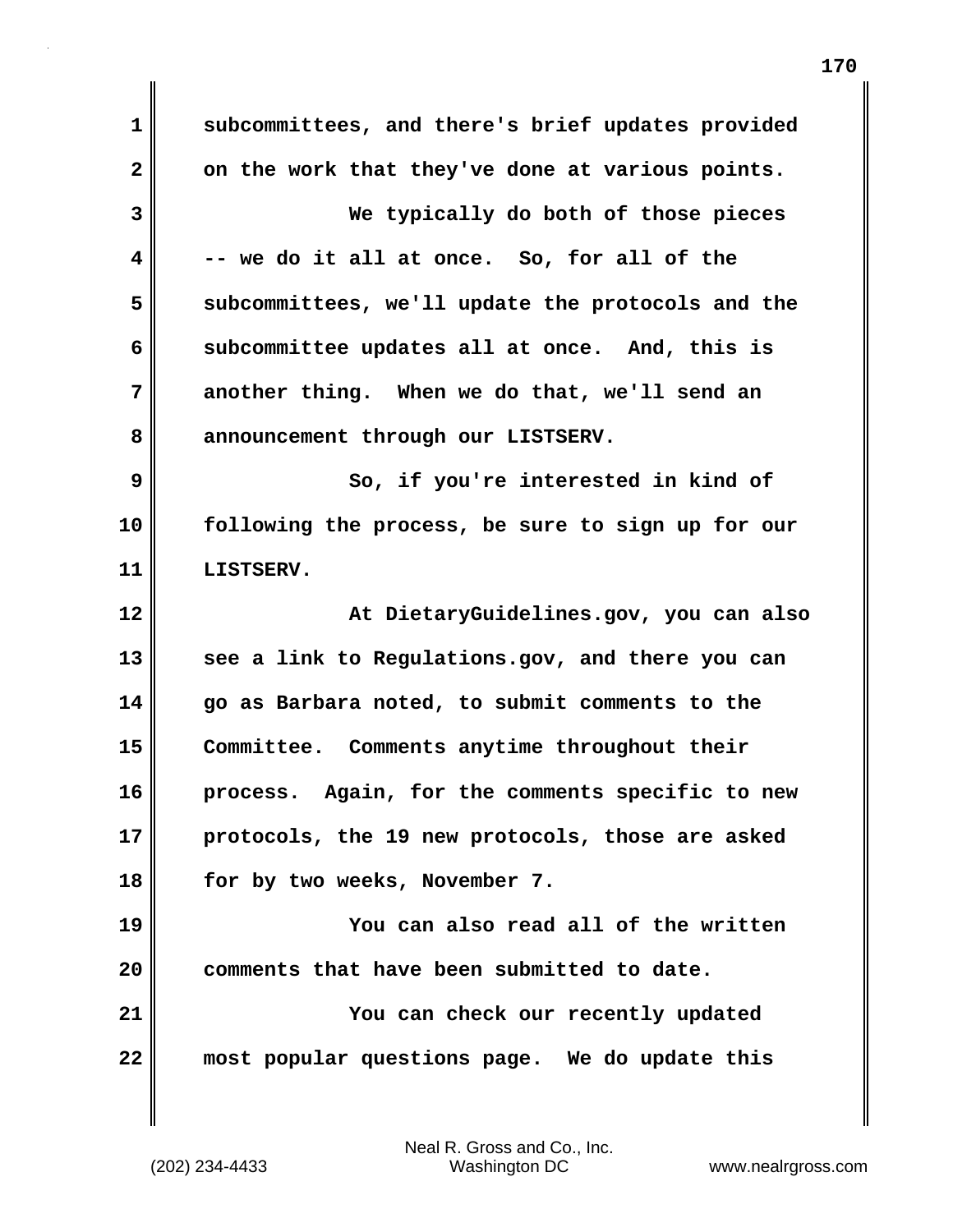subcommittees, and there's brief updates provided on the work that they've done at various points.

We typically do both of those pieces -- we do it all at once. So, for all of the subcommittees, we'll update the protocols and the subcommittee updates all at once. And, this is another thing. When we do that, we'll send an announcement through our LISTSERV.

So, if you're interested in kind of following the process, be sure to sign up for our LISTSERV.

At DietaryGuidelines.gov, you can also see a link to Regulations.gov, and there you can go as Barbara noted, to submit comments to the Committee. Comments anytime throughout their process. Again, for the comments specific to new protocols, the 19 new protocols, those are asked for by two weeks, November 7.

You can also read all of the written comments that have been submitted to date.

You can check our recently updated most popular questions page. We do update this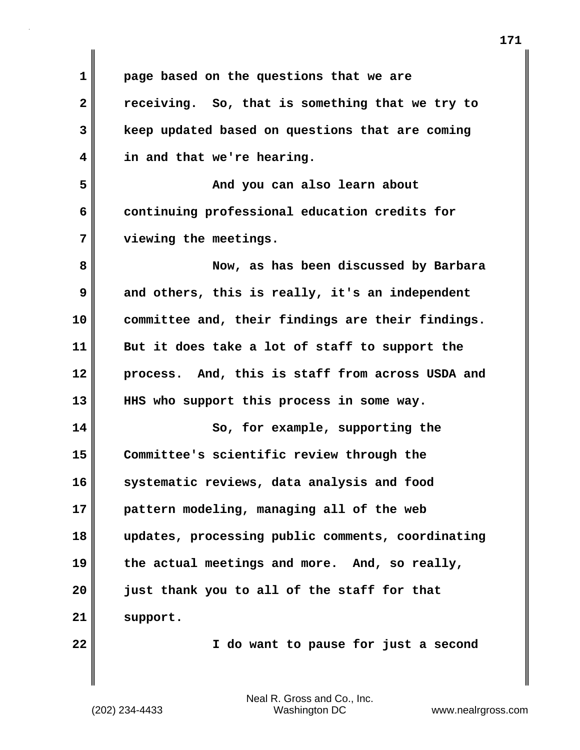page based on the questions that we are receiving. So, that is something that we try to keep updated based on questions that are coming in and that we're hearing.

And you can also learn about continuing professional education credits for viewing the meetings.

Now, as has been discussed by Barbara and others, this is really, it's an independent committee and, their findings are their findings. But it does take a lot of staff to support the process. And, this is staff from across USDA and HHS who support this process in some way.

So, for example, supporting the Committee's scientific review through the systematic reviews, data analysis and food pattern modeling, managing all of the web updates, processing public comments, coordinating the actual meetings and more. And, so really, just thank you to all of the staff for that support.

I do want to pause for just a second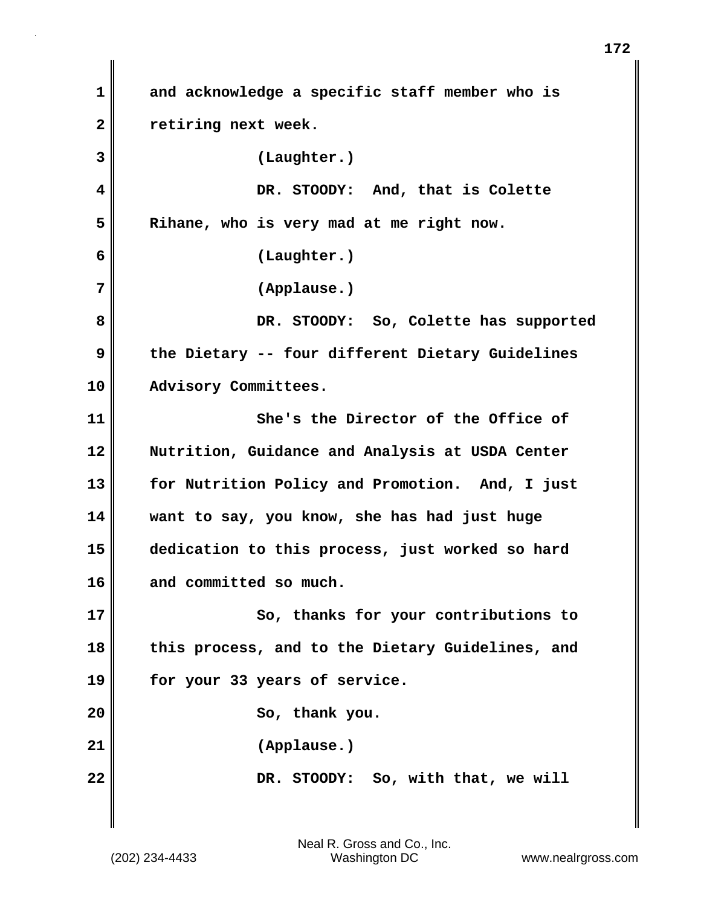and acknowledge a specific staff member who is retiring next week.

(Laughter.)

DR. STOODY: And, that is Colette Rihane, who is very mad at me right now.

(Laughter.)

(Applause.)

DR. STOODY: So, Colette has supported the Dietary -- four different Dietary Guidelines Advisory Committees.

She's the Director of the Office of Nutrition, Guidance and Analysis at USDA Center for Nutrition Policy and Promotion. And, I just want to say, you know, she has had just huge dedication to this process, just worked so hard and committed so much.

So, thanks for your contributions to this process, and to the Dietary Guidelines, and for your 33 years of service.

So, thank you.

(Applause.)

DR. STOODY: So, with that, we will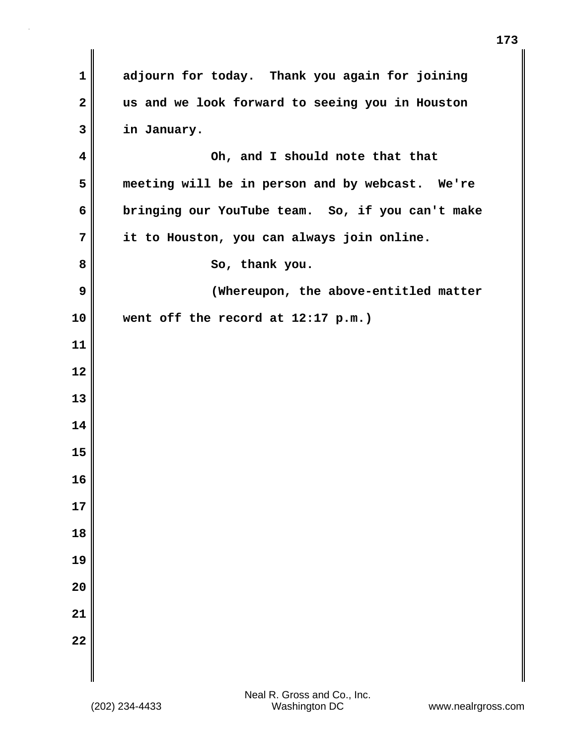adjourn for today. Thank you again for joining us and we look forward to seeing you in Houston in January.

Oh, and I should note that that meeting will be in person and by webcast. We're bringing our YouTube team. So, if you can't make it to Houston, you can always join online.

So, thank you.

(Whereupon, the above-entitled matter went off the record at 12:17 p.m.)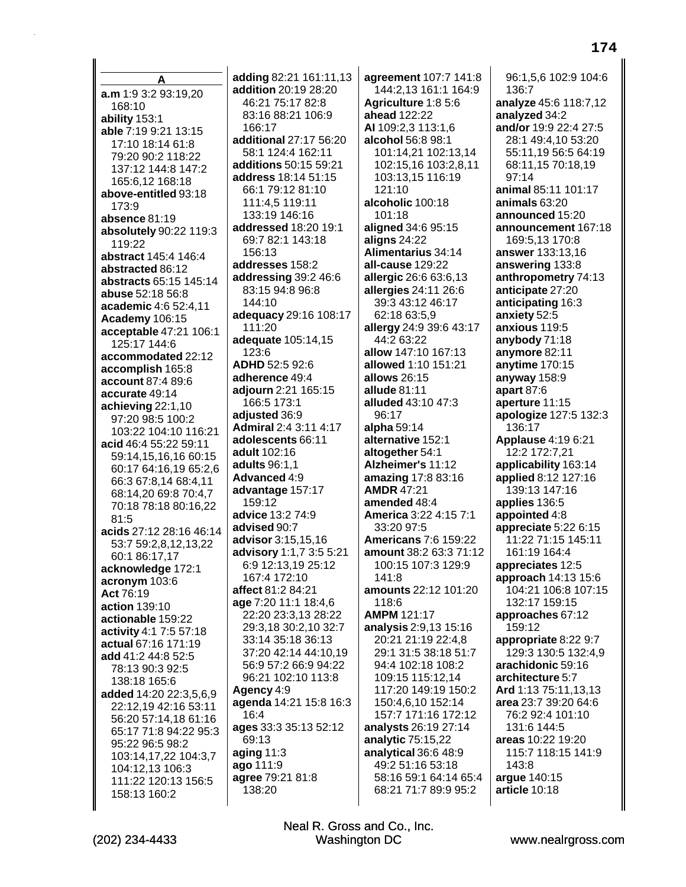**A**

**a.m** 1:9 3:2 93:19,20 168:10
**ability** 153:1
**able** 7:19 9:21 13:15 17:10 18:14 61:8 79:20 90:2 118:22 137:12 144:8 147:2 165:6,12 168:18
**above-entitled** 93:18 173:9
**absence** 81:19
**absolutely** 90:22 119:3 119:22
**abstract** 145:4 146:4
**abstracted** 86:12
**abstracts** 65:15 145:14
**abuse** 52:18 56:8
**academic** 4:6 52:4,11
**Academy** 106:15
**acceptable** 47:21 106:1 125:17 144:6
**accommodated** 22:12
**accomplish** 165:8
**account** 87:4 89:6
**accurate** 49:14
**achieving** 22:1,10 97:20 98:5 100:2 103:22 104:10 116:21
**acid** 46:4 55:22 59:11 59:14,15,16,16 60:15 60:17 64:16,19 65:2,6 66:3 67:8,14 68:4,11 68:14,20 69:8 70:4,7 70:18 78:18 80:16,22 81:5
**acids** 27:12 28:16 46:14 53:7 59:2,8,12,13,22 60:1 86:17,17
**acknowledge** 172:1
**acronym** 103:6
**Act** 76:19
**action** 139:10
**actionable** 159:22
**activity** 4:1 7:5 57:18
**actual** 67:16 171:19
**add** 41:2 44:8 52:5 78:13 90:3 92:5 138:18 165:6
**added** 14:20 22:3,5,6,9 22:12,19 42:16 53:11 56:20 57:14,18 61:16 65:17 71:8 94:22 95:3 95:22 96:5 98:2 103:14,17,22 104:3,7 104:12,13 106:3 111:22 120:13 156:5 158:13 160:2
**adding** 82:21 161:11,13
**addition** 20:19 28:20 46:21 75:17 82:8 83:16 88:21 106:9 166:17
**additional** 27:17 56:20 58:1 124:4 162:11
**additions** 50:15 59:21
**address** 18:14 51:15 66:1 79:12 81:10 111:4,5 119:11 133:19 146:16
**addressed** 18:20 19:1 69:7 82:1 143:18 156:13
**addresses** 158:2
**addressing** 39:2 46:6 83:15 94:8 96:8 144:10
**adequacy** 29:16 108:17 111:20
**adequate** 105:14,15 123:6
**ADHD** 52:5 92:6
**adherence** 49:4
**adjourn** 2:21 165:15 166:5 173:1
**adjusted** 36:9
**Admiral** 2:4 3:11 4:17
**adolescents** 66:11
**adult** 102:16
**adults** 96:1,1
**Advanced** 4:9
**advantage** 157:17 159:12
**advice** 13:2 74:9
**advised** 90:7
**advisor** 3:15,15,16
**advisory** 1:1,7 3:5 5:21 6:9 12:13,19 25:12 167:4 172:10
**affect** 81:2 84:21
**age** 7:20 11:1 18:4,6 22:20 23:3,13 28:22 29:3,18 30:2,10 32:7 33:14 35:18 36:13 37:20 42:14 44:10,19 56:9 57:2 66:9 94:22 96:21 102:10 113:8
**Agency** 4:9
**agenda** 14:21 15:8 16:3 16:4
**ages** 33:3 35:13 52:12 69:13
**aging** 11:3
**ago** 111:9
**agree** 79:21 81:8 138:20
**agreement** 107:7 141:8 144:2,13 161:1 164:9
**Agriculture** 1:8 5:6
**ahead** 122:22
**AI** 109:2,3 113:1,6
**alcohol** 56:8 98:1 101:14,21 102:13,14 102:15,16 103:2,8,11 103:13,15 116:19 121:10
**alcoholic** 100:18 101:18
**aligned** 34:6 95:15
**aligns** 24:22
**Alimentarius** 34:14
**all-cause** 129:22
**allergic** 26:6 63:6,13
**allergies** 24:11 26:6 39:3 43:12 46:17 62:18 63:5,9
**allergy** 24:9 39:6 43:17 44:2 63:22
**allow** 147:10 167:13
**allowed** 1:10 151:21
**allows** 26:15
**allude** 81:11
**alluded** 43:10 47:3 96:17
**alpha** 59:14
**alternative** 152:1
**altogether** 54:1
**Alzheimer's** 11:12
**amazing** 17:8 83:16
**AMDR** 47:21
**amended** 48:4
**America** 3:22 4:15 7:1 33:20 97:5
**Americans** 7:6 159:22
**amount** 38:2 63:3 71:12 100:15 107:3 129:9 141:8
**amounts** 22:12 101:20 118:6
**AMPM** 121:17
**analysis** 2:9,13 15:16 20:21 21:19 22:4,8 29:1 31:5 38:18 51:7 94:4 102:18 108:2 109:15 115:12,14 117:20 149:19 150:2 150:4,6,10 152:14 157:7 171:16 172:12
**analysts** 26:19 27:14
**analytic** 75:15,22
**analytical** 36:6 48:9 49:2 51:16 53:18 58:16 59:1 64:14 65:4 68:21 71:7 89:9 95:2 96:1,5,6 102:9 104:6 136:7
**analyze** 45:6 118:7,12
**analyzed** 34:2
**and/or** 19:9 22:4 27:5 28:1 49:4,10 53:20 55:11,19 56:5 64:19 68:11,15 70:18,19 97:14
**animal** 85:11 101:17
**animals** 63:20
**announced** 15:20
**announcement** 167:18 169:5,13 170:8
**answer** 133:13,16
**answering** 133:8
**anthropometry** 74:13
**anticipate** 27:20
**anticipating** 16:3
**anxiety** 52:5
**anxious** 119:5
**anybody** 71:18
**anymore** 82:11
**anytime** 170:15
**anyway** 158:9
**apart** 87:6
**aperture** 11:15
**apologize** 127:5 132:3 136:17
**Applause** 4:19 6:21 12:2 172:7,21
**applicability** 163:14
**applied** 8:12 127:16 139:13 147:16
**applies** 136:5
**appointed** 4:8
**appreciate** 5:22 6:15 11:22 71:15 145:11 161:19 164:4
**appreciates** 12:5
**approach** 14:13 15:6 104:21 106:8 107:15 132:17 159:15
**approaches** 67:12 159:12
**appropriate** 8:22 9:7 129:3 130:5 132:4,9
**arachidonic** 59:16
**architecture** 5:7
**Ard** 1:13 75:11,13,13
**area** 23:7 39:20 64:6 76:2 92:4 101:10 131:6 144:5
**areas** 10:22 19:20 115:7 118:15 141:9 143:8
**argue** 140:15
**article** 10:18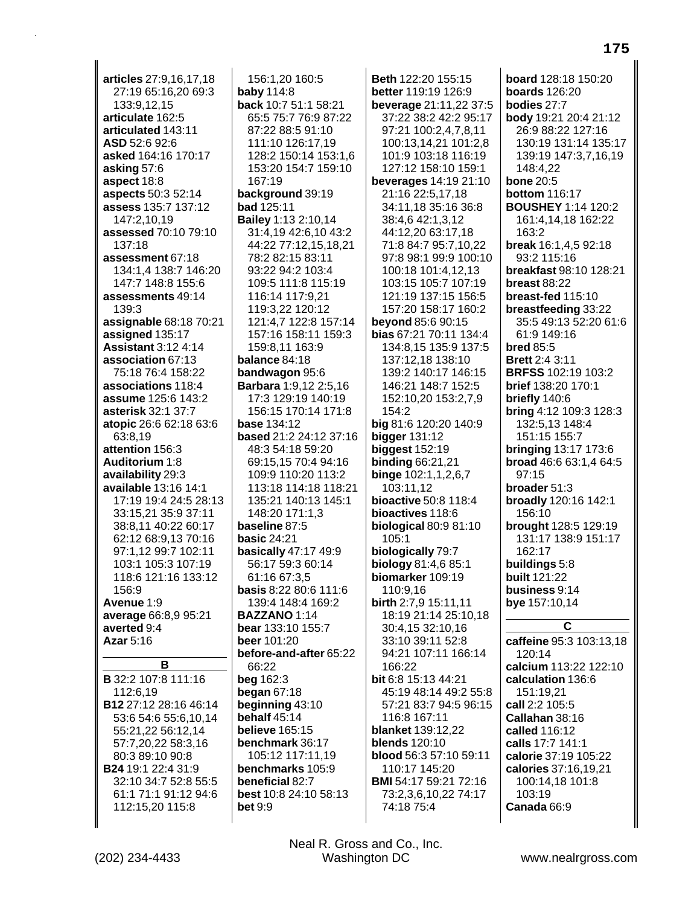**articles** 27:9,16,17,18 27:19 65:16,20 69:3 133:9,12,15
**articulate** 162:5
**articulated** 143:11
**ASD** 52:6 92:6
**asked** 164:16 170:17
**asking** 57:6
**aspect** 18:8
**aspects** 50:3 52:14
**assess** 135:7 137:12 147:2,10,19
**assessed** 70:10 79:10 137:18
**assessment** 67:18 134:1,4 138:7 146:20 147:7 148:8 155:6
**assessments** 49:14 139:3
**assignable** 68:18 70:21
**assigned** 135:17
**Assistant** 3:12 4:14
**association** 67:13 75:18 76:4 158:22
**associations** 118:4
**assume** 125:6 143:2
**asterisk** 32:1 37:7
**atopic** 26:6 62:18 63:6 63:8,19
**attention** 156:3
**Auditorium** 1:8
**availability** 29:3
**available** 13:16 14:1 17:19 19:4 24:5 28:13 33:15,21 35:9 37:11 38:8,11 40:22 60:17 62:12 68:9,13 70:16 97:1,12 99:7 102:11 103:1 105:3 107:19 118:6 121:16 133:12 156:9
**Avenue** 1:9
**average** 66:8,9 95:21
**averted** 9:4
**Azar** 5:16

**B**

**B** 32:2 107:8 111:16 112:6,19
**B12** 27:12 28:16 46:14 53:6 54:6 55:6,10,14 55:21,22 56:12,14 57:7,20,22 58:3,16 80:3 89:10 90:8
**B24** 19:1 22:4 31:9 32:10 34:7 52:8 55:5 61:1 71:1 91:12 94:6 112:15,20 115:8
156:1,20 160:5
**baby** 114:8
**back** 10:7 51:1 58:21 65:5 75:7 76:9 87:22 87:22 88:5 91:10 111:10 126:17,19 128:2 150:14 153:1,6 153:20 154:7 159:10 167:19
**background** 39:19
**bad** 125:11
**Bailey** 1:13 2:10,14 31:4,19 42:6,10 43:2 44:22 77:12,15,18,21 78:2 82:15 83:11 93:22 94:2 103:4 109:5 111:8 115:19 116:14 117:9,21 119:3,22 120:12 121:4,7 122:8 157:14 157:16 158:11 159:3 159:8,11 163:9
**balance** 84:18
**bandwagon** 95:6
**Barbara** 1:9,12 2:5,16 17:3 129:19 140:19 156:15 170:14 171:8
**base** 134:12
**based** 21:2 24:12 37:16 48:3 54:18 59:20 69:15,15 70:4 94:16 109:9 110:20 113:2 113:18 114:18 118:21 135:21 140:13 145:1 148:20 171:1,3
**baseline** 87:5
**basic** 24:21
**basically** 47:17 49:9 56:17 59:3 60:14 61:16 67:3,5
**basis** 8:22 80:6 111:6 139:4 148:4 169:2
**BAZZANO** 1:14
**bear** 133:10 155:7
**beer** 101:20
**before-and-after** 65:22 66:22
**beg** 162:3
**began** 67:18
**beginning** 43:10
**behalf** 45:14
**believe** 165:15
**benchmark** 36:17 105:12 117:11,19
**benchmarks** 105:9
**beneficial** 82:7
**best** 10:8 24:10 58:13
**bet** 9:9
**Beth** 122:20 155:15
**better** 119:19 126:9
**beverage** 21:11,22 37:5 37:22 38:2 42:2 95:17 97:21 100:2,4,7,8,11 100:13,14,21 101:2,8 101:9 103:18 116:19 127:12 158:10 159:1
**beverages** 14:19 21:10 21:16 22:5,17,18 34:11,18 35:16 36:8 38:4,6 42:1,3,12 44:12,20 63:17,18 71:8 84:7 95:7,10,22 97:8 98:1 99:9 100:10 100:18 101:4,12,13 103:15 105:7 107:19 121:19 137:15 156:5 157:20 158:17 160:2
**beyond** 85:6 90:15
**bias** 67:21 70:11 134:4 134:8,15 135:9 137:5 137:12,18 138:10 139:2 140:17 146:15 146:21 148:7 152:5 152:10,20 153:2,7,9 154:2
**big** 81:6 120:20 140:9
**bigger** 131:12
**biggest** 152:19
**binding** 66:21,21
**binge** 102:1,1,2,6,7 103:11,12
**bioactive** 50:8 118:4
**bioactives** 118:6
**biological** 80:9 81:10 105:1
**biologically** 79:7
**biology** 81:4,6 85:1
**biomarker** 109:19 110:9,16
**birth** 2:7,9 15:11,11 18:19 21:14 25:10,18 30:4,15 32:10,16 33:10 39:11 52:8 94:21 107:11 166:14 166:22
**bit** 6:8 15:13 44:21 45:19 48:14 49:2 55:8 57:21 83:7 94:5 96:15 116:8 167:11
**blanket** 139:12,22
**blends** 120:10
**blood** 56:3 57:10 59:11 110:17 145:20
**BMI** 54:17 59:21 72:16 73:2,3,6,10,22 74:17 74:18 75:4
**board** 128:18 150:20
**boards** 126:20
**bodies** 27:7
**body** 19:21 20:4 21:12 26:9 88:22 127:16 130:19 131:14 135:17 139:19 147:3,7,16,19 148:4,22
**bone** 20:5
**bottom** 116:17
**BOUSHEY** 1:14 120:2 161:4,14,18 162:22 163:2
**break** 16:1,4,5 92:18 93:2 115:16
**breakfast** 98:10 128:21
**breast** 88:22
**breast-fed** 115:10
**breastfeeding** 33:22 35:5 49:13 52:20 61:6 61:9 149:16
**bred** 85:5
**Brett** 2:4 3:11
**BRFSS** 102:19 103:2
**brief** 138:20 170:1
**briefly** 140:6
**bring** 4:12 109:3 128:3 132:5,13 148:4 151:15 155:7
**bringing** 13:17 173:6
**broad** 46:6 63:1,4 64:5 97:15
**broader** 51:3
**broadly** 120:16 142:1 156:10
**brought** 128:5 129:19 131:17 138:9 151:17 162:17
**buildings** 5:8
**built** 121:22
**business** 9:14
**bye** 157:10,14

**C**

**caffeine** 95:3 103:13,18 120:14
**calcium** 113:22 122:10
**calculation** 136:6 151:19,21
**call** 2:2 105:5
**Callahan** 38:16
**called** 116:12
**calls** 17:7 141:1
**calorie** 37:19 105:22
**calories** 37:16,19,21 100:14,18 101:8 103:19
**Canada** 66:9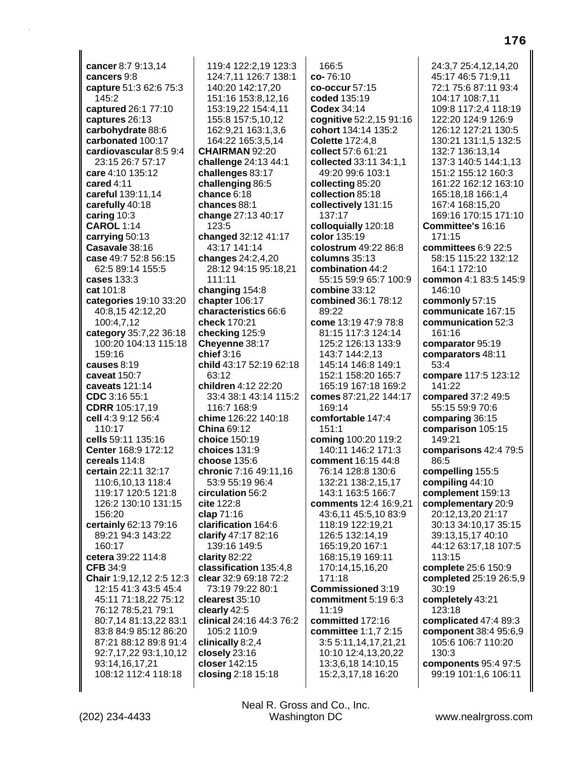**cancer** 8:7 9:13,14
**cancers** 9:8
**capture** 51:3 62:6 75:3 145:2
**captured** 26:1 77:10
**captures** 26:13
**carbohydrate** 88:6
**carbonated** 100:17
**cardiovascular** 8:5 9:4 23:15 26:7 57:17
**care** 4:10 135:12
**cared** 4:11
**careful** 139:11,14
**carefully** 40:18
**caring** 10:3
**CAROL** 1:14
**carrying** 50:13
**Casavale** 38:16
**case** 49:7 52:8 56:15 62:5 89:14 155:5
**cases** 133:3
**cat** 101:8
**categories** 19:10 33:20 40:8,15 42:12,20 100:4,7,12
**category** 35:7,22 36:18 100:20 104:13 115:18 159:16
**causes** 8:19
**caveat** 150:7
**caveats** 121:14
**CDC** 3:16 55:1
**CDRR** 105:17,19
**cell** 4:3 9:12 56:4 110:17
**cells** 59:11 135:16
**Center** 168:9 172:12
**cereals** 114:8
**certain** 22:11 32:17 110:6,10,13 118:4 119:17 120:5 121:8 126:2 130:10 131:15 156:20
**certainly** 62:13 79:16 89:21 94:3 143:22 160:17
**cetera** 39:22 114:8
**CFB** 34:9
**Chair** 1:9,12,12 2:5 12:3 12:15 41:3 43:5 45:4 45:11 71:18,22 75:12 76:12 78:5,21 79:1 80:7,14 81:13,22 83:1 83:8 84:9 85:12 86:20 87:21 88:12 89:8 91:4 92:7,17,22 93:1,10,12 93:14,16,17,21 108:12 112:4 118:18 119:4 122:2,19 123:3 124:7,11 126:7 138:1 140:20 142:17,20 151:16 153:8,12,16 153:19,22 154:4,11 155:8 157:5,10,12 162:9,21 163:1,3,6 164:22 165:3,5,14
**CHAIRMAN** 92:20
**challenge** 24:13 44:1
**challenges** 83:17
**challenging** 86:5
**chance** 6:18
**chances** 88:1
**change** 27:13 40:17 123:5
**changed** 32:12 41:17 43:17 141:14
**changes** 24:2,4,20 28:12 94:15 95:18,21 111:11
**changing** 154:8
**chapter** 106:17
**characteristics** 66:6
**check** 170:21
**checking** 125:9
**Cheyenne** 38:17
**chief** 3:16
**child** 43:17 52:19 62:18 63:12
**children** 4:12 22:20 33:4 38:1 43:14 115:2 116:7 168:9
**chime** 126:22 140:18
**China** 69:12
**choice** 150:19
**choices** 131:9
**choose** 135:6
**chronic** 7:16 49:11,16 53:9 55:19 96:4
**circulation** 56:2
**cite** 122:8
**clap** 71:16
**clarification** 164:6
**clarify** 47:17 82:16 139:16 149:5
**clarity** 82:22
**classification** 135:4,8
**clear** 32:9 69:18 72:2 73:19 79:22 80:1
**clearest** 35:10
**clearly** 42:5
**clinical** 24:16 44:3 76:2 105:2 110:9
**clinically** 8:2,4
**closely** 23:16
**closer** 142:15
**closing** 2:18 15:18
166:5
**co-** 76:10
**co-occur** 57:15
**coded** 135:19
**Codex** 34:14
**cognitive** 52:2,15 91:16
**cohort** 134:14 135:2
**Colette** 172:4,8
**collect** 57:6 61:21
**collected** 33:11 34:1,1 49:20 99:6 103:1
**collecting** 85:20
**collection** 85:18
**collectively** 131:15 137:17
**colloquially** 120:18
**color** 135:19
**colostrum** 49:22 86:8
**columns** 35:13
**combination** 44:2 55:15 59:9 65:7 100:9
**combine** 33:12
**combined** 36:1 78:12 89:22
**come** 13:19 47:9 78:8 81:15 117:3 124:14 125:2 126:13 133:9 143:7 144:2,13 145:14 146:8 149:1 152:1 158:20 165:7 165:19 167:18 169:2
**comes** 87:21,22 144:17 169:14
**comfortable** 147:4 151:1
**coming** 100:20 119:2 140:11 146:2 171:3
**comment** 16:15 44:8 76:14 128:8 130:6 132:21 138:2,15,17 143:1 163:5 166:7
**comments** 12:4 16:9,21 43:6,11 45:5,10 83:9 118:19 122:19,21 126:5 132:14,19 165:19,20 167:1 168:15,19 169:11 170:14,15,16,20 171:18
**Commissioned** 3:19
**commitment** 5:19 6:3 11:19
**committed** 172:16
**committee** 1:1,7 2:15 3:5 5:11,14,17,21,21 10:10 12:4,13,20,22 13:3,6,18 14:10,15 15:2,3,17,18 16:20 24:3,7 25:4,12,14,20 45:17 46:5 71:9,11 72:1 75:6 87:11 93:4 104:17 108:7,11 109:8 117:2,4 118:19 122:20 124:9 126:9 126:12 127:21 130:5 130:21 131:1,5 132:5 132:7 136:13,14 137:3 140:5 144:1,13 151:2 155:12 160:3 161:22 162:12 163:10 165:18,18 166:1,4 167:4 168:15,20 169:16 170:15 171:10
**Committee's** 16:16 171:15
**committees** 6:9 22:5 58:15 115:22 132:12 164:1 172:10
**common** 4:1 83:5 145:9 146:10
**commonly** 57:15
**communicate** 167:15
**communication** 52:3 161:16
**comparator** 95:19
**comparators** 48:11 53:4
**compare** 117:5 123:12 141:22
**compared** 37:2 49:5 55:15 59:9 70:6
**comparing** 36:15
**comparison** 105:15 149:21
**comparisons** 42:4 79:5 86:5
**compelling** 155:5
**compiling** 44:10
**complement** 159:13
**complementary** 20:9 20:12,13,20 21:17 30:13 34:10,17 35:15 39:13,15,17 40:10 44:12 63:17,18 107:5 113:15
**complete** 25:6 150:9
**completed** 25:19 26:5,9 30:19
**completely** 43:21 123:18
**complicated** 47:4 89:3
**component** 38:4 95:6,9 105:6 106:7 110:20 130:3
**components** 95:4 97:5 99:19 101:1,6 106:11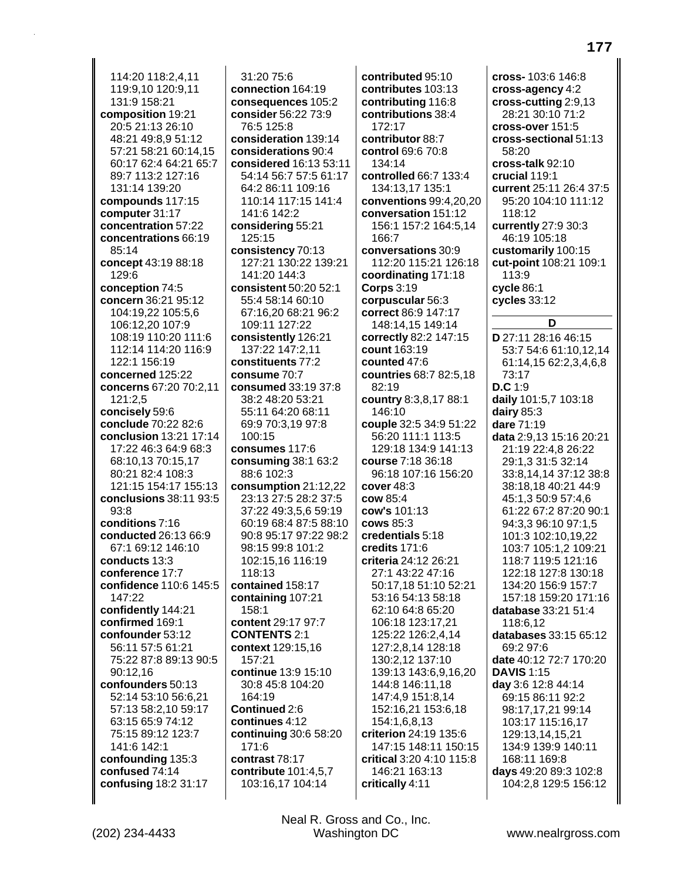114:20 118:2,4,11 119:9,10 120:9,11 131:9 158:21
**composition** 19:21 20:5 21:13 26:10 48:21 49:8,9 51:12 57:21 58:21 60:14,15 60:17 62:4 64:21 65:7 89:7 113:2 127:16 131:14 139:20
**compounds** 117:15
**computer** 31:17
**concentration** 57:22
**concentrations** 66:19 85:14
**concept** 43:19 88:18 129:6
**conception** 74:5
**concern** 36:21 95:12 104:19,22 105:5,6 106:12,20 107:9 108:19 110:20 111:6 112:14 114:20 116:9 122:1 156:19
**concerned** 125:22
**concerns** 67:20 70:2,11 121:2,5
**concisely** 59:6
**conclude** 70:22 82:6
**conclusion** 13:21 17:14 17:22 46:3 64:9 68:3 68:10,13 70:15,17 80:21 82:4 108:3 121:15 154:17 155:13
**conclusions** 38:11 93:5 93:8
**conditions** 7:16
**conducted** 26:13 66:9 67:1 69:12 146:10
**conducts** 13:3
**conference** 17:7
**confidence** 110:6 145:5 147:22
**confidently** 144:21
**confirmed** 169:1
**confounder** 53:12 56:11 57:5 61:21 75:22 87:8 89:13 90:5 90:12,16
**confounders** 50:13 52:14 53:10 56:6,21 57:13 58:2,10 59:17 63:15 65:9 74:12 75:15 89:12 123:7 141:6 142:1
**confounding** 135:3
**confused** 74:14
**confusing** 18:2 31:17
31:20 75:6
**connection** 164:19
**consequences** 105:2
**consider** 56:22 73:9 76:5 125:8
**consideration** 139:14
**considerations** 90:4
**considered** 16:13 53:11 54:14 56:7 57:5 61:17 64:2 86:11 109:16 110:14 117:15 141:4 141:6 142:2
**considering** 55:21 125:15
**consistency** 70:13 127:21 130:22 139:21 141:20 144:3
**consistent** 50:20 52:1 55:4 58:14 60:10 67:16,20 68:21 96:2 109:11 127:22
**consistently** 126:21 137:22 147:2,11
**constituents** 77:2
**consume** 70:7
**consumed** 33:19 37:8 38:2 48:20 53:21 55:11 64:20 68:11 69:9 70:3,19 97:8 100:15
**consumes** 117:6
**consuming** 38:1 63:2 88:6 102:3
**consumption** 21:12,22 23:13 27:5 28:2 37:5 37:22 49:3,5,6 59:19 60:19 68:4 87:5 88:10 90:8 95:17 97:22 98:2 98:15 99:8 101:2 102:15,16 116:19 118:13
**contained** 158:17
**containing** 107:21 158:1
**content** 29:17 97:7
**CONTENTS** 2:1
**context** 129:15,16 157:21
**continue** 13:9 15:10 30:8 45:8 104:20 164:19
**Continued** 2:6
**continues** 4:12
**continuing** 30:6 58:20 171:6
**contrast** 78:17
**contribute** 101:4,5,7 103:16,17 104:14
**contributed** 95:10
**contributes** 103:13
**contributing** 116:8
**contributions** 38:4 172:17
**contributor** 88:7
**control** 69:6 70:8 134:14
**controlled** 66:7 133:4 134:13,17 135:1
**conventions** 99:4,20,20
**conversation** 151:12 156:1 157:2 164:5,14 166:7
**conversations** 30:9 112:20 115:21 126:18
**coordinating** 171:18
**Corps** 3:19
**corpuscular** 56:3
**correct** 86:9 147:17 148:14,15 149:14
**correctly** 82:2 147:15
**count** 163:19
**counted** 47:6
**countries** 68:7 82:5,18 82:19
**country** 8:3,8,17 88:1 146:10
**couple** 32:5 34:9 51:22 56:20 111:1 113:5 129:18 134:9 141:13
**course** 7:18 36:18 96:18 107:16 156:20
**cover** 48:3
**cow** 85:4
**cow's** 101:13
**cows** 85:3
**credentials** 5:18
**credits** 171:6
**criteria** 24:12 26:21 27:1 43:22 47:16 50:17,18 51:10 52:21 53:16 54:13 58:18 62:10 64:8 65:20 106:18 123:17,21 125:22 126:2,4,14 127:2,8,14 128:18 130:2,12 137:10 139:13 143:6,9,16,20 144:8 146:11,18 147:4,9 151:8,14 152:16,21 153:6,18 154:1,6,8,13
**criterion** 24:19 135:6 147:15 148:11 150:15
**critical** 3:20 4:10 115:8 146:21 163:13
**critically** 4:11
**cross-** 103:6 146:8
**cross-agency** 4:2
**cross-cutting** 2:9,13 28:21 30:10 71:2
**cross-over** 151:5
**cross-sectional** 51:13 58:20
**cross-talk** 92:10
**crucial** 119:1
**current** 25:11 26:4 37:5 95:20 104:10 111:12 118:12
**currently** 27:9 30:3 46:19 105:18
**customarily** 100:15
**cut-point** 108:21 109:1 113:9
**cycle** 86:1
**cycles** 33:12

## D

**D** 27:11 28:16 46:15 53:7 54:6 61:10,12,14 61:14,15 62:2,3,4,6,8 73:17
**D.C** 1:9
**daily** 101:5,7 103:18
**dairy** 85:3
**dare** 71:19
**data** 2:9,13 15:16 20:21 21:19 22:4,8 26:22 29:1,3 31:5 32:14 33:8,14,14 37:12 38:8 38:18,18 40:21 44:9 45:1,3 50:9 57:4,6 61:22 67:2 87:20 90:1 94:3,3 96:10 97:1,5 101:3 102:10,19,22 103:7 105:1,2 109:21 118:7 119:5 121:16 122:18 127:8 130:18 134:20 156:9 157:7 157:18 159:20 171:16
**database** 33:21 51:4 118:6,12
**databases** 33:15 65:12 69:2 97:6
**date** 40:12 72:7 170:20
**DAVIS** 1:15
**day** 3:6 12:8 44:14 69:15 86:11 92:2 98:17,17,21 99:14 103:17 115:16,17 129:13,14,15,21 134:9 139:9 140:11 168:11 169:8
**days** 49:20 89:3 102:8 104:2,8 129:5 156:12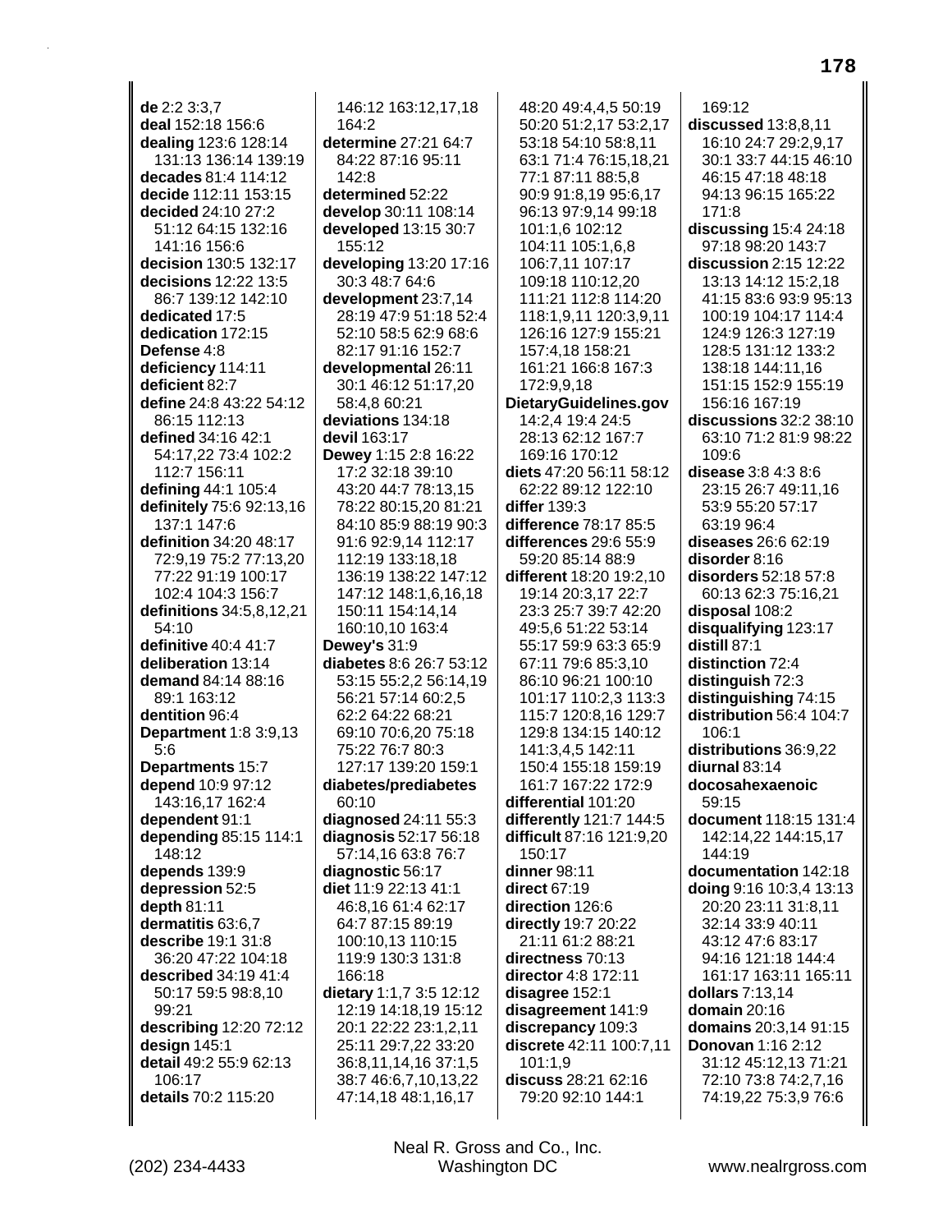**de** 2:2 3:3,7
**deal** 152:18 156:6
**dealing** 123:6 128:14 131:13 136:14 139:19
**decades** 81:4 114:12
**decide** 112:11 153:15
**decided** 24:10 27:2 51:12 64:15 132:16 141:16 156:6
**decision** 130:5 132:17
**decisions** 12:22 13:5 86:7 139:12 142:10
**dedicated** 17:5
**dedication** 172:15
**Defense** 4:8
**deficiency** 114:11
**deficient** 82:7
**define** 24:8 43:22 54:12 86:15 112:13
**defined** 34:16 42:1 54:17,22 73:4 102:2 112:7 156:11
**defining** 44:1 105:4
**definitely** 75:6 92:13,16 137:1 147:6
**definition** 34:20 48:17 72:9,19 75:2 77:13,20 77:22 91:19 100:17 102:4 104:3 156:7
**definitions** 34:5,8,12,21 54:10
**definitive** 40:4 41:7
**deliberation** 13:14
**demand** 84:14 88:16 89:1 163:12
**dentition** 96:4
**Department** 1:8 3:9,13 5:6
**Departments** 15:7
**depend** 10:9 97:12 143:16,17 162:4
**dependent** 91:1
**depending** 85:15 114:1 148:12
**depends** 139:9
**depression** 52:5
**depth** 81:11
**dermatitis** 63:6,7
**describe** 19:1 31:8 36:20 47:22 104:18
**described** 34:19 41:4 50:17 59:5 98:8,10 99:21
**describing** 12:20 72:12
**design** 145:1
**detail** 49:2 55:9 62:13 106:17
**details** 70:2 115:20
146:12 163:12,17,18 164:2
**determine** 27:21 64:7 84:22 87:16 95:11 142:8
**determined** 52:22
**develop** 30:11 108:14
**developed** 13:15 30:7 155:12
**developing** 13:20 17:16 30:3 48:7 64:6
**development** 23:7,14 28:19 47:9 51:18 52:4 52:10 58:5 62:9 68:6 82:17 91:16 152:7
**developmental** 26:11 30:1 46:12 51:17,20 58:4,8 60:21
**deviations** 134:18
**devil** 163:17
**Dewey** 1:15 2:8 16:22 17:2 32:18 39:10 43:20 44:7 78:13,15 78:22 80:15,20 81:21 84:10 85:9 88:19 90:3 91:6 92:9,14 112:17 112:19 133:18,18 136:19 138:22 147:12 147:12 148:1,6,16,18 150:11 154:14,14 160:10,10 163:4
**Dewey's** 31:9
**diabetes** 8:6 26:7 53:12 53:15 55:2,2 56:14,19 56:21 57:14 60:2,5 62:2 64:22 68:21 69:10 70:6,20 75:18 75:22 76:7 80:3 127:17 139:20 159:1
**diabetes/prediabetes** 60:10
**diagnosed** 24:11 55:3
**diagnosis** 52:17 56:18 57:14,16 63:8 76:7
**diagnostic** 56:17
**diet** 11:9 22:13 41:1 46:8,16 61:4 62:17 64:7 87:15 89:19 100:10,13 110:15 119:9 130:3 131:8 166:18
**dietary** 1:1,7 3:5 12:12 12:19 14:18,19 15:12 20:1 22:22 23:1,2,11 25:11 29:7,22 33:20 36:8,11,14,16 37:1,5 38:7 46:6,7,10,13,22 47:14,18 48:1,16,17
48:20 49:4,4,5 50:19 50:20 51:2,17 53:2,17 53:18 54:10 58:8,11 63:1 71:4 76:15,18,21 77:1 87:11 88:5,8 90:9 91:8,19 95:6,17 96:13 97:9,14 99:18 101:1,6 102:12 104:11 105:1,6,8 106:7,11 107:17 109:18 110:12,20 111:21 112:8 114:20 118:1,9,11 120:3,9,11 126:16 127:9 155:21 157:4,18 158:21 161:21 166:8 167:3 172:9,9,18
**DietaryGuidelines.gov** 14:2,4 19:4 24:5 28:13 62:12 167:7 169:16 170:12
**diets** 47:20 56:11 58:12 62:22 89:12 122:10
**differ** 139:3
**difference** 78:17 85:5
**differences** 29:6 55:9 59:20 85:14 88:9
**different** 18:20 19:2,10 19:14 20:3,17 22:7 23:3 25:7 39:7 42:20 49:5,6 51:22 53:14 55:17 59:9 63:3 65:9 67:11 79:6 85:3,10 86:10 96:21 100:10 101:17 110:2,3 113:3 115:7 120:8,16 129:7 129:8 134:15 140:12 141:3,4,5 142:11 150:4 155:18 159:19 161:7 167:22 172:9
**differential** 101:20
**differently** 121:7 144:5
**difficult** 87:16 121:9,20 150:17
**dinner** 98:11
**direct** 67:19
**direction** 126:6
**directly** 19:7 20:22 21:11 61:2 88:21
**directness** 70:13
**director** 4:8 172:11
**disagree** 152:1
**disagreement** 141:9
**discrepancy** 109:3
**discrete** 42:11 100:7,11 101:1,9
**discuss** 28:21 62:16 79:20 92:10 144:1
169:12
**discussed** 13:8,8,11 16:10 24:7 29:2,9,17 30:1 33:7 44:15 46:10 46:15 47:18 48:18 94:13 96:15 165:22 171:8
**discussing** 15:4 24:18 97:18 98:20 143:7
**discussion** 2:15 12:22 13:13 14:12 15:2,18 41:15 83:6 93:9 95:13 100:19 104:17 114:4 124:9 126:3 127:19 128:5 131:12 133:2 138:18 144:11,16 151:15 152:9 155:19 156:16 167:19
**discussions** 32:2 38:10 63:10 71:2 81:9 98:22 109:6
**disease** 3:8 4:3 8:6 23:15 26:7 49:11,16 53:9 55:20 57:17 63:19 96:4
**diseases** 26:6 62:19
**disorder** 8:16
**disorders** 52:18 57:8 60:13 62:3 75:16,21
**disposal** 108:2
**disqualifying** 123:17
**distill** 87:1
**distinction** 72:4
**distinguish** 72:3
**distinguishing** 74:15
**distribution** 56:4 104:7 106:1
**distributions** 36:9,22
**diurnal** 83:14
**docosahexaenoic** 59:15
**document** 118:15 131:4 142:14,22 144:15,17 144:19
**documentation** 142:18
**doing** 9:16 10:3,4 13:13 20:20 23:11 31:8,11 32:14 33:9 40:11 43:12 47:6 83:17 94:16 121:18 144:4 161:17 163:11 165:11
**dollars** 7:13,14
**domain** 20:16
**domains** 20:3,14 91:15
**Donovan** 1:16 2:12 31:12 45:12,13 71:21 72:10 73:8 74:2,7,16 74:19,22 75:3,9 76:6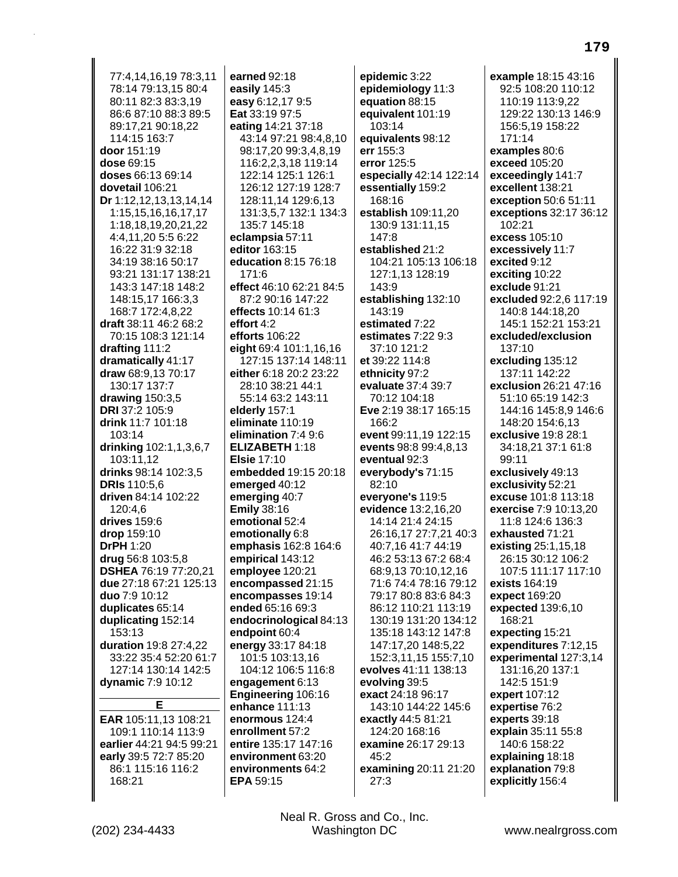77:4,14,16,19 78:3,11 78:14 79:13,15 80:4 80:11 82:3 83:3,19 86:6 87:10 88:3 89:5 89:17,21 90:18,22 114:15 163:7
**door** 151:19
**dose** 69:15
**doses** 66:13 69:14
**dovetail** 106:21
**Dr** 1:12,12,13,13,14,14 1:15,15,16,16,17,17 1:18,18,19,20,21,22 4:4,11,20 5:5 6:22 16:22 31:9 32:18 34:19 38:16 50:17 93:21 131:17 138:21 143:3 147:18 148:2 148:15,17 166:3,3 168:7 172:4,8,22
**draft** 38:11 46:2 68:2 70:15 108:3 121:14
**drafting** 111:2
**dramatically** 41:17
**draw** 68:9,13 70:17 130:17 137:7
**drawing** 150:3,5
**DRI** 37:2 105:9
**drink** 11:7 101:18 103:14
**drinking** 102:1,1,3,6,7 103:11,12
**drinks** 98:14 102:3,5
**DRIs** 110:5,6
**driven** 84:14 102:22 120:4,6
**drives** 159:6
**drop** 159:10
**DrPH** 1:20
**drug** 56:8 103:5,8
**DSHEA** 76:19 77:20,21
**due** 27:18 67:21 125:13
**duo** 7:9 10:12
**duplicates** 65:14
**duplicating** 152:14 153:13
**duration** 19:8 27:4,22 33:22 35:4 52:20 61:7 127:14 130:14 142:5
**dynamic** 7:9 10:12

**E**

**EAR** 105:11,13 108:21 109:1 110:14 113:9
**earlier** 44:21 94:5 99:21
**early** 39:5 72:7 85:20 86:1 115:16 116:2 168:21
**earned** 92:18
**easily** 145:3
**easy** 6:12,17 9:5
**Eat** 33:19 97:5
**eating** 14:21 37:18 43:14 97:21 98:4,8,10 98:17,20 99:3,4,8,19 116:2,2,3,18 119:14 122:14 125:1 126:1 126:12 127:19 128:7 128:11,14 129:6,13 131:3,5,7 132:1 134:3 135:7 145:18
**eclampsia** 57:11
**editor** 163:15
**education** 8:15 76:18 171:6
**effect** 46:10 62:21 84:5 87:2 90:16 147:22
**effects** 10:14 61:3
**effort** 4:2
**efforts** 106:22
**eight** 69:4 101:1,16,16 127:15 137:14 148:11
**either** 6:18 20:2 23:22 28:10 38:21 44:1 55:14 63:2 143:11
**elderly** 157:1
**eliminate** 110:19
**elimination** 7:4 9:6
**ELIZABETH** 1:18
**Elsie** 17:10
**embedded** 19:15 20:18
**emerged** 40:12
**emerging** 40:7
**Emily** 38:16
**emotional** 52:4
**emotionally** 6:8
**emphasis** 162:8 164:6
**empirical** 143:12
**employee** 120:21
**encompassed** 21:15
**encompasses** 19:14
**ended** 65:16 69:3
**endocrinological** 84:13
**endpoint** 60:4
**energy** 33:17 84:18 101:5 103:13,16 104:12 106:5 116:8
**engagement** 6:13
**Engineering** 106:16
**enhance** 111:13
**enormous** 124:4
**enrollment** 57:2
**entire** 135:17 147:16
**environment** 63:20
**environments** 64:2
**EPA** 59:15
**epidemic** 3:22
**epidemiology** 11:3
**equation** 88:15
**equivalent** 101:19 103:14
**equivalents** 98:12
**err** 155:3
**error** 125:5
**especially** 42:14 122:14
**essentially** 159:2
**establish** 109:11,20 130:9 131:11,15 147:8
**established** 21:2 104:21 105:13 106:18 127:1,13 128:19 143:9
**establishing** 132:10 143:19
**estimated** 7:22
**estimates** 7:22 9:3 37:10 121:2
**et** 39:22 114:8
**ethnicity** 97:2
**evaluate** 37:4 39:7 70:12 104:18
**Eve** 2:19 38:17 165:15 166:2
**event** 99:11,19 122:15
**events** 98:8 99:4,8,13
**eventual** 92:3
**everybody's** 71:15 82:10
**everyone's** 119:5
**evidence** 13:2,16,20 14:14 21:4 24:15 26:16,17 27:7,21 40:3 40:7,16 41:7 44:19 46:2 53:13 67:2 68:4 68:9,13 70:10,12,16 71:6 74:4 78:16 79:12 79:17 80:8 83:6 84:3 86:12 110:21 113:19 130:19 131:20 134:12 135:18 143:12 147:8 147:17,20 148:5,22 152:3,11,15 155:7,10
**evolves** 41:11 138:13
**evolving** 39:5
**exact** 24:18 96:17 143:10 144:22 145:6
**exactly** 44:5 81:21 124:20 168:16
**examine** 26:17 29:13 45:2
**examining** 20:11 21:20 27:3
**example** 18:15 43:16 92:5 108:20 110:12 110:19 113:9,22 129:22 130:13 146:9 156:5,19 158:22 171:14
**examples** 80:6
**exceed** 105:20
**exceedingly** 141:7
**excellent** 138:21
**exception** 50:6 51:11
**exceptions** 32:17 36:12 102:21
**excess** 105:10
**excessively** 11:7
**excited** 9:12
**exciting** 10:22
**exclude** 91:21
**excluded** 92:2,6 117:19 140:8 144:18,20 145:1 152:21 153:21
**excluded/exclusion** 137:10
**excluding** 135:12 137:11 142:22
**exclusion** 26:21 47:16 51:10 65:19 142:3 144:16 145:8,9 146:6 148:20 154:6,13
**exclusive** 19:8 28:1 34:18,21 37:1 61:8 99:11
**exclusively** 49:13
**exclusivity** 52:21
**excuse** 101:8 113:18
**exercise** 7:9 10:13,20 11:8 124:6 136:3
**exhausted** 71:21
**existing** 25:1,15,18 26:15 30:12 106:2 107:5 111:17 117:10
**exists** 164:19
**expect** 169:20
**expected** 139:6,10 168:21
**expecting** 15:21
**expenditures** 7:12,15
**experimental** 127:3,14 131:16,20 137:1 142:5 151:9
**expert** 107:12
**expertise** 76:2
**experts** 39:18
**explain** 35:11 55:8 140:6 158:22
**explaining** 18:18
**explanation** 79:8
**explicitly** 156:4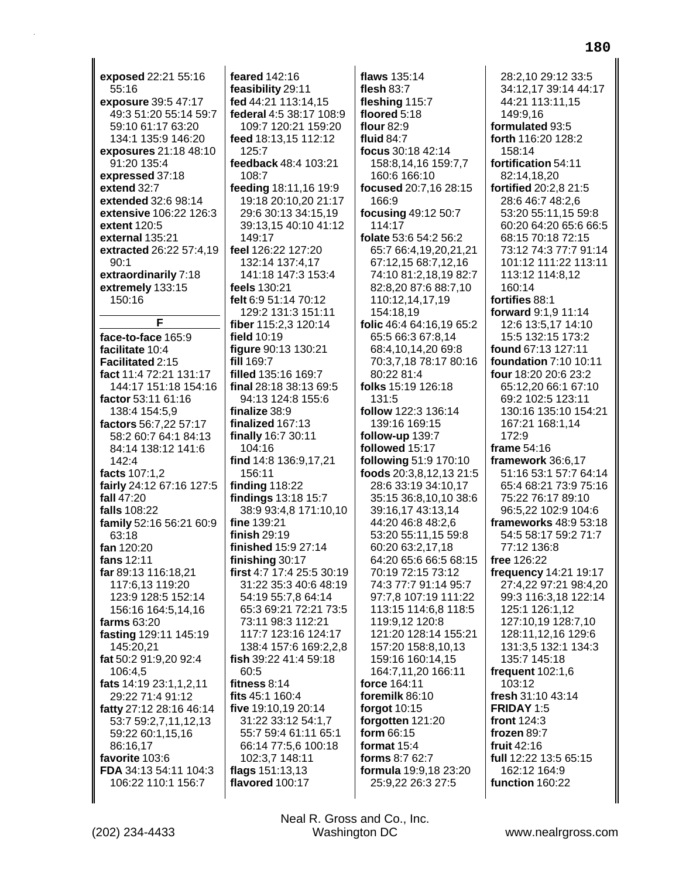**exposed** 22:21 55:16 55:16
**exposure** 39:5 47:17 49:3 51:20 55:14 59:7 59:10 61:17 63:20 134:1 135:9 146:20
**exposures** 21:18 48:10 91:20 135:4
**expressed** 37:18
**extend** 32:7
**extended** 32:6 98:14
**extensive** 106:22 126:3
**extent** 120:5
**external** 135:21
**extracted** 26:22 57:4,19 90:1
**extraordinarily** 7:18
**extremely** 133:15 150:16

**F**

**face-to-face** 165:9
**facilitate** 10:4
**Facilitated** 2:15
**fact** 11:4 72:21 131:17 144:17 151:18 154:16
**factor** 53:11 61:16 138:4 154:5,9
**factors** 56:7,22 57:17 58:2 60:7 64:1 84:13 84:14 138:12 141:6 142:4
**facts** 107:1,2
**fairly** 24:12 67:16 127:5
**fall** 47:20
**falls** 108:22
**family** 52:16 56:21 60:9 63:18
**fan** 120:20
**fans** 12:11
**far** 89:13 116:18,21 117:6,13 119:20 123:9 128:5 152:14 156:16 164:5,14,16
**farms** 63:20
**fasting** 129:11 145:19 145:20,21
**fat** 50:2 91:9,20 92:4 106:4,5
**fats** 14:19 23:1,1,2,11 29:22 71:4 91:12
**fatty** 27:12 28:16 46:14 53:7 59:2,7,11,12,13 59:22 60:1,15,16 86:16,17
**favorite** 103:6
**FDA** 34:13 54:11 104:3 106:22 110:1 156:7
**feared** 142:16
**feasibility** 29:11
**fed** 44:21 113:14,15
**federal** 4:5 38:17 108:9 109:7 120:21 159:20
**feed** 18:13,15 112:12
**feedback** 48:4 103:21 108:7
**feeding** 18:11,16 19:9 19:18 20:10,20 21:17 29:6 30:13 34:15,19 39:13,15 40:10 41:12 149:17
**feel** 126:22 127:20 132:14 137:4,17 141:18 147:3 153:4
**feels** 130:21
**felt** 6:9 51:14 70:12 129:2 131:3 151:11
**fiber** 115:2,3 120:14
**field** 10:19
**figure** 90:13 130:21
**fill** 169:7
**filled** 135:16 169:7
**final** 28:18 38:13 69:5 94:13 124:8 155:6
**finalize** 38:9
**finalized** 167:13
**finally** 16:7 30:11 104:16
**find** 14:8 136:9,17,21 156:11
**finding** 118:22
**findings** 13:18 15:7 38:9 93:4,8 171:10,10
**fine** 139:21
**finish** 29:19
**finished** 15:9 27:14
**finishing** 30:17
**first** 4:7 17:4 25:5 30:19 31:22 35:3 40:6 48:19 54:19 55:7,8 64:14 65:3 69:21 72:21 73:5 73:11 98:3 112:21 117:7 123:16 124:17 138:4 157:6 169:2,2,8
**fish** 39:22 41:4 59:18 60:5
**fitness** 8:14
**fits** 45:1 160:4
**five** 19:10,19 20:14 31:22 33:12 54:1,7 55:7 59:4 61:11 65:1 66:14 77:5,6 100:18 102:3,7 148:11
**flags** 151:13,13
**flavored** 100:17
**flaws** 135:14
**flesh** 83:7
**fleshing** 115:7
**floored** 5:18
**flour** 82:9
**fluid** 84:7
**focus** 30:18 42:14 158:8,14,16 159:7,7 160:6 166:10
**focused** 20:7,16 28:15 166:9
**focusing** 49:12 50:7 114:17
**folate** 53:6 54:2 56:2 65:7 66:4,19,20,21,21 67:12,15 68:7,12,16 74:10 81:2,18,19 82:7 82:8,20 87:6 88:7,10 110:12,14,17,19 154:18,19
**folic** 46:4 64:16,19 65:2 65:5 66:3 67:8,14 68:4,10,14,20 69:8 70:3,7,18 78:17 80:16 80:22 81:4
**folks** 15:19 126:18 131:5
**follow** 122:3 136:14 139:16 169:15
**follow-up** 139:7
**followed** 15:17
**following** 51:9 170:10
**foods** 20:3,8,12,13 21:5 28:6 33:19 34:10,17 35:15 36:8,10,10 38:6 39:16,17 43:13,14 44:20 46:8 48:2,6 53:20 55:11,15 59:8 60:20 63:2,17,18 64:20 65:6 66:5 68:15 70:19 72:15 73:12 74:3 77:7 91:14 95:7 97:7,8 107:19 111:22 113:15 114:6,8 118:5 119:9,12 120:8 121:20 128:14 155:21 157:20 158:8,10,13 159:16 160:14,15 164:7,11,20 166:11
**force** 164:11
**foremilk** 86:10
**forgot** 10:15
**forgotten** 121:20
**form** 66:15
**format** 15:4
**forms** 8:7 62:7
**formula** 19:9,18 23:20 25:9,22 26:3 27:5 28:2,10 29:12 33:5 34:12,17 39:14 44:17 44:21 113:11,15 149:9,16
**formulated** 93:5
**forth** 116:20 128:2 158:14
**fortification** 54:11 82:14,18,20
**fortified** 20:2,8 21:5 28:6 46:7 48:2,6 53:20 55:11,15 59:8 60:20 64:20 65:6 66:5 68:15 70:18 72:15 73:12 74:3 77:7 91:14 101:12 111:22 113:11 113:12 114:8,12 160:14
**fortifies** 88:1
**forward** 9:1,9 11:14 12:6 13:5,17 14:10 15:5 132:15 173:2
**found** 67:13 127:11
**foundation** 7:10 10:11
**four** 18:20 20:6 23:2 65:12,20 66:1 67:10 69:2 102:5 123:11 130:16 135:10 154:21 167:21 168:1,14 172:9
**frame** 54:16
**framework** 36:6,17 51:16 53:1 57:7 64:14 65:4 68:21 73:9 75:16 75:22 76:17 89:10 96:5,22 102:9 104:6
**frameworks** 48:9 53:18 54:5 58:17 59:2 71:7 77:12 136:8
**free** 126:22
**frequency** 14:21 19:17 27:4,22 97:21 98:4,20 99:3 116:3,18 122:14 125:1 126:1,12 127:10,19 128:7,10 128:11,12,16 129:6 131:3,5 132:1 134:3 135:7 145:18
**frequent** 102:1,6 103:12
**fresh** 31:10 43:14
**FRIDAY** 1:5
**front** 124:3
**frozen** 89:7
**fruit** 42:16
**full** 12:22 13:5 65:15 162:12 164:9
**function** 160:22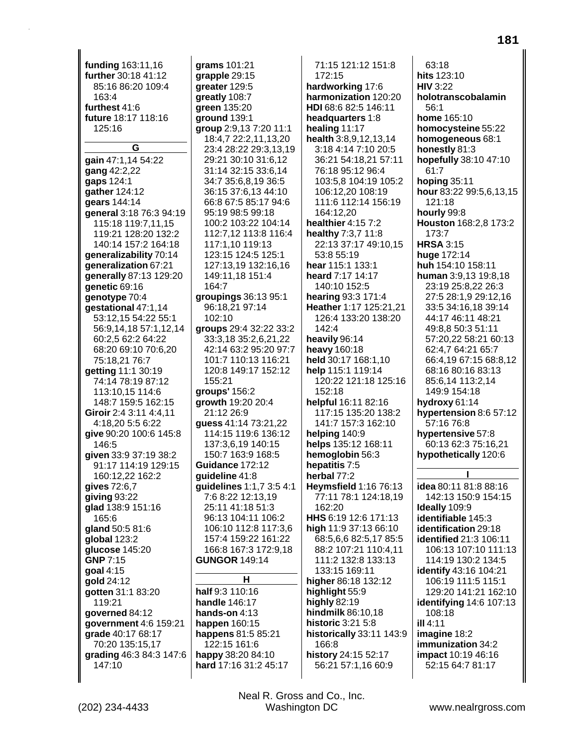**funding** 163:11,16
**further** 30:18 41:12 85:16 86:20 109:4 163:4
**furthest** 41:6
**future** 18:17 118:16 125:16

**G**

**gain** 47:1,14 54:22
**gang** 42:2,22
**gaps** 124:1
**gather** 124:12
**gears** 144:14
**general** 3:18 76:3 94:19 115:18 119:7,11,15 119:21 128:20 132:2 140:14 157:2 164:18
**generalizability** 70:14
**generalization** 67:21
**generally** 87:13 129:20
**genetic** 69:16
**genotype** 70:4
**gestational** 47:1,14 53:12,15 54:22 55:1 56:9,14,18 57:1,12,14 60:2,5 62:2 64:22 68:20 69:10 70:6,20 75:18,21 76:7
**getting** 11:1 30:19 74:14 78:19 87:12 113:10,15 114:6 148:7 159:5 162:15
**Giroir** 2:4 3:11 4:4,11 4:18,20 5:5 6:22
**give** 90:20 100:6 145:8 146:5
**given** 33:9 37:19 38:2 91:17 114:19 129:15 160:12,22 162:2
**gives** 72:6,7
**giving** 93:22
**glad** 138:9 151:16 165:6
**gland** 50:5 81:6
**global** 123:2
**glucose** 145:20
**GNP** 7:15
**goal** 4:15
**gold** 24:12
**gotten** 31:1 83:20 119:21
**governed** 84:12
**government** 4:6 159:21
**grade** 40:17 68:17 70:20 135:15,17
**grading** 46:3 84:3 147:6 147:10
**grams** 101:21
**grapple** 29:15
**greater** 129:5
**greatly** 108:7
**green** 135:20
**ground** 139:1
**group** 2:9,13 7:20 11:1 18:4,7 22:2,11,13,20 23:4 28:22 29:3,13,19 29:21 30:10 31:6,12 31:14 32:15 33:6,14 34:7 35:6,8,19 36:5 36:15 37:6,13 44:10 66:8 67:5 85:17 94:6 95:19 98:5 99:18 100:2 103:22 104:14 112:7,12 113:8 116:4 117:1,10 119:13 123:15 124:5 125:1 127:13,19 132:16,16 149:11,18 151:4 164:7
**groupings** 36:13 95:1 96:18,21 97:14 102:10
**groups** 29:4 32:22 33:2 33:3,18 35:2,6,21,22 42:14 63:2 95:20 97:7 101:7 110:13 116:21 120:8 149:17 152:12 155:21
**groups'** 156:2
**growth** 19:20 20:4 21:12 26:9
**guess** 41:14 73:21,22 114:15 119:6 136:12 137:3,6,19 140:15 150:7 163:9 168:5
**Guidance** 172:12
**guideline** 41:8
**guidelines** 1:1,7 3:5 4:1 7:6 8:22 12:13,19 25:11 41:18 51:3 96:13 104:11 106:2 106:10 112:8 117:3,6 157:4 159:22 161:22 166:8 167:3 172:9,18
**GUNGOR** 149:14

**H**

**half** 9:3 110:16
**handle** 146:17
**hands-on** 4:13
**happen** 160:15
**happens** 81:5 85:21 122:15 161:6
**happy** 38:20 84:10
**hard** 17:16 31:2 45:17 71:15 121:12 151:8 172:15
**hardworking** 17:6
**harmonization** 120:20
**HDI** 68:6 82:5 146:11
**headquarters** 1:8
**healing** 11:17
**health** 3:8,9,12,13,14 3:18 4:14 7:10 20:5 36:21 54:18,21 57:11 76:18 95:12 96:4 103:5,8 104:19 105:2 106:12,20 108:19 111:6 112:14 156:19 164:12,20
**healthier** 4:15 7:2
**healthy** 7:3,7 11:8 22:13 37:17 49:10,15 53:8 55:19
**hear** 115:1 133:1
**heard** 7:17 14:17 140:10 152:5
**hearing** 93:3 171:4
**Heather** 1:17 125:21,21 126:4 133:20 138:20 142:4
**heavily** 96:14
**heavy** 160:18
**held** 30:17 168:1,10
**help** 115:1 119:14 120:22 121:18 125:16 152:18
**helpful** 16:11 82:16 117:15 135:20 138:2 141:7 157:3 162:10
**helping** 140:9
**helps** 135:12 168:11
**hemoglobin** 56:3
**hepatitis** 7:5
**herbal** 77:2
**Heymsfield** 1:16 76:13 77:11 78:1 124:18,19 162:20
**HHS** 6:19 12:6 171:13
**high** 11:9 37:13 66:10 68:5,6,6 82:5,17 85:5 88:2 107:21 110:4,11 111:2 132:8 133:13 133:15 169:11
**higher** 86:18 132:12
**highlight** 55:9
**highly** 82:19
**hindmilk** 86:10,18
**historic** 3:21 5:8
**historically** 33:11 143:9 166:8
**history** 24:15 52:17 56:21 57:1,16 60:9 63:18
**hits** 123:10
**HIV** 3:22
**holotranscobalamin** 56:1
**home** 165:10
**homocysteine** 55:22
**homogeneous** 68:1
**honestly** 81:3
**hopefully** 38:10 47:10 61:7
**hoping** 35:11
**hour** 83:22 99:5,6,13,15 121:18
**hourly** 99:8
**Houston** 168:2,8 173:2 173:7
**HRSA** 3:15
**huge** 172:14
**huh** 154:10 158:11
**human** 3:9,13 19:8,18 23:19 25:8,22 26:3 27:5 28:1,9 29:12,16 33:5 34:16,18 39:14 44:17 46:11 48:21 49:8,8 50:3 51:11 57:20,22 58:21 60:13 62:4,7 64:21 65:7 66:4,19 67:15 68:8,12 68:16 80:16 83:13 85:6,14 113:2,14 149:9 154:18
**hydroxy** 61:14
**hypertension** 8:6 57:12 57:16 76:8
**hypertensive** 57:8 60:13 62:3 75:16,21
**hypothetically** 120:6

**I**

**idea** 80:11 81:8 88:16 142:13 150:9 154:15
**Ideally** 109:9
**identifiable** 145:3
**identification** 29:18
**identified** 21:3 106:11 106:13 107:10 111:13 114:19 130:2 134:5
**identify** 43:16 104:21 106:19 111:5 115:1 129:20 141:21 162:10
**identifying** 14:6 107:13 108:18
**ill** 4:11
**imagine** 18:2
**immunization** 34:2
**impact** 10:19 46:16 52:15 64:7 81:17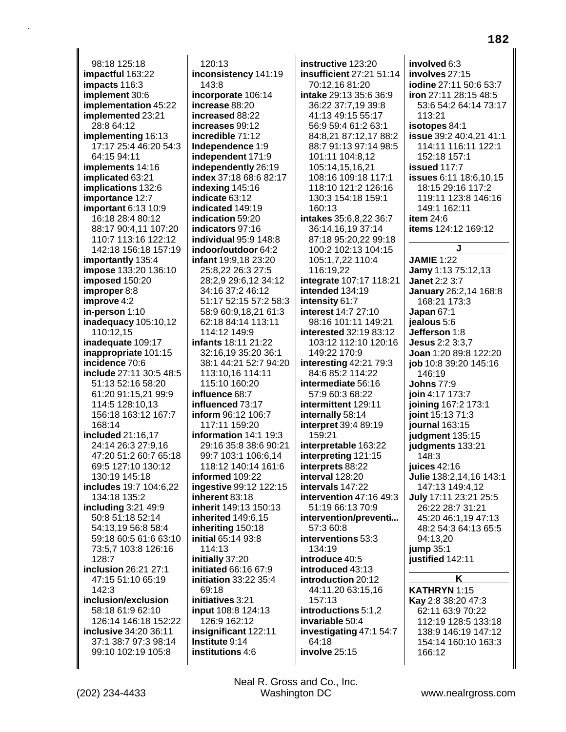98:18 125:18
**impactful** 163:22
**impacts** 116:3
**implement** 30:6
**implementation** 45:22
**implemented** 23:21 28:8 64:12
**implementing** 16:13 17:17 25:4 46:20 54:3 64:15 94:11
**implements** 14:16
**implicated** 63:21
**implications** 132:6
**importance** 12:7
**important** 6:13 10:9 16:18 28:4 80:12 88:17 90:4,11 107:20 110:7 113:16 122:12 142:18 156:18 157:19
**importantly** 135:4
**impose** 133:20 136:10
**imposed** 150:20
**improper** 8:8
**improve** 4:2
**in-person** 1:10
**inadequacy** 105:10,12 110:12,15
**inadequate** 109:17
**inappropriate** 101:15
**incidence** 70:6
**include** 27:11 30:5 48:5 51:13 52:16 58:20 61:20 91:15,21 99:9 114:5 128:10,13 156:18 163:12 167:7 168:14
**included** 21:16,17 24:14 26:3 27:9,16 47:20 51:2 60:7 65:18 69:5 127:10 130:12 130:19 145:18
**includes** 19:7 104:6,22 134:18 135:2
**including** 3:21 49:9 50:8 51:18 52:14 54:13,19 56:8 58:4 59:18 60:5 61:6 63:10 73:5,7 103:8 126:16 128:7
**inclusion** 26:21 27:1 47:15 51:10 65:19 142:3
**inclusion/exclusion** 58:18 61:9 62:10 126:14 146:18 152:22
**inclusive** 34:20 36:11 37:1 38:7 97:3 98:14 99:10 102:19 105:8
120:13
**inconsistency** 141:19 143:8
**incorporate** 106:14
**increase** 88:20
**increased** 88:22
**increases** 99:12
**incredible** 71:12
**Independence** 1:9
**independent** 171:9
**independently** 26:19
**index** 37:18 68:6 82:17
**indexing** 145:16
**indicate** 63:12
**indicated** 149:19
**indication** 59:20
**indicators** 97:16
**individual** 95:9 148:8
**indoor/outdoor** 64:2
**infant** 19:9,18 23:20 25:8,22 26:3 27:5 28:2,9 29:6,12 34:12 34:16 37:2 46:12 51:17 52:15 57:2 58:3 58:9 60:9,18,21 61:3 62:18 84:14 113:11 114:12 149:9
**infants** 18:11 21:22 32:16,19 35:20 36:1 38:1 44:21 52:7 94:20 113:10,16 114:11 115:10 160:20
**influence** 68:7
**influenced** 73:17
**inform** 96:12 106:7 117:11 159:20
**information** 14:1 19:3 29:16 35:8 38:6 90:21 99:7 103:1 106:6,14 118:12 140:14 161:6
**informed** 109:22
**ingestive** 99:12 122:15
**inherent** 83:18
**inherit** 149:13 150:13
**inherited** 149:6,15
**inheriting** 150:18
**initial** 65:14 93:8 114:13
**initially** 37:20
**initiated** 66:16 67:9
**initiation** 33:22 35:4 69:18
**initiatives** 3:21
**input** 108:8 124:13 126:9 162:12
**insignificant** 122:11
**Institute** 9:14
**institutions** 4:6
**instructive** 123:20
**insufficient** 27:21 51:14 70:12,16 81:20
**intake** 29:13 35:6 36:9 36:22 37:7,19 39:8 41:13 49:15 55:17 56:9 59:4 61:2 63:1 84:8,21 87:12,17 88:2 88:7 91:13 97:14 98:5 101:11 104:8,12 105:14,15,16,21 108:16 109:18 117:1 118:10 121:2 126:16 130:3 154:18 159:1 160:13
**intakes** 35:6,8,22 36:7 36:14,16,19 37:14 87:18 95:20,22 99:18 100:2 102:13 104:15 105:1,7,22 110:4 116:19,22
**integrate** 107:17 118:21
**intended** 134:19
**intensity** 61:7
**interest** 14:7 27:10 98:16 101:11 149:21
**interested** 32:19 83:12 103:12 112:10 120:16 149:22 170:9
**interesting** 42:21 79:3 84:6 85:2 114:22
**intermediate** 56:16 57:9 60:3 68:22
**intermittent** 129:11
**internally** 58:14
**interpret** 39:4 89:19 159:21
**interpretable** 163:22
**interpreting** 121:15
**interprets** 88:22
**interval** 128:20
**intervals** 147:22
**intervention** 47:16 49:3 51:19 66:13 70:9
**intervention/preventi...** 57:3 60:8
**interventions** 53:3 134:19
**introduce** 40:5
**introduced** 43:13
**introduction** 20:12 44:11,20 63:15,16 157:13
**introductions** 5:1,2
**invariable** 50:4
**investigating** 47:1 54:7 64:18
**involve** 25:15
**involved** 6:3
**involves** 27:15
**iodine** 27:11 50:6 53:7
**iron** 27:11 28:15 48:5 53:6 54:2 64:14 73:17 113:21
**isotopes** 84:1
**issue** 39:2 40:4,21 41:1 114:11 116:11 122:1 152:18 157:1
**issued** 117:7
**issues** 6:11 18:6,10,15 18:15 29:16 117:2 119:11 123:8 146:16 149:1 162:11
**item** 24:6
**items** 124:12 169:12

## J

**JAMIE** 1:22
**Jamy** 1:13 75:12,13
**Janet** 2:2 3:7
**January** 26:2,14 168:8 168:21 173:3
**Japan** 67:1
**jealous** 5:6
**Jefferson** 1:8
**Jesus** 2:2 3:3,7
**Joan** 1:20 89:8 122:20
**job** 10:8 39:20 145:16 146:19
**Johns** 77:9
**join** 4:17 173:7
**joining** 167:2 173:1
**joint** 15:13 71:3
**journal** 163:15
**judgment** 135:15
**judgments** 133:21 148:3
**juices** 42:16
**Julie** 138:2,14,16 143:1 147:13 149:4,12
**July** 17:11 23:21 25:5 26:22 28:7 31:21 45:20 46:1,19 47:13 48:2 54:3 64:13 65:5 94:13,20
**jump** 35:1
**justified** 142:11

## K

**KATHRYN** 1:15
**Kay** 2:8 38:20 47:3 62:11 63:9 70:22 112:19 128:5 133:18 138:9 146:19 147:12 154:14 160:10 163:3 166:12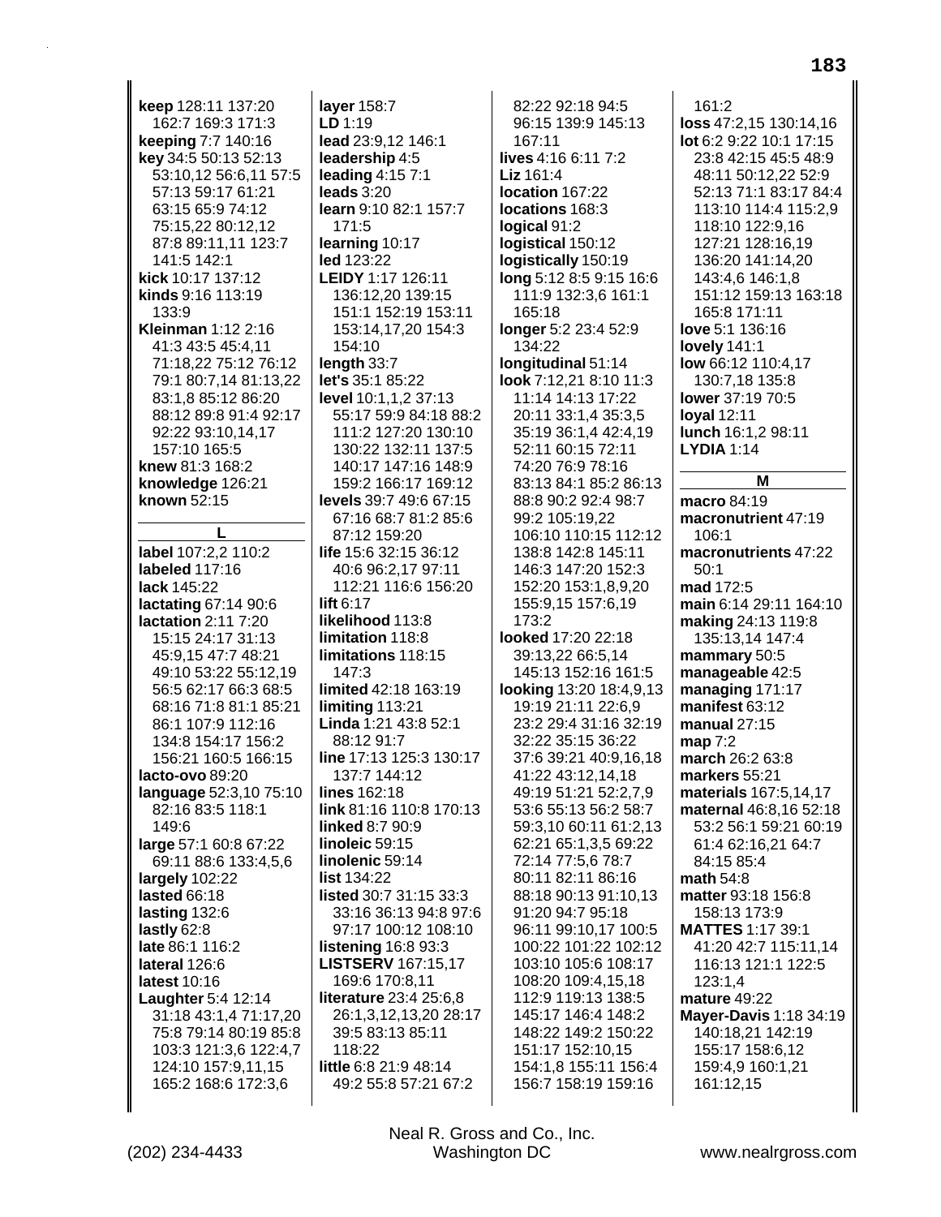**keep** 128:11 137:20 162:7 169:3 171:3
**keeping** 7:7 140:16
**key** 34:5 50:13 52:13 53:10,12 56:6,11 57:5 57:13 59:17 61:21 63:15 65:9 74:12 75:15,22 80:12,12 87:8 89:11,11 123:7 141:5 142:1
**kick** 10:17 137:12
**kinds** 9:16 113:19 133:9
**Kleinman** 1:12 2:16 41:3 43:5 45:4,11 71:18,22 75:12 76:12 79:1 80:7,14 81:13,22 83:1,8 85:12 86:20 88:12 89:8 91:4 92:17 92:22 93:10,14,17 157:10 165:5
**knew** 81:3 168:2
**knowledge** 126:21
**known** 52:15

## L

**label** 107:2,2 110:2
**labeled** 117:16
**lack** 145:22
**lactating** 67:14 90:6
**lactation** 2:11 7:20 15:15 24:17 31:13 45:9,15 47:7 48:21 49:10 53:22 55:12,19 56:5 62:17 66:3 68:5 68:16 71:8 81:1 85:21 86:1 107:9 112:16 134:8 154:17 156:2 156:21 160:5 166:15
**lacto-ovo** 89:20
**language** 52:3,10 75:10 82:16 83:5 118:1 149:6
**large** 57:1 60:8 67:22 69:11 88:6 133:4,5,6
**largely** 102:22
**lasted** 66:18
**lasting** 132:6
**lastly** 62:8
**late** 86:1 116:2
**lateral** 126:6
**latest** 10:16
**Laughter** 5:4 12:14 31:18 43:1,4 71:17,20 75:8 79:14 80:19 85:8 103:3 121:3,6 122:4,7 124:10 157:9,11,15 165:2 168:6 172:3,6
**layer** 158:7
**LD** 1:19
**lead** 23:9,12 146:1
**leadership** 4:5
**leading** 4:15 7:1
**leads** 3:20
**learn** 9:10 82:1 157:7 171:5
**learning** 10:17
**led** 123:22
**LEIDY** 1:17 126:11 136:12,20 139:15 151:1 152:19 153:11 153:14,17,20 154:3 154:10
**length** 33:7
**let's** 35:1 85:22
**level** 10:1,1,2 37:13 55:17 59:9 84:18 88:2 111:2 127:20 130:10 130:22 132:11 137:5 140:17 147:16 148:9 159:2 166:17 169:12
**levels** 39:7 49:6 67:15 67:16 68:7 81:2 85:6 87:12 159:20
**life** 15:6 32:15 36:12 40:6 96:2,17 97:11 112:21 116:6 156:20
**lift** 6:17
**likelihood** 113:8
**limitation** 118:8
**limitations** 118:15 147:3
**limited** 42:18 163:19
**limiting** 113:21
**Linda** 1:21 43:8 52:1 88:12 91:7
**line** 17:13 125:3 130:17 137:7 144:12
**lines** 162:18
**link** 81:16 110:8 170:13
**linked** 8:7 90:9
**linoleic** 59:15
**linolenic** 59:14
**list** 134:22
**listed** 30:7 31:15 33:3 33:16 36:13 94:8 97:6 97:17 100:12 108:10
**listening** 16:8 93:3
**LISTSERV** 167:15,17 169:6 170:8,11
**literature** 23:4 25:6,8 26:1,3,12,13,20 28:17 39:5 83:13 85:11 118:22
**little** 6:8 21:9 48:14 49:2 55:8 57:21 67:2 82:22 92:18 94:5 96:15 139:9 145:13 167:11
**lives** 4:16 6:11 7:2
**Liz** 161:4
**location** 167:22
**locations** 168:3
**logical** 91:2
**logistical** 150:12
**logistically** 150:19
**long** 5:12 8:5 9:15 16:6 111:9 132:3,6 161:1 165:18
**longer** 5:2 23:4 52:9 134:22
**longitudinal** 51:14
**look** 7:12,21 8:10 11:3 11:14 14:13 17:22 20:11 33:1,4 35:3,5 35:19 36:1,4 42:4,19 52:11 60:15 72:11 74:20 76:9 78:16 83:13 84:1 85:2 86:13 88:8 90:2 92:4 98:7 99:2 105:19,22 106:10 110:15 112:12 138:8 142:8 145:11 146:3 147:20 152:3 152:20 153:1,8,9,20 155:9,15 157:6,19 173:2
**looked** 17:20 22:18 39:13,22 66:5,14 145:13 152:16 161:5
**looking** 13:20 18:4,9,13 19:19 21:11 22:6,9 23:2 29:4 31:16 32:19 32:22 35:15 36:22 37:6 39:21 40:9,16,18 41:22 43:12,14,18 49:19 51:21 52:2,7,9 53:6 55:13 56:2 58:7 59:3,10 60:11 61:2,13 62:21 65:1,3,5 69:22 72:14 77:5,6 78:7 80:11 82:11 86:16 88:18 90:13 91:10,13 91:20 94:7 95:18 96:11 99:10,17 100:5 100:22 101:22 102:12 103:10 105:6 108:17 108:20 109:4,15,18 112:9 119:13 138:5 145:17 146:4 148:2 148:22 149:2 150:22 151:17 152:10,15 154:1,8 155:11 156:4 156:7 158:19 159:16 161:2
**loss** 47:2,15 130:14,16
**lot** 6:2 9:22 10:1 17:15 23:8 42:15 45:5 48:9 48:11 50:12,22 52:9 52:13 71:1 83:17 84:4 113:10 114:4 115:2,9 118:10 122:9,16 127:21 128:16,19 136:20 141:14,20 143:4,6 146:1,8 151:12 159:13 163:18 165:8 171:11
**love** 5:1 136:16
**lovely** 141:1
**low** 66:12 110:4,17 130:7,18 135:8
**lower** 37:19 70:5
**loyal** 12:11
**lunch** 16:1,2 98:11
**LYDIA** 1:14

## M

**macro** 84:19
**macronutrient** 47:19 106:1
**macronutrients** 47:22 50:1
**mad** 172:5
**main** 6:14 29:11 164:10
**making** 24:13 119:8 135:13,14 147:4
**mammary** 50:5
**manageable** 42:5
**managing** 171:17
**manifest** 63:12
**manual** 27:15
**map** 7:2
**march** 26:2 63:8
**markers** 55:21
**materials** 167:5,14,17
**maternal** 46:8,16 52:18 53:2 56:1 59:21 60:19 61:4 62:16,21 64:7 84:15 85:4
**math** 54:8
**matter** 93:18 156:8 158:13 173:9
**MATTES** 1:17 39:1 41:20 42:7 115:11,14 116:13 121:1 122:5 123:1,4
**mature** 49:22
**Mayer-Davis** 1:18 34:19 140:18,21 142:19 155:17 158:6,12 159:4,9 160:1,21 161:12,15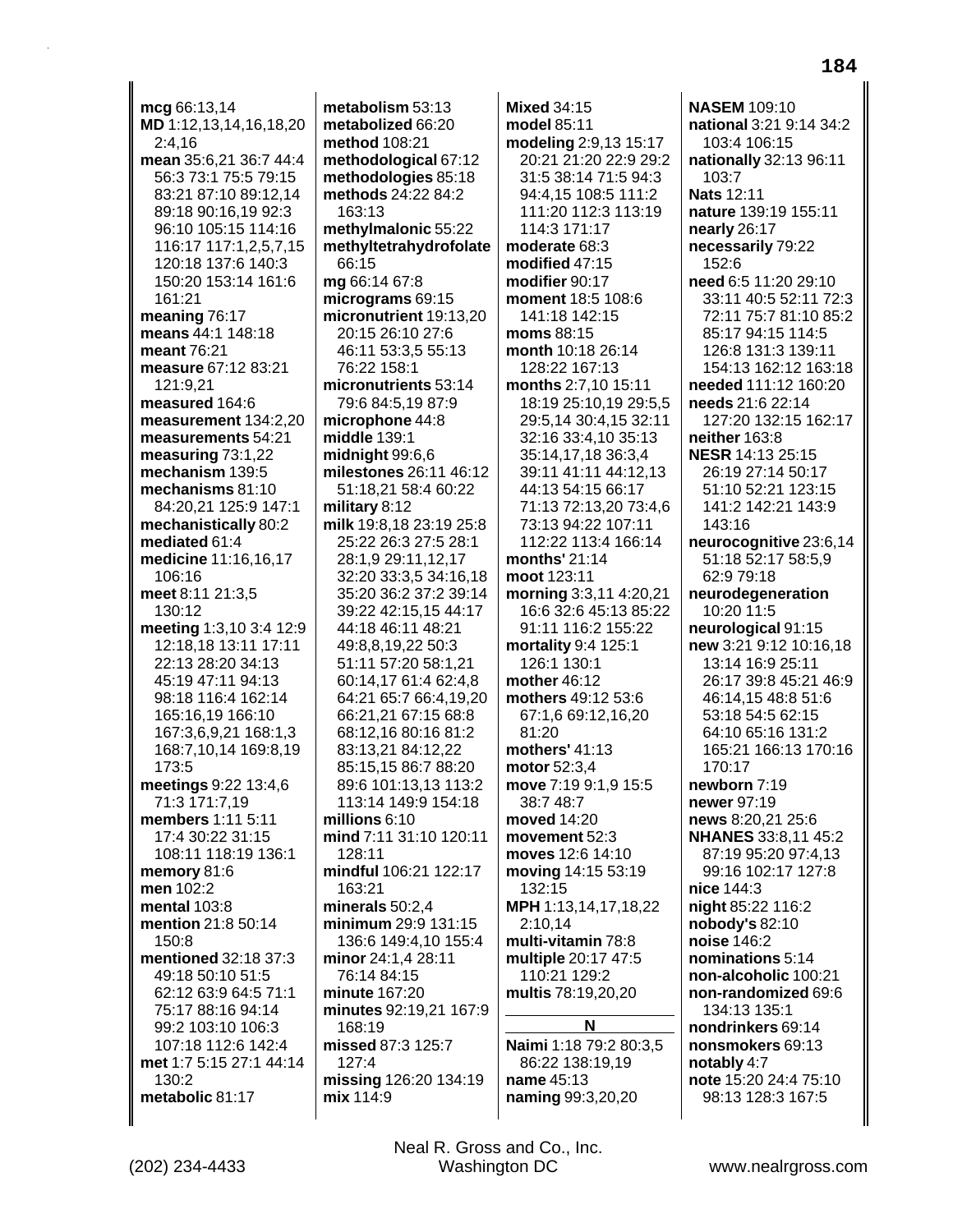**mcg** 66:13,14
**MD** 1:12,13,14,16,18,20 2:4,16
**mean** 35:6,21 36:7 44:4 56:3 73:1 75:5 79:15 83:21 87:10 89:12,14 89:18 90:16,19 92:3 96:10 105:15 114:16 116:17 117:1,2,5,7,15 120:18 137:6 140:3 150:20 153:14 161:6 161:21
**meaning** 76:17
**means** 44:1 148:18
**meant** 76:21
**measure** 67:12 83:21 121:9,21
**measured** 164:6
**measurement** 134:2,20
**measurements** 54:21
**measuring** 73:1,22
**mechanism** 139:5
**mechanisms** 81:10 84:20,21 125:9 147:1
**mechanistically** 80:2
**mediated** 61:4
**medicine** 11:16,16,17 106:16
**meet** 8:11 21:3,5 130:12
**meeting** 1:3,10 3:4 12:9 12:18,18 13:11 17:11 22:13 28:20 34:13 45:19 47:11 94:13 98:18 116:4 162:14 165:16,19 166:10 167:3,6,9,21 168:1,3 168:7,10,14 169:8,19 173:5
**meetings** 9:22 13:4,6 71:3 171:7,19
**members** 1:11 5:11 17:4 30:22 31:15 108:11 118:19 136:1
**memory** 81:6
**men** 102:2
**mental** 103:8
**mention** 21:8 50:14 150:8
**mentioned** 32:18 37:3 49:18 50:10 51:5 62:12 63:9 64:5 71:1 75:17 88:16 94:14 99:2 103:10 106:3 107:18 112:6 142:4
**met** 1:7 5:15 27:1 44:14 130:2
**metabolic** 81:17
**metabolism** 53:13
**metabolized** 66:20
**method** 108:21
**methodological** 67:12
**methodologies** 85:18
**methods** 24:22 84:2 163:13
**methylmalonic** 55:22
**methyltetrahydrofolate** 66:15
**mg** 66:14 67:8
**micrograms** 69:15
**micronutrient** 19:13,20 20:15 26:10 27:6 46:11 53:3,5 55:13 76:22 158:1
**micronutrients** 53:14 79:6 84:5,19 87:9
**microphone** 44:8
**middle** 139:1
**midnight** 99:6,6
**milestones** 26:11 46:12 51:18,21 58:4 60:22
**military** 8:12
**milk** 19:8,18 23:19 25:8 25:22 26:3 27:5 28:1 28:1,9 29:11,12,17 32:20 33:3,5 34:16,18 35:20 36:2 37:2 39:14 39:22 42:15,15 44:17 44:18 46:11 48:21 49:8,8,19,22 50:3 51:11 57:20 58:1,21 60:14,17 61:4 62:4,8 64:21 65:7 66:4,19,20 66:21,21 67:15 68:8 68:12,16 80:16 81:2 83:13,21 84:12,22 85:15,15 86:7 88:20 89:6 101:13,13 113:2 113:14 149:9 154:18
**millions** 6:10
**mind** 7:11 31:10 120:11 128:11
**mindful** 106:21 122:17 163:21
**minerals** 50:2,4
**minimum** 29:9 131:15 136:6 149:4,10 155:4
**minor** 24:1,4 28:11 76:14 84:15
**minute** 167:20
**minutes** 92:19,21 167:9 168:19
**missed** 87:3 125:7 127:4
**missing** 126:20 134:19
**mix** 114:9
**Mixed** 34:15
**model** 85:11
**modeling** 2:9,13 15:17 20:21 21:20 22:9 29:2 31:5 38:14 71:5 94:3 94:4,15 108:5 111:2 111:20 112:3 113:19 114:3 171:17
**moderate** 68:3
**modified** 47:15
**modifier** 90:17
**moment** 18:5 108:6 141:18 142:15
**moms** 88:15
**month** 10:18 26:14 128:22 167:13
**months** 2:7,10 15:11 18:19 25:10,19 29:5,5 29:5,14 30:4,15 32:11 32:16 33:4,10 35:13 35:14,17,18 36:3,4 39:11 41:11 44:12,13 44:13 54:15 66:17 71:13 72:13,20 73:4,6 73:13 94:22 107:11 112:22 113:4 166:14
**months'** 21:14
**moot** 123:11
**morning** 3:3,11 4:20,21 16:6 32:6 45:13 85:22 91:11 116:2 155:22
**mortality** 9:4 125:1 126:1 130:1
**mother** 46:12
**mothers** 49:12 53:6 67:1,6 69:12,16,20 81:20
**mothers'** 41:13
**motor** 52:3,4
**move** 7:19 9:1,9 15:5 38:7 48:7
**moved** 14:20
**movement** 52:3
**moves** 12:6 14:10
**moving** 14:15 53:19 132:15
**MPH** 1:13,14,17,18,22 2:10,14
**multi-vitamin** 78:8
**multiple** 20:17 47:5 110:21 129:2
**multis** 78:19,20,20

**N**

**Naimi** 1:18 79:2 80:3,5 86:22 138:19,19
**name** 45:13
**naming** 99:3,20,20
**NASEM** 109:10
**national** 3:21 9:14 34:2 103:4 106:15
**nationally** 32:13 96:11 103:7
**Nats** 12:11
**nature** 139:19 155:11
**nearly** 26:17
**necessarily** 79:22 152:6
**need** 6:5 11:20 29:10 33:11 40:5 52:11 72:3 72:11 75:7 81:10 85:2 85:17 94:15 114:5 126:8 131:3 139:11 154:13 162:12 163:18
**needed** 111:12 160:20
**needs** 21:6 22:14 127:20 132:15 162:17
**neither** 163:8
**NESR** 14:13 25:15 26:19 27:14 50:17 51:10 52:21 123:15 141:2 142:21 143:9 143:16
**neurocognitive** 23:6,14 51:18 52:17 58:5,9 62:9 79:18
**neurodegeneration** 10:20 11:5
**neurological** 91:15
**new** 3:21 9:12 10:16,18 13:14 16:9 25:11 26:17 39:8 45:21 46:9 46:14,15 48:8 51:6 53:18 54:5 62:15 64:10 65:16 131:2 165:21 166:13 170:16 170:17
**newborn** 7:19
**newer** 97:19
**news** 8:20,21 25:6
**NHANES** 33:8,11 45:2 87:19 95:20 97:4,13 99:16 102:17 127:8
**nice** 144:3
**night** 85:22 116:2
**nobody's** 82:10
**noise** 146:2
**nominations** 5:14
**non-alcoholic** 100:21
**non-randomized** 69:6 134:13 135:1
**nondrinkers** 69:14
**nonsmokers** 69:13
**notably** 4:7
**note** 15:20 24:4 75:10 98:13 128:3 167:5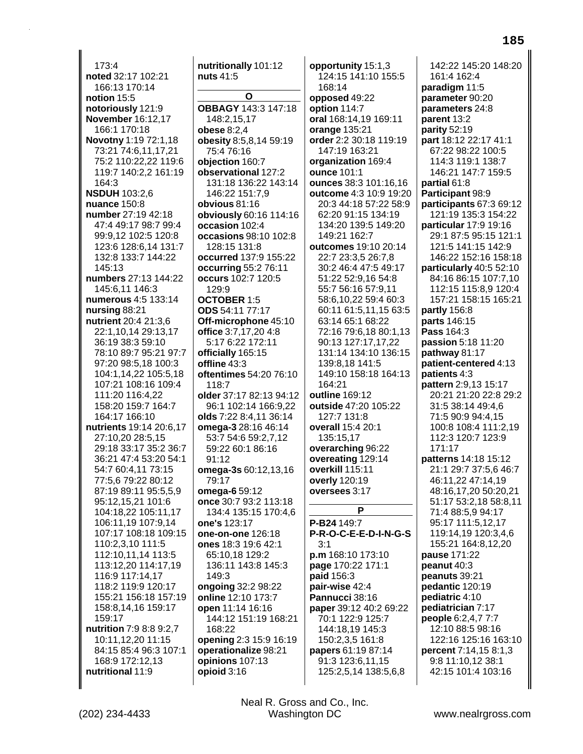173:4
**noted** 32:17 102:21 166:13 170:14
**notion** 15:5
**notoriously** 121:9
**November** 16:12,17 166:1 170:18
**Novotny** 1:19 72:1,18 73:21 74:6,11,17,21 75:2 110:22,22 119:6 119:7 140:2,2 161:19 164:3
**NSDUH** 103:2,6
**nuance** 150:8
**number** 27:19 42:18 47:4 49:17 98:7 99:4 99:9,12 102:5 120:8 123:6 128:6,14 131:7 132:8 133:7 144:22 145:13
**numbers** 27:13 144:22 145:6,11 146:3
**numerous** 4:5 133:14
**nursing** 88:21
**nutrient** 20:4 21:3,6 22:1,10,14 29:13,17 36:19 38:3 59:10 78:10 89:7 95:21 97:7 97:20 98:5,18 100:3 104:1,14,22 105:5,18 107:21 108:16 109:4 111:20 116:4,22 158:20 159:7 164:7 164:17 166:10
**nutrients** 19:14 20:6,17 27:10,20 28:5,15 29:18 33:17 35:2 36:7 36:21 47:4 53:20 54:1 54:7 60:4,11 73:15 77:5,6 79:22 80:12 87:19 89:11 95:5,5,9 95:12,15,21 101:6 104:18,22 105:11,17 106:11,19 107:9,14 107:17 108:18 109:15 110:2,3,10 111:5 112:10,11,14 113:5 113:12,20 114:17,19 116:9 117:14,17 118:2 119:9 120:17 155:21 156:18 157:19 158:8,14,16 159:17 159:17
**nutrition** 7:9 8:8 9:2,7 10:11,12,20 11:15 84:15 85:4 96:3 107:1 168:9 172:12,13
**nutritional** 11:9
**nutritionally** 101:12
**nuts** 41:5

**O**

**OBBAGY** 143:3 147:18 148:2,15,17
**obese** 8:2,4
**obesity** 8:5,8,14 59:19 75:4 76:16
**objection** 160:7
**observational** 127:2 131:18 136:22 143:14 146:22 151:7,9
**obvious** 81:16
**obviously** 60:16 114:16
**occasion** 102:4
**occasions** 98:10 102:8 128:15 131:8
**occurred** 137:9 155:22
**occurring** 55:2 76:11
**occurs** 102:7 120:5 129:9
**OCTOBER** 1:5
**ODS** 54:11 77:17
**Off-microphone** 45:10
**office** 3:7,17,20 4:8 5:17 6:22 172:11
**officially** 165:15
**offline** 43:3
**oftentimes** 54:20 76:10 118:7
**older** 37:17 82:13 94:12 96:1 102:14 166:9,22
**olds** 7:22 8:4,11 36:14
**omega-3** 28:16 46:14 53:7 54:6 59:2,7,12 59:22 60:1 86:16 91:12
**omega-3s** 60:12,13,16 79:17
**omega-6** 59:12
**once** 30:7 93:2 113:18 134:4 135:15 170:4,6
**one's** 123:17
**one-on-one** 126:18
**ones** 18:3 19:6 42:1 65:10,18 129:2 136:11 143:8 145:3 149:3
**ongoing** 32:2 98:22
**online** 12:10 173:7
**open** 11:14 16:16 144:12 151:19 168:21 168:22
**opening** 2:3 15:9 16:19
**operationalize** 98:21
**opinions** 107:13
**opioid** 3:16
**opportunity** 15:1,3 124:15 141:10 155:5 168:14
**opposed** 49:22
**option** 114:7
**oral** 168:14,19 169:11
**orange** 135:21
**order** 2:2 30:18 119:19 147:19 163:21
**organization** 169:4
**ounce** 101:1
**ounces** 38:3 101:16,16
**outcome** 4:3 10:9 19:20 20:3 44:18 57:22 58:9 62:20 91:15 134:19 134:20 139:5 149:20 149:21 162:7
**outcomes** 19:10 20:14 22:7 23:3,5 26:7,8 30:2 46:4 47:5 49:17 51:22 52:9,16 54:8 55:7 56:16 57:9,11 58:6,10,22 59:4 60:3 60:11 61:5,11,15 63:5 63:14 65:1 68:22 72:16 79:6,18 80:1,13 90:13 127:17,17,22 131:14 134:10 136:15 139:8,18 141:5 149:10 158:18 164:13 164:21
**outline** 169:12
**outside** 47:20 105:22 127:7 131:8
**overall** 15:4 20:1 135:15,17
**overarching** 96:22
**overeating** 129:14
**overkill** 115:11
**overly** 120:19
**oversees** 3:17

**P**

**P-B24** 149:7
**P-R-O-C-E-E-D-I-N-G-S** 3:1
**p.m** 168:10 173:10
**page** 170:22 171:1
**paid** 156:3
**pair-wise** 42:4
**Pannucci** 38:16
**paper** 39:12 40:2 69:22 70:1 122:9 125:7 144:18,19 145:3 150:2,3,5 161:8
**papers** 61:19 87:14 91:3 123:6,11,15 125:2,5,14 138:5,6,8 142:22 145:20 148:20 161:4 162:4
**paradigm** 11:5
**parameter** 90:20
**parameters** 24:8
**parent** 13:2
**parity** 52:19
**part** 18:12 22:17 41:1 67:22 98:22 100:5 114:3 119:1 138:7 146:21 147:1 159:5
**partial** 61:8
**Participant** 98:9
**participants** 67:3 69:12 121:19 135:3 154:22
**particular** 17:9 19:16 29:1 87:5 95:15 121:1 121:5 141:15 142:9 146:22 152:16 158:18
**particularly** 40:5 52:10 84:16 86:15 107:7,10 112:15 115:8,9 120:4 157:21 158:15 165:21
**partly** 156:8
**parts** 146:15
**Pass** 164:3
**passion** 5:18 11:20
**pathway** 81:17
**patient-centered** 4:13
**patients** 4:3
**pattern** 2:9,13 15:17 20:21 21:20 22:8 29:2 31:5 38:14 49:4,6 71:5 90:9 94:4,15 100:8 108:4 111:2,19 112:3 120:7 123:9 171:17
**patterns** 14:18 15:12 21:1 29:7 37:5,6 46:7 46:11,22 47:14,19 48:16,17,20 50:20,21 51:17 53:2,18 58:8,11 71:4 88:5,9 94:17 95:17 111:5,12,17 119:14,19 120:3,4,6 155:21 164:8,12,20
**pause** 171:22
**peanut** 40:3
**peanuts** 39:21
**pedantic** 120:19
**pediatric** 4:10
**pediatrician** 7:17
**people** 6:2,4,7 7:7 12:10 88:5 98:16 122:16 125:16 163:10
**percent** 7:14,15 8:1,3 9:8 11:10,12 38:1 42:15 101:4 103:16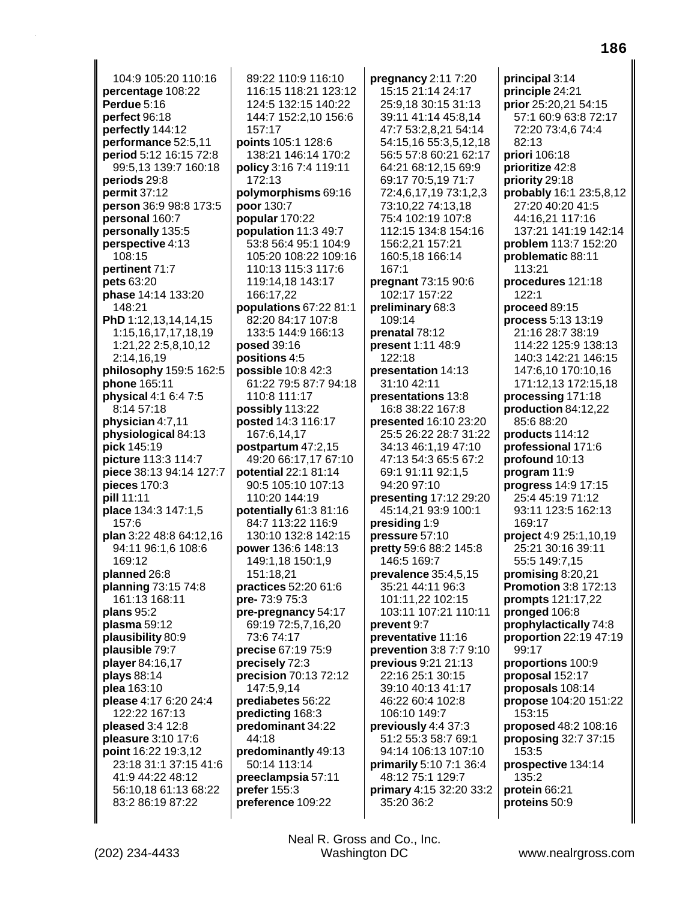104:9 105:20 110:16
**percentage** 108:22
**Perdue** 5:16
**perfect** 96:18
**perfectly** 144:12
**performance** 52:5,11
**period** 5:12 16:15 72:8 99:5,13 139:7 160:18
**periods** 29:8
**permit** 37:12
**person** 36:9 98:8 173:5
**personal** 160:7
**personally** 135:5
**perspective** 4:13 108:15
**pertinent** 71:7
**pets** 63:20
**phase** 14:14 133:20 148:21
**PhD** 1:12,13,14,14,15 1:15,16,17,17,18,19 1:21,22 2:5,8,10,12 2:14,16,19
**philosophy** 159:5 162:5
**phone** 165:11
**physical** 4:1 6:4 7:5 8:14 57:18
**physician** 4:7,11
**physiological** 84:13
**pick** 145:19
**picture** 113:3 114:7
**piece** 38:13 94:14 127:7
**pieces** 170:3
**pill** 11:11
**place** 134:3 147:1,5 157:6
**plan** 3:22 48:8 64:12,16 94:11 96:1,6 108:6 169:12
**planned** 26:8
**planning** 73:15 74:8 161:13 168:11
**plans** 95:2
**plasma** 59:12
**plausibility** 80:9
**plausible** 79:7
**player** 84:16,17
**plays** 88:14
**plea** 163:10
**please** 4:17 6:20 24:4 122:22 167:13
**pleased** 3:4 12:8
**pleasure** 3:10 17:6
**point** 16:22 19:3,12 23:18 31:1 37:15 41:6 41:9 44:22 48:12 56:10,18 61:13 68:22 83:2 86:19 87:22
89:22 110:9 116:10 116:15 118:21 123:12 124:5 132:15 140:22 144:7 152:2,10 156:6 157:17
**points** 105:1 128:6 138:21 146:14 170:2
**policy** 3:16 7:4 119:11 172:13
**polymorphisms** 69:16
**poor** 130:7
**popular** 170:22
**population** 11:3 49:7 53:8 56:4 95:1 104:9 105:20 108:22 109:16 110:13 115:3 117:6 119:14,18 143:17 166:17,22
**populations** 67:22 81:1 82:20 84:17 107:8 133:5 144:9 166:13
**posed** 39:16
**positions** 4:5
**possible** 10:8 42:3 61:22 79:5 87:7 94:18 110:8 111:17
**possibly** 113:22
**posted** 14:3 116:17 167:6,14,17
**postpartum** 47:2,15 49:20 66:17,17 67:10
**potential** 22:1 81:14 90:5 105:10 107:13 110:20 144:19
**potentially** 61:3 81:16 84:7 113:22 116:9 130:10 132:8 142:15
**power** 136:6 148:13 149:1,18 150:1,9 151:18,21
**practices** 52:20 61:6
**pre-** 73:9 75:3
**pre-pregnancy** 54:17 69:19 72:5,7,16,20 73:6 74:17
**precise** 67:19 75:9
**precisely** 72:3
**precision** 70:13 72:12 147:5,9,14
**prediabetes** 56:22
**predicting** 168:3
**predominant** 34:22 44:18
**predominantly** 49:13 50:14 113:14
**preeclampsia** 57:11
**prefer** 155:3
**preference** 109:22
**pregnancy** 2:11 7:20 15:15 21:14 24:17 25:9,18 30:15 31:13 39:11 41:14 45:8,14 47:7 53:2,8,21 54:14 54:15,16 55:3,5,12,18 56:5 57:8 60:21 62:17 64:21 68:12,15 69:9 69:17 70:5,19 71:7 72:4,6,17,19 73:1,2,3 73:10,22 74:13,18 75:4 102:19 107:8 112:15 134:8 154:16 156:2,21 157:21 160:5,18 166:14 167:1
**pregnant** 73:15 90:6 102:17 157:22
**preliminary** 68:3 109:14
**prenatal** 78:12
**present** 1:11 48:9 122:18
**presentation** 14:13 31:10 42:11
**presentations** 13:8 16:8 38:22 167:8
**presented** 16:10 23:20 25:5 26:22 28:7 31:22 34:13 46:1,19 47:10 47:13 54:3 65:5 67:2 69:1 91:11 92:1,5 94:20 97:10
**presenting** 17:12 29:20 45:14,21 93:9 100:1
**presiding** 1:9
**pressure** 57:10
**pretty** 59:6 88:2 145:8 146:5 169:7
**prevalence** 35:4,5,15 35:21 44:11 96:3 101:11,22 102:15 103:11 107:21 110:11
**prevent** 9:7
**preventative** 11:16
**prevention** 3:8 7:7 9:10
**previous** 9:21 21:13 22:16 25:1 30:15 39:10 40:13 41:17 46:22 60:4 102:8 106:10 149:7
**previously** 4:4 37:3 51:2 55:3 58:7 69:1 94:14 106:13 107:10
**primarily** 5:10 7:1 36:4 48:12 75:1 129:7
**primary** 4:15 32:20 33:2 35:20 36:2
**principal** 3:14
**principle** 24:21
**prior** 25:20,21 54:15 57:1 60:9 63:8 72:17 72:20 73:4,6 74:4 82:13
**priori** 106:18
**prioritize** 42:8
**priority** 29:18
**probably** 16:1 23:5,8,12 27:20 40:20 41:5 44:16,21 117:16 137:21 141:19 142:14
**problem** 113:7 152:20
**problematic** 88:11 113:21
**procedures** 121:18 122:1
**proceed** 89:15
**process** 5:13 13:19 21:16 28:7 38:19 114:22 125:9 138:13 140:3 142:21 146:15 147:6,10 170:10,16 171:12,13 172:15,18
**processing** 171:18
**production** 84:12,22 85:6 88:20
**products** 114:12
**professional** 171:6
**profound** 10:13
**program** 11:9
**progress** 14:9 17:15 25:4 45:19 71:12 93:11 123:5 162:13 169:17
**project** 4:9 25:1,10,19 25:21 30:16 39:11 55:5 149:7,15
**promising** 8:20,21
**Promotion** 3:8 172:13
**prompts** 121:17,22
**pronged** 106:8
**prophylactically** 74:8
**proportion** 22:19 47:19 99:17
**proportions** 100:9
**proposal** 152:17
**proposals** 108:14
**propose** 104:20 151:22 153:15
**proposed** 48:2 108:16
**proposing** 32:7 37:15 153:5
**prospective** 134:14 135:2
**protein** 66:21
**proteins** 50:9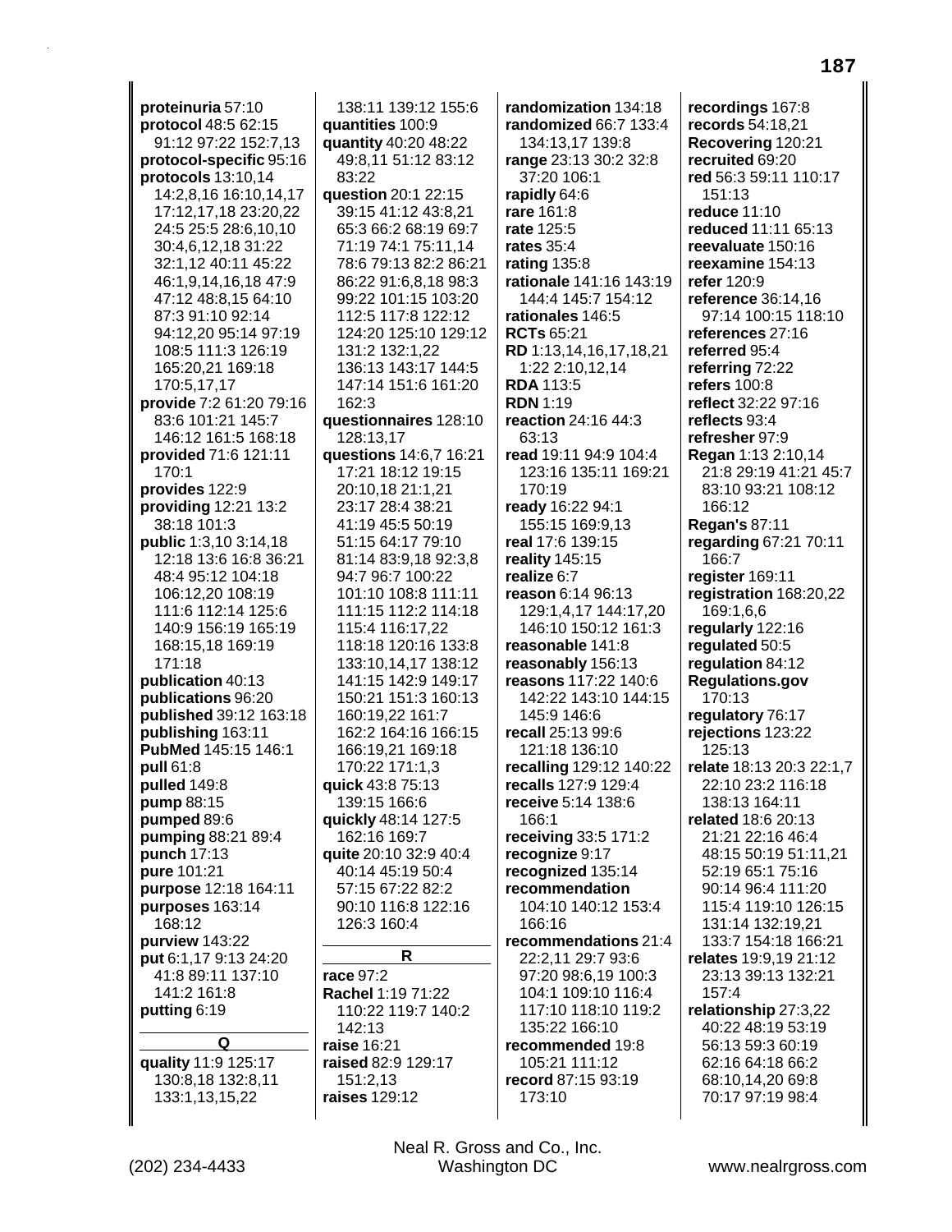**proteinuria** 57:10
**protocol** 48:5 62:15 91:12 97:22 152:7,13
**protocol-specific** 95:16
**protocols** 13:10,14 14:2,8,16 16:10,14,17 17:12,17,18 23:20,22 24:5 25:5 28:6,10,10 30:4,6,12,18 31:22 32:1,12 40:11 45:22 46:1,9,14,16,18 47:9 47:12 48:8,15 64:10 87:3 91:10 92:14 94:12,20 95:14 97:19 108:5 111:3 126:19 165:20,21 169:18 170:5,17,17
**provide** 7:2 61:20 79:16 83:6 101:21 145:7 146:12 161:5 168:18
**provided** 71:6 121:11 170:1
**provides** 122:9
**providing** 12:21 13:2 38:18 101:3
**public** 1:3,10 3:14,18 12:18 13:6 16:8 36:21 48:4 95:12 104:18 106:12,20 108:19 111:6 112:14 125:6 140:9 156:19 165:19 168:15,18 169:19 171:18
**publication** 40:13
**publications** 96:20
**published** 39:12 163:18
**publishing** 163:11
**PubMed** 145:15 146:1
**pull** 61:8
**pulled** 149:8
**pump** 88:15
**pumped** 89:6
**pumping** 88:21 89:4
**punch** 17:13
**pure** 101:21
**purpose** 12:18 164:11
**purposes** 163:14 168:12
**purview** 143:22
**put** 6:1,17 9:13 24:20 41:8 89:11 137:10 141:2 161:8
**putting** 6:19

**Q**

**quality** 11:9 125:17 130:8,18 132:8,11 133:1,13,15,22 138:11 139:12 155:6
**quantities** 100:9
**quantity** 40:20 48:22 49:8,11 51:12 83:12 83:22
**question** 20:1 22:15 39:15 41:12 43:8,21 65:3 66:2 68:19 69:7 71:19 74:1 75:11,14 78:6 79:13 82:2 86:21 86:22 91:6,8,18 98:3 99:22 101:15 103:20 112:5 117:8 122:12 124:20 125:10 129:12 131:2 132:1,22 136:13 143:17 144:5 147:14 151:6 161:20 162:3
**questionnaires** 128:10 128:13,17
**questions** 14:6,7 16:21 17:21 18:12 19:15 20:10,18 21:1,21 23:17 28:4 38:21 41:19 45:5 50:19 51:15 64:17 79:10 81:14 83:9,18 92:3,8 94:7 96:7 100:22 101:10 108:8 111:11 111:15 112:2 114:18 115:4 116:17,22 118:18 120:16 133:8 133:10,14,17 138:12 141:15 142:9 149:17 150:21 151:3 160:13 160:19,22 161:7 162:2 164:16 166:15 166:19,21 169:18 170:22 171:1,3
**quick** 43:8 75:13 139:15 166:6
**quickly** 48:14 127:5 162:16 169:7
**quite** 20:10 32:9 40:4 40:14 45:19 50:4 57:15 67:22 82:2 90:10 116:8 122:16 126:3 160:4

**R**

**race** 97:2
**Rachel** 1:19 71:22 110:22 119:7 140:2 142:13
**raise** 16:21
**raised** 82:9 129:17 151:2,13
**raises** 129:12
**randomization** 134:18
**randomized** 66:7 133:4 134:13,17 139:8
**range** 23:13 30:2 32:8 37:20 106:1
**rapidly** 64:6
**rare** 161:8
**rate** 125:5
**rates** 35:4
**rating** 135:8
**rationale** 141:16 143:19 144:4 145:7 154:12
**rationales** 146:5
**RCTs** 65:21
**RD** 1:13,14,16,17,18,21 1:22 2:10,12,14
**RDA** 113:5
**RDN** 1:19
**reaction** 24:16 44:3 63:13
**read** 19:11 94:9 104:4 123:16 135:11 169:21 170:19
**ready** 16:22 94:1 155:15 169:9,13
**real** 17:6 139:15
**reality** 145:15
**realize** 6:7
**reason** 6:14 96:13 129:1,4,17 144:17,20 146:10 150:12 161:3
**reasonable** 141:8
**reasonably** 156:13
**reasons** 117:22 140:6 142:22 143:10 144:15 145:9 146:6
**recall** 25:13 99:6 121:18 136:10
**recalling** 129:12 140:22
**recalls** 127:9 129:4
**receive** 5:14 138:6 166:1
**receiving** 33:5 171:2
**recognize** 9:17
**recognized** 135:14
**recommendation** 104:10 140:12 153:4 166:16
**recommendations** 21:4 22:2,11 29:7 93:6 97:20 98:6,19 100:3 104:1 109:10 116:4 117:10 118:10 119:2 135:22 166:10
**recommended** 19:8 105:21 111:12
**record** 87:15 93:19 173:10
**recordings** 167:8
**records** 54:18,21
**Recovering** 120:21
**recruited** 69:20
**red** 56:3 59:11 110:17 151:13
**reduce** 11:10
**reduced** 11:11 65:13
**reevaluate** 150:16
**reexamine** 154:13
**refer** 120:9
**reference** 36:14,16 97:14 100:15 118:10
**references** 27:16
**referred** 95:4
**referring** 72:22
**refers** 100:8
**reflect** 32:22 97:16
**reflects** 93:4
**refresher** 97:9
**Regan** 1:13 2:10,14 21:8 29:19 41:21 45:7 83:10 93:21 108:12 166:12
**Regan's** 87:11
**regarding** 67:21 70:11 166:7
**register** 169:11
**registration** 168:20,22 169:1,6,6
**regularly** 122:16
**regulated** 50:5
**regulation** 84:12
**Regulations.gov** 170:13
**regulatory** 76:17
**rejections** 123:22 125:13
**relate** 18:13 20:3 22:1,7 22:10 23:2 116:18 138:13 164:11
**related** 18:6 20:13 21:21 22:16 46:4 48:15 50:19 51:11,21 52:19 65:1 75:16 90:14 96:4 111:20 115:4 119:10 126:15 131:14 132:19,21 133:7 154:18 166:21
**relates** 19:9,19 21:12 23:13 39:13 132:21 157:4
**relationship** 27:3,22 40:22 48:19 53:19 56:13 59:3 60:19 62:16 64:18 66:2 68:10,14,20 69:8 70:17 97:19 98:4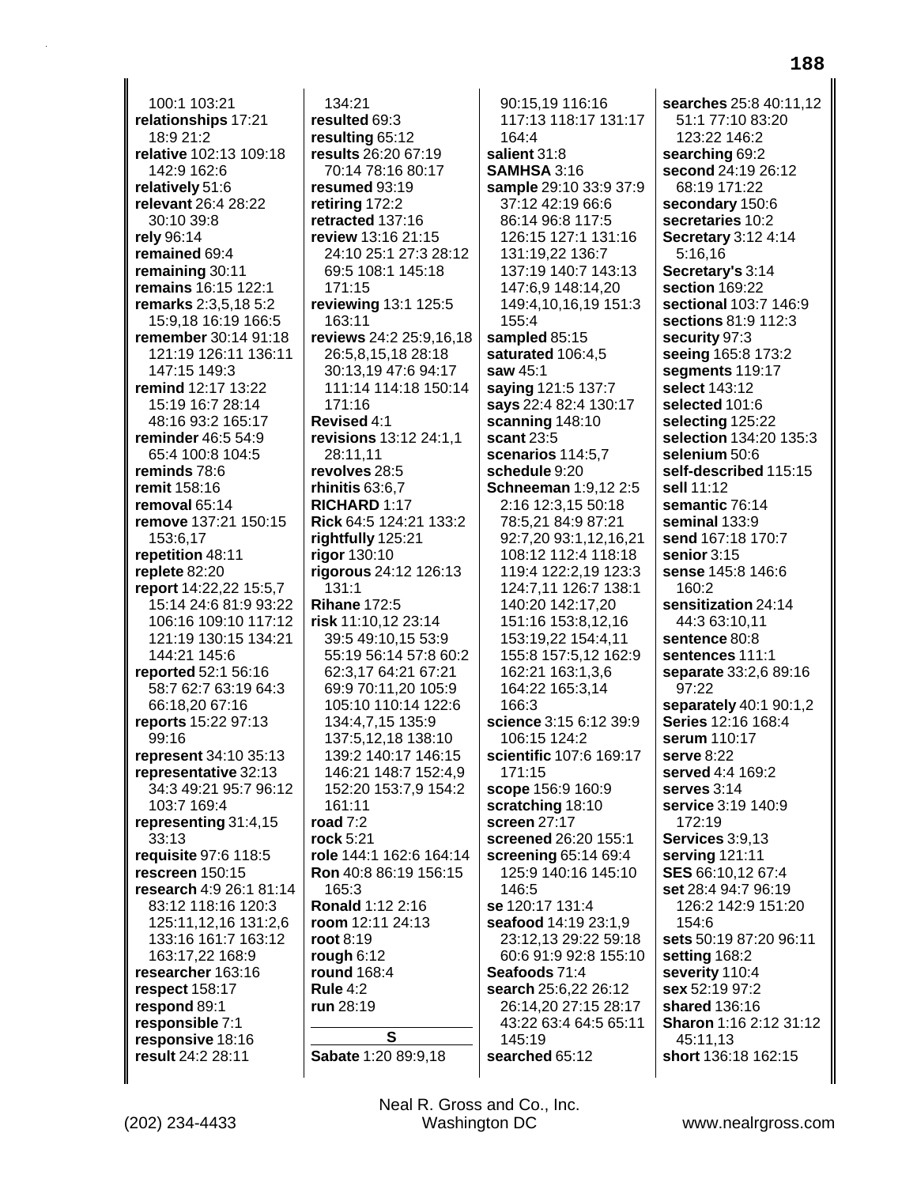100:1 103:21
**relationships** 17:21 18:9 21:2
**relative** 102:13 109:18 142:9 162:6
**relatively** 51:6
**relevant** 26:4 28:22 30:10 39:8
**rely** 96:14
**remained** 69:4
**remaining** 30:11
**remains** 16:15 122:1
**remarks** 2:3,5,18 5:2 15:9,18 16:19 166:5
**remember** 30:14 91:18 121:19 126:11 136:11 147:15 149:3
**remind** 12:17 13:22 15:19 16:7 28:14 48:16 93:2 165:17
**reminder** 46:5 54:9 65:4 100:8 104:5
**reminds** 78:6
**remit** 158:16
**removal** 65:14
**remove** 137:21 150:15 153:6,17
**repetition** 48:11
**replete** 82:20
**report** 14:22,22 15:5,7 15:14 24:6 81:9 93:22 106:16 109:10 117:12 121:19 130:15 134:21 144:21 145:6
**reported** 52:1 56:16 58:7 62:7 63:19 64:3 66:18,20 67:16
**reports** 15:22 97:13 99:16
**represent** 34:10 35:13
**representative** 32:13 34:3 49:21 95:7 96:12 103:7 169:4
**representing** 31:4,15 33:13
**requisite** 97:6 118:5
**rescreen** 150:15
**research** 4:9 26:1 81:14 83:12 118:16 120:3 125:11,12,16 131:2,6 133:16 161:7 163:12 163:17,22 168:9
**researcher** 163:16
**respect** 158:17
**respond** 89:1
**responsible** 7:1
**responsive** 18:16
**result** 24:2 28:11 134:21
**resulted** 69:3
**resulting** 65:12
**results** 26:20 67:19 70:14 78:16 80:17
**resumed** 93:19
**retiring** 172:2
**retracted** 137:16
**review** 13:16 21:15 24:10 25:1 27:3 28:12 69:5 108:1 145:18 171:15
**reviewing** 13:1 125:5 163:11
**reviews** 24:2 25:9,16,18 26:5,8,15,18 28:18 30:13,19 47:6 94:17 111:14 114:18 150:14 171:16
**Revised** 4:1
**revisions** 13:12 24:1,1 28:11,11
**revolves** 28:5
**rhinitis** 63:6,7
**RICHARD** 1:17
**Rick** 64:5 124:21 133:2
**rightfully** 125:21
**rigor** 130:10
**rigorous** 24:12 126:13 131:1
**Rihane** 172:5
**risk** 11:10,12 23:14 39:5 49:10,15 53:9 55:19 56:14 57:8 60:2 62:3,17 64:21 67:21 69:9 70:11,20 105:9 105:10 110:14 122:6 134:4,7,15 135:9 137:5,12,18 138:10 139:2 140:17 146:15 146:21 148:7 152:4,9 152:20 153:7,9 154:2 161:11
**road** 7:2
**rock** 5:21
**role** 144:1 162:6 164:14
**Ron** 40:8 86:19 156:15 165:3
**Ronald** 1:12 2:16
**room** 12:11 24:13
**root** 8:19
**rough** 6:12
**round** 168:4
**Rule** 4:2
**run** 28:19

## S

**Sabate** 1:20 89:9,18 90:15,19 116:16 117:13 118:17 131:17 164:4
**salient** 31:8
**SAMHSA** 3:16
**sample** 29:10 33:9 37:9 37:12 42:19 66:6 86:14 96:8 117:5 126:15 127:1 131:16 131:19,22 136:7 137:19 140:7 143:13 147:6,9 148:14,20 149:4,10,16,19 151:3 155:4
**sampled** 85:15
**saturated** 106:4,5
**saw** 45:1
**saying** 121:5 137:7
**says** 22:4 82:4 130:17
**scanning** 148:10
**scant** 23:5
**scenarios** 114:5,7
**schedule** 9:20
**Schneeman** 1:9,12 2:5 2:16 12:3,15 50:18 78:5,21 84:9 87:21 92:7,20 93:1,12,16,21 108:12 112:4 118:18 119:4 122:2,19 123:3 124:7,11 126:7 138:1 140:20 142:17,20 151:16 153:8,12,16 153:19,22 154:4,11 155:8 157:5,12 162:9 162:21 163:1,3,6 164:22 165:3,14 166:3
**science** 3:15 6:12 39:9 106:15 124:2
**scientific** 107:6 169:17 171:15
**scope** 156:9 160:9
**scratching** 18:10
**screen** 27:17
**screened** 26:20 155:1
**screening** 65:14 69:4 125:9 140:16 145:10 146:5
**se** 120:17 131:4
**seafood** 14:19 23:1,9 23:12,13 29:22 59:18 60:6 91:9 92:8 155:10
**Seafoods** 71:4
**search** 25:6,22 26:12 26:14,20 27:15 28:17 43:22 63:4 64:5 65:11 145:19
**searched** 65:12
**searches** 25:8 40:11,12 51:1 77:10 83:20 123:22 146:2
**searching** 69:2
**second** 24:19 26:12 68:19 171:22
**secondary** 150:6
**secretaries** 10:2
**Secretary** 3:12 4:14 5:16,16
**Secretary's** 3:14
**section** 169:22
**sectional** 103:7 146:9
**sections** 81:9 112:3
**security** 97:3
**seeing** 165:8 173:2
**segments** 119:17
**select** 143:12
**selected** 101:6
**selecting** 125:22
**selection** 134:20 135:3
**selenium** 50:6
**self-described** 115:15
**sell** 11:12
**semantic** 76:14
**seminal** 133:9
**send** 167:18 170:7
**senior** 3:15
**sense** 145:8 146:6 160:2
**sensitization** 24:14 44:3 63:10,11
**sentence** 80:8
**sentences** 111:1
**separate** 33:2,6 89:16 97:22
**separately** 40:1 90:1,2
**Series** 12:16 168:4
**serum** 110:17
**serve** 8:22
**served** 4:4 169:2
**serves** 3:14
**service** 3:19 140:9 172:19
**Services** 3:9,13
**serving** 121:11
**SES** 66:10,12 67:4
**set** 28:4 94:7 96:19 126:2 142:9 151:20 154:6
**sets** 50:19 87:20 96:11
**setting** 168:2
**severity** 110:4
**sex** 52:19 97:2
**shared** 136:16
**Sharon** 1:16 2:12 31:12 45:11,13
**short** 136:18 162:15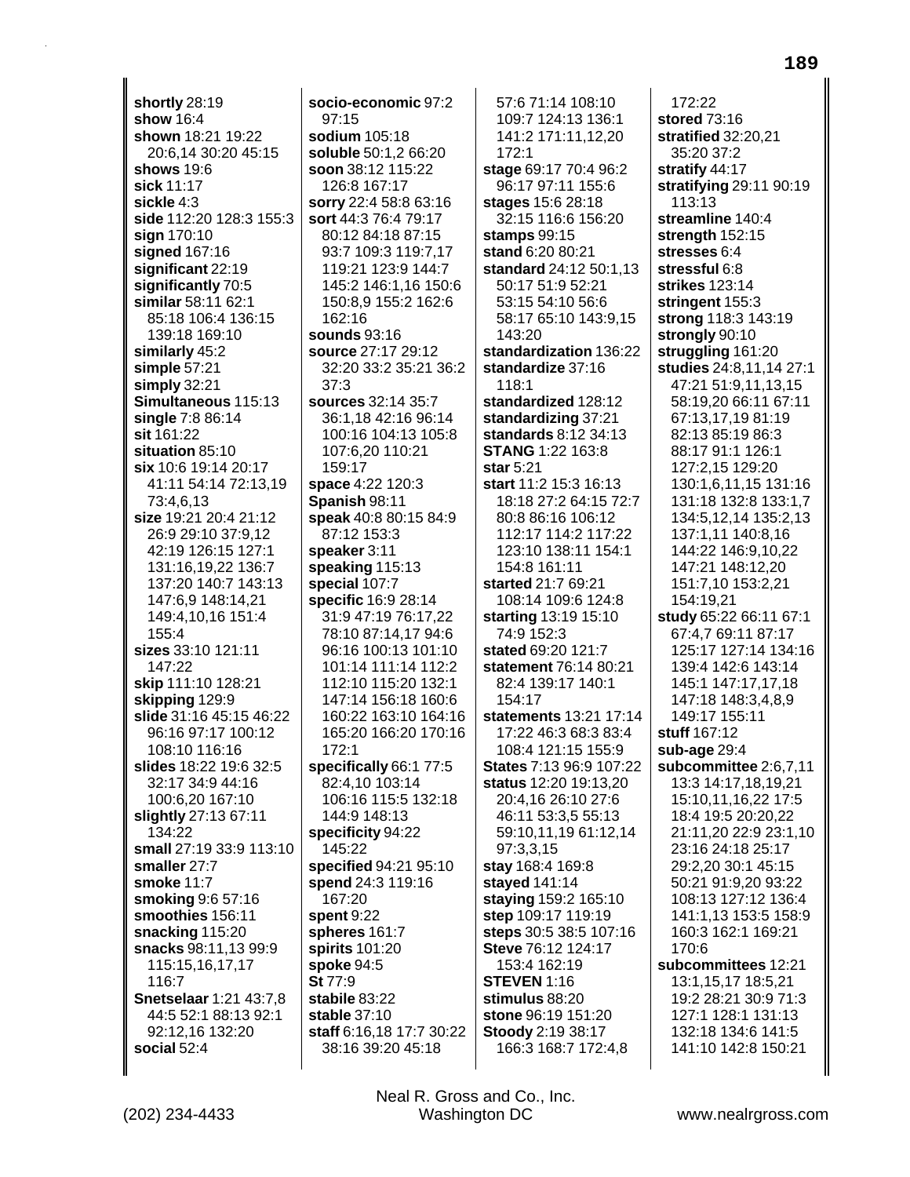**shortly** 28:19
**show** 16:4
**shown** 18:21 19:22 20:6,14 30:20 45:15
**shows** 19:6
**sick** 11:17
**sickle** 4:3
**side** 112:20 128:3 155:3
**sign** 170:10
**signed** 167:16
**significant** 22:19
**significantly** 70:5
**similar** 58:11 62:1 85:18 106:4 136:15 139:18 169:10
**similarly** 45:2
**simple** 57:21
**simply** 32:21
**Simultaneous** 115:13
**single** 7:8 86:14
**sit** 161:22
**situation** 85:10
**six** 10:6 19:14 20:17 41:11 54:14 72:13,19 73:4,6,13
**size** 19:21 20:4 21:12 26:9 29:10 37:9,12 42:19 126:15 127:1 131:16,19,22 136:7 137:20 140:7 143:13 147:6,9 148:14,21 149:4,10,16 151:4 155:4
**sizes** 33:10 121:11 147:22
**skip** 111:10 128:21
**skipping** 129:9
**slide** 31:16 45:15 46:22 96:16 97:17 100:12 108:10 116:16
**slides** 18:22 19:6 32:5 32:17 34:9 44:16 100:6,20 167:10
**slightly** 27:13 67:11 134:22
**small** 27:19 33:9 113:10
**smaller** 27:7
**smoke** 11:7
**smoking** 9:6 57:16
**smoothies** 156:11
**snacking** 115:20
**snacks** 98:11,13 99:9 115:15,16,17,17 116:7
**Snetselaar** 1:21 43:7,8 44:5 52:1 88:13 92:1 92:12,16 132:20
**social** 52:4
**socio-economic** 97:2 97:15
**sodium** 105:18
**soluble** 50:1,2 66:20
**soon** 38:12 115:22 126:8 167:17
**sorry** 22:4 58:8 63:16
**sort** 44:3 76:4 79:17 80:12 84:18 87:15 93:7 109:3 119:7,17 119:21 123:9 144:7 145:2 146:1,16 150:6 150:8,9 155:2 162:6 162:16
**sounds** 93:16
**source** 27:17 29:12 32:20 33:2 35:21 36:2 37:3
**sources** 32:14 35:7 36:1,18 42:16 96:14 100:16 104:13 105:8 107:6,20 110:21 159:17
**space** 4:22 120:3
**Spanish** 98:11
**speak** 40:8 80:15 84:9 87:12 153:3
**speaker** 3:11
**speaking** 115:13
**special** 107:7
**specific** 16:9 28:14 31:9 47:19 76:17,22 78:10 87:14,17 94:6 96:16 100:13 101:10 101:14 111:14 112:2 112:10 115:20 132:1 147:14 156:18 160:6 160:22 163:10 164:16 165:20 166:20 170:16 172:1
**specifically** 66:1 77:5 82:4,10 103:14 106:16 115:5 132:18 144:9 148:13
**specificity** 94:22 145:22
**specified** 94:21 95:10
**spend** 24:3 119:16 167:20
**spent** 9:22
**spheres** 161:7
**spirits** 101:20
**spoke** 94:5
**St** 77:9
**stabile** 83:22
**stable** 37:10
**staff** 6:16,18 17:7 30:22 38:16 39:20 45:18 57:6 71:14 108:10 109:7 124:13 136:1 141:2 171:11,12,20 172:1
**stage** 69:17 70:4 96:2 96:17 97:11 155:6
**stages** 15:6 28:18 32:15 116:6 156:20
**stamps** 99:15
**stand** 6:20 80:21
**standard** 24:12 50:1,13 50:17 51:9 52:21 53:15 54:10 56:6 58:17 65:10 143:9,15 143:20
**standardization** 136:22
**standardize** 37:16 118:1
**standardized** 128:12
**standardizing** 37:21
**standards** 8:12 34:13
**STANG** 1:22 163:8
**star** 5:21
**start** 11:2 15:3 16:13 18:18 27:2 64:15 72:7 80:8 86:16 106:12 112:17 114:2 117:22 123:10 138:11 154:1 154:8 161:11
**started** 21:7 69:21 108:14 109:6 124:8
**starting** 13:19 15:10 74:9 152:3
**stated** 69:20 121:7
**statement** 76:14 80:21 82:4 139:17 140:1 154:17
**statements** 13:21 17:14 17:22 46:3 68:3 83:4 108:4 121:15 155:9
**States** 7:13 96:9 107:22
**status** 12:20 19:13,20 20:4,16 26:10 27:6 46:11 53:3,5 55:13 59:10,11,19 61:12,14 97:3,3,15
**stay** 168:4 169:8
**stayed** 141:14
**staying** 159:2 165:10
**step** 109:17 119:19
**steps** 30:5 38:5 107:16
**Steve** 76:12 124:17 153:4 162:19
**STEVEN** 1:16
**stimulus** 88:20
**stone** 96:19 151:20
**Stoody** 2:19 38:17 166:3 168:7 172:4,8 172:22
**stored** 73:16
**stratified** 32:20,21 35:20 37:2
**stratify** 44:17
**stratifying** 29:11 90:19 113:13
**streamline** 140:4
**strength** 152:15
**stresses** 6:4
**stressful** 6:8
**strikes** 123:14
**stringent** 155:3
**strong** 118:3 143:19
**strongly** 90:10
**struggling** 161:20
**studies** 24:8,11,14 27:1 47:21 51:9,11,13,15 58:19,20 66:11 67:11 67:13,17,19 81:19 82:13 85:19 86:3 88:17 91:1 126:1 127:2,15 129:20 130:1,6,11,15 131:16 131:18 132:8 133:1,7 134:5,12,14 135:2,13 137:1,11 140:8,16 144:22 146:9,10,22 147:21 148:12,20 151:7,10 153:2,21 154:19,21
**study** 65:22 66:11 67:1 67:4,7 69:11 87:17 125:17 127:14 134:16 139:4 142:6 143:14 145:1 147:17,17,18 147:18 148:3,4,8,9 149:17 155:11
**stuff** 167:12
**sub-age** 29:4
**subcommittee** 2:6,7,11 13:3 14:17,18,19,21 15:10,11,16,22 17:5 18:4 19:5 20:20,22 21:11,20 22:9 23:1,10 23:16 24:18 25:17 29:2,20 30:1 45:15 50:21 91:9,20 93:22 108:13 127:12 136:4 141:1,13 153:5 158:9 160:3 162:1 169:21 170:6
**subcommittees** 12:21 13:1,15,17 18:5,21 19:2 28:21 30:9 71:3 127:1 128:1 131:13 132:18 134:6 141:5 141:10 142:8 150:21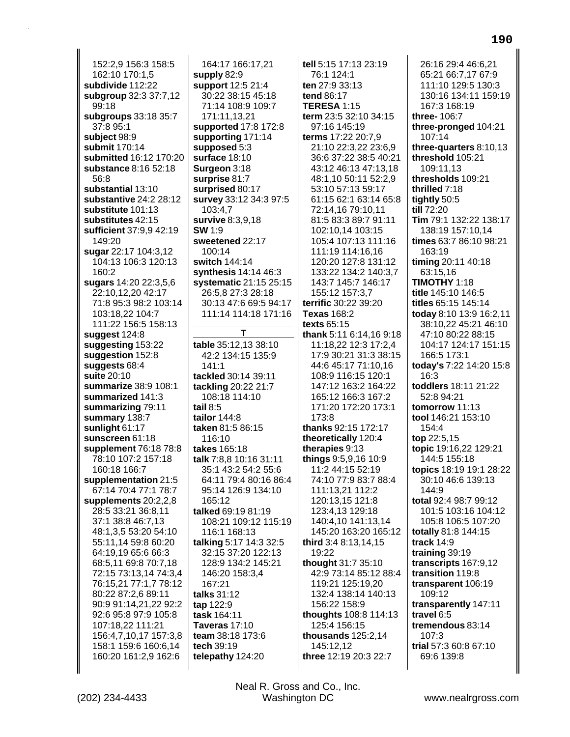152:2,9 156:3 158:5 162:10 170:1,5
**subdivide** 112:22
**subgroup** 32:3 37:7,12 99:18
**subgroups** 33:18 35:7 37:8 95:1
**subject** 98:9
**submit** 170:14
**submitted** 16:12 170:20
**substance** 8:16 52:18 56:8
**substantial** 13:10
**substantive** 24:2 28:12
**substitute** 101:13
**substitutes** 42:15
**sufficient** 37:9,9 42:19 149:20
**sugar** 22:17 104:3,12 104:13 106:3 120:13 160:2
**sugars** 14:20 22:3,5,6 22:10,12,20 42:17 71:8 95:3 98:2 103:14 103:18,22 104:7 111:22 156:5 158:13
**suggest** 124:8
**suggesting** 153:22
**suggestion** 152:8
**suggests** 68:4
**suite** 20:10
**summarize** 38:9 108:1
**summarized** 141:3
**summarizing** 79:11
**summary** 138:7
**sunlight** 61:17
**sunscreen** 61:18
**supplement** 76:18 78:8 78:10 107:2 157:18 160:18 166:7
**supplementation** 21:5 67:14 70:4 77:1 78:7
**supplements** 20:2,2,8 28:5 33:21 36:8,11 37:1 38:8 46:7,13 48:1,3,5 53:20 54:10 55:11,14 59:8 60:20 64:19,19 65:6 66:3 68:5,11 69:8 70:7,18 72:15 73:13,14 74:3,4 76:15,21 77:1,7 78:12 80:22 87:2,6 89:11 90:9 91:14,21,22 92:2 92:6 95:8 97:9 105:8 107:18,22 111:21 156:4,7,10,17 157:3,8 158:1 159:6 160:6,14 160:20 161:2,9 162:6 164:17 166:17,21
**supply** 82:9
**support** 12:5 21:4 30:22 38:15 45:18 71:14 108:9 109:7 171:11,13,21
**supported** 17:8 172:8
**supporting** 171:14
**supposed** 5:3
**surface** 18:10
**Surgeon** 3:18
**surprise** 81:7
**surprised** 80:17
**survey** 33:12 34:3 97:5 103:4,7
**survive** 8:3,9,18
**SW** 1:9
**sweetened** 22:17 100:14
**switch** 144:14
**synthesis** 14:14 46:3
**systematic** 21:15 25:15 26:5,8 27:3 28:18 30:13 47:6 69:5 94:17 111:14 114:18 171:16

## T

**table** 35:12,13 38:10 42:2 134:15 135:9 141:1
**tackled** 30:14 39:11
**tackling** 20:22 21:7 108:18 114:10
**tail** 8:5
**tailor** 144:8
**taken** 81:5 86:15 116:10
**takes** 165:18
**talk** 7:8,8 10:16 31:11 35:1 43:2 54:2 55:6 64:11 79:4 80:16 86:4 95:14 126:9 134:10 165:12
**talked** 69:19 81:19 108:21 109:12 115:19 116:1 168:13
**talking** 5:17 14:3 32:5 32:15 37:20 122:13 128:9 134:2 145:21 146:20 158:3,4 167:21
**talks** 31:12
**tap** 122:9
**task** 164:11
**Taveras** 17:10
**team** 38:18 173:6
**tech** 39:19
**telepathy** 124:20
**tell** 5:15 17:13 23:19 76:1 124:1
**ten** 27:9 33:13
**tend** 86:17
**TERESA** 1:15
**term** 23:5 32:10 34:15 97:16 145:19
**terms** 17:22 20:7,9 21:10 22:3,22 23:6,9 36:6 37:22 38:5 40:21 43:12 46:13 47:13,18 48:1,10 50:11 52:2,9 53:10 57:13 59:17 61:15 62:1 63:14 65:8 72:14,16 79:10,11 81:5 83:3 89:7 91:11 102:10,14 103:15 105:4 107:13 111:16 111:19 114:16,16 120:20 127:8 131:12 133:22 134:2 140:3,7 143:7 145:7 146:17 155:12 157:3,7
**terrific** 30:22 39:20
**Texas** 168:2
**texts** 65:15
**thank** 5:11 6:14,16 9:18 11:18,22 12:3 17:2,4 17:9 30:21 31:3 38:15 44:6 45:17 71:10,16 108:9 116:15 120:1 147:12 163:2 164:22 165:12 166:3 167:2 171:20 172:20 173:1 173:8
**thanks** 92:15 172:17
**theoretically** 120:4
**therapies** 9:13
**things** 9:5,9,16 10:9 11:2 44:15 52:19 74:10 77:9 83:7 88:4 111:13,21 112:2 120:13,15 121:8 123:4,13 129:18 140:4,10 141:13,14 145:20 163:20 165:12
**third** 3:4 8:13,14,15 19:22
**thought** 31:7 35:10 42:9 73:14 85:12 88:4 119:21 125:19,20 132:4 138:14 140:13 156:22 158:9
**thoughts** 108:8 114:13 125:4 156:15
**thousands** 125:2,14 145:12,12
**three** 12:19 20:3 22:7 26:16 29:4 46:6,21 65:21 66:7,17 67:9 111:10 129:5 130:3 130:16 134:11 159:19 167:3 168:19
**three-** 106:7
**three-pronged** 104:21 107:14
**three-quarters** 8:10,13
**threshold** 105:21 109:11,13
**thresholds** 109:21
**thrilled** 7:18
**tightly** 50:5
**till** 72:20
**Tim** 79:1 132:22 138:17 138:19 157:10,14
**times** 63:7 86:10 98:21 163:19
**timing** 20:11 40:18 63:15,16
**TIMOTHY** 1:18
**title** 145:10 146:5
**titles** 65:15 145:14
**today** 8:10 13:9 16:2,11 38:10,22 45:21 46:10 47:10 80:22 88:15 104:17 124:17 151:15 166:5 173:1
**today's** 7:22 14:20 15:8 16:3
**toddlers** 18:11 21:22 52:8 94:21
**tomorrow** 11:13
**tool** 146:21 153:10 154:4
**top** 22:5,15
**topic** 19:16,22 129:21 144:5 155:18
**topics** 18:19 19:1 28:22 30:10 46:6 139:13 144:9
**total** 92:4 98:7 99:12 101:5 103:16 104:12 105:8 106:5 107:20
**totally** 81:8 144:15
**track** 14:9
**training** 39:19
**transcripts** 167:9,12
**transition** 119:8
**transparent** 106:19 109:12
**transparently** 147:11
**travel** 6:5
**tremendous** 83:14 107:3
**trial** 57:3 60:8 67:10 69:6 139:8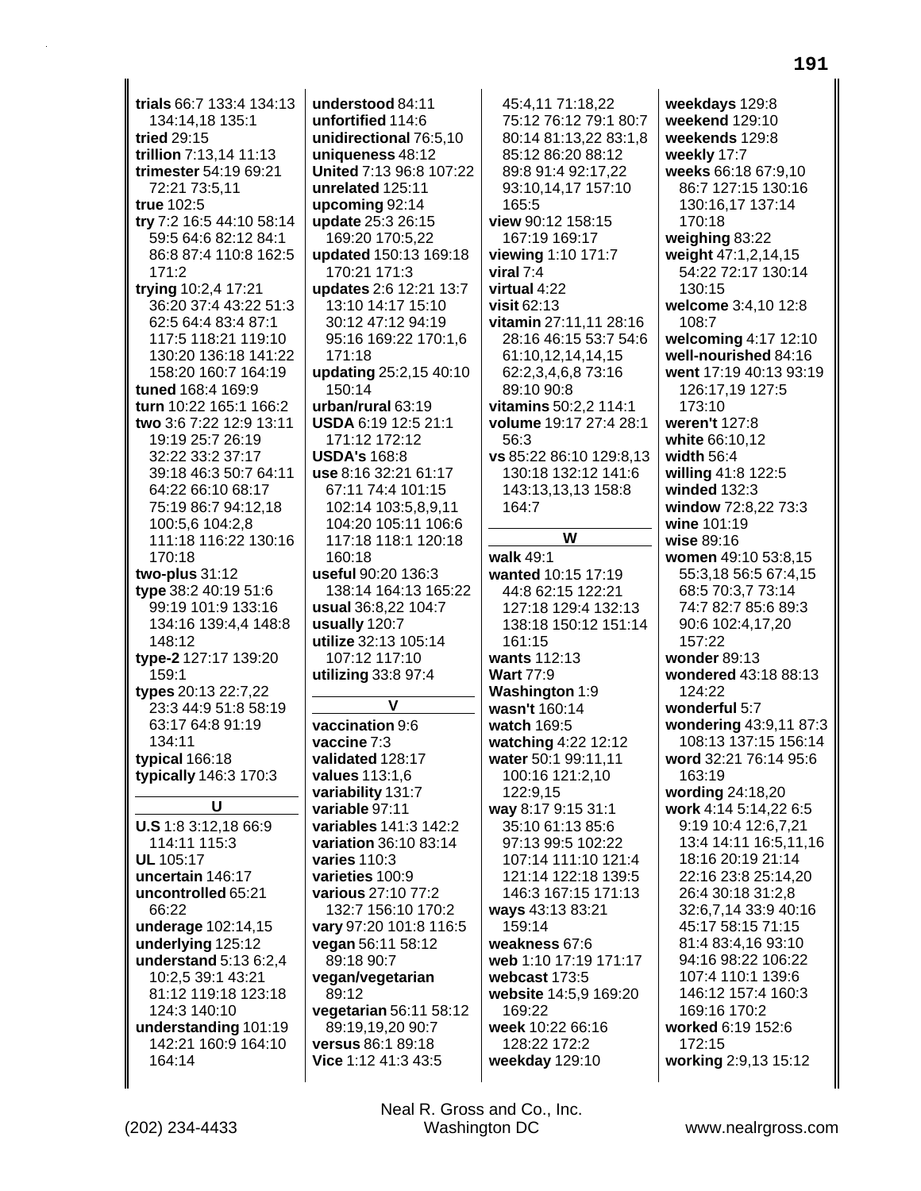**trials** 66:7 133:4 134:13 134:14,18 135:1
**tried** 29:15
**trillion** 7:13,14 11:13
**trimester** 54:19 69:21 72:21 73:5,11
**true** 102:5
**try** 7:2 16:5 44:10 58:14 59:5 64:6 82:12 84:1 86:8 87:4 110:8 162:5 171:2
**trying** 10:2,4 17:21 36:20 37:4 43:22 51:3 62:5 64:4 83:4 87:1 117:5 118:21 119:10 130:20 136:18 141:22 158:20 160:7 164:19
**tuned** 168:4 169:9
**turn** 10:22 165:1 166:2
**two** 3:6 7:22 12:9 13:11 19:19 25:7 26:19 32:22 33:2 37:17 39:18 46:3 50:7 64:11 64:22 66:10 68:17 75:19 86:7 94:12,18 100:5,6 104:2,8 111:18 116:22 130:16 170:18
**two-plus** 31:12
**type** 38:2 40:19 51:6 99:19 101:9 133:16 134:16 139:4,4 148:8 148:12
**type-2** 127:17 139:20 159:1
**types** 20:13 22:7,22 23:3 44:9 51:8 58:19 63:17 64:8 91:19 134:11
**typical** 166:18
**typically** 146:3 170:3

## U

**U.S** 1:8 3:12,18 66:9 114:11 115:3
**UL** 105:17
**uncertain** 146:17
**uncontrolled** 65:21 66:22
**underage** 102:14,15
**underlying** 125:12
**understand** 5:13 6:2,4 10:2,5 39:1 43:21 81:12 119:18 123:18 124:3 140:10
**understanding** 101:19 142:21 160:9 164:10 164:14
**understood** 84:11
**unfortified** 114:6
**unidirectional** 76:5,10
**uniqueness** 48:12
**United** 7:13 96:8 107:22
**unrelated** 125:11
**upcoming** 92:14
**update** 25:3 26:15 169:20 170:5,22
**updated** 150:13 169:18 170:21 171:3
**updates** 2:6 12:21 13:7 13:10 14:17 15:10 30:12 47:12 94:19 95:16 169:22 170:1,6 171:18
**updating** 25:2,15 40:10 150:14
**urban/rural** 63:19
**USDA** 6:19 12:5 21:1 171:12 172:12
**USDA's** 168:8
**use** 8:16 32:21 61:17 67:11 74:4 101:15 102:14 103:5,8,9,11 104:20 105:11 106:6 117:18 118:1 120:18 160:18
**useful** 90:20 136:3 138:14 164:13 165:22
**usual** 36:8,22 104:7
**usually** 120:7
**utilize** 32:13 105:14 107:12 117:10
**utilizing** 33:8 97:4

## V

**vaccination** 9:6
**vaccine** 7:3
**validated** 128:17
**values** 113:1,6
**variability** 131:7
**variable** 97:11
**variables** 141:3 142:2
**variation** 36:10 83:14
**varies** 110:3
**varieties** 100:9
**various** 27:10 77:2 132:7 156:10 170:2
**vary** 97:20 101:8 116:5
**vegan** 56:11 58:12 89:18 90:7
**vegan/vegetarian** 89:12
**vegetarian** 56:11 58:12 89:19,19,20 90:7
**versus** 86:1 89:18
**Vice** 1:12 41:3 43:5 45:4,11 71:18,22 75:12 76:12 79:1 80:7 80:14 81:13,22 83:1,8 85:12 86:20 88:12 89:8 91:4 92:17,22 93:10,14,17 157:10 165:5
**view** 90:12 158:15 167:19 169:17
**viewing** 1:10 171:7
**viral** 7:4
**virtual** 4:22
**visit** 62:13
**vitamin** 27:11,11 28:16 28:16 46:15 53:7 54:6 61:10,12,14,14,15 62:2,3,4,6,8 73:16 89:10 90:8
**vitamins** 50:2,2 114:1
**volume** 19:17 27:4 28:1 56:3
**vs** 85:22 86:10 129:8,13 130:18 132:12 141:6 143:13,13,13 158:8 164:7

## W

**walk** 49:1
**wanted** 10:15 17:19 44:8 62:15 122:21 127:18 129:4 132:13 138:18 150:12 151:14 161:15
**wants** 112:13
**Wart** 77:9
**Washington** 1:9
**wasn't** 160:14
**watch** 169:5
**watching** 4:22 12:12
**water** 50:1 99:11,11 100:16 121:2,10 122:9,15
**way** 8:17 9:15 31:1 35:10 61:13 85:6 97:13 99:5 102:22 107:14 111:10 121:4 121:14 122:18 139:5 146:3 167:15 171:13
**ways** 43:13 83:21 159:14
**weakness** 67:6
**web** 1:10 17:19 171:17
**webcast** 173:5
**website** 14:5,9 169:20 169:22
**week** 10:22 66:16 128:22 172:2
**weekday** 129:10
**weekdays** 129:8
**weekend** 129:10
**weekends** 129:8
**weekly** 17:7
**weeks** 66:18 67:9,10 86:7 127:15 130:16 130:16,17 137:14 170:18
**weighing** 83:22
**weight** 47:1,2,14,15 54:22 72:17 130:14 130:15
**welcome** 3:4,10 12:8 108:7
**welcoming** 4:17 12:10
**well-nourished** 84:16
**went** 17:19 40:13 93:19 126:17,19 127:5 173:10
**weren't** 127:8
**white** 66:10,12
**width** 56:4
**willing** 41:8 122:5
**winded** 132:3
**window** 72:8,22 73:3
**wine** 101:19
**wise** 89:16
**women** 49:10 53:8,15 55:3,18 56:5 67:4,15 68:5 70:3,7 73:14 74:7 82:7 85:6 89:3 90:6 102:4,17,20 157:22
**wonder** 89:13
**wondered** 43:18 88:13 124:22
**wonderful** 5:7
**wondering** 43:9,11 87:3 108:13 137:15 156:14
**word** 32:21 76:14 95:6 163:19
**wording** 24:18,20
**work** 4:14 5:14,22 6:5 9:19 10:4 12:6,7,21 13:4 14:11 16:5,11,16 18:16 20:19 21:14 22:16 23:8 25:14,20 26:4 30:18 31:2,8 32:6,7,14 33:9 40:16 45:17 58:15 71:15 81:4 83:4,16 93:10 94:16 98:22 106:22 107:4 110:1 139:6 146:12 157:4 160:3 169:16 170:2
**worked** 6:19 152:6 172:15
**working** 2:9,13 15:12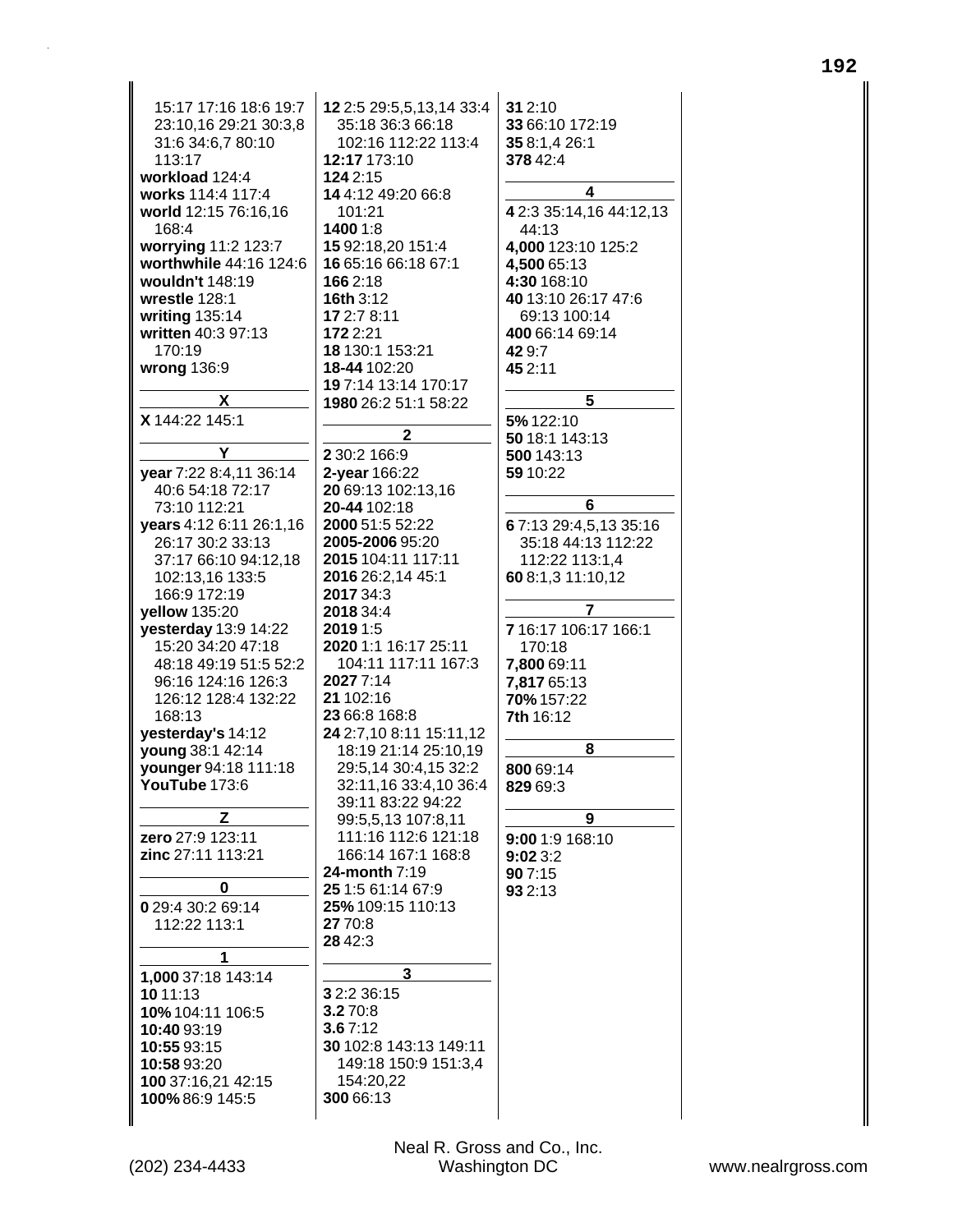15:17 17:16 18:6 19:7 23:10,16 29:21 30:3,8 31:6 34:6,7 80:10 113:17
**workload** 124:4
**works** 114:4 117:4
**world** 12:15 76:16,16 168:4
**worrying** 11:2 123:7
**worthwhile** 44:16 124:6
**wouldn't** 148:19
**wrestle** 128:1
**writing** 135:14
**written** 40:3 97:13 170:19
**wrong** 136:9

**X**

**X** 144:22 145:1

**Y**

**year** 7:22 8:4,11 36:14 40:6 54:18 72:17 73:10 112:21
**years** 4:12 6:11 26:1,16 26:17 30:2 33:13 37:17 66:10 94:12,18 102:13,16 133:5 166:9 172:19
**yellow** 135:20
**yesterday** 13:9 14:22 15:20 34:20 47:18 48:18 49:19 51:5 52:2 96:16 124:16 126:3 126:12 128:4 132:22 168:13
**yesterday's** 14:12
**young** 38:1 42:14
**younger** 94:18 111:18
**YouTube** 173:6

**Z**

**zero** 27:9 123:11
**zinc** 27:11 113:21

**0**

**0** 29:4 30:2 69:14 112:22 113:1

**1**

**1,000** 37:18 143:14
**10** 11:13
**10%** 104:11 106:5
**10:40** 93:19
**10:55** 93:15
**10:58** 93:20
**100** 37:16,21 42:15
**100%** 86:9 145:5
**12** 2:5 29:5,5,13,14 33:4 35:18 36:3 66:18 102:16 112:22 113:4
**12:17** 173:10
**124** 2:15
**14** 4:12 49:20 66:8 101:21
**1400** 1:8
**15** 92:18,20 151:4
**16** 65:16 66:18 67:1
**166** 2:18
**16th** 3:12
**17** 2:7 8:11
**172** 2:21
**18** 130:1 153:21
**18-44** 102:20
**19** 7:14 13:14 170:17
**1980** 26:2 51:1 58:22

**2**

**2** 30:2 166:9
**2-year** 166:22
**20** 69:13 102:13,16
**20-44** 102:18
**2000** 51:5 52:22
**2005-2006** 95:20
**2015** 104:11 117:11
**2016** 26:2,14 45:1
**2017** 34:3
**2018** 34:4
**2019** 1:5
**2020** 1:1 16:17 25:11 104:11 117:11 167:3
**2027** 7:14
**21** 102:16
**23** 66:8 168:8
**24** 2:7,10 8:11 15:11,12 18:19 21:14 25:10,19 29:5,14 30:4,15 32:2 32:11,16 33:4,10 36:4 39:11 83:22 94:22 99:5,5,13 107:8,11 111:16 112:6 121:18 166:14 167:1 168:8
**24-month** 7:19
**25** 1:5 61:14 67:9
**25%** 109:15 110:13
**27** 70:8
**28** 42:3

**3**

**3** 2:2 36:15
**3.2** 70:8
**3.6** 7:12
**30** 102:8 143:13 149:11 149:18 150:9 151:3,4 154:20,22
**300** 66:13
**31** 2:10
**33** 66:10 172:19
**35** 8:1,4 26:1
**378** 42:4

**4**

**4** 2:3 35:14,16 44:12,13 44:13
**4,000** 123:10 125:2
**4,500** 65:13
**4:30** 168:10
**40** 13:10 26:17 47:6 69:13 100:14
**400** 66:14 69:14
**42** 9:7
**45** 2:11

**5**

**5%** 122:10
**50** 18:1 143:13
**500** 143:13
**59** 10:22

**6**

**6** 7:13 29:4,5,13 35:16 35:18 44:13 112:22 112:22 113:1,4
**60** 8:1,3 11:10,12

**7**

**7** 16:17 106:17 166:1 170:18
**7,800** 69:11
**7,817** 65:13
**70%** 157:22
**7th** 16:12

**8**

**800** 69:14
**829** 69:3

**9**

**9:00** 1:9 168:10
**9:02** 3:2
**90** 7:15
**93** 2:13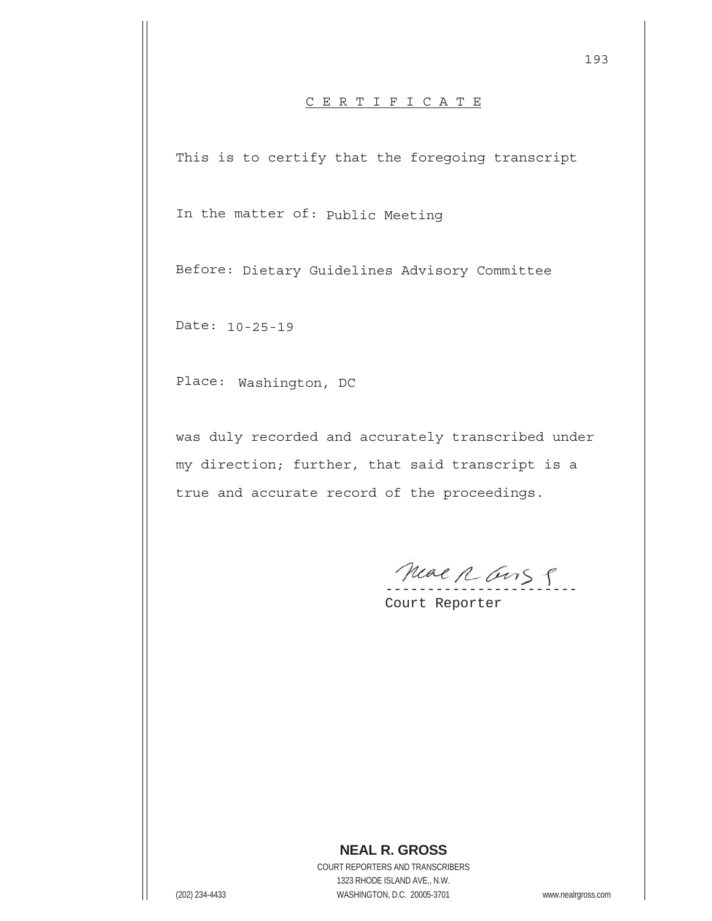## C E R T I F I C A T E

This is to certify that the foregoing transcript

In the matter of: Public Meeting

Before: Dietary Guidelines Advisory Committee

Date: 10-25-19

Place: Washington, DC

was duly recorded and accurately transcribed under my direction; further, that said transcript is a true and accurate record of the proceedings.

Neal R Gross

-----------------------

Court Reporter

**NEAL R. GROSS**

COURT REPORTERS AND TRANSCRIBERS
1323 RHODE ISLAND AVE., N.W.
(202) 234-4433 WASHINGTON, D.C. 20005-3701 www.nealrgross.com